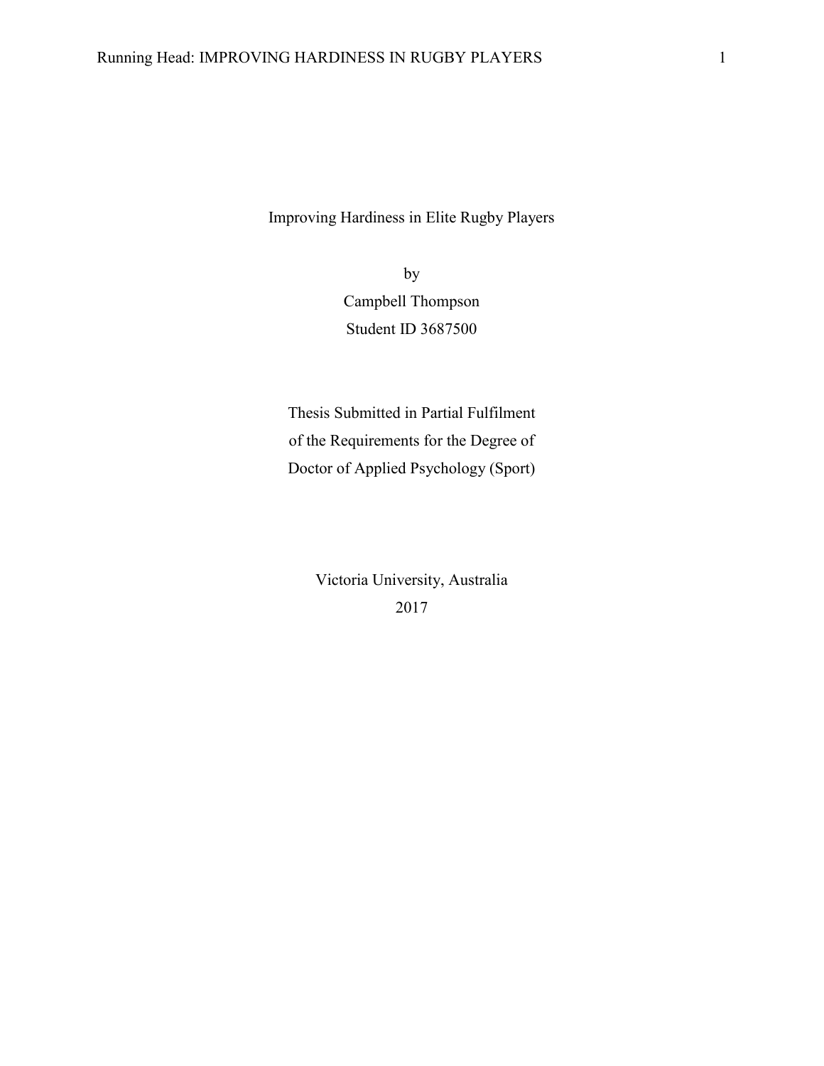# Improving Hardiness in Elite Rugby Players

by

Campbell Thompson

Student ID 3687500

Thesis Submitted in Partial Fulfilment
of the Requirements for the Degree of
Doctor of Applied Psychology (Sport)

Victoria University, Australia

2017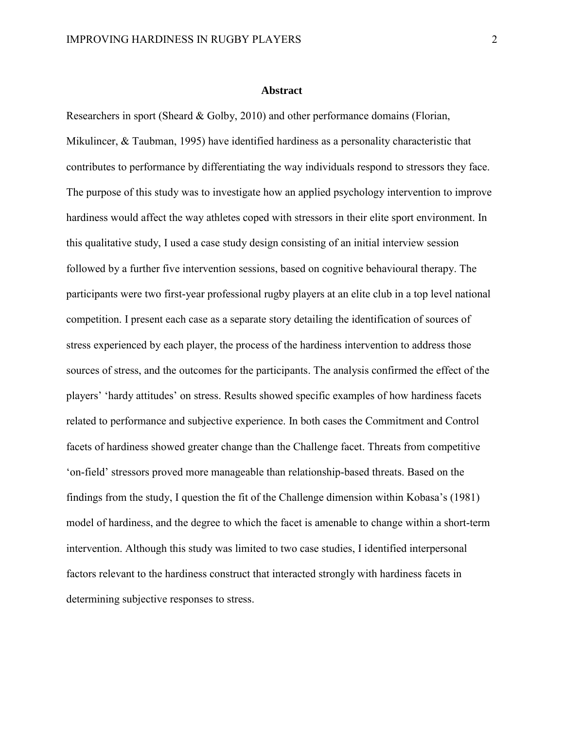## Abstract

Researchers in sport (Sheard & Golby, 2010) and other performance domains (Florian, Mikulincer, & Taubman, 1995) have identified hardiness as a personality characteristic that contributes to performance by differentiating the way individuals respond to stressors they face. The purpose of this study was to investigate how an applied psychology intervention to improve hardiness would affect the way athletes coped with stressors in their elite sport environment. In this qualitative study, I used a case study design consisting of an initial interview session followed by a further five intervention sessions, based on cognitive behavioural therapy. The participants were two first-year professional rugby players at an elite club in a top level national competition. I present each case as a separate story detailing the identification of sources of stress experienced by each player, the process of the hardiness intervention to address those sources of stress, and the outcomes for the participants. The analysis confirmed the effect of the players' 'hardy attitudes' on stress. Results showed specific examples of how hardiness facets related to performance and subjective experience. In both cases the Commitment and Control facets of hardiness showed greater change than the Challenge facet. Threats from competitive 'on-field' stressors proved more manageable than relationship-based threats. Based on the findings from the study, I question the fit of the Challenge dimension within Kobasa's (1981) model of hardiness, and the degree to which the facet is amenable to change within a short-term intervention. Although this study was limited to two case studies, I identified interpersonal factors relevant to the hardiness construct that interacted strongly with hardiness facets in determining subjective responses to stress.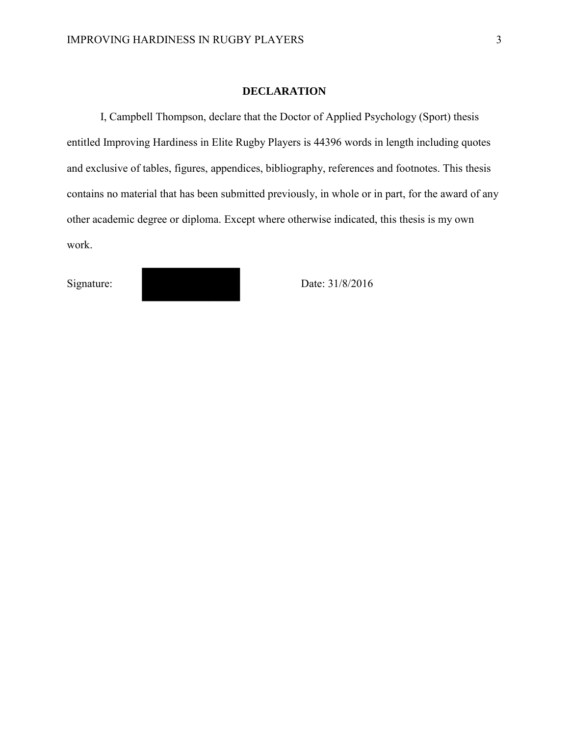# DECLARATION

I, Campbell Thompson, declare that the Doctor of Applied Psychology (Sport) thesis entitled Improving Hardiness in Elite Rugby Players is 44396 words in length including quotes and exclusive of tables, figures, appendices, bibliography, references and footnotes. This thesis contains no material that has been submitted previously, in whole or in part, for the award of any other academic degree or diploma. Except where otherwise indicated, this thesis is my own work.

Signature: Date: 31/8/2016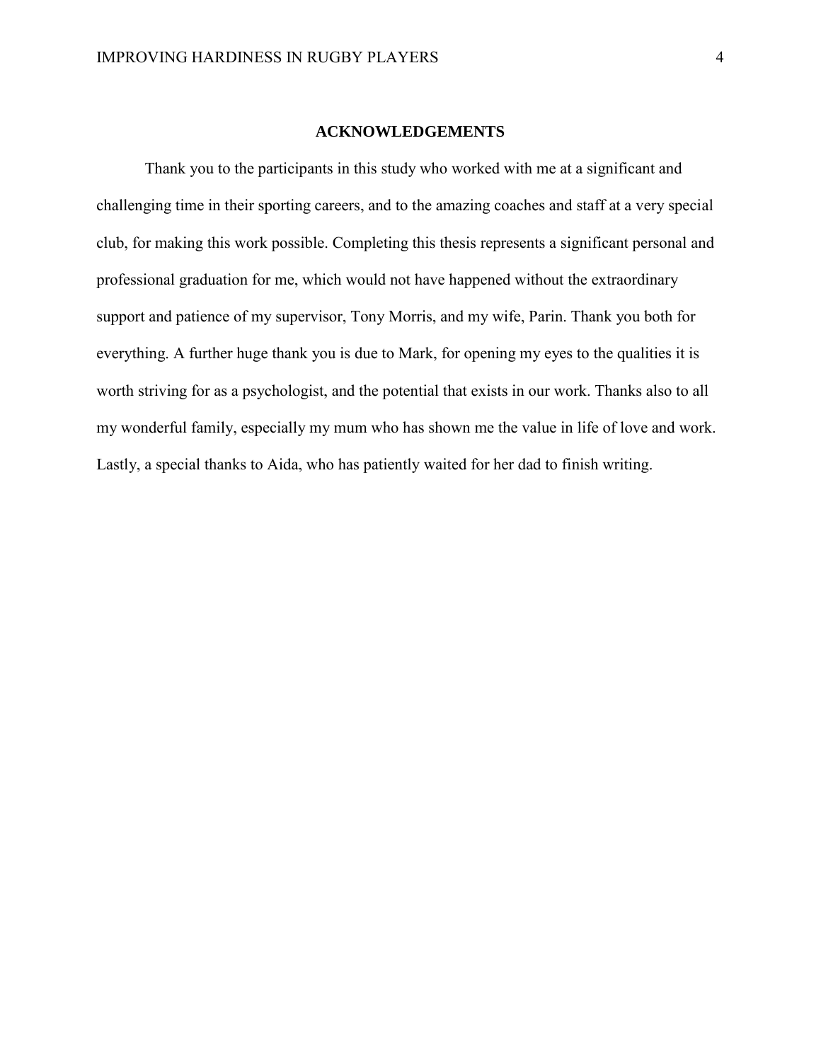# ACKNOWLEDGEMENTS

Thank you to the participants in this study who worked with me at a significant and challenging time in their sporting careers, and to the amazing coaches and staff at a very special club, for making this work possible. Completing this thesis represents a significant personal and professional graduation for me, which would not have happened without the extraordinary support and patience of my supervisor, Tony Morris, and my wife, Parin. Thank you both for everything. A further huge thank you is due to Mark, for opening my eyes to the qualities it is worth striving for as a psychologist, and the potential that exists in our work. Thanks also to all my wonderful family, especially my mum who has shown me the value in life of love and work. Lastly, a special thanks to Aida, who has patiently waited for her dad to finish writing.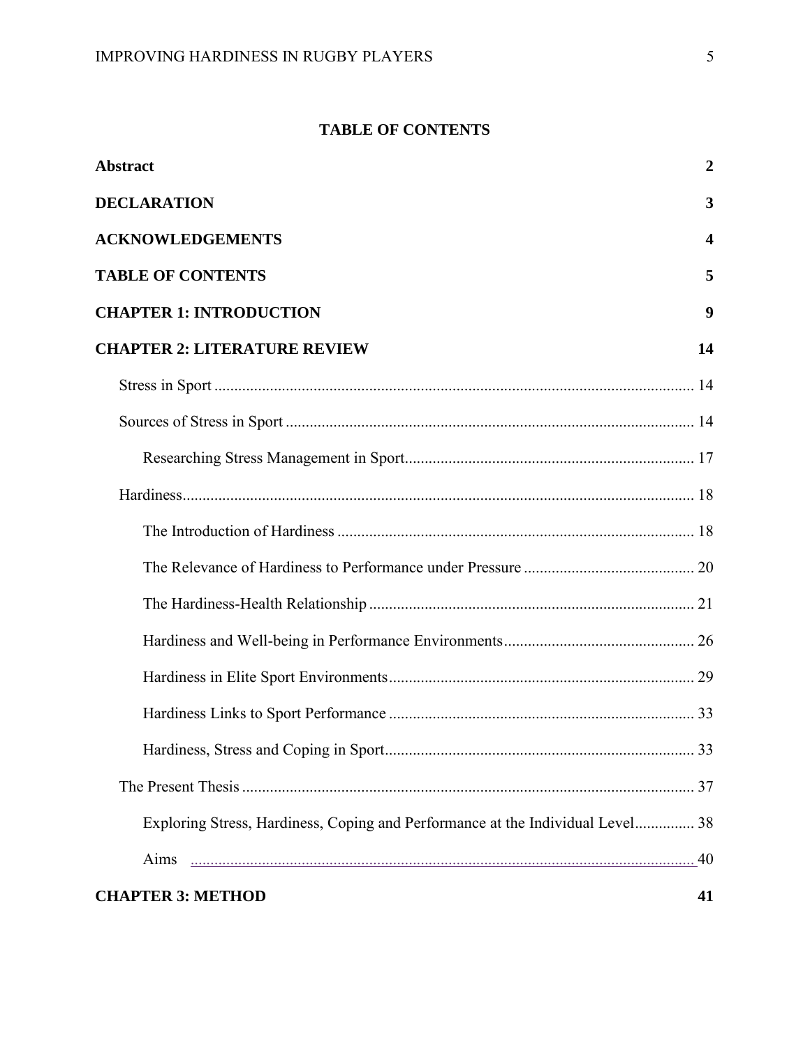## TABLE OF CONTENTS

**Abstract** **2**

**DECLARATION** **3**

**ACKNOWLEDGEMENTS** **4**

**TABLE OF CONTENTS** **5**

**CHAPTER 1: INTRODUCTION** **9**

**CHAPTER 2: LITERATURE REVIEW** **14**

- Stress in Sport ........ 14
- Sources of Stress in Sport ........ 14
  - Researching Stress Management in Sport ........ 17
- Hardiness ........ 18
  - The Introduction of Hardiness ........ 18
  - The Relevance of Hardiness to Performance under Pressure ........ 20
  - The Hardiness-Health Relationship ........ 21
  - Hardiness and Well-being in Performance Environments ........ 26
  - Hardiness in Elite Sport Environments ........ 29
  - Hardiness Links to Sport Performance ........ 33
  - Hardiness, Stress and Coping in Sport ........ 33
- The Present Thesis ........ 37
  - Exploring Stress, Hardiness, Coping and Performance at the Individual Level ........ 38
  - Aims ........ 40

**CHAPTER 3: METHOD** **41**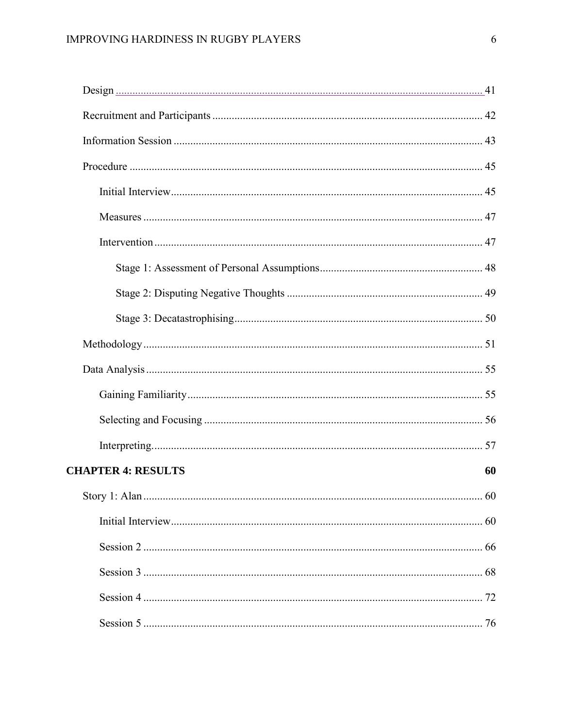Design ..... 41

Recruitment and Participants ..... 42

Information Session ..... 43

Procedure ..... 45

Initial Interview ..... 45

Measures ..... 47

Intervention ..... 47

Stage 1: Assessment of Personal Assumptions ..... 48

Stage 2: Disputing Negative Thoughts ..... 49

Stage 3: Decatastrophising ..... 50

Methodology ..... 51

Data Analysis ..... 55

Gaining Familiarity ..... 55

Selecting and Focusing ..... 56

Interpreting ..... 57

**CHAPTER 4: RESULTS** **60**

Story 1: Alan ..... 60

Initial Interview ..... 60

Session 2 ..... 66

Session 3 ..... 68

Session 4 ..... 72

Session 5 ..... 76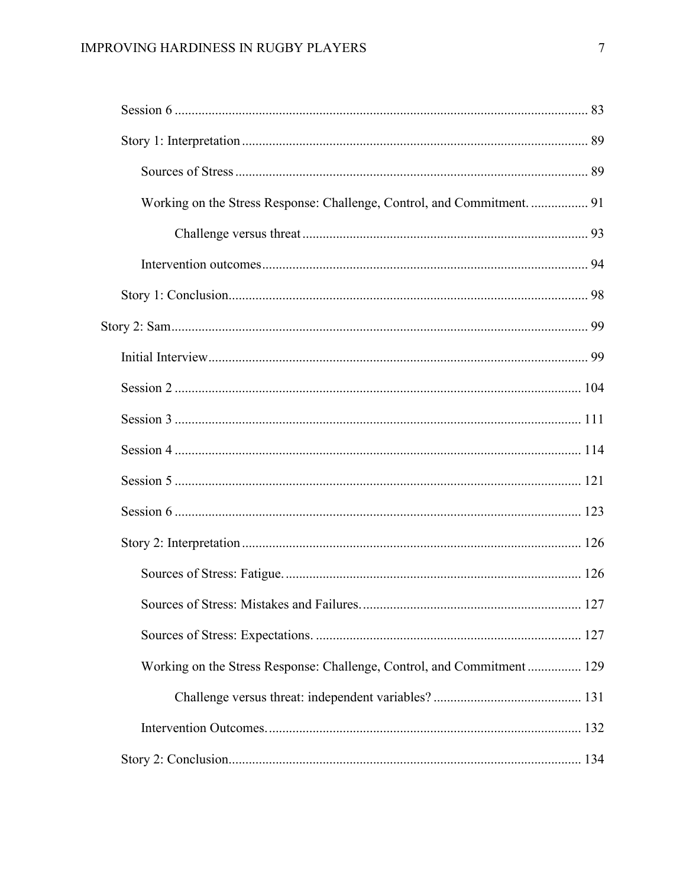Session 6 ........................................................................................................ 83

Story 1: Interpretation ...................................................................................... 89

Sources of Stress ........................................................................................ 89

Working on the Stress Response: Challenge, Control, and Commitment. ................. 91

Challenge versus threat ...................................................................... 93

Intervention outcomes ................................................................................ 94

Story 1: Conclusion........................................................................................... 98

Story 2: Sam........................................................................................................... 99

Initial Interview................................................................................................ 99

Session 2 ........................................................................................................ 104

Session 3 ........................................................................................................ 111

Session 4 ........................................................................................................ 114

Session 5 ........................................................................................................ 121

Session 6 ........................................................................................................ 123

Story 2: Interpretation ..................................................................................... 126

Sources of Stress: Fatigue. ....................................................................... 126

Sources of Stress: Mistakes and Failures. ................................................. 127

Sources of Stress: Expectations. .............................................................. 127

Working on the Stress Response: Challenge, Control, and Commitment ................ 129

Challenge versus threat: independent variables? ........................................... 131

Intervention Outcomes. ............................................................................ 132

Story 2: Conclusion......................................................................................... 134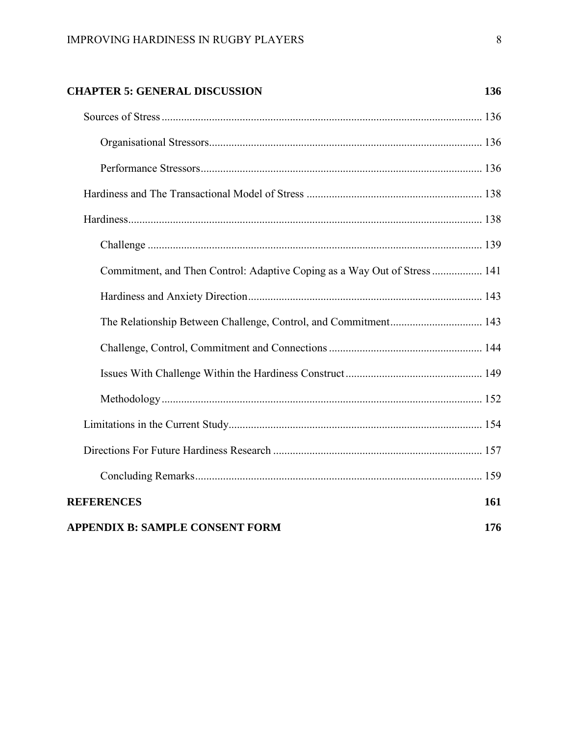**CHAPTER 5: GENERAL DISCUSSION** 136

Sources of Stress ... 136

Organisational Stressors ... 136

Performance Stressors ... 136

Hardiness and The Transactional Model of Stress ... 138

Hardiness ... 138

Challenge ... 139

Commitment, and Then Control: Adaptive Coping as a Way Out of Stress ... 141

Hardiness and Anxiety Direction ... 143

The Relationship Between Challenge, Control, and Commitment ... 143

Challenge, Control, Commitment and Connections ... 144

Issues With Challenge Within the Hardiness Construct ... 149

Methodology ... 152

Limitations in the Current Study ... 154

Directions For Future Hardiness Research ... 157

Concluding Remarks ... 159

**REFERENCES** 161

**APPENDIX B: SAMPLE CONSENT FORM** 176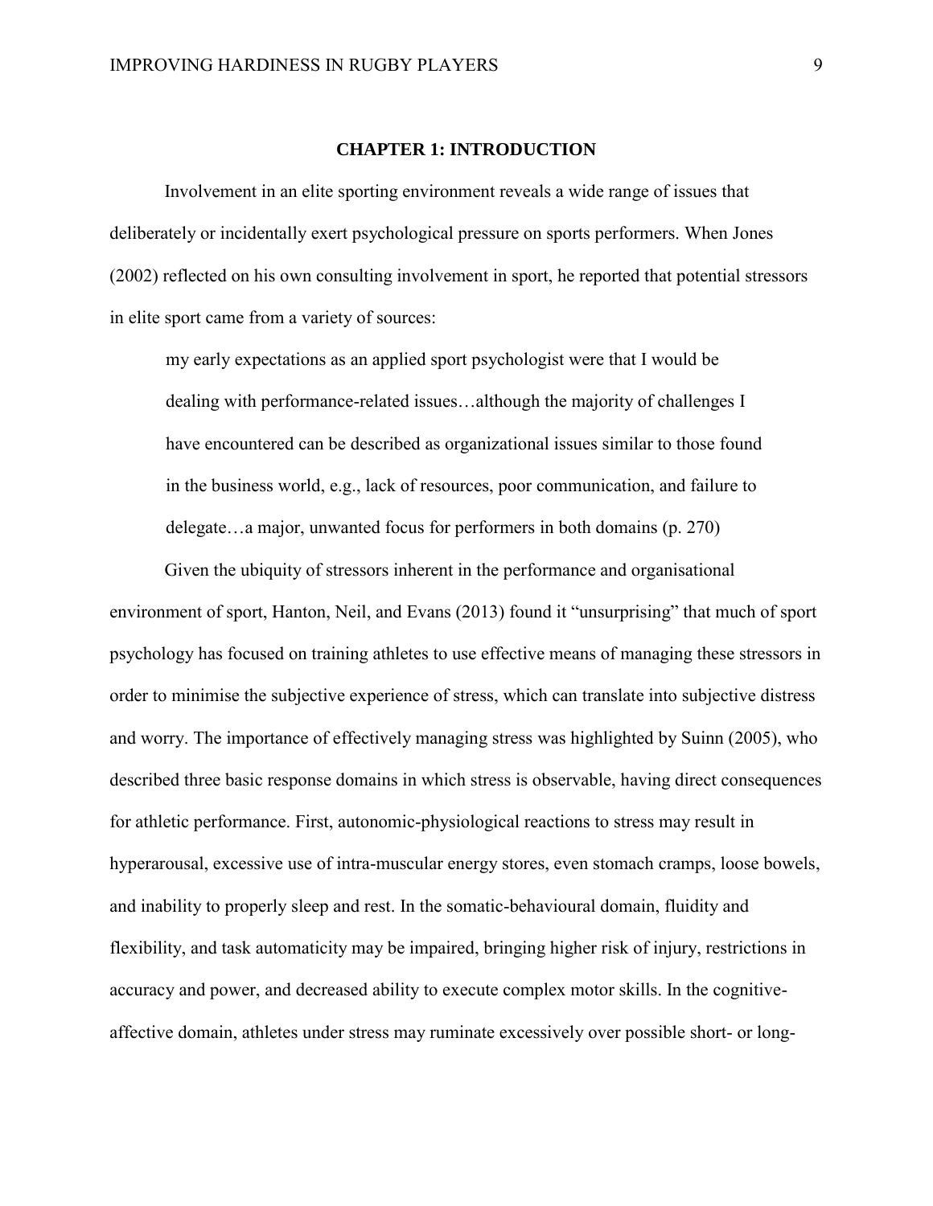# CHAPTER 1: INTRODUCTION

Involvement in an elite sporting environment reveals a wide range of issues that deliberately or incidentally exert psychological pressure on sports performers. When Jones (2002) reflected on his own consulting involvement in sport, he reported that potential stressors in elite sport came from a variety of sources:

> my early expectations as an applied sport psychologist were that I would be dealing with performance-related issues…although the majority of challenges I have encountered can be described as organizational issues similar to those found in the business world, e.g., lack of resources, poor communication, and failure to delegate…a major, unwanted focus for performers in both domains (p. 270)

Given the ubiquity of stressors inherent in the performance and organisational environment of sport, Hanton, Neil, and Evans (2013) found it "unsurprising" that much of sport psychology has focused on training athletes to use effective means of managing these stressors in order to minimise the subjective experience of stress, which can translate into subjective distress and worry. The importance of effectively managing stress was highlighted by Suinn (2005), who described three basic response domains in which stress is observable, having direct consequences for athletic performance. First, autonomic-physiological reactions to stress may result in hyperarousal, excessive use of intra-muscular energy stores, even stomach cramps, loose bowels, and inability to properly sleep and rest. In the somatic-behavioural domain, fluidity and flexibility, and task automaticity may be impaired, bringing higher risk of injury, restrictions in accuracy and power, and decreased ability to execute complex motor skills. In the cognitive-affective domain, athletes under stress may ruminate excessively over possible short- or long-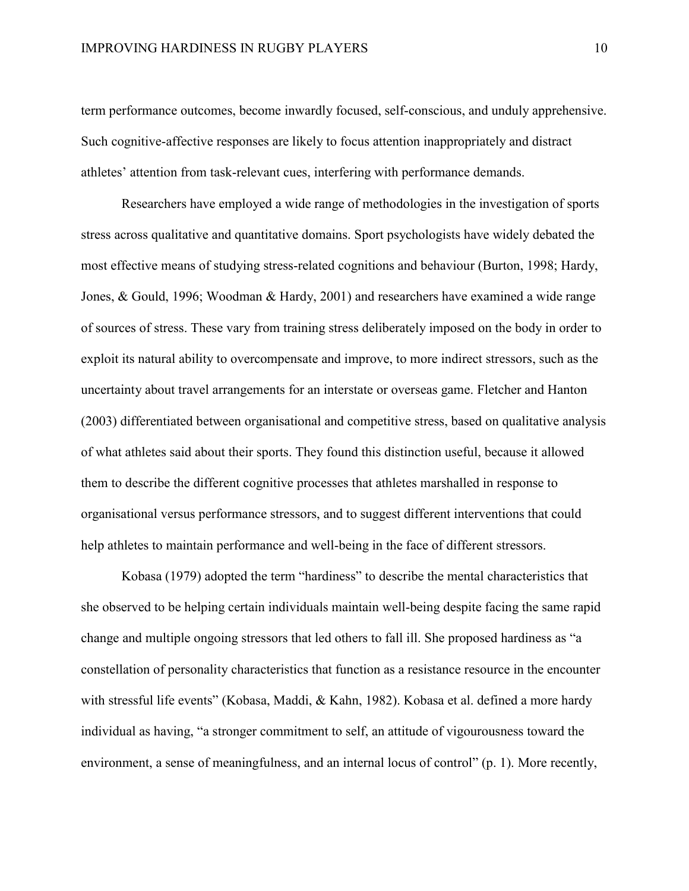term performance outcomes, become inwardly focused, self-conscious, and unduly apprehensive. Such cognitive-affective responses are likely to focus attention inappropriately and distract athletes' attention from task-relevant cues, interfering with performance demands.

Researchers have employed a wide range of methodologies in the investigation of sports stress across qualitative and quantitative domains. Sport psychologists have widely debated the most effective means of studying stress-related cognitions and behaviour (Burton, 1998; Hardy, Jones, & Gould, 1996; Woodman & Hardy, 2001) and researchers have examined a wide range of sources of stress. These vary from training stress deliberately imposed on the body in order to exploit its natural ability to overcompensate and improve, to more indirect stressors, such as the uncertainty about travel arrangements for an interstate or overseas game. Fletcher and Hanton (2003) differentiated between organisational and competitive stress, based on qualitative analysis of what athletes said about their sports. They found this distinction useful, because it allowed them to describe the different cognitive processes that athletes marshalled in response to organisational versus performance stressors, and to suggest different interventions that could help athletes to maintain performance and well-being in the face of different stressors.

Kobasa (1979) adopted the term "hardiness" to describe the mental characteristics that she observed to be helping certain individuals maintain well-being despite facing the same rapid change and multiple ongoing stressors that led others to fall ill. She proposed hardiness as "a constellation of personality characteristics that function as a resistance resource in the encounter with stressful life events" (Kobasa, Maddi, & Kahn, 1982). Kobasa et al. defined a more hardy individual as having, "a stronger commitment to self, an attitude of vigourousness toward the environment, a sense of meaningfulness, and an internal locus of control" (p. 1). More recently,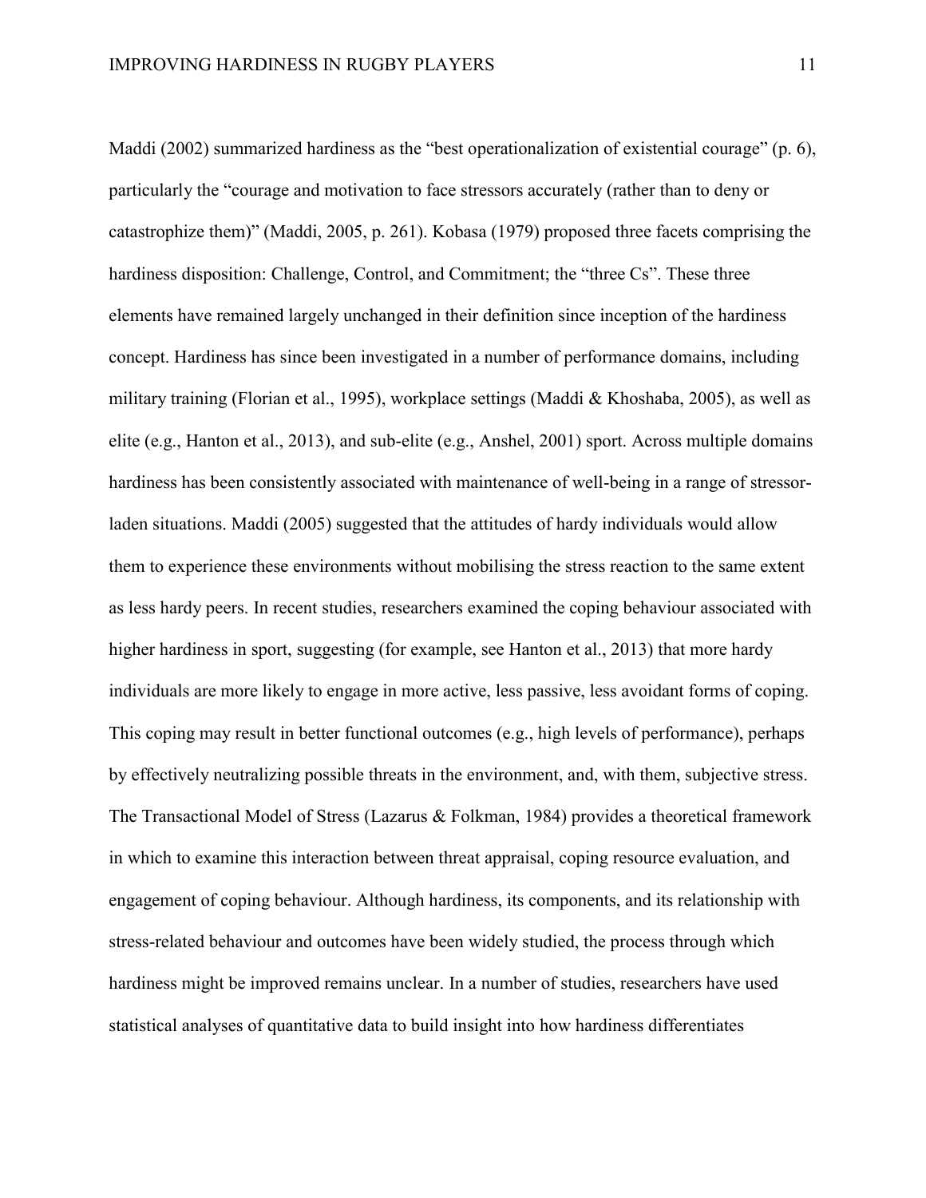Maddi (2002) summarized hardiness as the "best operationalization of existential courage" (p. 6), particularly the "courage and motivation to face stressors accurately (rather than to deny or catastrophize them)" (Maddi, 2005, p. 261). Kobasa (1979) proposed three facets comprising the hardiness disposition: Challenge, Control, and Commitment; the "three Cs". These three elements have remained largely unchanged in their definition since inception of the hardiness concept. Hardiness has since been investigated in a number of performance domains, including military training (Florian et al., 1995), workplace settings (Maddi & Khoshaba, 2005), as well as elite (e.g., Hanton et al., 2013), and sub-elite (e.g., Anshel, 2001) sport. Across multiple domains hardiness has been consistently associated with maintenance of well-being in a range of stressor-laden situations. Maddi (2005) suggested that the attitudes of hardy individuals would allow them to experience these environments without mobilising the stress reaction to the same extent as less hardy peers. In recent studies, researchers examined the coping behaviour associated with higher hardiness in sport, suggesting (for example, see Hanton et al., 2013) that more hardy individuals are more likely to engage in more active, less passive, less avoidant forms of coping. This coping may result in better functional outcomes (e.g., high levels of performance), perhaps by effectively neutralizing possible threats in the environment, and, with them, subjective stress. The Transactional Model of Stress (Lazarus & Folkman, 1984) provides a theoretical framework in which to examine this interaction between threat appraisal, coping resource evaluation, and engagement of coping behaviour. Although hardiness, its components, and its relationship with stress-related behaviour and outcomes have been widely studied, the process through which hardiness might be improved remains unclear. In a number of studies, researchers have used statistical analyses of quantitative data to build insight into how hardiness differentiates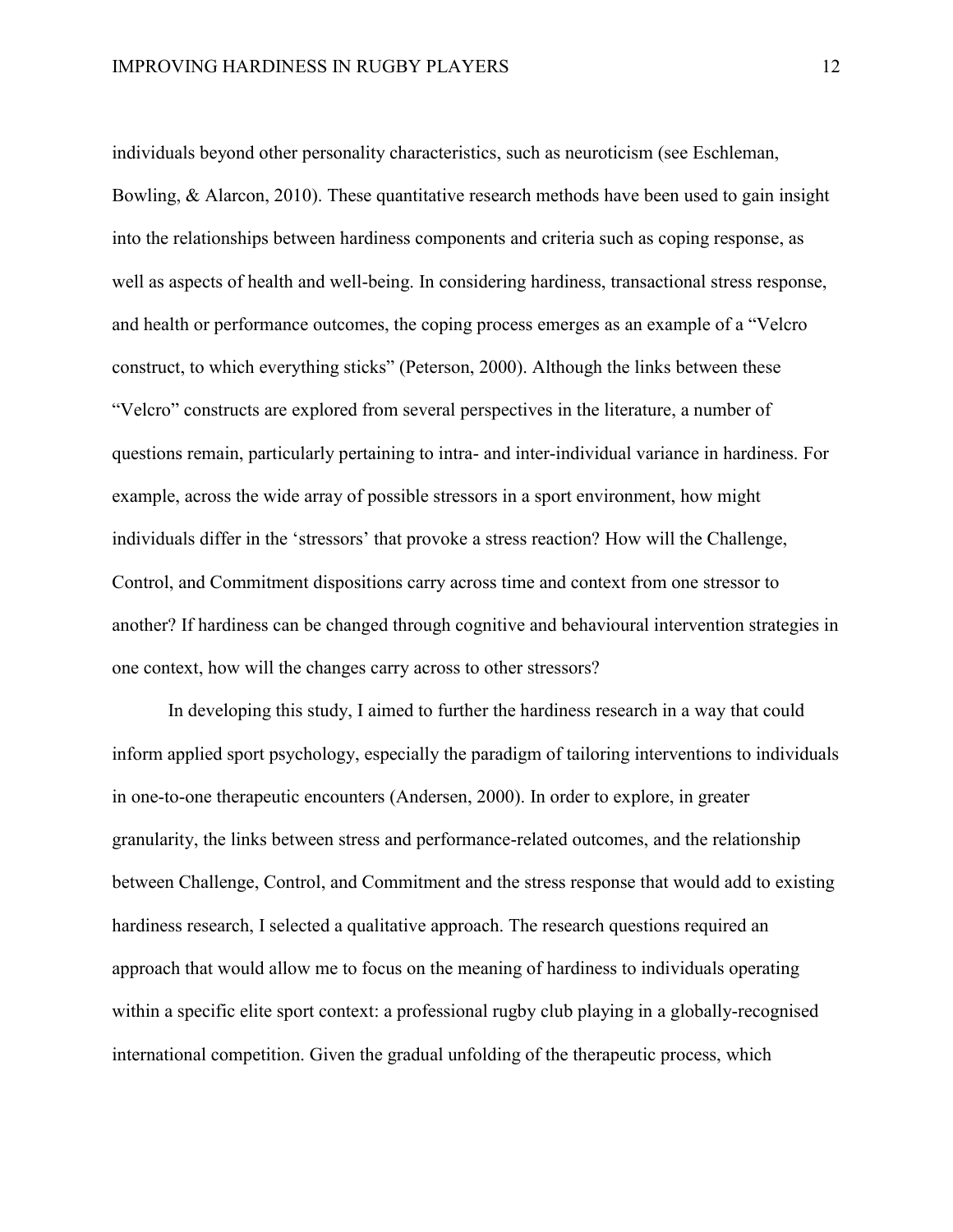individuals beyond other personality characteristics, such as neuroticism (see Eschleman, Bowling, & Alarcon, 2010). These quantitative research methods have been used to gain insight into the relationships between hardiness components and criteria such as coping response, as well as aspects of health and well-being. In considering hardiness, transactional stress response, and health or performance outcomes, the coping process emerges as an example of a "Velcro construct, to which everything sticks" (Peterson, 2000). Although the links between these "Velcro" constructs are explored from several perspectives in the literature, a number of questions remain, particularly pertaining to intra- and inter-individual variance in hardiness. For example, across the wide array of possible stressors in a sport environment, how might individuals differ in the 'stressors' that provoke a stress reaction? How will the Challenge, Control, and Commitment dispositions carry across time and context from one stressor to another? If hardiness can be changed through cognitive and behavioural intervention strategies in one context, how will the changes carry across to other stressors?

In developing this study, I aimed to further the hardiness research in a way that could inform applied sport psychology, especially the paradigm of tailoring interventions to individuals in one-to-one therapeutic encounters (Andersen, 2000). In order to explore, in greater granularity, the links between stress and performance-related outcomes, and the relationship between Challenge, Control, and Commitment and the stress response that would add to existing hardiness research, I selected a qualitative approach. The research questions required an approach that would allow me to focus on the meaning of hardiness to individuals operating within a specific elite sport context: a professional rugby club playing in a globally-recognised international competition. Given the gradual unfolding of the therapeutic process, which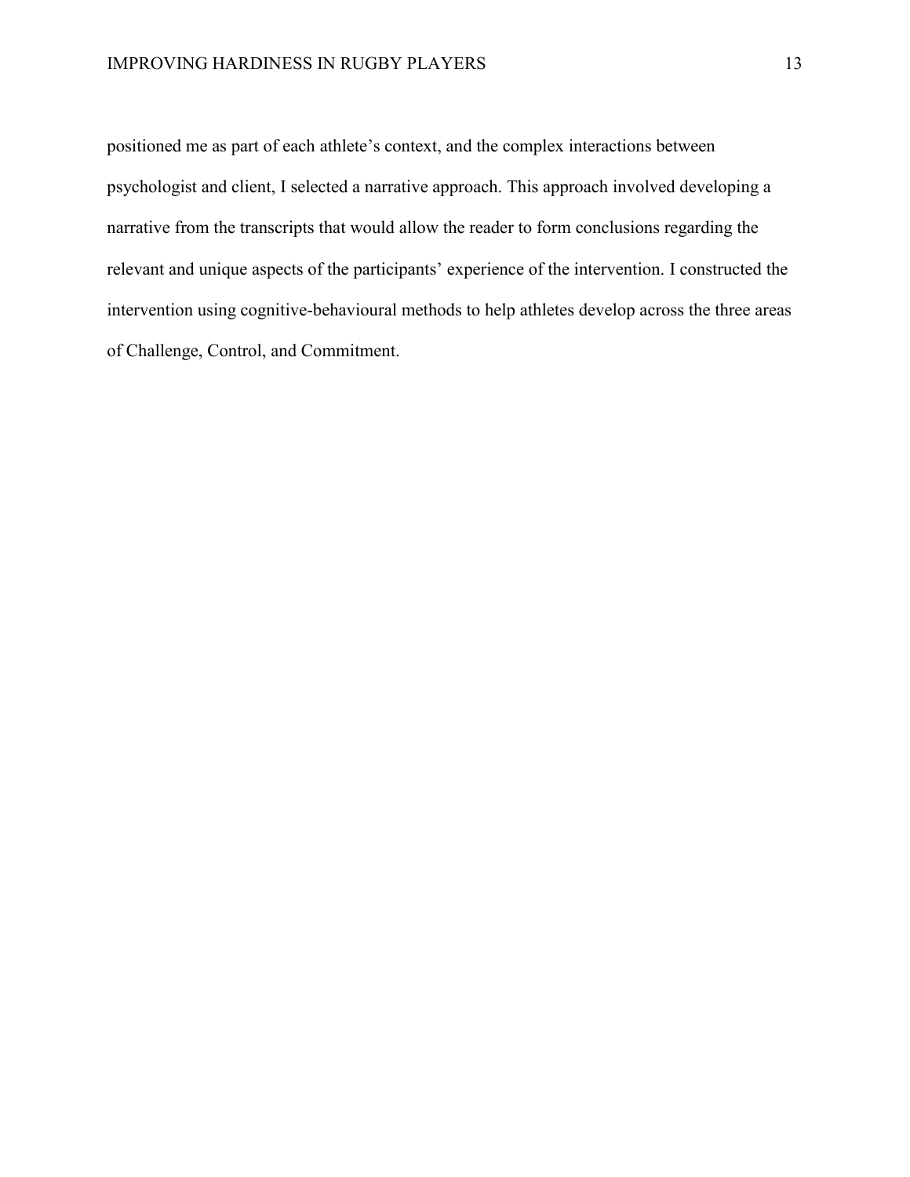positioned me as part of each athlete's context, and the complex interactions between psychologist and client, I selected a narrative approach. This approach involved developing a narrative from the transcripts that would allow the reader to form conclusions regarding the relevant and unique aspects of the participants' experience of the intervention. I constructed the intervention using cognitive-behavioural methods to help athletes develop across the three areas of Challenge, Control, and Commitment.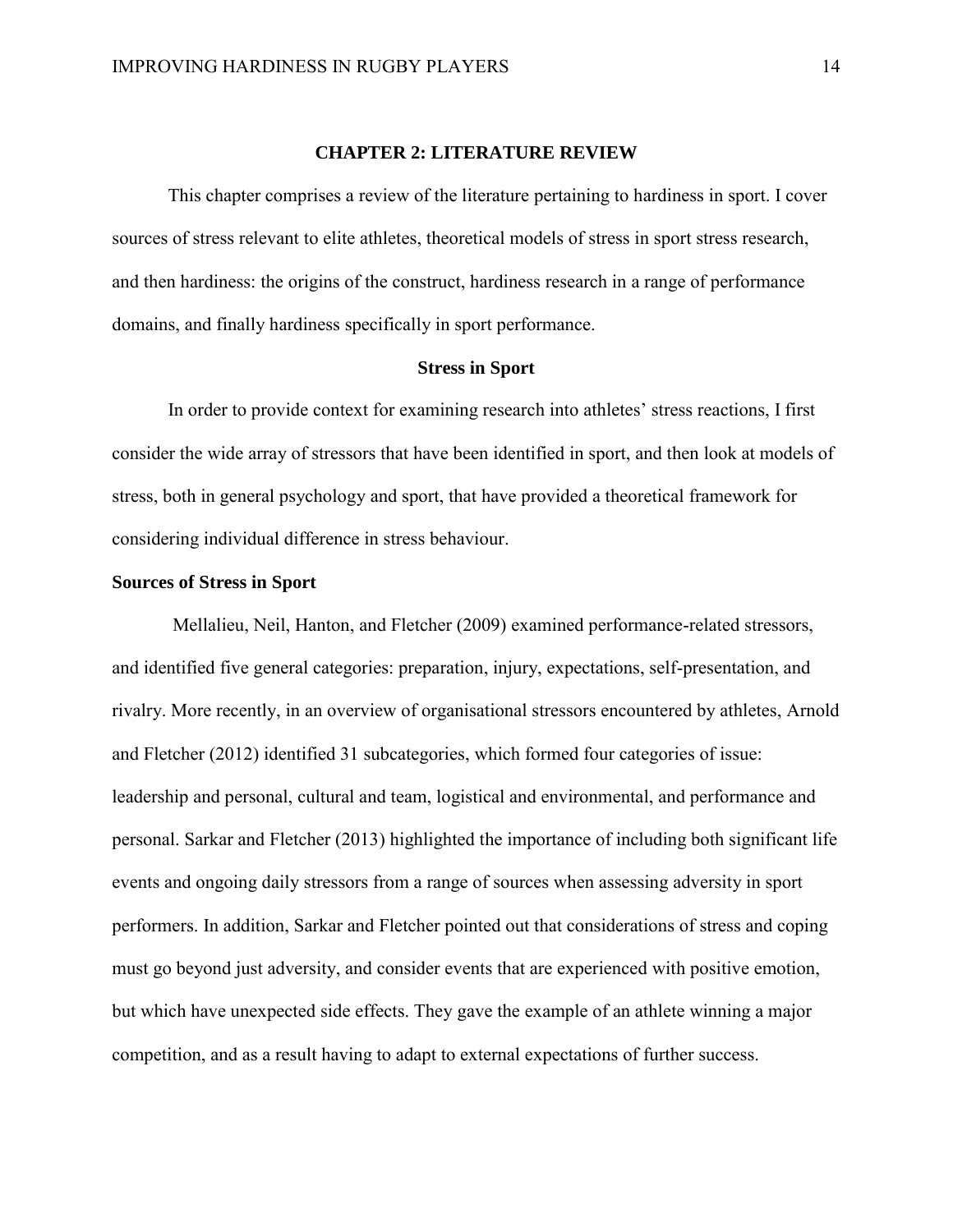# CHAPTER 2: LITERATURE REVIEW

This chapter comprises a review of the literature pertaining to hardiness in sport. I cover sources of stress relevant to elite athletes, theoretical models of stress in sport stress research, and then hardiness: the origins of the construct, hardiness research in a range of performance domains, and finally hardiness specifically in sport performance.

## Stress in Sport

In order to provide context for examining research into athletes' stress reactions, I first consider the wide array of stressors that have been identified in sport, and then look at models of stress, both in general psychology and sport, that have provided a theoretical framework for considering individual difference in stress behaviour.

### Sources of Stress in Sport

Mellalieu, Neil, Hanton, and Fletcher (2009) examined performance-related stressors, and identified five general categories: preparation, injury, expectations, self-presentation, and rivalry. More recently, in an overview of organisational stressors encountered by athletes, Arnold and Fletcher (2012) identified 31 subcategories, which formed four categories of issue: leadership and personal, cultural and team, logistical and environmental, and performance and personal. Sarkar and Fletcher (2013) highlighted the importance of including both significant life events and ongoing daily stressors from a range of sources when assessing adversity in sport performers. In addition, Sarkar and Fletcher pointed out that considerations of stress and coping must go beyond just adversity, and consider events that are experienced with positive emotion, but which have unexpected side effects. They gave the example of an athlete winning a major competition, and as a result having to adapt to external expectations of further success.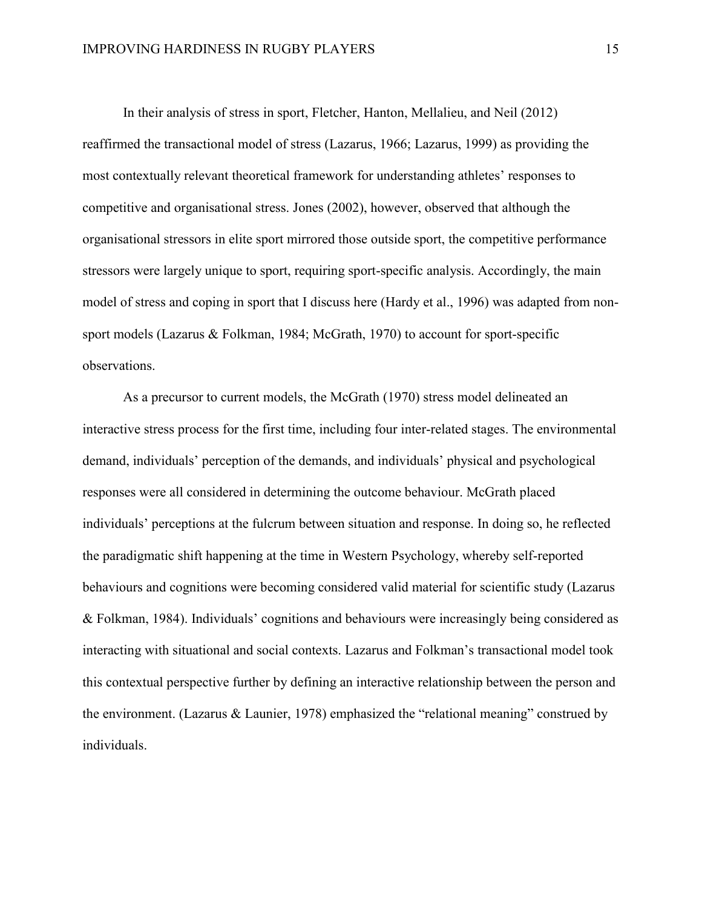In their analysis of stress in sport, Fletcher, Hanton, Mellalieu, and Neil (2012) reaffirmed the transactional model of stress (Lazarus, 1966; Lazarus, 1999) as providing the most contextually relevant theoretical framework for understanding athletes' responses to competitive and organisational stress. Jones (2002), however, observed that although the organisational stressors in elite sport mirrored those outside sport, the competitive performance stressors were largely unique to sport, requiring sport-specific analysis. Accordingly, the main model of stress and coping in sport that I discuss here (Hardy et al., 1996) was adapted from non-sport models (Lazarus & Folkman, 1984; McGrath, 1970) to account for sport-specific observations.

As a precursor to current models, the McGrath (1970) stress model delineated an interactive stress process for the first time, including four inter-related stages. The environmental demand, individuals' perception of the demands, and individuals' physical and psychological responses were all considered in determining the outcome behaviour. McGrath placed individuals' perceptions at the fulcrum between situation and response. In doing so, he reflected the paradigmatic shift happening at the time in Western Psychology, whereby self-reported behaviours and cognitions were becoming considered valid material for scientific study (Lazarus & Folkman, 1984). Individuals' cognitions and behaviours were increasingly being considered as interacting with situational and social contexts. Lazarus and Folkman's transactional model took this contextual perspective further by defining an interactive relationship between the person and the environment. (Lazarus & Launier, 1978) emphasized the "relational meaning" construed by individuals.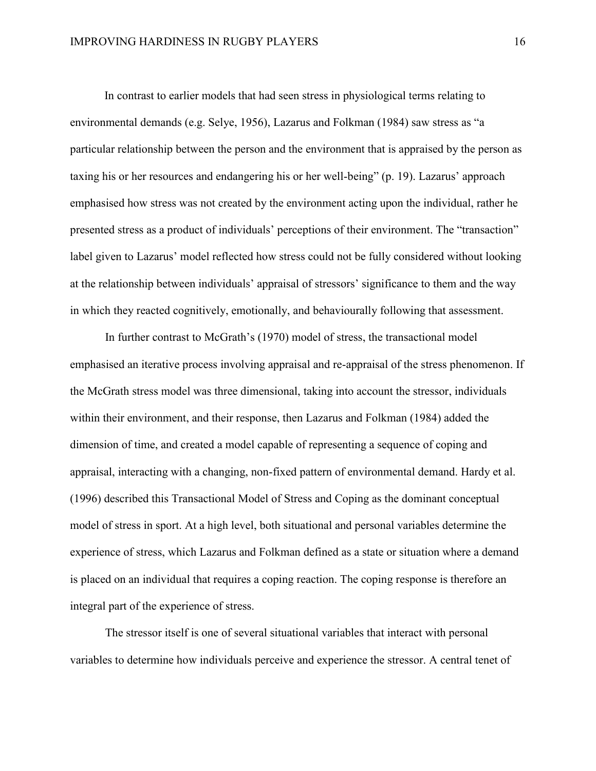In contrast to earlier models that had seen stress in physiological terms relating to environmental demands (e.g. Selye, 1956), Lazarus and Folkman (1984) saw stress as "a particular relationship between the person and the environment that is appraised by the person as taxing his or her resources and endangering his or her well-being" (p. 19). Lazarus' approach emphasised how stress was not created by the environment acting upon the individual, rather he presented stress as a product of individuals' perceptions of their environment. The "transaction" label given to Lazarus' model reflected how stress could not be fully considered without looking at the relationship between individuals' appraisal of stressors' significance to them and the way in which they reacted cognitively, emotionally, and behaviourally following that assessment.

In further contrast to McGrath's (1970) model of stress, the transactional model emphasised an iterative process involving appraisal and re-appraisal of the stress phenomenon. If the McGrath stress model was three dimensional, taking into account the stressor, individuals within their environment, and their response, then Lazarus and Folkman (1984) added the dimension of time, and created a model capable of representing a sequence of coping and appraisal, interacting with a changing, non-fixed pattern of environmental demand. Hardy et al. (1996) described this Transactional Model of Stress and Coping as the dominant conceptual model of stress in sport. At a high level, both situational and personal variables determine the experience of stress, which Lazarus and Folkman defined as a state or situation where a demand is placed on an individual that requires a coping reaction. The coping response is therefore an integral part of the experience of stress.

The stressor itself is one of several situational variables that interact with personal variables to determine how individuals perceive and experience the stressor. A central tenet of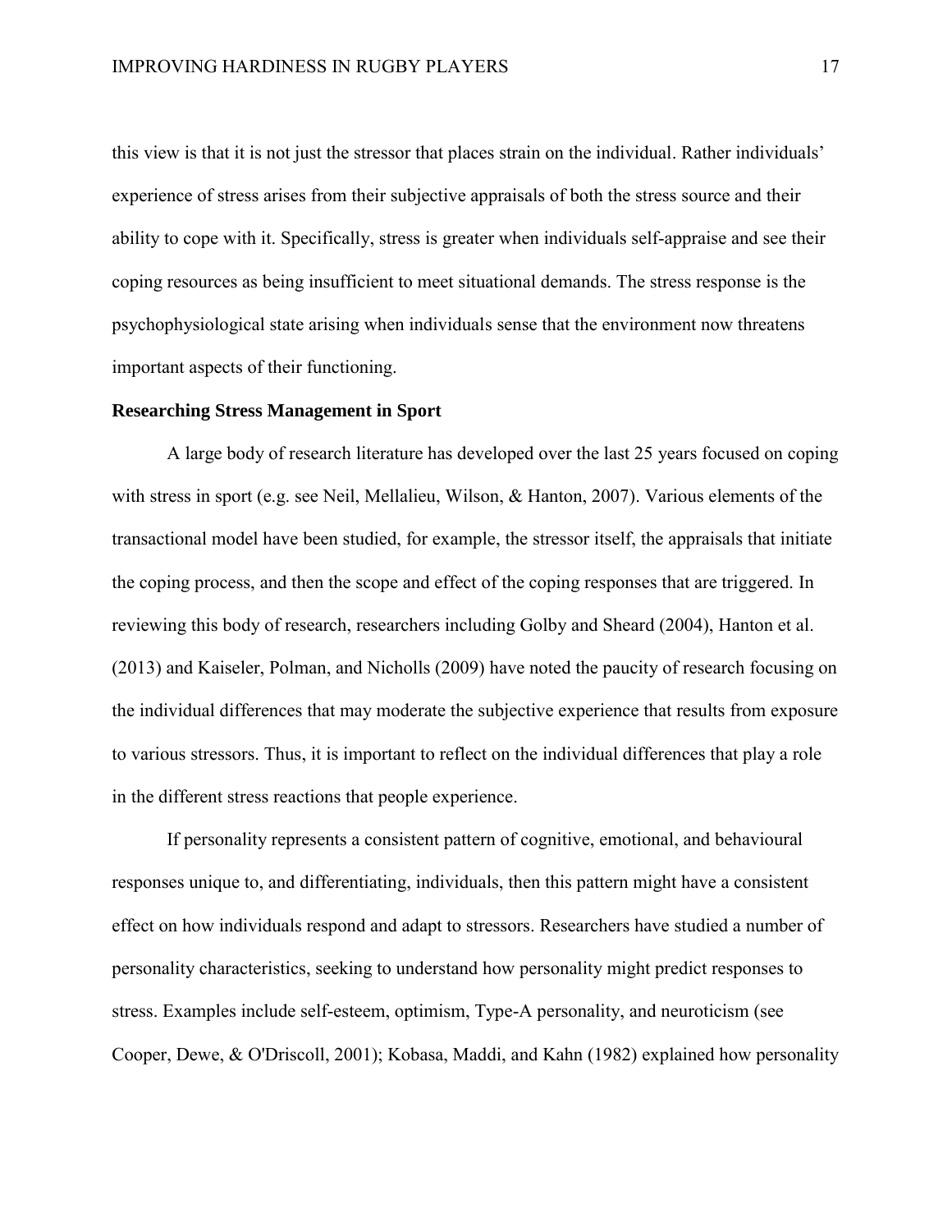this view is that it is not just the stressor that places strain on the individual. Rather individuals' experience of stress arises from their subjective appraisals of both the stress source and their ability to cope with it. Specifically, stress is greater when individuals self-appraise and see their coping resources as being insufficient to meet situational demands. The stress response is the psychophysiological state arising when individuals sense that the environment now threatens important aspects of their functioning.

**Researching Stress Management in Sport**

A large body of research literature has developed over the last 25 years focused on coping with stress in sport (e.g. see Neil, Mellalieu, Wilson, & Hanton, 2007). Various elements of the transactional model have been studied, for example, the stressor itself, the appraisals that initiate the coping process, and then the scope and effect of the coping responses that are triggered. In reviewing this body of research, researchers including Golby and Sheard (2004), Hanton et al. (2013) and Kaiseler, Polman, and Nicholls (2009) have noted the paucity of research focusing on the individual differences that may moderate the subjective experience that results from exposure to various stressors. Thus, it is important to reflect on the individual differences that play a role in the different stress reactions that people experience.

If personality represents a consistent pattern of cognitive, emotional, and behavioural responses unique to, and differentiating, individuals, then this pattern might have a consistent effect on how individuals respond and adapt to stressors. Researchers have studied a number of personality characteristics, seeking to understand how personality might predict responses to stress. Examples include self-esteem, optimism, Type-A personality, and neuroticism (see Cooper, Dewe, & O'Driscoll, 2001); Kobasa, Maddi, and Kahn (1982) explained how personality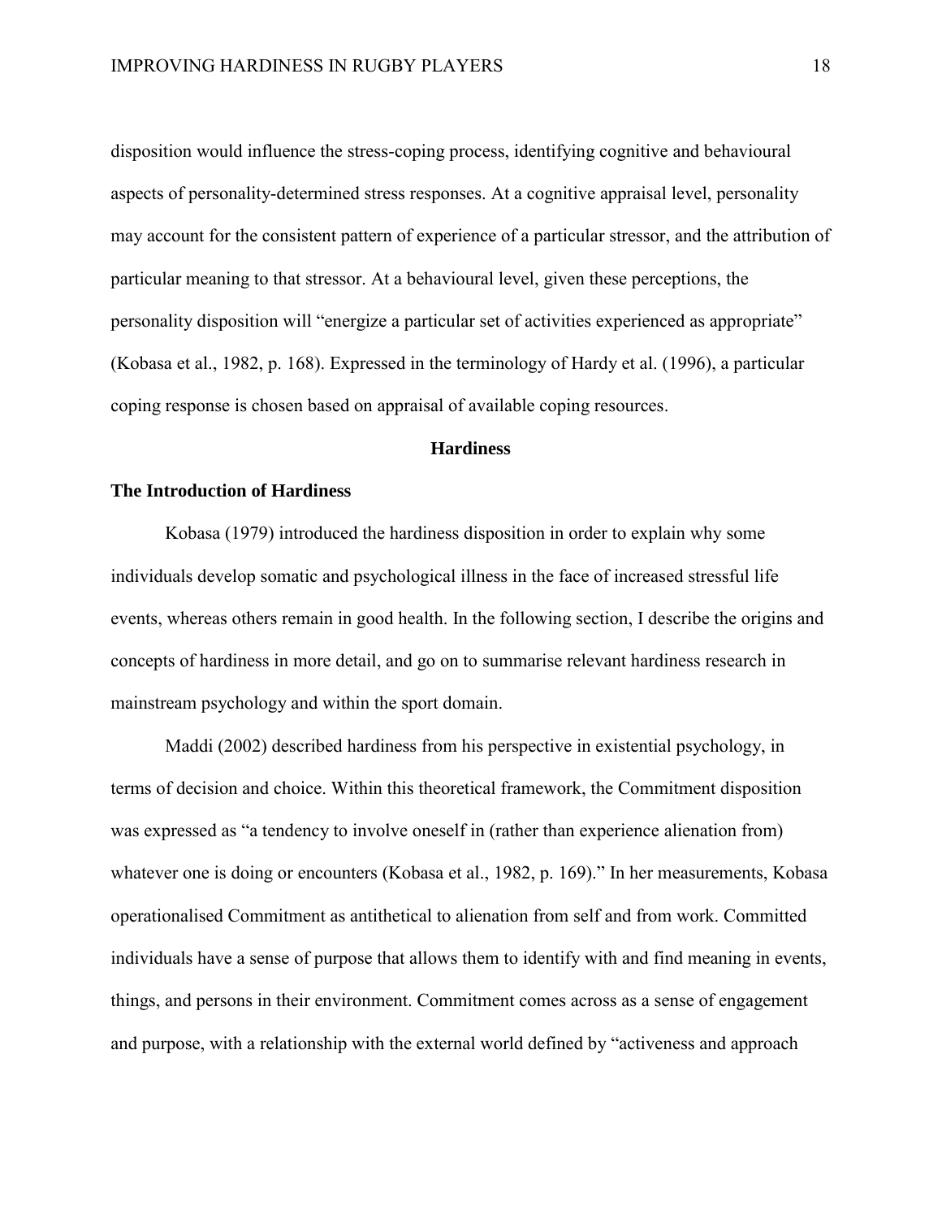disposition would influence the stress-coping process, identifying cognitive and behavioural aspects of personality-determined stress responses. At a cognitive appraisal level, personality may account for the consistent pattern of experience of a particular stressor, and the attribution of particular meaning to that stressor. At a behavioural level, given these perceptions, the personality disposition will "energize a particular set of activities experienced as appropriate" (Kobasa et al., 1982, p. 168). Expressed in the terminology of Hardy et al. (1996), a particular coping response is chosen based on appraisal of available coping resources.

## Hardiness

### The Introduction of Hardiness

Kobasa (1979) introduced the hardiness disposition in order to explain why some individuals develop somatic and psychological illness in the face of increased stressful life events, whereas others remain in good health. In the following section, I describe the origins and concepts of hardiness in more detail, and go on to summarise relevant hardiness research in mainstream psychology and within the sport domain.

Maddi (2002) described hardiness from his perspective in existential psychology, in terms of decision and choice. Within this theoretical framework, the Commitment disposition was expressed as "a tendency to involve oneself in (rather than experience alienation from) whatever one is doing or encounters (Kobasa et al., 1982, p. 169)." In her measurements, Kobasa operationalised Commitment as antithetical to alienation from self and from work. Committed individuals have a sense of purpose that allows them to identify with and find meaning in events, things, and persons in their environment. Commitment comes across as a sense of engagement and purpose, with a relationship with the external world defined by "activeness and approach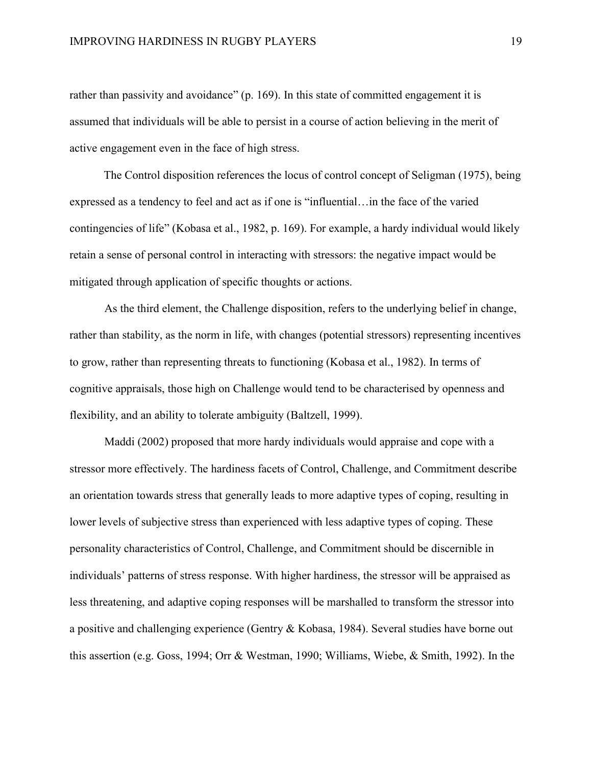rather than passivity and avoidance" (p. 169). In this state of committed engagement it is assumed that individuals will be able to persist in a course of action believing in the merit of active engagement even in the face of high stress.

The Control disposition references the locus of control concept of Seligman (1975), being expressed as a tendency to feel and act as if one is "influential…in the face of the varied contingencies of life" (Kobasa et al., 1982, p. 169). For example, a hardy individual would likely retain a sense of personal control in interacting with stressors: the negative impact would be mitigated through application of specific thoughts or actions.

As the third element, the Challenge disposition, refers to the underlying belief in change, rather than stability, as the norm in life, with changes (potential stressors) representing incentives to grow, rather than representing threats to functioning (Kobasa et al., 1982). In terms of cognitive appraisals, those high on Challenge would tend to be characterised by openness and flexibility, and an ability to tolerate ambiguity (Baltzell, 1999).

Maddi (2002) proposed that more hardy individuals would appraise and cope with a stressor more effectively. The hardiness facets of Control, Challenge, and Commitment describe an orientation towards stress that generally leads to more adaptive types of coping, resulting in lower levels of subjective stress than experienced with less adaptive types of coping. These personality characteristics of Control, Challenge, and Commitment should be discernible in individuals' patterns of stress response. With higher hardiness, the stressor will be appraised as less threatening, and adaptive coping responses will be marshalled to transform the stressor into a positive and challenging experience (Gentry & Kobasa, 1984). Several studies have borne out this assertion (e.g. Goss, 1994; Orr & Westman, 1990; Williams, Wiebe, & Smith, 1992). In the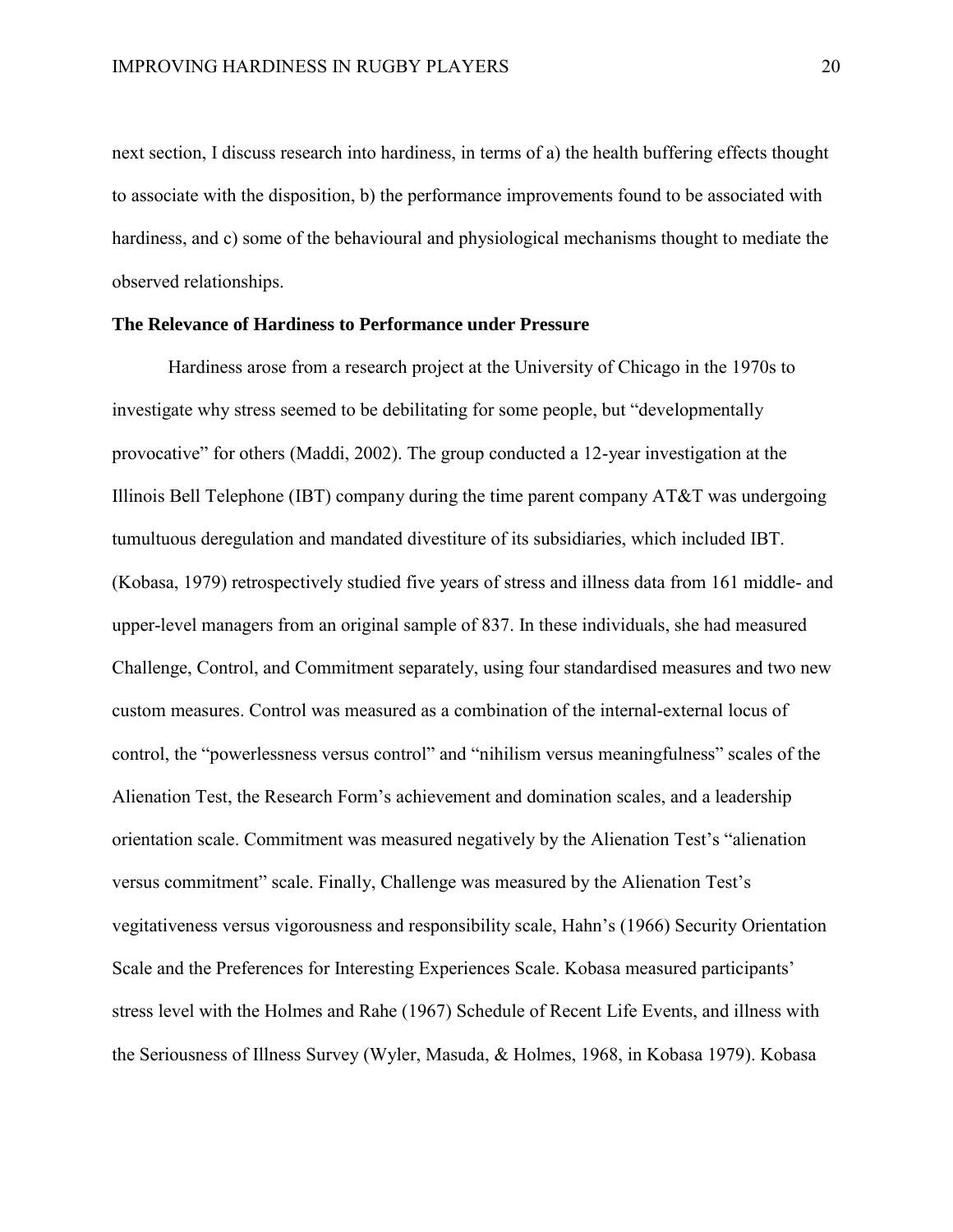next section, I discuss research into hardiness, in terms of a) the health buffering effects thought to associate with the disposition, b) the performance improvements found to be associated with hardiness, and c) some of the behavioural and physiological mechanisms thought to mediate the observed relationships.

## The Relevance of Hardiness to Performance under Pressure

Hardiness arose from a research project at the University of Chicago in the 1970s to investigate why stress seemed to be debilitating for some people, but "developmentally provocative" for others (Maddi, 2002). The group conducted a 12-year investigation at the Illinois Bell Telephone (IBT) company during the time parent company AT&T was undergoing tumultuous deregulation and mandated divestiture of its subsidiaries, which included IBT. (Kobasa, 1979) retrospectively studied five years of stress and illness data from 161 middle- and upper-level managers from an original sample of 837. In these individuals, she had measured Challenge, Control, and Commitment separately, using four standardised measures and two new custom measures. Control was measured as a combination of the internal-external locus of control, the "powerlessness versus control" and "nihilism versus meaningfulness" scales of the Alienation Test, the Research Form's achievement and domination scales, and a leadership orientation scale. Commitment was measured negatively by the Alienation Test's "alienation versus commitment" scale. Finally, Challenge was measured by the Alienation Test's vegitativeness versus vigorousness and responsibility scale, Hahn's (1966) Security Orientation Scale and the Preferences for Interesting Experiences Scale. Kobasa measured participants' stress level with the Holmes and Rahe (1967) Schedule of Recent Life Events, and illness with the Seriousness of Illness Survey (Wyler, Masuda, & Holmes, 1968, in Kobasa 1979). Kobasa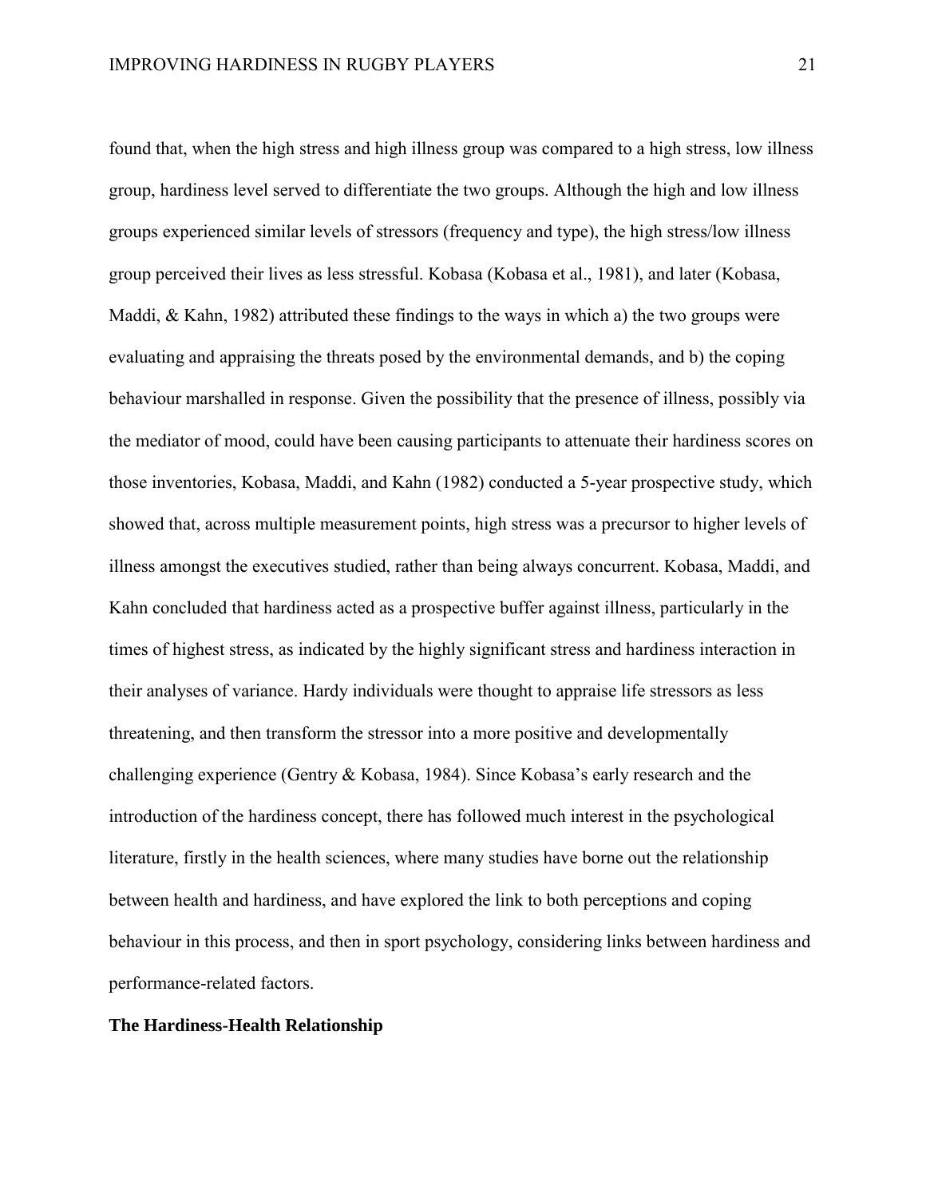found that, when the high stress and high illness group was compared to a high stress, low illness group, hardiness level served to differentiate the two groups. Although the high and low illness groups experienced similar levels of stressors (frequency and type), the high stress/low illness group perceived their lives as less stressful. Kobasa (Kobasa et al., 1981), and later (Kobasa, Maddi, & Kahn, 1982) attributed these findings to the ways in which a) the two groups were evaluating and appraising the threats posed by the environmental demands, and b) the coping behaviour marshalled in response. Given the possibility that the presence of illness, possibly via the mediator of mood, could have been causing participants to attenuate their hardiness scores on those inventories, Kobasa, Maddi, and Kahn (1982) conducted a 5-year prospective study, which showed that, across multiple measurement points, high stress was a precursor to higher levels of illness amongst the executives studied, rather than being always concurrent. Kobasa, Maddi, and Kahn concluded that hardiness acted as a prospective buffer against illness, particularly in the times of highest stress, as indicated by the highly significant stress and hardiness interaction in their analyses of variance. Hardy individuals were thought to appraise life stressors as less threatening, and then transform the stressor into a more positive and developmentally challenging experience (Gentry & Kobasa, 1984). Since Kobasa's early research and the introduction of the hardiness concept, there has followed much interest in the psychological literature, firstly in the health sciences, where many studies have borne out the relationship between health and hardiness, and have explored the link to both perceptions and coping behaviour in this process, and then in sport psychology, considering links between hardiness and performance-related factors.

**The Hardiness-Health Relationship**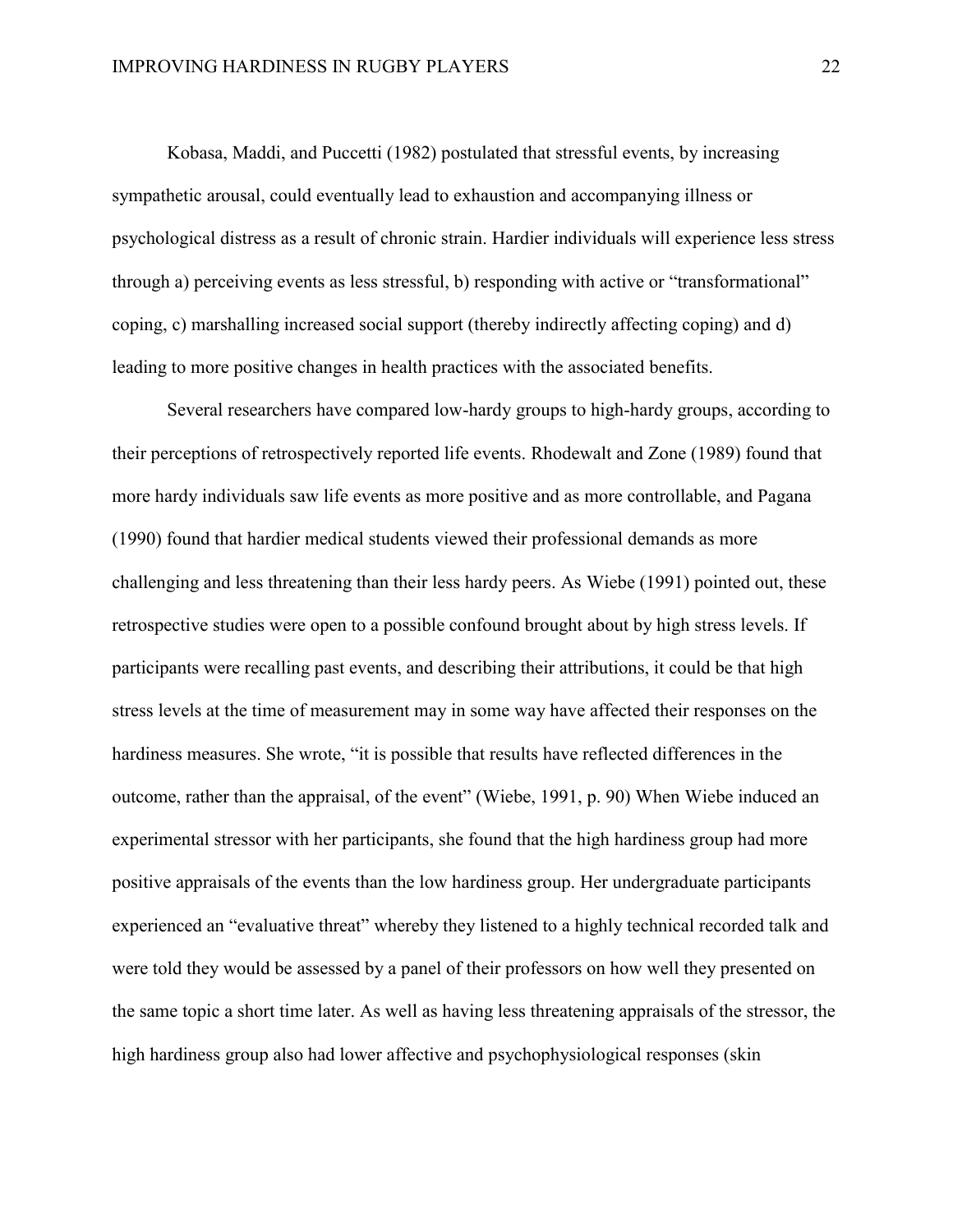Kobasa, Maddi, and Puccetti (1982) postulated that stressful events, by increasing sympathetic arousal, could eventually lead to exhaustion and accompanying illness or psychological distress as a result of chronic strain. Hardier individuals will experience less stress through a) perceiving events as less stressful, b) responding with active or "transformational" coping, c) marshalling increased social support (thereby indirectly affecting coping) and d) leading to more positive changes in health practices with the associated benefits.

Several researchers have compared low-hardy groups to high-hardy groups, according to their perceptions of retrospectively reported life events. Rhodewalt and Zone (1989) found that more hardy individuals saw life events as more positive and as more controllable, and Pagana (1990) found that hardier medical students viewed their professional demands as more challenging and less threatening than their less hardy peers. As Wiebe (1991) pointed out, these retrospective studies were open to a possible confound brought about by high stress levels. If participants were recalling past events, and describing their attributions, it could be that high stress levels at the time of measurement may in some way have affected their responses on the hardiness measures. She wrote, "it is possible that results have reflected differences in the outcome, rather than the appraisal, of the event" (Wiebe, 1991, p. 90) When Wiebe induced an experimental stressor with her participants, she found that the high hardiness group had more positive appraisals of the events than the low hardiness group. Her undergraduate participants experienced an "evaluative threat" whereby they listened to a highly technical recorded talk and were told they would be assessed by a panel of their professors on how well they presented on the same topic a short time later. As well as having less threatening appraisals of the stressor, the high hardiness group also had lower affective and psychophysiological responses (skin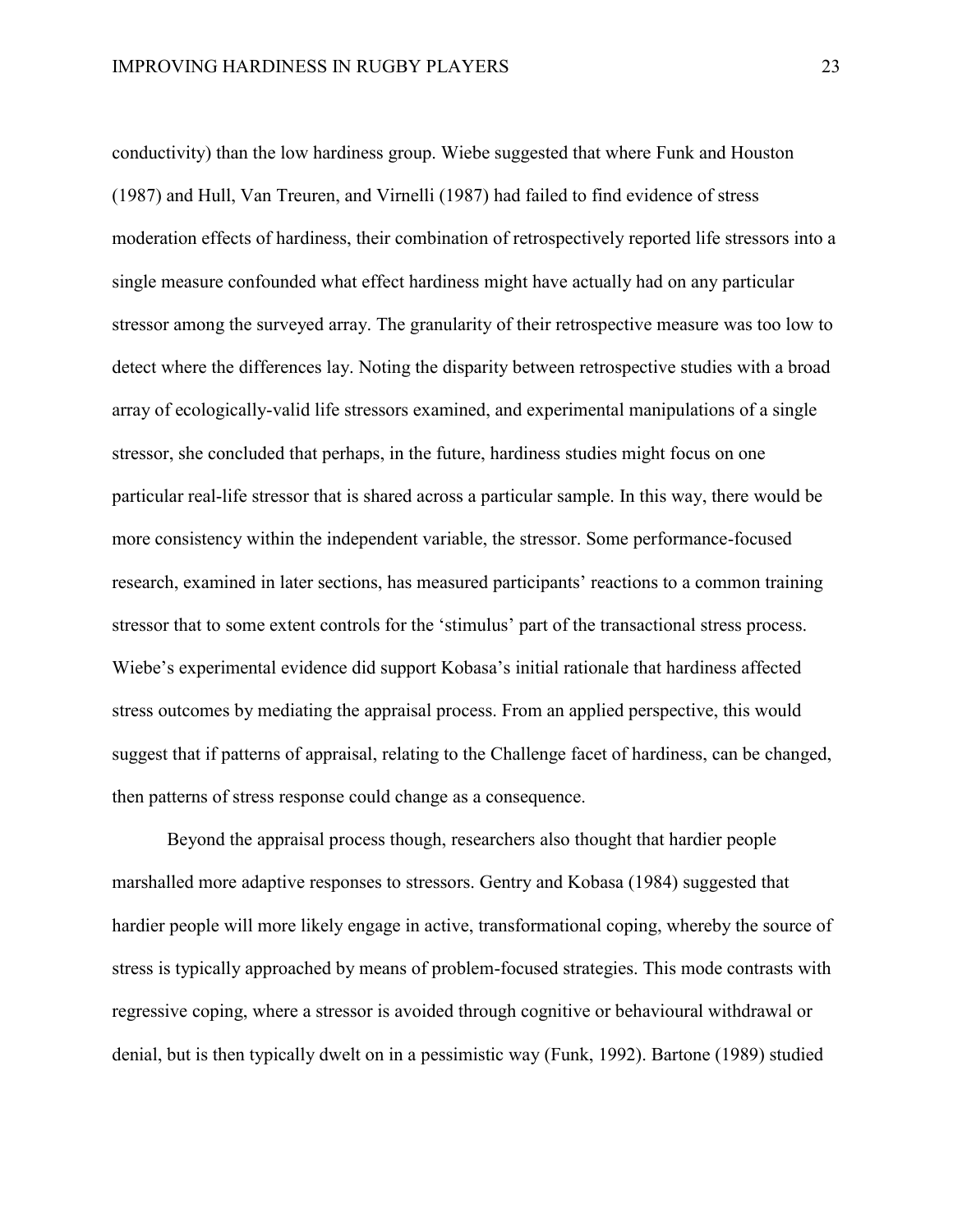conductivity) than the low hardiness group. Wiebe suggested that where Funk and Houston (1987) and Hull, Van Treuren, and Virnelli (1987) had failed to find evidence of stress moderation effects of hardiness, their combination of retrospectively reported life stressors into a single measure confounded what effect hardiness might have actually had on any particular stressor among the surveyed array. The granularity of their retrospective measure was too low to detect where the differences lay. Noting the disparity between retrospective studies with a broad array of ecologically-valid life stressors examined, and experimental manipulations of a single stressor, she concluded that perhaps, in the future, hardiness studies might focus on one particular real-life stressor that is shared across a particular sample. In this way, there would be more consistency within the independent variable, the stressor. Some performance-focused research, examined in later sections, has measured participants' reactions to a common training stressor that to some extent controls for the 'stimulus' part of the transactional stress process. Wiebe's experimental evidence did support Kobasa's initial rationale that hardiness affected stress outcomes by mediating the appraisal process. From an applied perspective, this would suggest that if patterns of appraisal, relating to the Challenge facet of hardiness, can be changed, then patterns of stress response could change as a consequence.

Beyond the appraisal process though, researchers also thought that hardier people marshalled more adaptive responses to stressors. Gentry and Kobasa (1984) suggested that hardier people will more likely engage in active, transformational coping, whereby the source of stress is typically approached by means of problem-focused strategies. This mode contrasts with regressive coping, where a stressor is avoided through cognitive or behavioural withdrawal or denial, but is then typically dwelt on in a pessimistic way (Funk, 1992). Bartone (1989) studied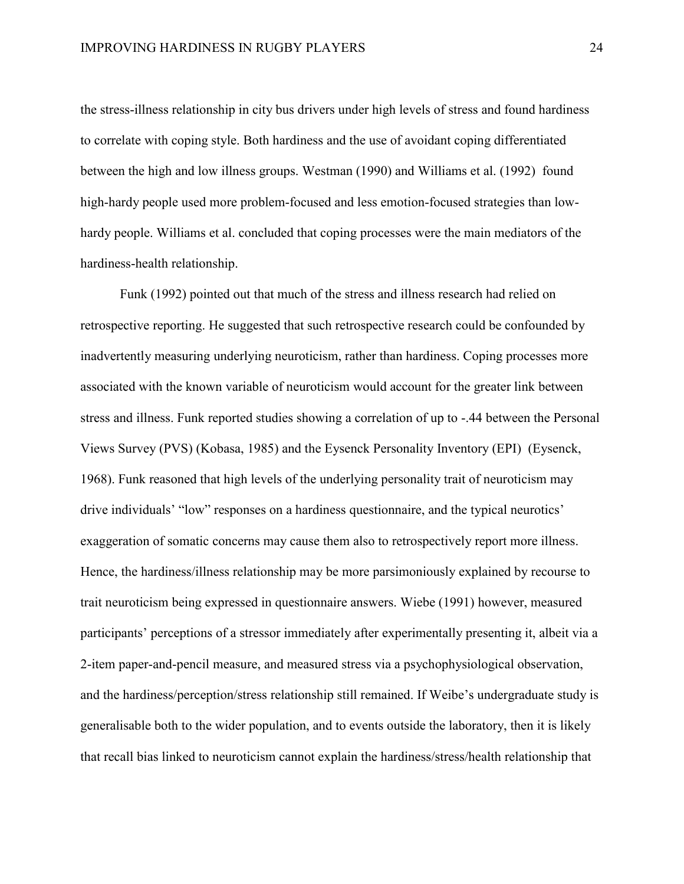the stress-illness relationship in city bus drivers under high levels of stress and found hardiness to correlate with coping style. Both hardiness and the use of avoidant coping differentiated between the high and low illness groups. Westman (1990) and Williams et al. (1992) found high-hardy people used more problem-focused and less emotion-focused strategies than low-hardy people. Williams et al. concluded that coping processes were the main mediators of the hardiness-health relationship.

Funk (1992) pointed out that much of the stress and illness research had relied on retrospective reporting. He suggested that such retrospective research could be confounded by inadvertently measuring underlying neuroticism, rather than hardiness. Coping processes more associated with the known variable of neuroticism would account for the greater link between stress and illness. Funk reported studies showing a correlation of up to -.44 between the Personal Views Survey (PVS) (Kobasa, 1985) and the Eysenck Personality Inventory (EPI) (Eysenck, 1968). Funk reasoned that high levels of the underlying personality trait of neuroticism may drive individuals' "low" responses on a hardiness questionnaire, and the typical neurotics' exaggeration of somatic concerns may cause them also to retrospectively report more illness. Hence, the hardiness/illness relationship may be more parsimoniously explained by recourse to trait neuroticism being expressed in questionnaire answers. Wiebe (1991) however, measured participants' perceptions of a stressor immediately after experimentally presenting it, albeit via a 2-item paper-and-pencil measure, and measured stress via a psychophysiological observation, and the hardiness/perception/stress relationship still remained. If Weibe's undergraduate study is generalisable both to the wider population, and to events outside the laboratory, then it is likely that recall bias linked to neuroticism cannot explain the hardiness/stress/health relationship that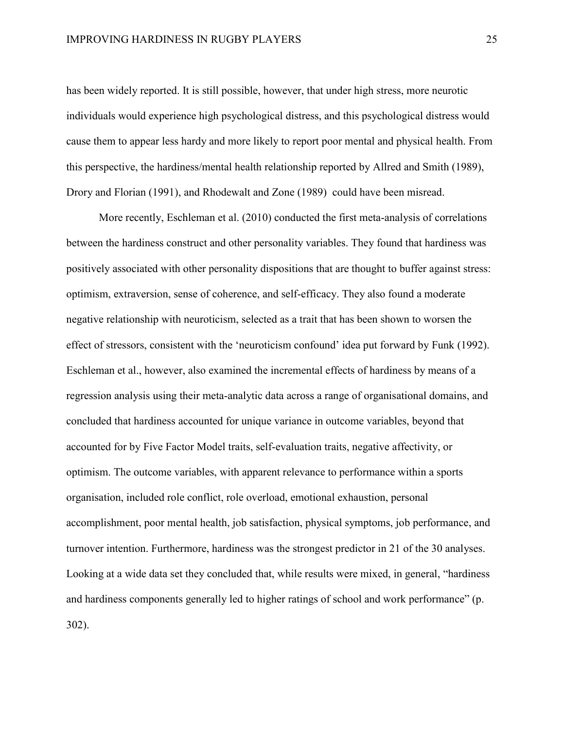has been widely reported. It is still possible, however, that under high stress, more neurotic individuals would experience high psychological distress, and this psychological distress would cause them to appear less hardy and more likely to report poor mental and physical health. From this perspective, the hardiness/mental health relationship reported by Allred and Smith (1989), Drory and Florian (1991), and Rhodewalt and Zone (1989) could have been misread.

More recently, Eschleman et al. (2010) conducted the first meta-analysis of correlations between the hardiness construct and other personality variables. They found that hardiness was positively associated with other personality dispositions that are thought to buffer against stress: optimism, extraversion, sense of coherence, and self-efficacy. They also found a moderate negative relationship with neuroticism, selected as a trait that has been shown to worsen the effect of stressors, consistent with the 'neuroticism confound' idea put forward by Funk (1992). Eschleman et al., however, also examined the incremental effects of hardiness by means of a regression analysis using their meta-analytic data across a range of organisational domains, and concluded that hardiness accounted for unique variance in outcome variables, beyond that accounted for by Five Factor Model traits, self-evaluation traits, negative affectivity, or optimism. The outcome variables, with apparent relevance to performance within a sports organisation, included role conflict, role overload, emotional exhaustion, personal accomplishment, poor mental health, job satisfaction, physical symptoms, job performance, and turnover intention. Furthermore, hardiness was the strongest predictor in 21 of the 30 analyses. Looking at a wide data set they concluded that, while results were mixed, in general, "hardiness and hardiness components generally led to higher ratings of school and work performance" (p. 302).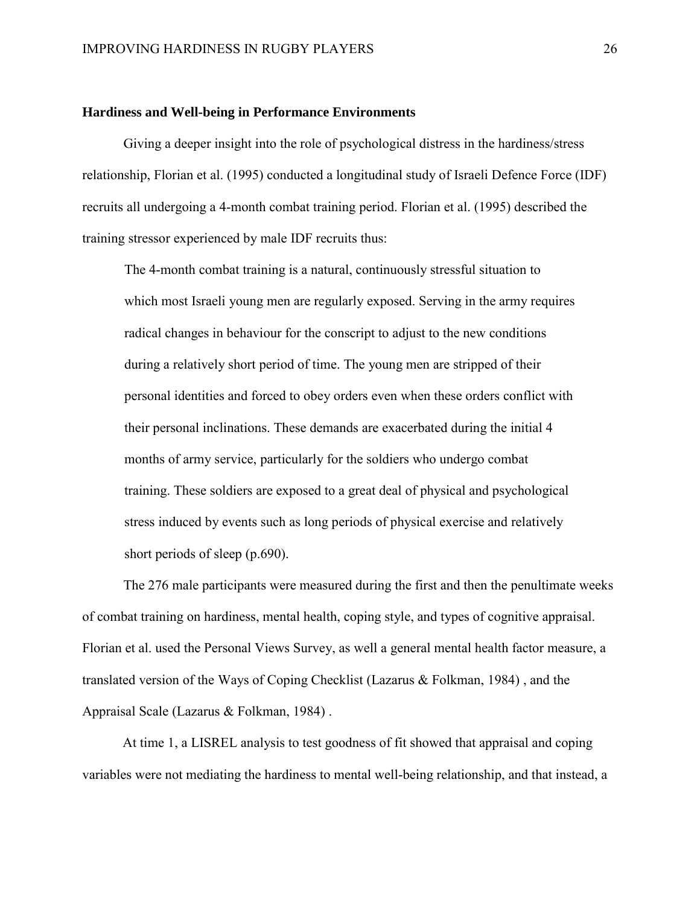**Hardiness and Well-being in Performance Environments**

Giving a deeper insight into the role of psychological distress in the hardiness/stress relationship, Florian et al. (1995) conducted a longitudinal study of Israeli Defence Force (IDF) recruits all undergoing a 4-month combat training period. Florian et al. (1995) described the training stressor experienced by male IDF recruits thus:

> The 4-month combat training is a natural, continuously stressful situation to which most Israeli young men are regularly exposed. Serving in the army requires radical changes in behaviour for the conscript to adjust to the new conditions during a relatively short period of time. The young men are stripped of their personal identities and forced to obey orders even when these orders conflict with their personal inclinations. These demands are exacerbated during the initial 4 months of army service, particularly for the soldiers who undergo combat training. These soldiers are exposed to a great deal of physical and psychological stress induced by events such as long periods of physical exercise and relatively short periods of sleep (p.690).

The 276 male participants were measured during the first and then the penultimate weeks of combat training on hardiness, mental health, coping style, and types of cognitive appraisal. Florian et al. used the Personal Views Survey, as well a general mental health factor measure, a translated version of the Ways of Coping Checklist (Lazarus & Folkman, 1984) , and the Appraisal Scale (Lazarus & Folkman, 1984) .

At time 1, a LISREL analysis to test goodness of fit showed that appraisal and coping variables were not mediating the hardiness to mental well-being relationship, and that instead, a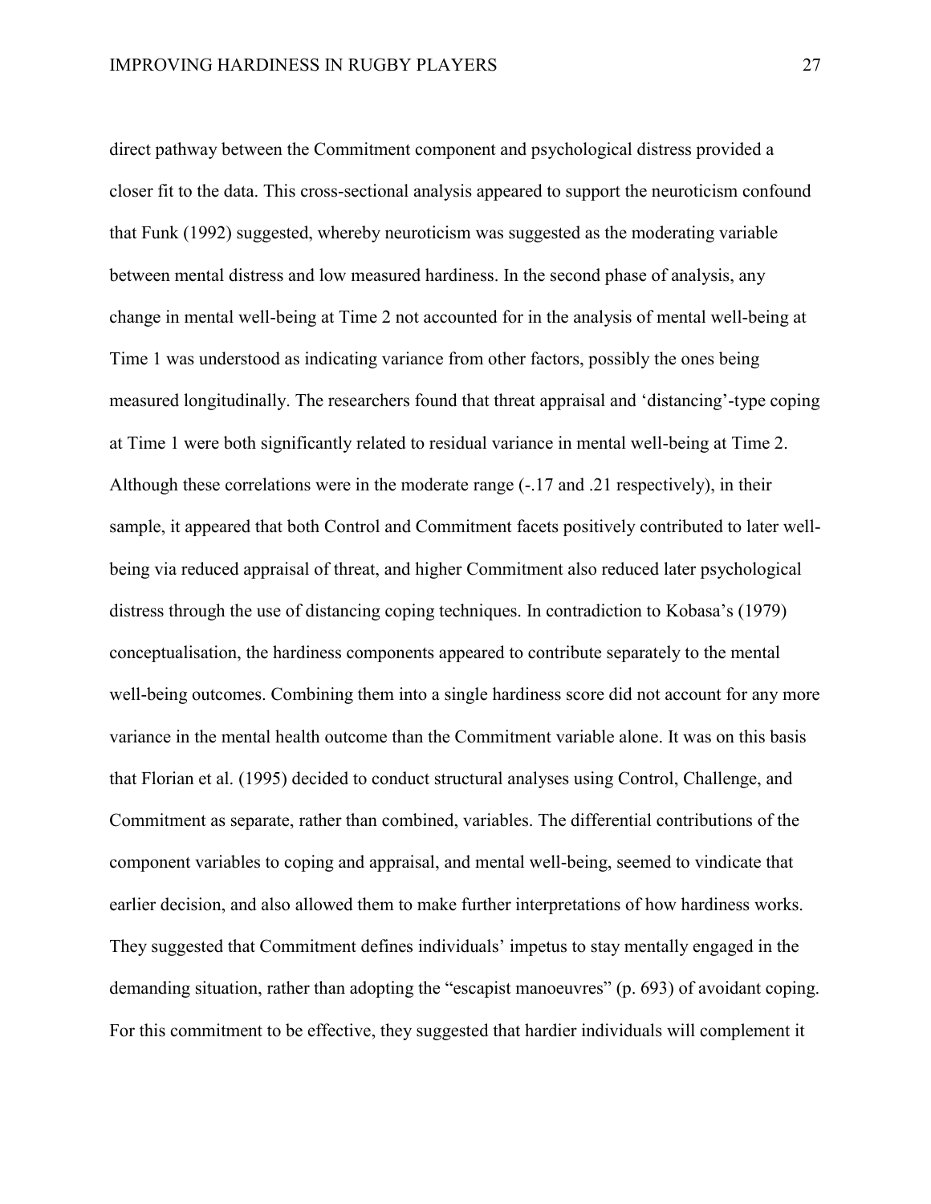direct pathway between the Commitment component and psychological distress provided a closer fit to the data. This cross-sectional analysis appeared to support the neuroticism confound that Funk (1992) suggested, whereby neuroticism was suggested as the moderating variable between mental distress and low measured hardiness. In the second phase of analysis, any change in mental well-being at Time 2 not accounted for in the analysis of mental well-being at Time 1 was understood as indicating variance from other factors, possibly the ones being measured longitudinally. The researchers found that threat appraisal and 'distancing'-type coping at Time 1 were both significantly related to residual variance in mental well-being at Time 2. Although these correlations were in the moderate range (-.17 and .21 respectively), in their sample, it appeared that both Control and Commitment facets positively contributed to later well-being via reduced appraisal of threat, and higher Commitment also reduced later psychological distress through the use of distancing coping techniques. In contradiction to Kobasa's (1979) conceptualisation, the hardiness components appeared to contribute separately to the mental well-being outcomes. Combining them into a single hardiness score did not account for any more variance in the mental health outcome than the Commitment variable alone. It was on this basis that Florian et al. (1995) decided to conduct structural analyses using Control, Challenge, and Commitment as separate, rather than combined, variables. The differential contributions of the component variables to coping and appraisal, and mental well-being, seemed to vindicate that earlier decision, and also allowed them to make further interpretations of how hardiness works. They suggested that Commitment defines individuals' impetus to stay mentally engaged in the demanding situation, rather than adopting the "escapist manoeuvres" (p. 693) of avoidant coping. For this commitment to be effective, they suggested that hardier individuals will complement it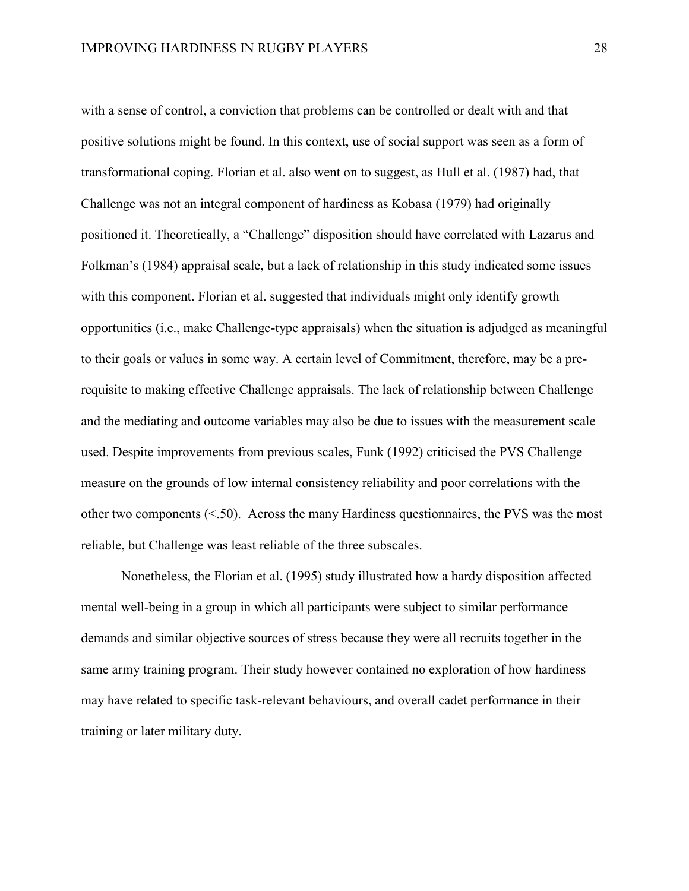with a sense of control, a conviction that problems can be controlled or dealt with and that positive solutions might be found. In this context, use of social support was seen as a form of transformational coping. Florian et al. also went on to suggest, as Hull et al. (1987) had, that Challenge was not an integral component of hardiness as Kobasa (1979) had originally positioned it. Theoretically, a "Challenge" disposition should have correlated with Lazarus and Folkman's (1984) appraisal scale, but a lack of relationship in this study indicated some issues with this component. Florian et al. suggested that individuals might only identify growth opportunities (i.e., make Challenge-type appraisals) when the situation is adjudged as meaningful to their goals or values in some way. A certain level of Commitment, therefore, may be a pre-requisite to making effective Challenge appraisals. The lack of relationship between Challenge and the mediating and outcome variables may also be due to issues with the measurement scale used. Despite improvements from previous scales, Funk (1992) criticised the PVS Challenge measure on the grounds of low internal consistency reliability and poor correlations with the other two components (<.50). Across the many Hardiness questionnaires, the PVS was the most reliable, but Challenge was least reliable of the three subscales.

Nonetheless, the Florian et al. (1995) study illustrated how a hardy disposition affected mental well-being in a group in which all participants were subject to similar performance demands and similar objective sources of stress because they were all recruits together in the same army training program. Their study however contained no exploration of how hardiness may have related to specific task-relevant behaviours, and overall cadet performance in their training or later military duty.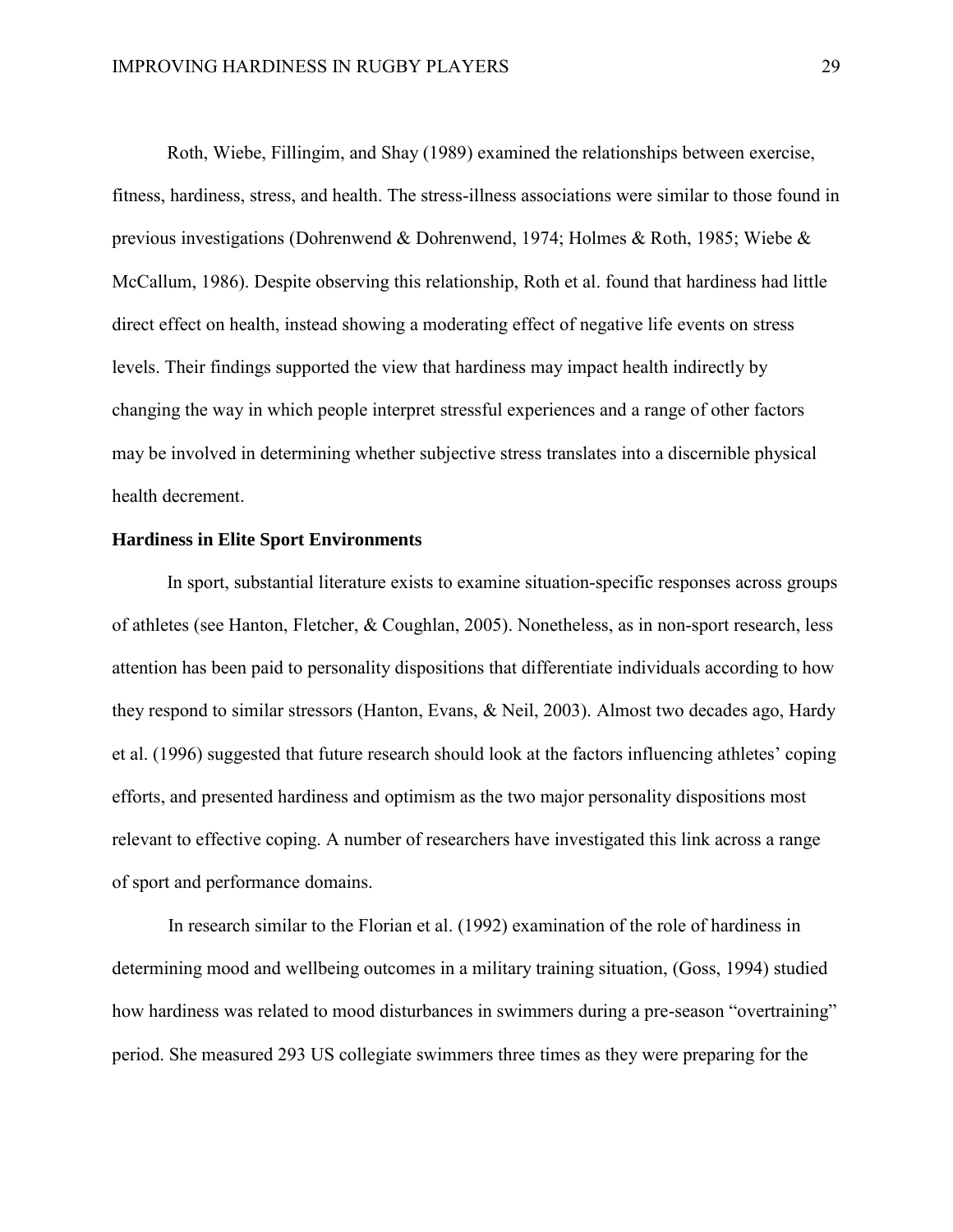Roth, Wiebe, Fillingim, and Shay (1989) examined the relationships between exercise, fitness, hardiness, stress, and health. The stress-illness associations were similar to those found in previous investigations (Dohrenwend & Dohrenwend, 1974; Holmes & Roth, 1985; Wiebe & McCallum, 1986). Despite observing this relationship, Roth et al. found that hardiness had little direct effect on health, instead showing a moderating effect of negative life events on stress levels. Their findings supported the view that hardiness may impact health indirectly by changing the way in which people interpret stressful experiences and a range of other factors may be involved in determining whether subjective stress translates into a discernible physical health decrement.

**Hardiness in Elite Sport Environments**

In sport, substantial literature exists to examine situation-specific responses across groups of athletes (see Hanton, Fletcher, & Coughlan, 2005). Nonetheless, as in non-sport research, less attention has been paid to personality dispositions that differentiate individuals according to how they respond to similar stressors (Hanton, Evans, & Neil, 2003). Almost two decades ago, Hardy et al. (1996) suggested that future research should look at the factors influencing athletes' coping efforts, and presented hardiness and optimism as the two major personality dispositions most relevant to effective coping. A number of researchers have investigated this link across a range of sport and performance domains.

In research similar to the Florian et al. (1992) examination of the role of hardiness in determining mood and wellbeing outcomes in a military training situation, (Goss, 1994) studied how hardiness was related to mood disturbances in swimmers during a pre-season "overtraining" period. She measured 293 US collegiate swimmers three times as they were preparing for the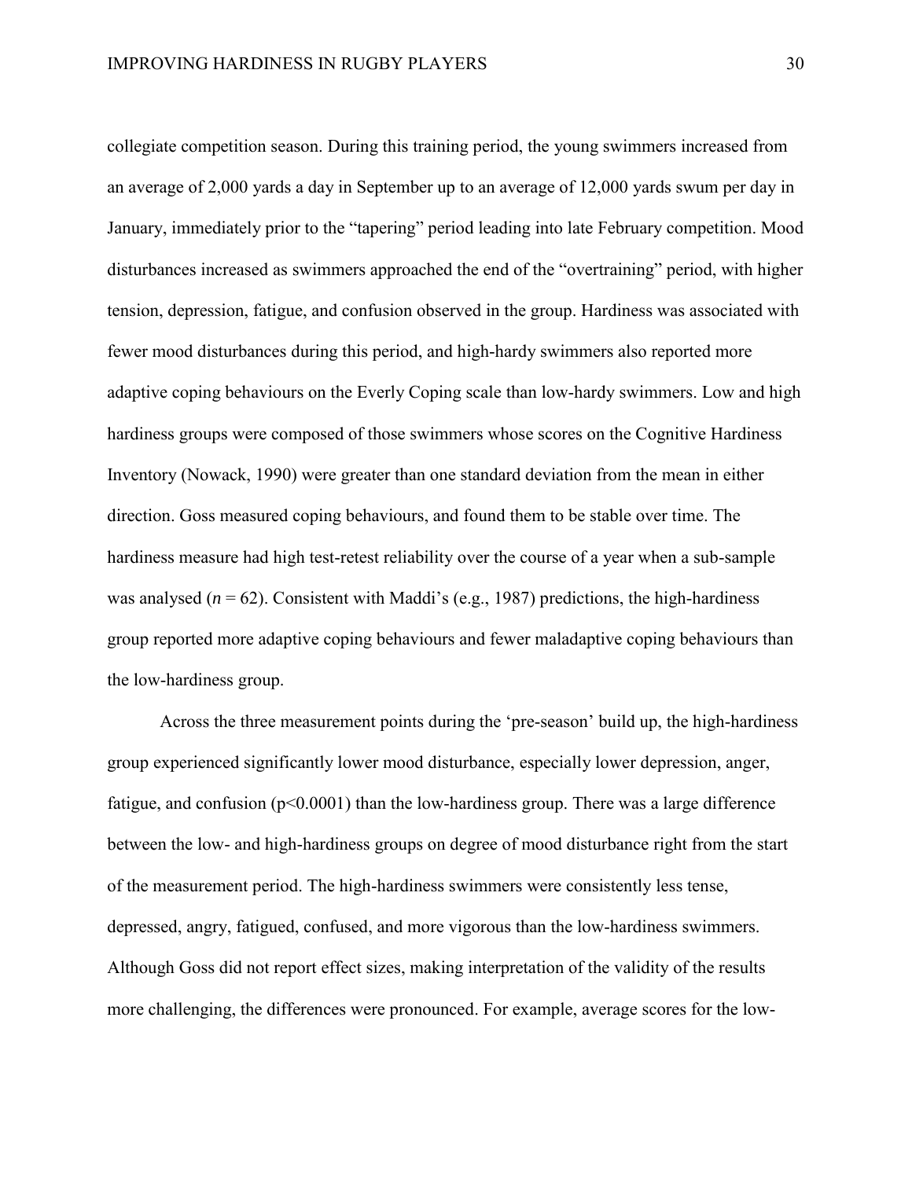collegiate competition season. During this training period, the young swimmers increased from an average of 2,000 yards a day in September up to an average of 12,000 yards swum per day in January, immediately prior to the "tapering" period leading into late February competition. Mood disturbances increased as swimmers approached the end of the "overtraining" period, with higher tension, depression, fatigue, and confusion observed in the group. Hardiness was associated with fewer mood disturbances during this period, and high-hardy swimmers also reported more adaptive coping behaviours on the Everly Coping scale than low-hardy swimmers. Low and high hardiness groups were composed of those swimmers whose scores on the Cognitive Hardiness Inventory (Nowack, 1990) were greater than one standard deviation from the mean in either direction. Goss measured coping behaviours, and found them to be stable over time. The hardiness measure had high test-retest reliability over the course of a year when a sub-sample was analysed ($n = 62$). Consistent with Maddi's (e.g., 1987) predictions, the high-hardiness group reported more adaptive coping behaviours and fewer maladaptive coping behaviours than the low-hardiness group.

Across the three measurement points during the 'pre-season' build up, the high-hardiness group experienced significantly lower mood disturbance, especially lower depression, anger, fatigue, and confusion ($p<0.0001$) than the low-hardiness group. There was a large difference between the low- and high-hardiness groups on degree of mood disturbance right from the start of the measurement period. The high-hardiness swimmers were consistently less tense, depressed, angry, fatigued, confused, and more vigorous than the low-hardiness swimmers. Although Goss did not report effect sizes, making interpretation of the validity of the results more challenging, the differences were pronounced. For example, average scores for the low-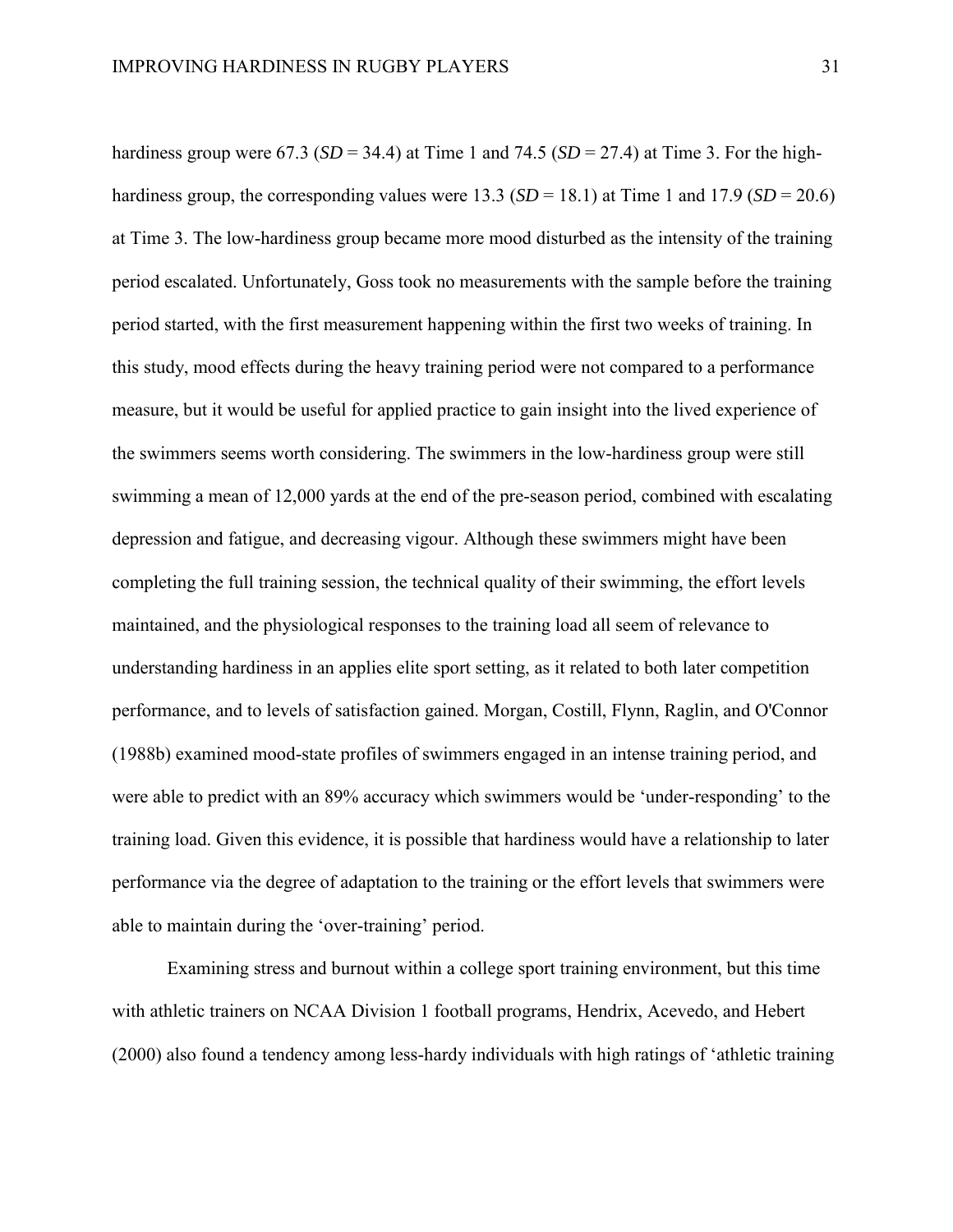hardiness group were 67.3 (*SD* = 34.4) at Time 1 and 74.5 (*SD* = 27.4) at Time 3. For the high-hardiness group, the corresponding values were 13.3 (*SD* = 18.1) at Time 1 and 17.9 (*SD* = 20.6) at Time 3. The low-hardiness group became more mood disturbed as the intensity of the training period escalated. Unfortunately, Goss took no measurements with the sample before the training period started, with the first measurement happening within the first two weeks of training. In this study, mood effects during the heavy training period were not compared to a performance measure, but it would be useful for applied practice to gain insight into the lived experience of the swimmers seems worth considering. The swimmers in the low-hardiness group were still swimming a mean of 12,000 yards at the end of the pre-season period, combined with escalating depression and fatigue, and decreasing vigour. Although these swimmers might have been completing the full training session, the technical quality of their swimming, the effort levels maintained, and the physiological responses to the training load all seem of relevance to understanding hardiness in an applies elite sport setting, as it related to both later competition performance, and to levels of satisfaction gained. Morgan, Costill, Flynn, Raglin, and O'Connor (1988b) examined mood-state profiles of swimmers engaged in an intense training period, and were able to predict with an 89% accuracy which swimmers would be 'under-responding' to the training load. Given this evidence, it is possible that hardiness would have a relationship to later performance via the degree of adaptation to the training or the effort levels that swimmers were able to maintain during the 'over-training' period.

Examining stress and burnout within a college sport training environment, but this time with athletic trainers on NCAA Division 1 football programs, Hendrix, Acevedo, and Hebert (2000) also found a tendency among less-hardy individuals with high ratings of 'athletic training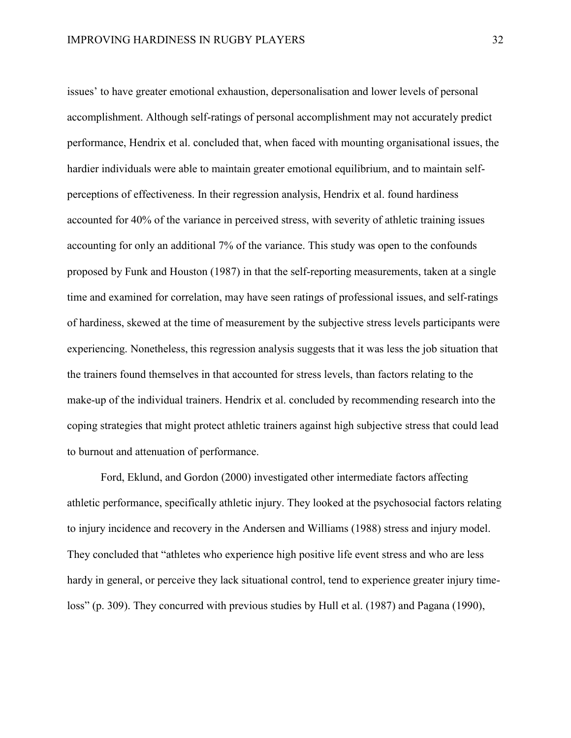issues' to have greater emotional exhaustion, depersonalisation and lower levels of personal accomplishment. Although self-ratings of personal accomplishment may not accurately predict performance, Hendrix et al. concluded that, when faced with mounting organisational issues, the hardier individuals were able to maintain greater emotional equilibrium, and to maintain self-perceptions of effectiveness. In their regression analysis, Hendrix et al. found hardiness accounted for 40% of the variance in perceived stress, with severity of athletic training issues accounting for only an additional 7% of the variance. This study was open to the confounds proposed by Funk and Houston (1987) in that the self-reporting measurements, taken at a single time and examined for correlation, may have seen ratings of professional issues, and self-ratings of hardiness, skewed at the time of measurement by the subjective stress levels participants were experiencing. Nonetheless, this regression analysis suggests that it was less the job situation that the trainers found themselves in that accounted for stress levels, than factors relating to the make-up of the individual trainers. Hendrix et al. concluded by recommending research into the coping strategies that might protect athletic trainers against high subjective stress that could lead to burnout and attenuation of performance.

Ford, Eklund, and Gordon (2000) investigated other intermediate factors affecting athletic performance, specifically athletic injury. They looked at the psychosocial factors relating to injury incidence and recovery in the Andersen and Williams (1988) stress and injury model. They concluded that "athletes who experience high positive life event stress and who are less hardy in general, or perceive they lack situational control, tend to experience greater injury time-loss" (p. 309). They concurred with previous studies by Hull et al. (1987) and Pagana (1990),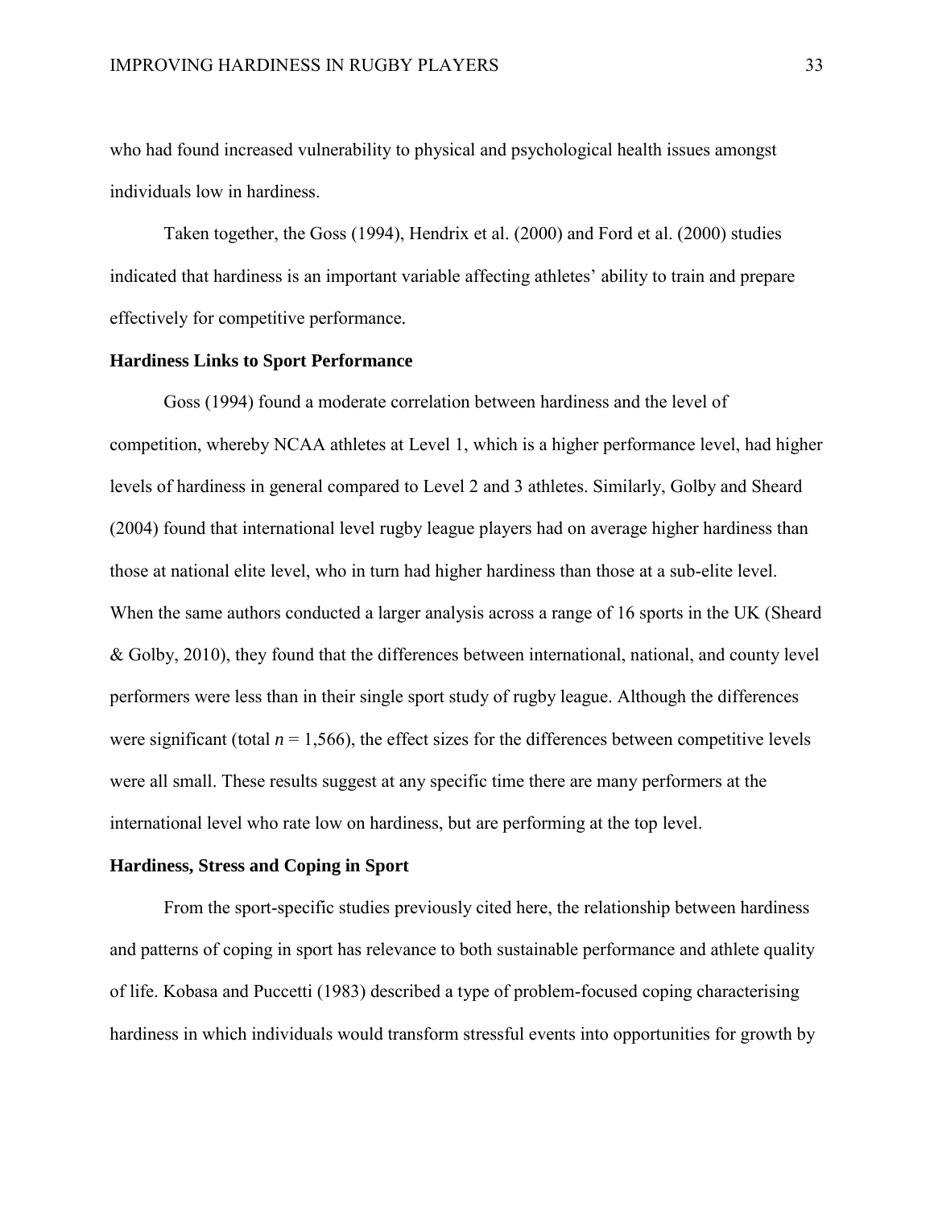who had found increased vulnerability to physical and psychological health issues amongst individuals low in hardiness.

Taken together, the Goss (1994), Hendrix et al. (2000) and Ford et al. (2000) studies indicated that hardiness is an important variable affecting athletes' ability to train and prepare effectively for competitive performance.

## Hardiness Links to Sport Performance

Goss (1994) found a moderate correlation between hardiness and the level of competition, whereby NCAA athletes at Level 1, which is a higher performance level, had higher levels of hardiness in general compared to Level 2 and 3 athletes. Similarly, Golby and Sheard (2004) found that international level rugby league players had on average higher hardiness than those at national elite level, who in turn had higher hardiness than those at a sub-elite level. When the same authors conducted a larger analysis across a range of 16 sports in the UK (Sheard & Golby, 2010), they found that the differences between international, national, and county level performers were less than in their single sport study of rugby league. Although the differences were significant (total $n$ = 1,566), the effect sizes for the differences between competitive levels were all small. These results suggest at any specific time there are many performers at the international level who rate low on hardiness, but are performing at the top level.

## Hardiness, Stress and Coping in Sport

From the sport-specific studies previously cited here, the relationship between hardiness and patterns of coping in sport has relevance to both sustainable performance and athlete quality of life. Kobasa and Puccetti (1983) described a type of problem-focused coping characterising hardiness in which individuals would transform stressful events into opportunities for growth by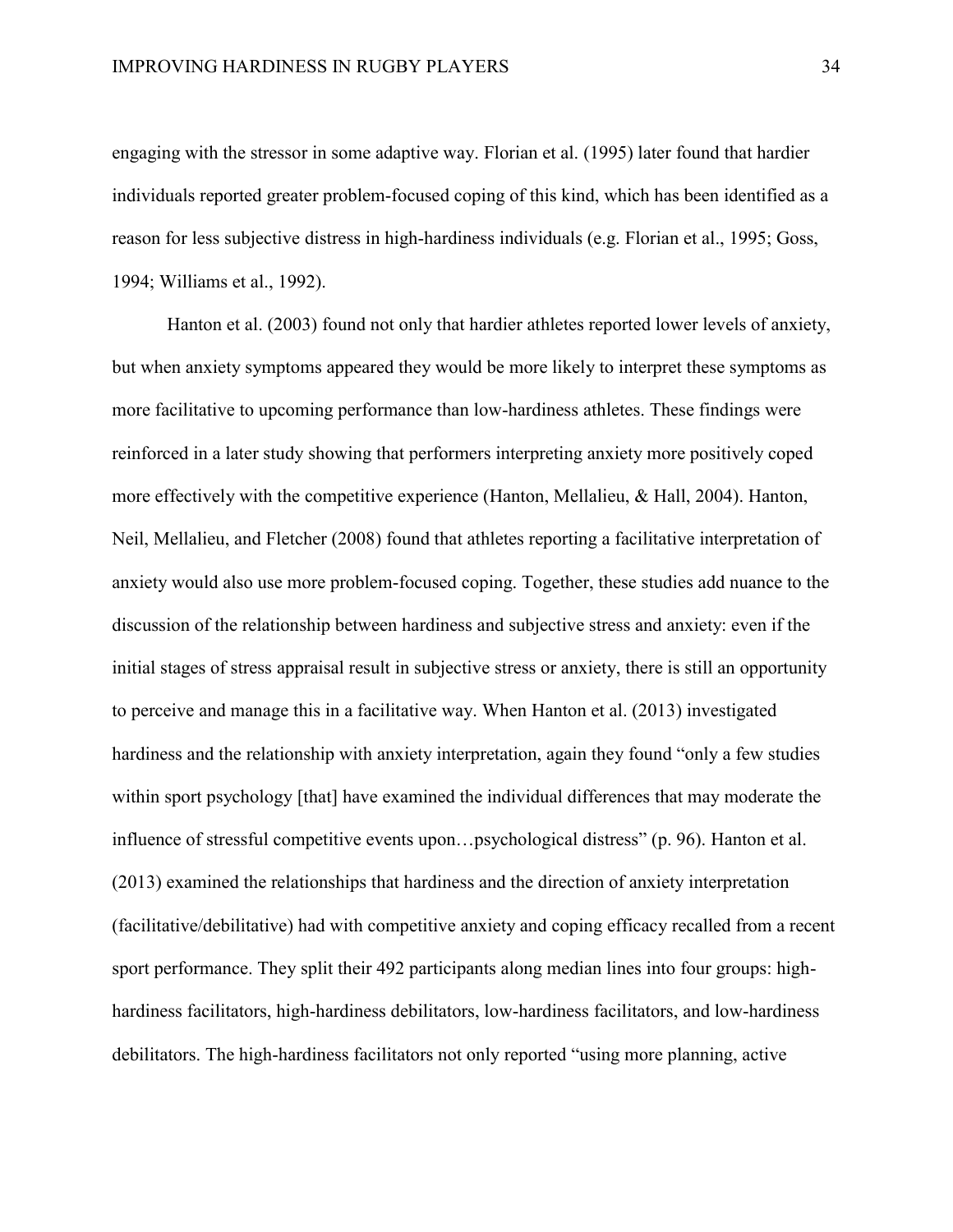engaging with the stressor in some adaptive way. Florian et al. (1995) later found that hardier individuals reported greater problem-focused coping of this kind, which has been identified as a reason for less subjective distress in high-hardiness individuals (e.g. Florian et al., 1995; Goss, 1994; Williams et al., 1992).

Hanton et al. (2003) found not only that hardier athletes reported lower levels of anxiety, but when anxiety symptoms appeared they would be more likely to interpret these symptoms as more facilitative to upcoming performance than low-hardiness athletes. These findings were reinforced in a later study showing that performers interpreting anxiety more positively coped more effectively with the competitive experience (Hanton, Mellalieu, & Hall, 2004). Hanton, Neil, Mellalieu, and Fletcher (2008) found that athletes reporting a facilitative interpretation of anxiety would also use more problem-focused coping. Together, these studies add nuance to the discussion of the relationship between hardiness and subjective stress and anxiety: even if the initial stages of stress appraisal result in subjective stress or anxiety, there is still an opportunity to perceive and manage this in a facilitative way. When Hanton et al. (2013) investigated hardiness and the relationship with anxiety interpretation, again they found "only a few studies within sport psychology [that] have examined the individual differences that may moderate the influence of stressful competitive events upon…psychological distress" (p. 96). Hanton et al. (2013) examined the relationships that hardiness and the direction of anxiety interpretation (facilitative/debilitative) had with competitive anxiety and coping efficacy recalled from a recent sport performance. They split their 492 participants along median lines into four groups: high-hardiness facilitators, high-hardiness debilitators, low-hardiness facilitators, and low-hardiness debilitators. The high-hardiness facilitators not only reported "using more planning, active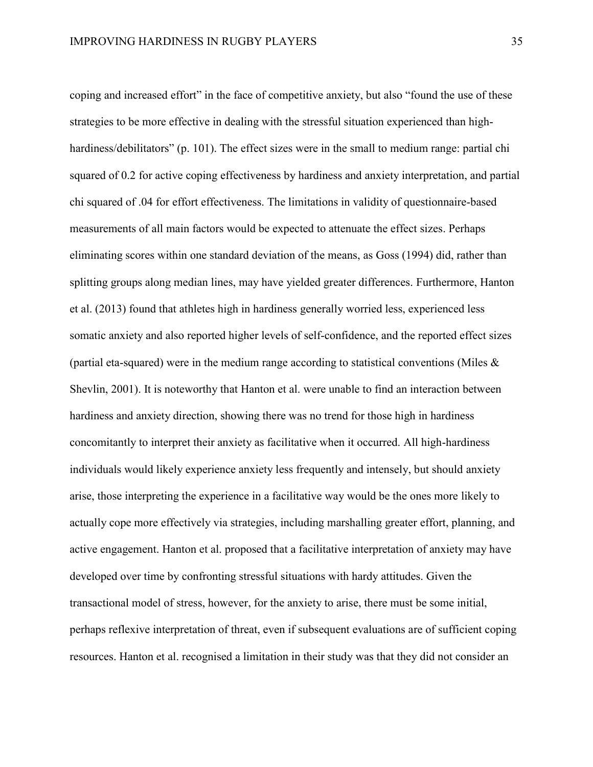coping and increased effort" in the face of competitive anxiety, but also "found the use of these strategies to be more effective in dealing with the stressful situation experienced than high-hardiness/debilitators" (p. 101). The effect sizes were in the small to medium range: partial chi squared of 0.2 for active coping effectiveness by hardiness and anxiety interpretation, and partial chi squared of .04 for effort effectiveness. The limitations in validity of questionnaire-based measurements of all main factors would be expected to attenuate the effect sizes. Perhaps eliminating scores within one standard deviation of the means, as Goss (1994) did, rather than splitting groups along median lines, may have yielded greater differences. Furthermore, Hanton et al. (2013) found that athletes high in hardiness generally worried less, experienced less somatic anxiety and also reported higher levels of self-confidence, and the reported effect sizes (partial eta-squared) were in the medium range according to statistical conventions (Miles & Shevlin, 2001). It is noteworthy that Hanton et al. were unable to find an interaction between hardiness and anxiety direction, showing there was no trend for those high in hardiness concomitantly to interpret their anxiety as facilitative when it occurred. All high-hardiness individuals would likely experience anxiety less frequently and intensely, but should anxiety arise, those interpreting the experience in a facilitative way would be the ones more likely to actually cope more effectively via strategies, including marshalling greater effort, planning, and active engagement. Hanton et al. proposed that a facilitative interpretation of anxiety may have developed over time by confronting stressful situations with hardy attitudes. Given the transactional model of stress, however, for the anxiety to arise, there must be some initial, perhaps reflexive interpretation of threat, even if subsequent evaluations are of sufficient coping resources. Hanton et al. recognised a limitation in their study was that they did not consider an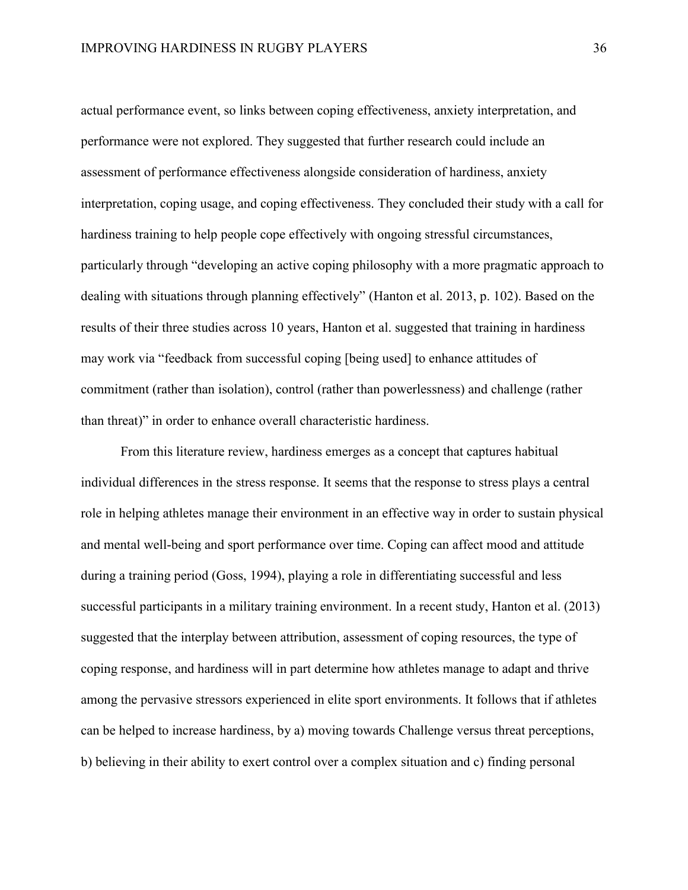actual performance event, so links between coping effectiveness, anxiety interpretation, and performance were not explored. They suggested that further research could include an assessment of performance effectiveness alongside consideration of hardiness, anxiety interpretation, coping usage, and coping effectiveness. They concluded their study with a call for hardiness training to help people cope effectively with ongoing stressful circumstances, particularly through "developing an active coping philosophy with a more pragmatic approach to dealing with situations through planning effectively" (Hanton et al. 2013, p. 102). Based on the results of their three studies across 10 years, Hanton et al. suggested that training in hardiness may work via "feedback from successful coping [being used] to enhance attitudes of commitment (rather than isolation), control (rather than powerlessness) and challenge (rather than threat)" in order to enhance overall characteristic hardiness.

From this literature review, hardiness emerges as a concept that captures habitual individual differences in the stress response. It seems that the response to stress plays a central role in helping athletes manage their environment in an effective way in order to sustain physical and mental well-being and sport performance over time. Coping can affect mood and attitude during a training period (Goss, 1994), playing a role in differentiating successful and less successful participants in a military training environment. In a recent study, Hanton et al. (2013) suggested that the interplay between attribution, assessment of coping resources, the type of coping response, and hardiness will in part determine how athletes manage to adapt and thrive among the pervasive stressors experienced in elite sport environments. It follows that if athletes can be helped to increase hardiness, by a) moving towards Challenge versus threat perceptions, b) believing in their ability to exert control over a complex situation and c) finding personal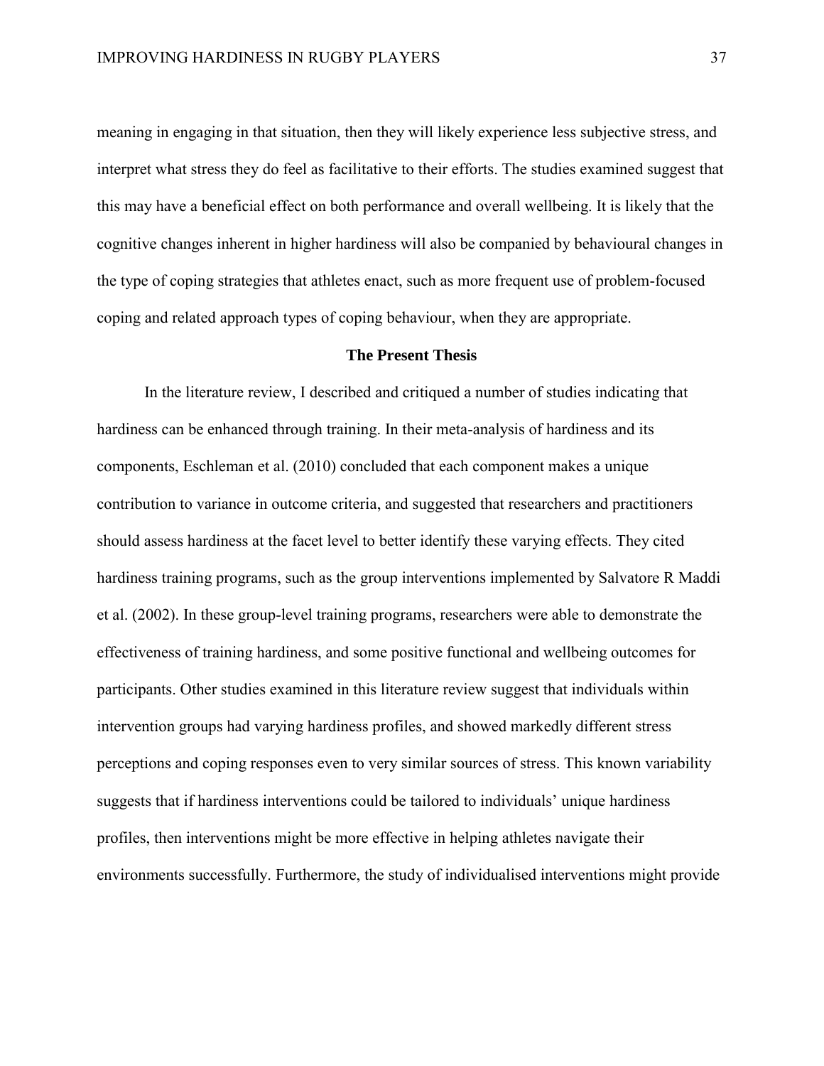meaning in engaging in that situation, then they will likely experience less subjective stress, and interpret what stress they do feel as facilitative to their efforts. The studies examined suggest that this may have a beneficial effect on both performance and overall wellbeing. It is likely that the cognitive changes inherent in higher hardiness will also be companied by behavioural changes in the type of coping strategies that athletes enact, such as more frequent use of problem-focused coping and related approach types of coping behaviour, when they are appropriate.

## The Present Thesis

In the literature review, I described and critiqued a number of studies indicating that hardiness can be enhanced through training. In their meta-analysis of hardiness and its components, Eschleman et al. (2010) concluded that each component makes a unique contribution to variance in outcome criteria, and suggested that researchers and practitioners should assess hardiness at the facet level to better identify these varying effects. They cited hardiness training programs, such as the group interventions implemented by Salvatore R Maddi et al. (2002). In these group-level training programs, researchers were able to demonstrate the effectiveness of training hardiness, and some positive functional and wellbeing outcomes for participants. Other studies examined in this literature review suggest that individuals within intervention groups had varying hardiness profiles, and showed markedly different stress perceptions and coping responses even to very similar sources of stress. This known variability suggests that if hardiness interventions could be tailored to individuals' unique hardiness profiles, then interventions might be more effective in helping athletes navigate their environments successfully. Furthermore, the study of individualised interventions might provide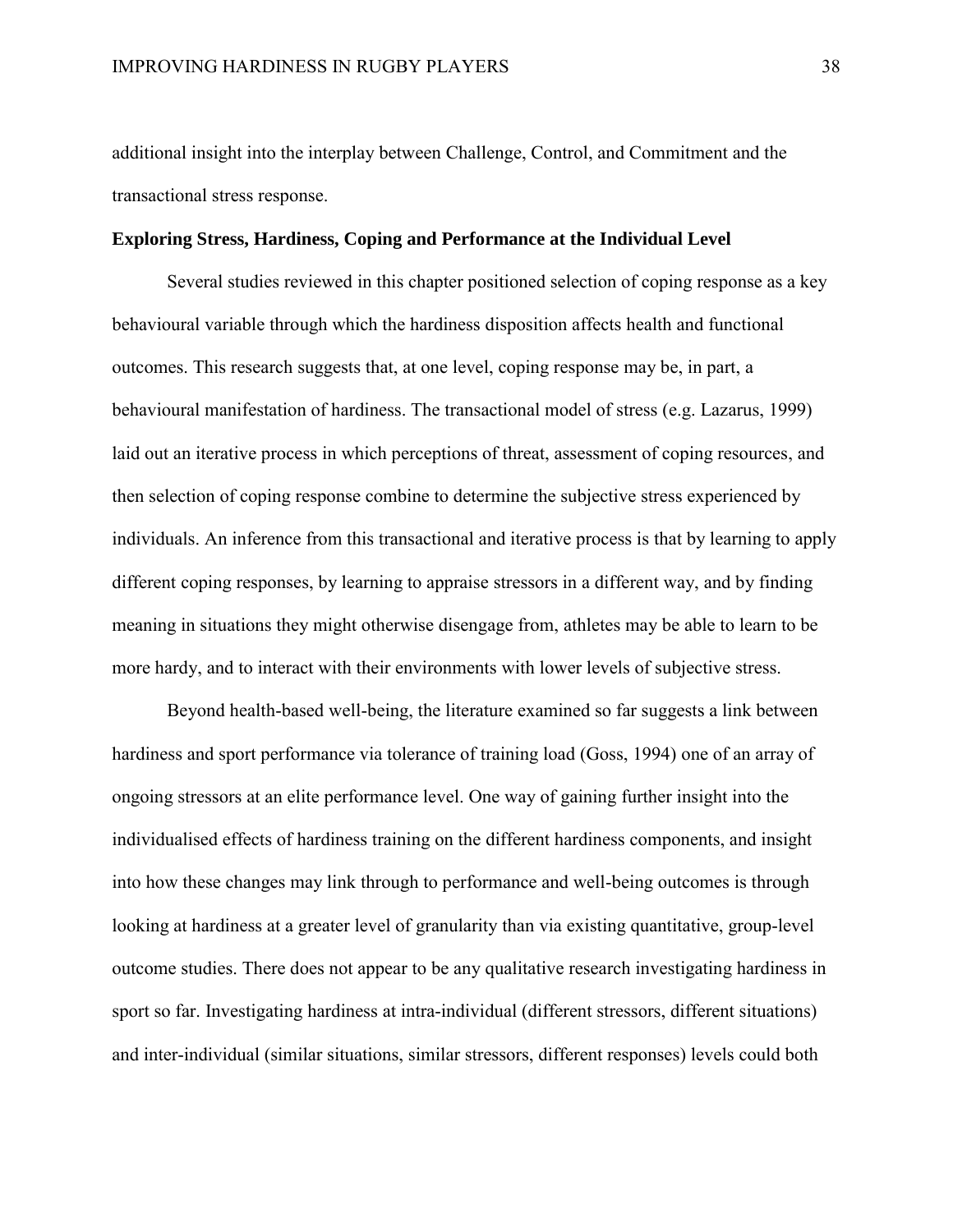additional insight into the interplay between Challenge, Control, and Commitment and the transactional stress response.

### Exploring Stress, Hardiness, Coping and Performance at the Individual Level

Several studies reviewed in this chapter positioned selection of coping response as a key behavioural variable through which the hardiness disposition affects health and functional outcomes. This research suggests that, at one level, coping response may be, in part, a behavioural manifestation of hardiness. The transactional model of stress (e.g. Lazarus, 1999) laid out an iterative process in which perceptions of threat, assessment of coping resources, and then selection of coping response combine to determine the subjective stress experienced by individuals. An inference from this transactional and iterative process is that by learning to apply different coping responses, by learning to appraise stressors in a different way, and by finding meaning in situations they might otherwise disengage from, athletes may be able to learn to be more hardy, and to interact with their environments with lower levels of subjective stress.

Beyond health-based well-being, the literature examined so far suggests a link between hardiness and sport performance via tolerance of training load (Goss, 1994) one of an array of ongoing stressors at an elite performance level. One way of gaining further insight into the individualised effects of hardiness training on the different hardiness components, and insight into how these changes may link through to performance and well-being outcomes is through looking at hardiness at a greater level of granularity than via existing quantitative, group-level outcome studies. There does not appear to be any qualitative research investigating hardiness in sport so far. Investigating hardiness at intra-individual (different stressors, different situations) and inter-individual (similar situations, similar stressors, different responses) levels could both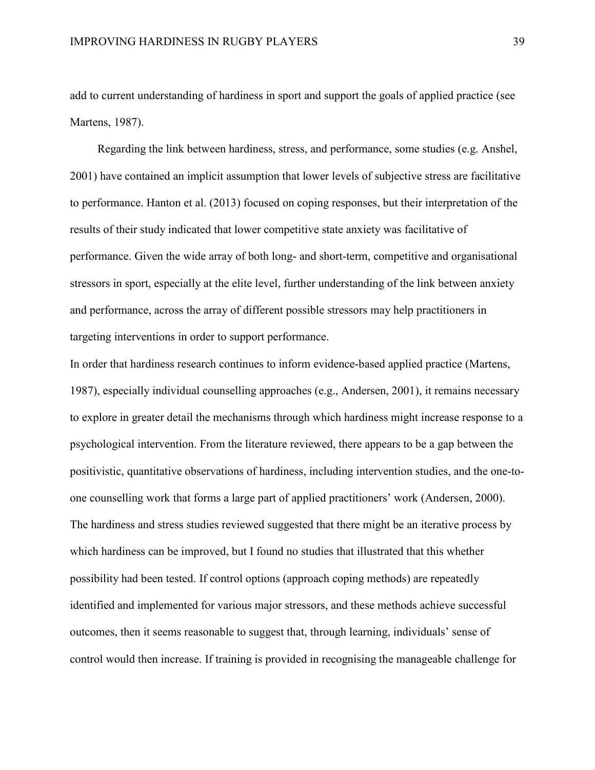add to current understanding of hardiness in sport and support the goals of applied practice (see Martens, 1987).

Regarding the link between hardiness, stress, and performance, some studies (e.g. Anshel, 2001) have contained an implicit assumption that lower levels of subjective stress are facilitative to performance. Hanton et al. (2013) focused on coping responses, but their interpretation of the results of their study indicated that lower competitive state anxiety was facilitative of performance. Given the wide array of both long- and short-term, competitive and organisational stressors in sport, especially at the elite level, further understanding of the link between anxiety and performance, across the array of different possible stressors may help practitioners in targeting interventions in order to support performance.

In order that hardiness research continues to inform evidence-based applied practice (Martens, 1987), especially individual counselling approaches (e.g., Andersen, 2001), it remains necessary to explore in greater detail the mechanisms through which hardiness might increase response to a psychological intervention. From the literature reviewed, there appears to be a gap between the positivistic, quantitative observations of hardiness, including intervention studies, and the one-to-one counselling work that forms a large part of applied practitioners' work (Andersen, 2000). The hardiness and stress studies reviewed suggested that there might be an iterative process by which hardiness can be improved, but I found no studies that illustrated that this whether possibility had been tested. If control options (approach coping methods) are repeatedly identified and implemented for various major stressors, and these methods achieve successful outcomes, then it seems reasonable to suggest that, through learning, individuals' sense of control would then increase. If training is provided in recognising the manageable challenge for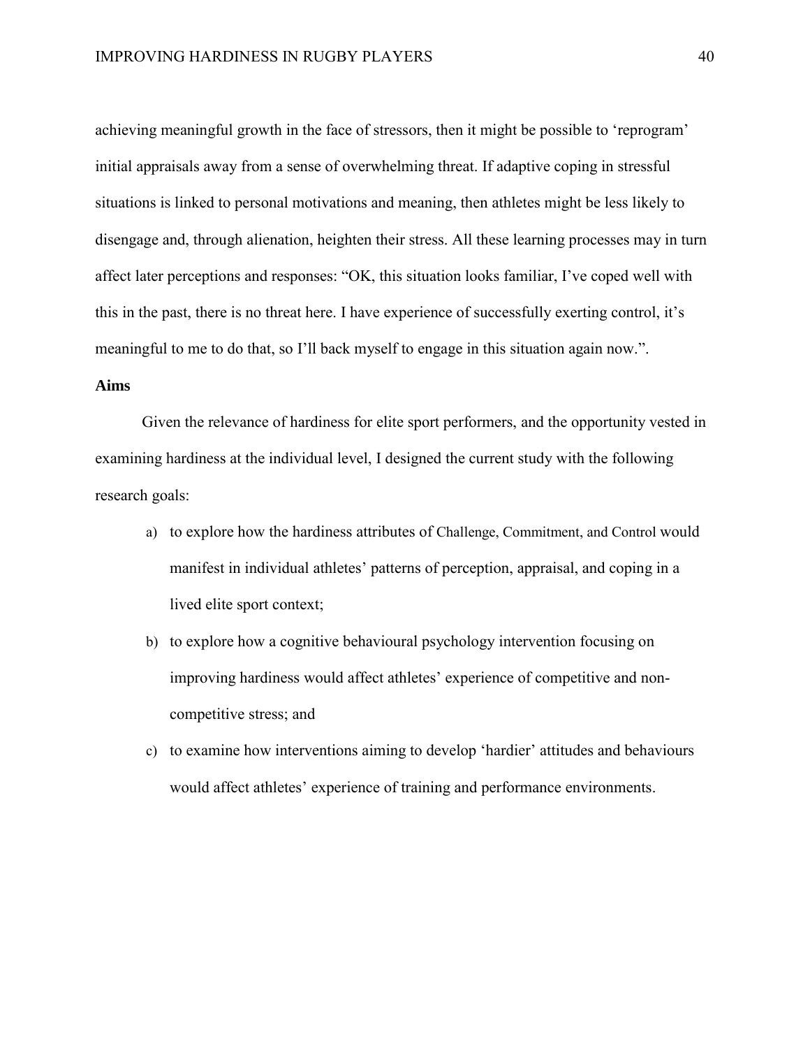achieving meaningful growth in the face of stressors, then it might be possible to 'reprogram' initial appraisals away from a sense of overwhelming threat. If adaptive coping in stressful situations is linked to personal motivations and meaning, then athletes might be less likely to disengage and, through alienation, heighten their stress. All these learning processes may in turn affect later perceptions and responses: "OK, this situation looks familiar, I've coped well with this in the past, there is no threat here. I have experience of successfully exerting control, it's meaningful to me to do that, so I'll back myself to engage in this situation again now.".

**Aims**

Given the relevance of hardiness for elite sport performers, and the opportunity vested in examining hardiness at the individual level, I designed the current study with the following research goals:

a) to explore how the hardiness attributes of Challenge, Commitment, and Control would manifest in individual athletes' patterns of perception, appraisal, and coping in a lived elite sport context;

b) to explore how a cognitive behavioural psychology intervention focusing on improving hardiness would affect athletes' experience of competitive and non-competitive stress; and

c) to examine how interventions aiming to develop 'hardier' attitudes and behaviours would affect athletes' experience of training and performance environments.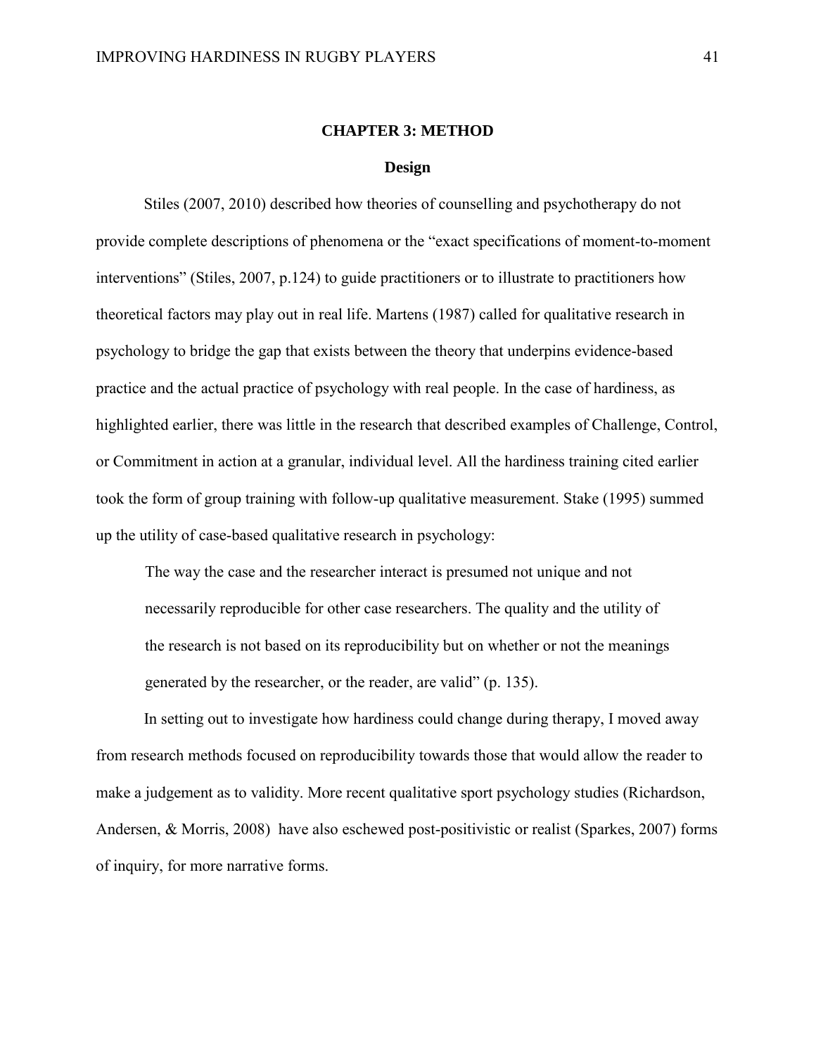# CHAPTER 3: METHOD

## Design

Stiles (2007, 2010) described how theories of counselling and psychotherapy do not provide complete descriptions of phenomena or the "exact specifications of moment-to-moment interventions" (Stiles, 2007, p.124) to guide practitioners or to illustrate to practitioners how theoretical factors may play out in real life. Martens (1987) called for qualitative research in psychology to bridge the gap that exists between the theory that underpins evidence-based practice and the actual practice of psychology with real people. In the case of hardiness, as highlighted earlier, there was little in the research that described examples of Challenge, Control, or Commitment in action at a granular, individual level. All the hardiness training cited earlier took the form of group training with follow-up qualitative measurement. Stake (1995) summed up the utility of case-based qualitative research in psychology:

> The way the case and the researcher interact is presumed not unique and not necessarily reproducible for other case researchers. The quality and the utility of the research is not based on its reproducibility but on whether or not the meanings generated by the researcher, or the reader, are valid" (p. 135).

In setting out to investigate how hardiness could change during therapy, I moved away from research methods focused on reproducibility towards those that would allow the reader to make a judgement as to validity. More recent qualitative sport psychology studies (Richardson, Andersen, & Morris, 2008) have also eschewed post-positivistic or realist (Sparkes, 2007) forms of inquiry, for more narrative forms.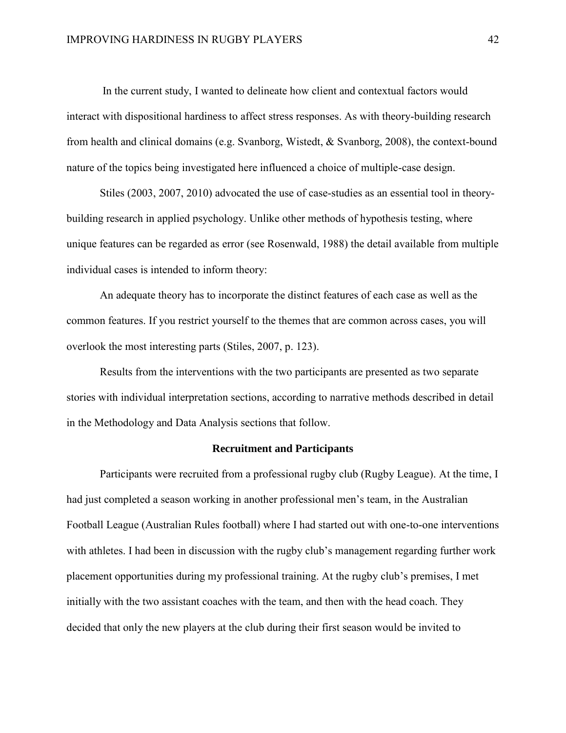In the current study, I wanted to delineate how client and contextual factors would interact with dispositional hardiness to affect stress responses. As with theory-building research from health and clinical domains (e.g. Svanborg, Wistedt, & Svanborg, 2008), the context-bound nature of the topics being investigated here influenced a choice of multiple-case design.

Stiles (2003, 2007, 2010) advocated the use of case-studies as an essential tool in theory-building research in applied psychology. Unlike other methods of hypothesis testing, where unique features can be regarded as error (see Rosenwald, 1988) the detail available from multiple individual cases is intended to inform theory:

> An adequate theory has to incorporate the distinct features of each case as well as the common features. If you restrict yourself to the themes that are common across cases, you will overlook the most interesting parts (Stiles, 2007, p. 123).

Results from the interventions with the two participants are presented as two separate stories with individual interpretation sections, according to narrative methods described in detail in the Methodology and Data Analysis sections that follow.

## Recruitment and Participants

Participants were recruited from a professional rugby club (Rugby League). At the time, I had just completed a season working in another professional men's team, in the Australian Football League (Australian Rules football) where I had started out with one-to-one interventions with athletes. I had been in discussion with the rugby club's management regarding further work placement opportunities during my professional training. At the rugby club's premises, I met initially with the two assistant coaches with the team, and then with the head coach. They decided that only the new players at the club during their first season would be invited to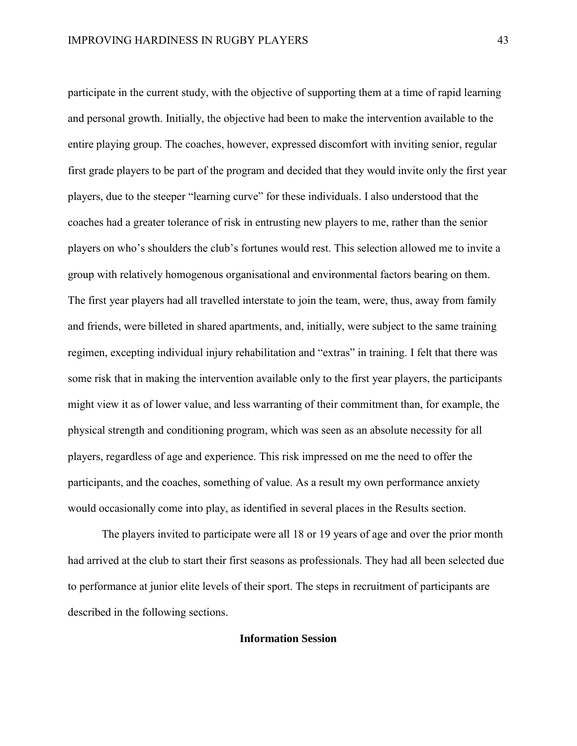participate in the current study, with the objective of supporting them at a time of rapid learning and personal growth. Initially, the objective had been to make the intervention available to the entire playing group. The coaches, however, expressed discomfort with inviting senior, regular first grade players to be part of the program and decided that they would invite only the first year players, due to the steeper "learning curve" for these individuals. I also understood that the coaches had a greater tolerance of risk in entrusting new players to me, rather than the senior players on who's shoulders the club's fortunes would rest. This selection allowed me to invite a group with relatively homogenous organisational and environmental factors bearing on them. The first year players had all travelled interstate to join the team, were, thus, away from family and friends, were billeted in shared apartments, and, initially, were subject to the same training regimen, excepting individual injury rehabilitation and "extras" in training. I felt that there was some risk that in making the intervention available only to the first year players, the participants might view it as of lower value, and less warranting of their commitment than, for example, the physical strength and conditioning program, which was seen as an absolute necessity for all players, regardless of age and experience. This risk impressed on me the need to offer the participants, and the coaches, something of value. As a result my own performance anxiety would occasionally come into play, as identified in several places in the Results section.

The players invited to participate were all 18 or 19 years of age and over the prior month had arrived at the club to start their first seasons as professionals. They had all been selected due to performance at junior elite levels of their sport. The steps in recruitment of participants are described in the following sections.

## Information Session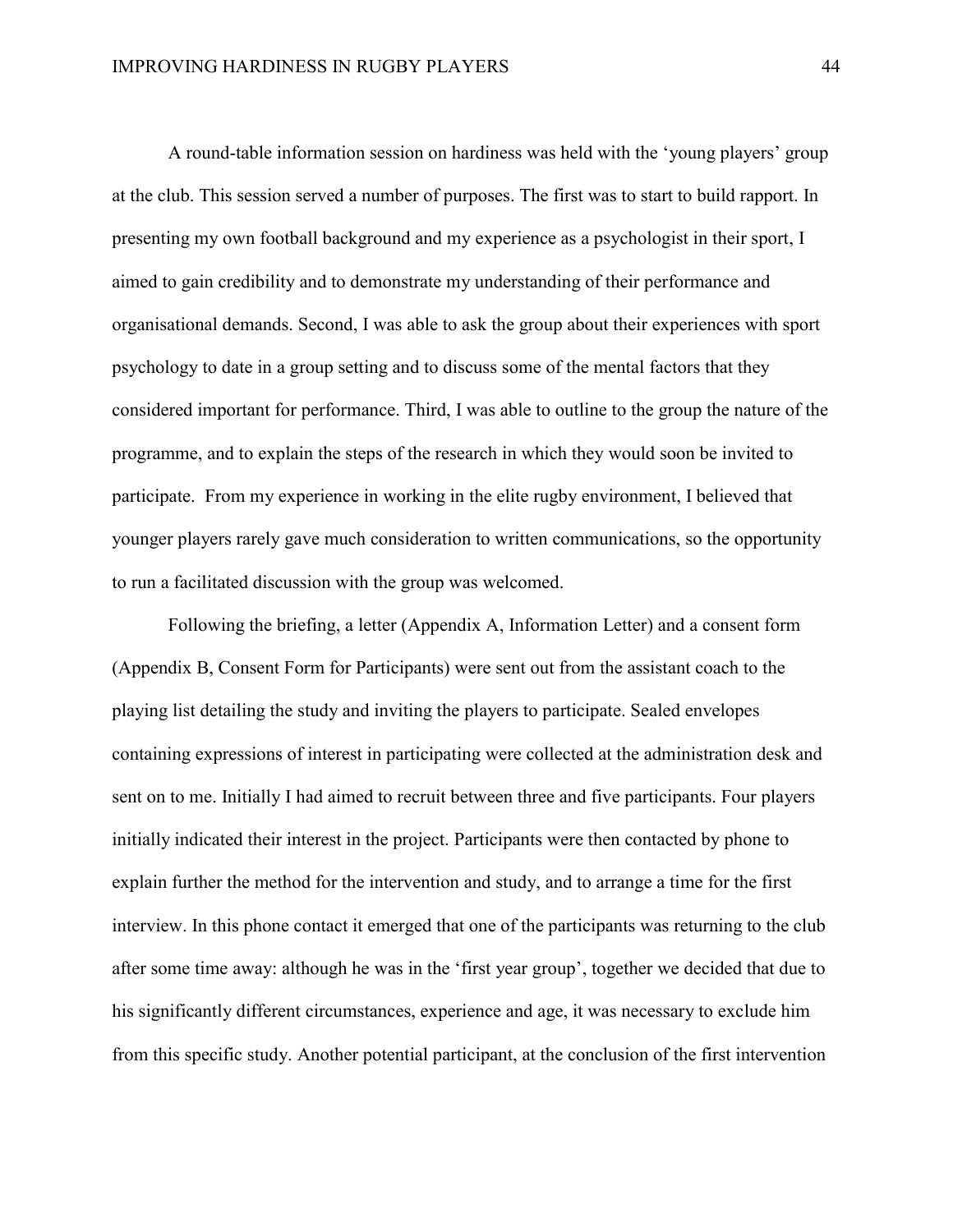A round-table information session on hardiness was held with the 'young players' group at the club. This session served a number of purposes. The first was to start to build rapport. In presenting my own football background and my experience as a psychologist in their sport, I aimed to gain credibility and to demonstrate my understanding of their performance and organisational demands. Second, I was able to ask the group about their experiences with sport psychology to date in a group setting and to discuss some of the mental factors that they considered important for performance. Third, I was able to outline to the group the nature of the programme, and to explain the steps of the research in which they would soon be invited to participate. From my experience in working in the elite rugby environment, I believed that younger players rarely gave much consideration to written communications, so the opportunity to run a facilitated discussion with the group was welcomed.

Following the briefing, a letter (Appendix A, Information Letter) and a consent form (Appendix B, Consent Form for Participants) were sent out from the assistant coach to the playing list detailing the study and inviting the players to participate. Sealed envelopes containing expressions of interest in participating were collected at the administration desk and sent on to me. Initially I had aimed to recruit between three and five participants. Four players initially indicated their interest in the project. Participants were then contacted by phone to explain further the method for the intervention and study, and to arrange a time for the first interview. In this phone contact it emerged that one of the participants was returning to the club after some time away: although he was in the 'first year group', together we decided that due to his significantly different circumstances, experience and age, it was necessary to exclude him from this specific study. Another potential participant, at the conclusion of the first intervention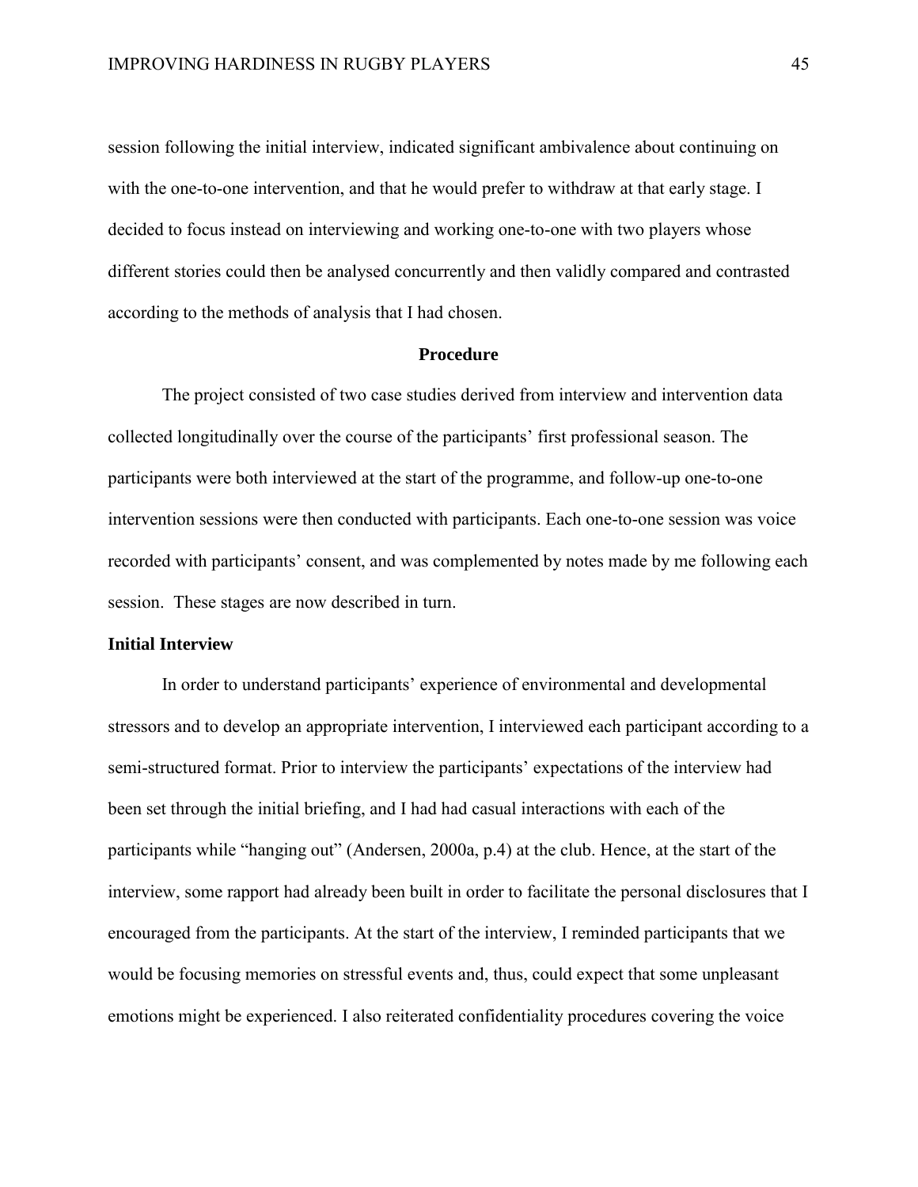session following the initial interview, indicated significant ambivalence about continuing on with the one-to-one intervention, and that he would prefer to withdraw at that early stage. I decided to focus instead on interviewing and working one-to-one with two players whose different stories could then be analysed concurrently and then validly compared and contrasted according to the methods of analysis that I had chosen.

## Procedure

The project consisted of two case studies derived from interview and intervention data collected longitudinally over the course of the participants' first professional season. The participants were both interviewed at the start of the programme, and follow-up one-to-one intervention sessions were then conducted with participants. Each one-to-one session was voice recorded with participants' consent, and was complemented by notes made by me following each session. These stages are now described in turn.

### Initial Interview

In order to understand participants' experience of environmental and developmental stressors and to develop an appropriate intervention, I interviewed each participant according to a semi-structured format. Prior to interview the participants' expectations of the interview had been set through the initial briefing, and I had had casual interactions with each of the participants while "hanging out" (Andersen, 2000a, p.4) at the club. Hence, at the start of the interview, some rapport had already been built in order to facilitate the personal disclosures that I encouraged from the participants. At the start of the interview, I reminded participants that we would be focusing memories on stressful events and, thus, could expect that some unpleasant emotions might be experienced. I also reiterated confidentiality procedures covering the voice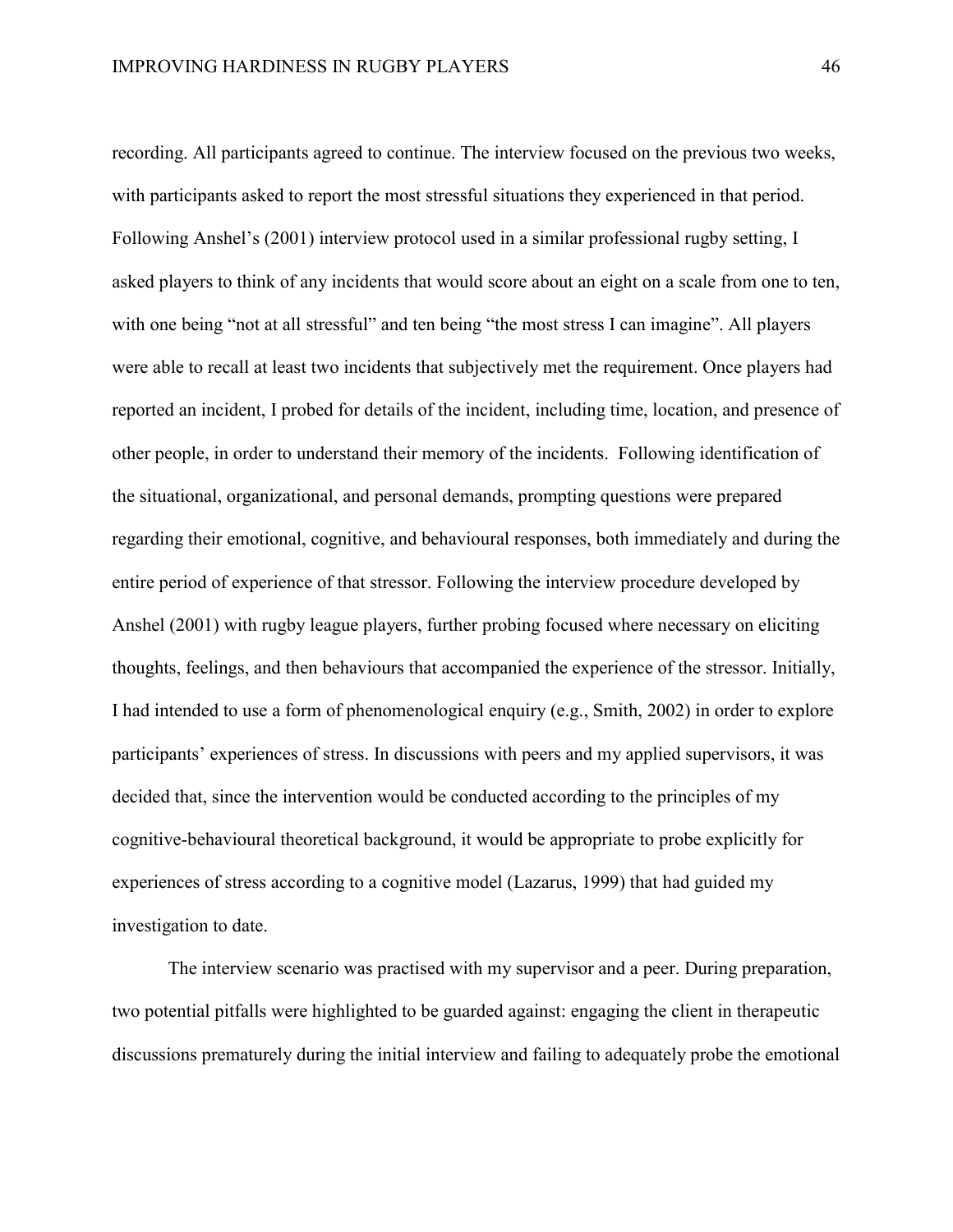recording. All participants agreed to continue. The interview focused on the previous two weeks, with participants asked to report the most stressful situations they experienced in that period. Following Anshel's (2001) interview protocol used in a similar professional rugby setting, I asked players to think of any incidents that would score about an eight on a scale from one to ten, with one being "not at all stressful" and ten being "the most stress I can imagine". All players were able to recall at least two incidents that subjectively met the requirement. Once players had reported an incident, I probed for details of the incident, including time, location, and presence of other people, in order to understand their memory of the incidents. Following identification of the situational, organizational, and personal demands, prompting questions were prepared regarding their emotional, cognitive, and behavioural responses, both immediately and during the entire period of experience of that stressor. Following the interview procedure developed by Anshel (2001) with rugby league players, further probing focused where necessary on eliciting thoughts, feelings, and then behaviours that accompanied the experience of the stressor. Initially, I had intended to use a form of phenomenological enquiry (e.g., Smith, 2002) in order to explore participants' experiences of stress. In discussions with peers and my applied supervisors, it was decided that, since the intervention would be conducted according to the principles of my cognitive-behavioural theoretical background, it would be appropriate to probe explicitly for experiences of stress according to a cognitive model (Lazarus, 1999) that had guided my investigation to date.

The interview scenario was practised with my supervisor and a peer. During preparation, two potential pitfalls were highlighted to be guarded against: engaging the client in therapeutic discussions prematurely during the initial interview and failing to adequately probe the emotional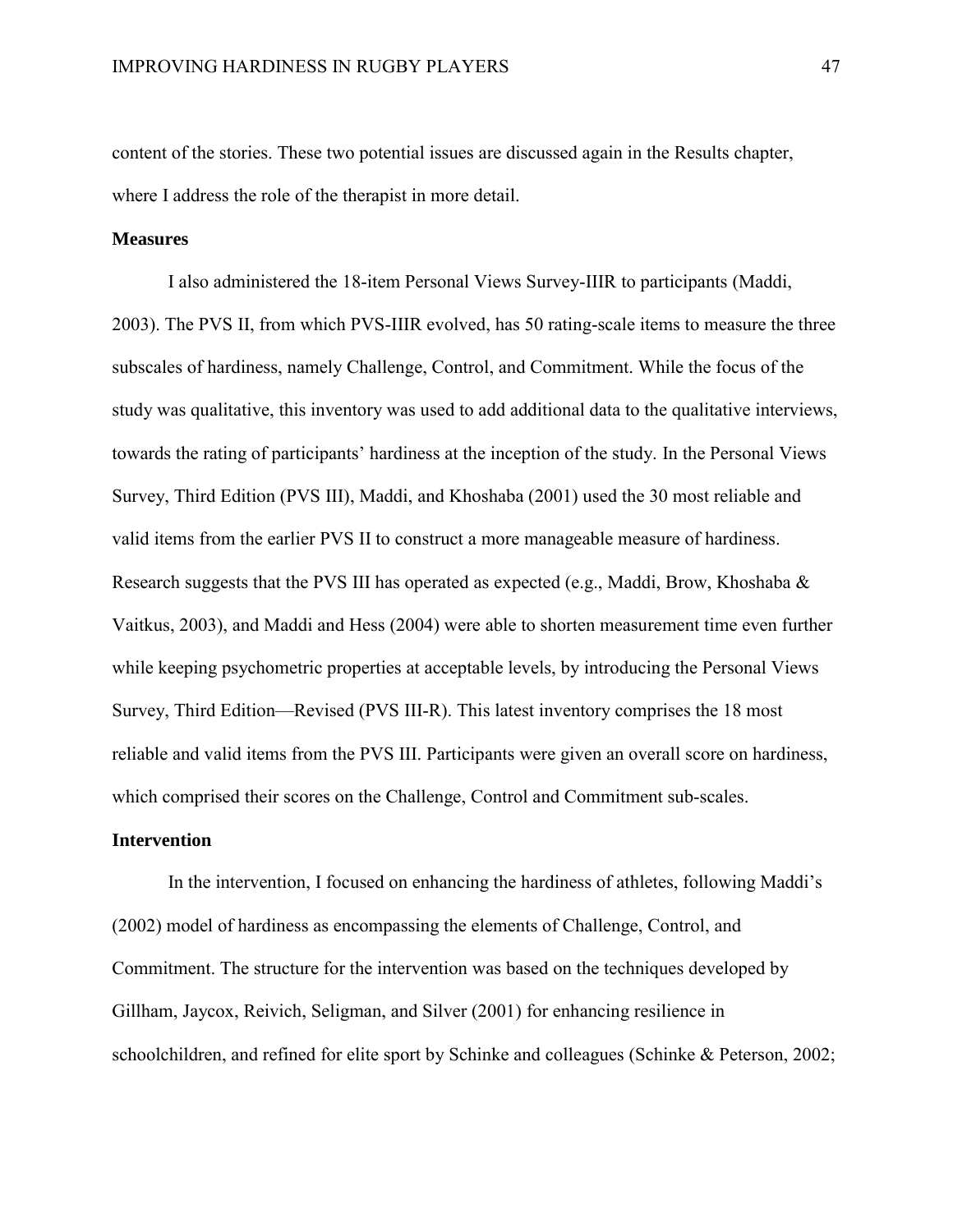content of the stories. These two potential issues are discussed again in the Results chapter, where I address the role of the therapist in more detail.

## Measures

I also administered the 18-item Personal Views Survey-IIIR to participants (Maddi, 2003). The PVS II, from which PVS-IIIR evolved, has 50 rating-scale items to measure the three subscales of hardiness, namely Challenge, Control, and Commitment. While the focus of the study was qualitative, this inventory was used to add additional data to the qualitative interviews, towards the rating of participants' hardiness at the inception of the study. In the Personal Views Survey, Third Edition (PVS III), Maddi, and Khoshaba (2001) used the 30 most reliable and valid items from the earlier PVS II to construct a more manageable measure of hardiness. Research suggests that the PVS III has operated as expected (e.g., Maddi, Brow, Khoshaba & Vaitkus, 2003), and Maddi and Hess (2004) were able to shorten measurement time even further while keeping psychometric properties at acceptable levels, by introducing the Personal Views Survey, Third Edition—Revised (PVS III-R). This latest inventory comprises the 18 most reliable and valid items from the PVS III. Participants were given an overall score on hardiness, which comprised their scores on the Challenge, Control and Commitment sub-scales.

## Intervention

In the intervention, I focused on enhancing the hardiness of athletes, following Maddi's (2002) model of hardiness as encompassing the elements of Challenge, Control, and Commitment. The structure for the intervention was based on the techniques developed by Gillham, Jaycox, Reivich, Seligman, and Silver (2001) for enhancing resilience in schoolchildren, and refined for elite sport by Schinke and colleagues (Schinke & Peterson, 2002;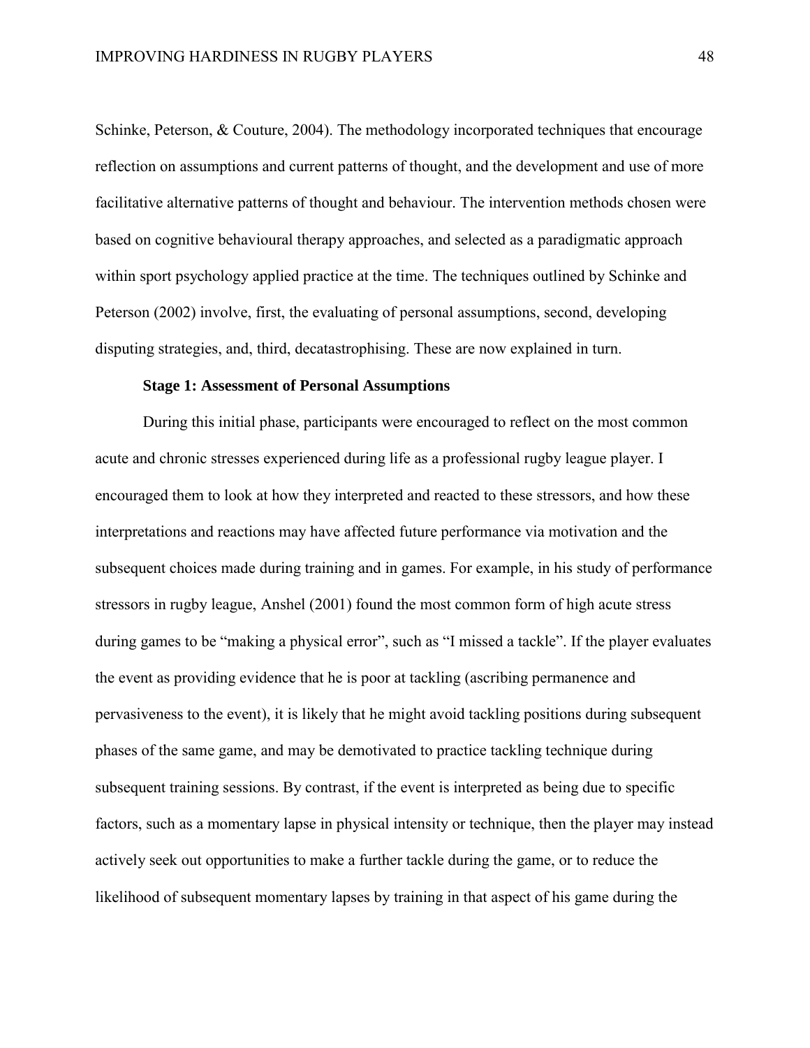Schinke, Peterson, & Couture, 2004). The methodology incorporated techniques that encourage reflection on assumptions and current patterns of thought, and the development and use of more facilitative alternative patterns of thought and behaviour. The intervention methods chosen were based on cognitive behavioural therapy approaches, and selected as a paradigmatic approach within sport psychology applied practice at the time. The techniques outlined by Schinke and Peterson (2002) involve, first, the evaluating of personal assumptions, second, developing disputing strategies, and, third, decatastrophising. These are now explained in turn.

**Stage 1: Assessment of Personal Assumptions**

During this initial phase, participants were encouraged to reflect on the most common acute and chronic stresses experienced during life as a professional rugby league player. I encouraged them to look at how they interpreted and reacted to these stressors, and how these interpretations and reactions may have affected future performance via motivation and the subsequent choices made during training and in games. For example, in his study of performance stressors in rugby league, Anshel (2001) found the most common form of high acute stress during games to be "making a physical error", such as "I missed a tackle". If the player evaluates the event as providing evidence that he is poor at tackling (ascribing permanence and pervasiveness to the event), it is likely that he might avoid tackling positions during subsequent phases of the same game, and may be demotivated to practice tackling technique during subsequent training sessions. By contrast, if the event is interpreted as being due to specific factors, such as a momentary lapse in physical intensity or technique, then the player may instead actively seek out opportunities to make a further tackle during the game, or to reduce the likelihood of subsequent momentary lapses by training in that aspect of his game during the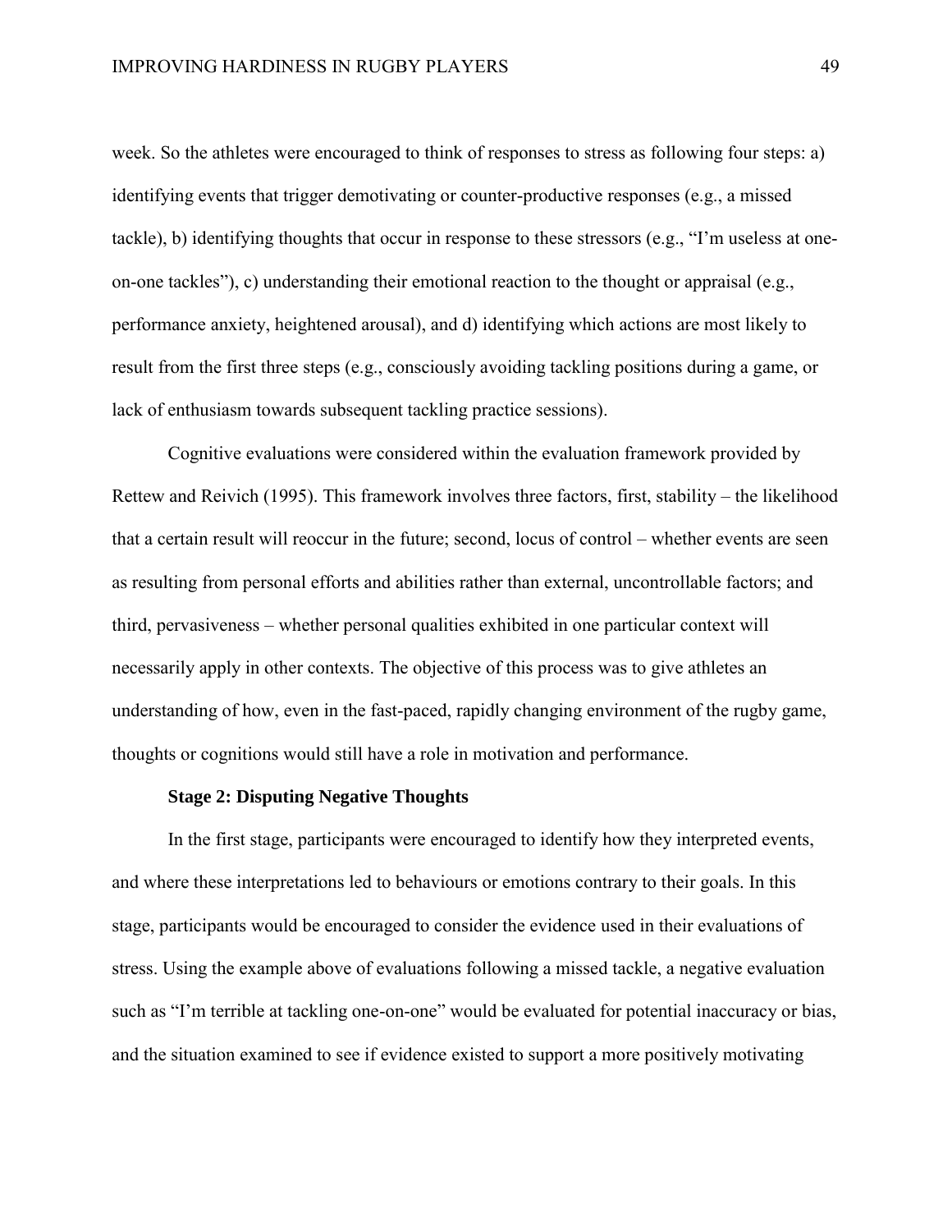week. So the athletes were encouraged to think of responses to stress as following four steps: a) identifying events that trigger demotivating or counter-productive responses (e.g., a missed tackle), b) identifying thoughts that occur in response to these stressors (e.g., "I'm useless at one-on-one tackles"), c) understanding their emotional reaction to the thought or appraisal (e.g., performance anxiety, heightened arousal), and d) identifying which actions are most likely to result from the first three steps (e.g., consciously avoiding tackling positions during a game, or lack of enthusiasm towards subsequent tackling practice sessions).

Cognitive evaluations were considered within the evaluation framework provided by Rettew and Reivich (1995). This framework involves three factors, first, stability – the likelihood that a certain result will reoccur in the future; second, locus of control – whether events are seen as resulting from personal efforts and abilities rather than external, uncontrollable factors; and third, pervasiveness – whether personal qualities exhibited in one particular context will necessarily apply in other contexts. The objective of this process was to give athletes an understanding of how, even in the fast-paced, rapidly changing environment of the rugby game, thoughts or cognitions would still have a role in motivation and performance.

### Stage 2: Disputing Negative Thoughts

In the first stage, participants were encouraged to identify how they interpreted events, and where these interpretations led to behaviours or emotions contrary to their goals. In this stage, participants would be encouraged to consider the evidence used in their evaluations of stress. Using the example above of evaluations following a missed tackle, a negative evaluation such as "I'm terrible at tackling one-on-one" would be evaluated for potential inaccuracy or bias, and the situation examined to see if evidence existed to support a more positively motivating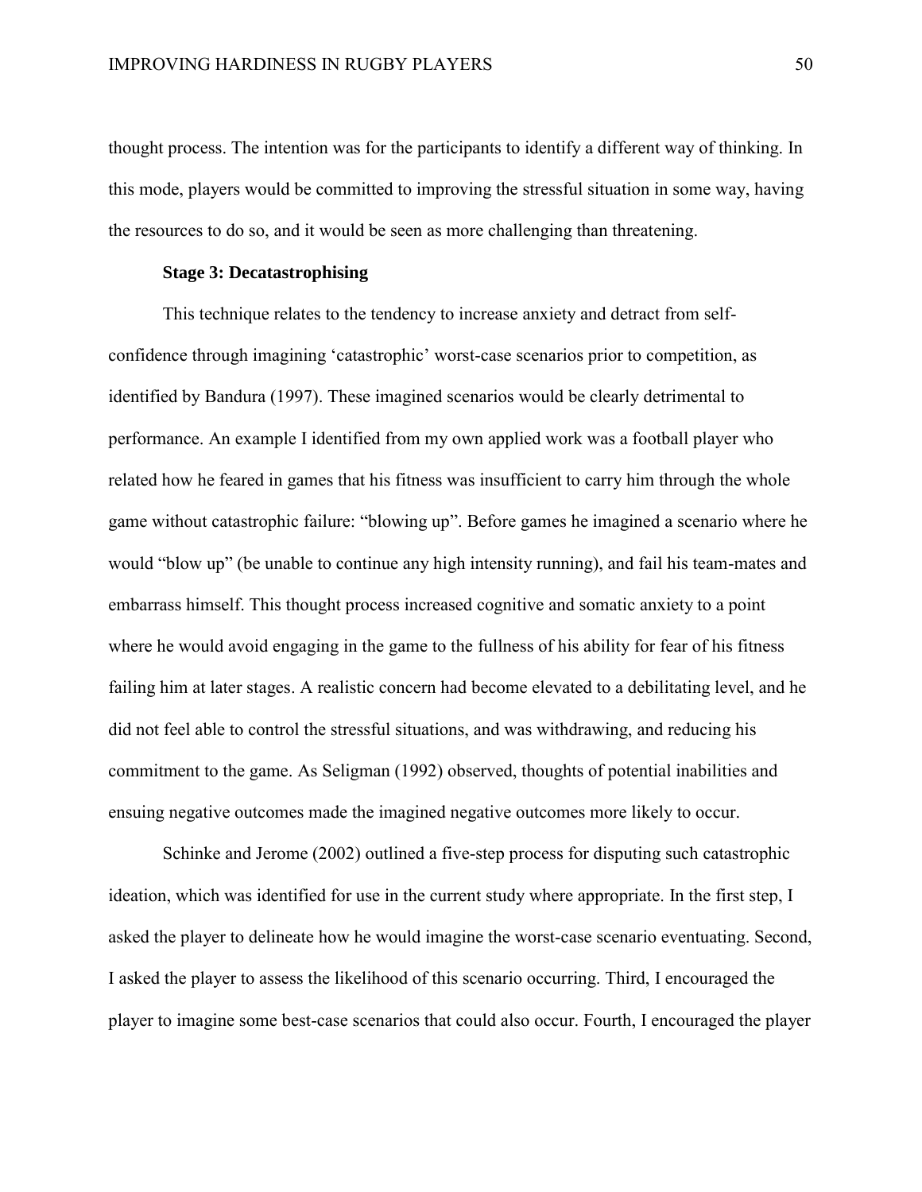thought process. The intention was for the participants to identify a different way of thinking. In this mode, players would be committed to improving the stressful situation in some way, having the resources to do so, and it would be seen as more challenging than threatening.

### Stage 3: Decatastrophising

This technique relates to the tendency to increase anxiety and detract from self-confidence through imagining 'catastrophic' worst-case scenarios prior to competition, as identified by Bandura (1997). These imagined scenarios would be clearly detrimental to performance. An example I identified from my own applied work was a football player who related how he feared in games that his fitness was insufficient to carry him through the whole game without catastrophic failure: "blowing up". Before games he imagined a scenario where he would "blow up" (be unable to continue any high intensity running), and fail his team-mates and embarrass himself. This thought process increased cognitive and somatic anxiety to a point where he would avoid engaging in the game to the fullness of his ability for fear of his fitness failing him at later stages. A realistic concern had become elevated to a debilitating level, and he did not feel able to control the stressful situations, and was withdrawing, and reducing his commitment to the game. As Seligman (1992) observed, thoughts of potential inabilities and ensuing negative outcomes made the imagined negative outcomes more likely to occur.

Schinke and Jerome (2002) outlined a five-step process for disputing such catastrophic ideation, which was identified for use in the current study where appropriate. In the first step, I asked the player to delineate how he would imagine the worst-case scenario eventuating. Second, I asked the player to assess the likelihood of this scenario occurring. Third, I encouraged the player to imagine some best-case scenarios that could also occur. Fourth, I encouraged the player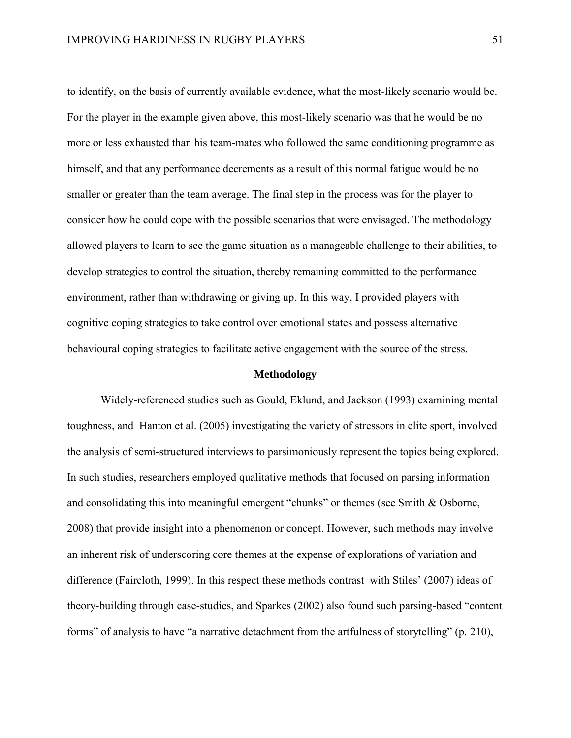to identify, on the basis of currently available evidence, what the most-likely scenario would be. For the player in the example given above, this most-likely scenario was that he would be no more or less exhausted than his team-mates who followed the same conditioning programme as himself, and that any performance decrements as a result of this normal fatigue would be no smaller or greater than the team average. The final step in the process was for the player to consider how he could cope with the possible scenarios that were envisaged. The methodology allowed players to learn to see the game situation as a manageable challenge to their abilities, to develop strategies to control the situation, thereby remaining committed to the performance environment, rather than withdrawing or giving up. In this way, I provided players with cognitive coping strategies to take control over emotional states and possess alternative behavioural coping strategies to facilitate active engagement with the source of the stress.

## Methodology

Widely-referenced studies such as Gould, Eklund, and Jackson (1993) examining mental toughness, and Hanton et al. (2005) investigating the variety of stressors in elite sport, involved the analysis of semi-structured interviews to parsimoniously represent the topics being explored. In such studies, researchers employed qualitative methods that focused on parsing information and consolidating this into meaningful emergent "chunks" or themes (see Smith & Osborne, 2008) that provide insight into a phenomenon or concept. However, such methods may involve an inherent risk of underscoring core themes at the expense of explorations of variation and difference (Faircloth, 1999). In this respect these methods contrast with Stiles' (2007) ideas of theory-building through case-studies, and Sparkes (2002) also found such parsing-based "content forms" of analysis to have "a narrative detachment from the artfulness of storytelling" (p. 210),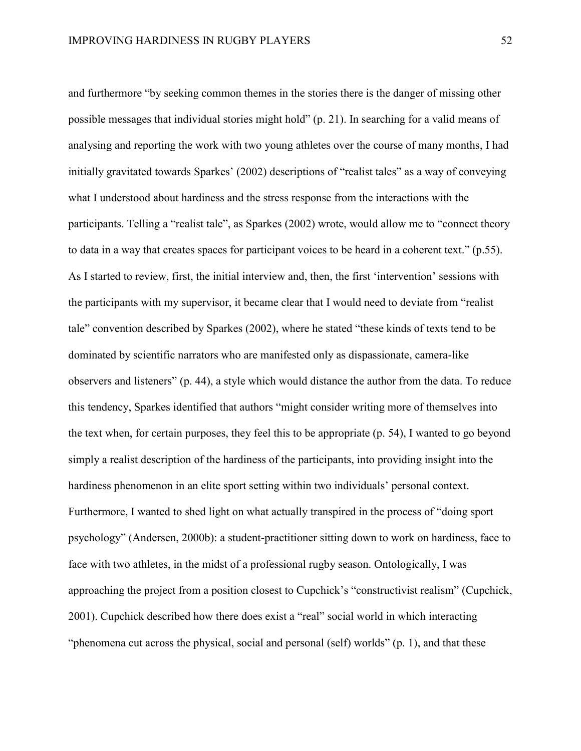and furthermore "by seeking common themes in the stories there is the danger of missing other possible messages that individual stories might hold" (p. 21). In searching for a valid means of analysing and reporting the work with two young athletes over the course of many months, I had initially gravitated towards Sparkes' (2002) descriptions of "realist tales" as a way of conveying what I understood about hardiness and the stress response from the interactions with the participants. Telling a "realist tale", as Sparkes (2002) wrote, would allow me to "connect theory to data in a way that creates spaces for participant voices to be heard in a coherent text." (p.55). As I started to review, first, the initial interview and, then, the first 'intervention' sessions with the participants with my supervisor, it became clear that I would need to deviate from "realist tale" convention described by Sparkes (2002), where he stated "these kinds of texts tend to be dominated by scientific narrators who are manifested only as dispassionate, camera-like observers and listeners" (p. 44), a style which would distance the author from the data. To reduce this tendency, Sparkes identified that authors "might consider writing more of themselves into the text when, for certain purposes, they feel this to be appropriate (p. 54), I wanted to go beyond simply a realist description of the hardiness of the participants, into providing insight into the hardiness phenomenon in an elite sport setting within two individuals' personal context. Furthermore, I wanted to shed light on what actually transpired in the process of "doing sport psychology" (Andersen, 2000b): a student-practitioner sitting down to work on hardiness, face to face with two athletes, in the midst of a professional rugby season. Ontologically, I was approaching the project from a position closest to Cupchick's "constructivist realism" (Cupchick, 2001). Cupchick described how there does exist a "real" social world in which interacting "phenomena cut across the physical, social and personal (self) worlds" (p. 1), and that these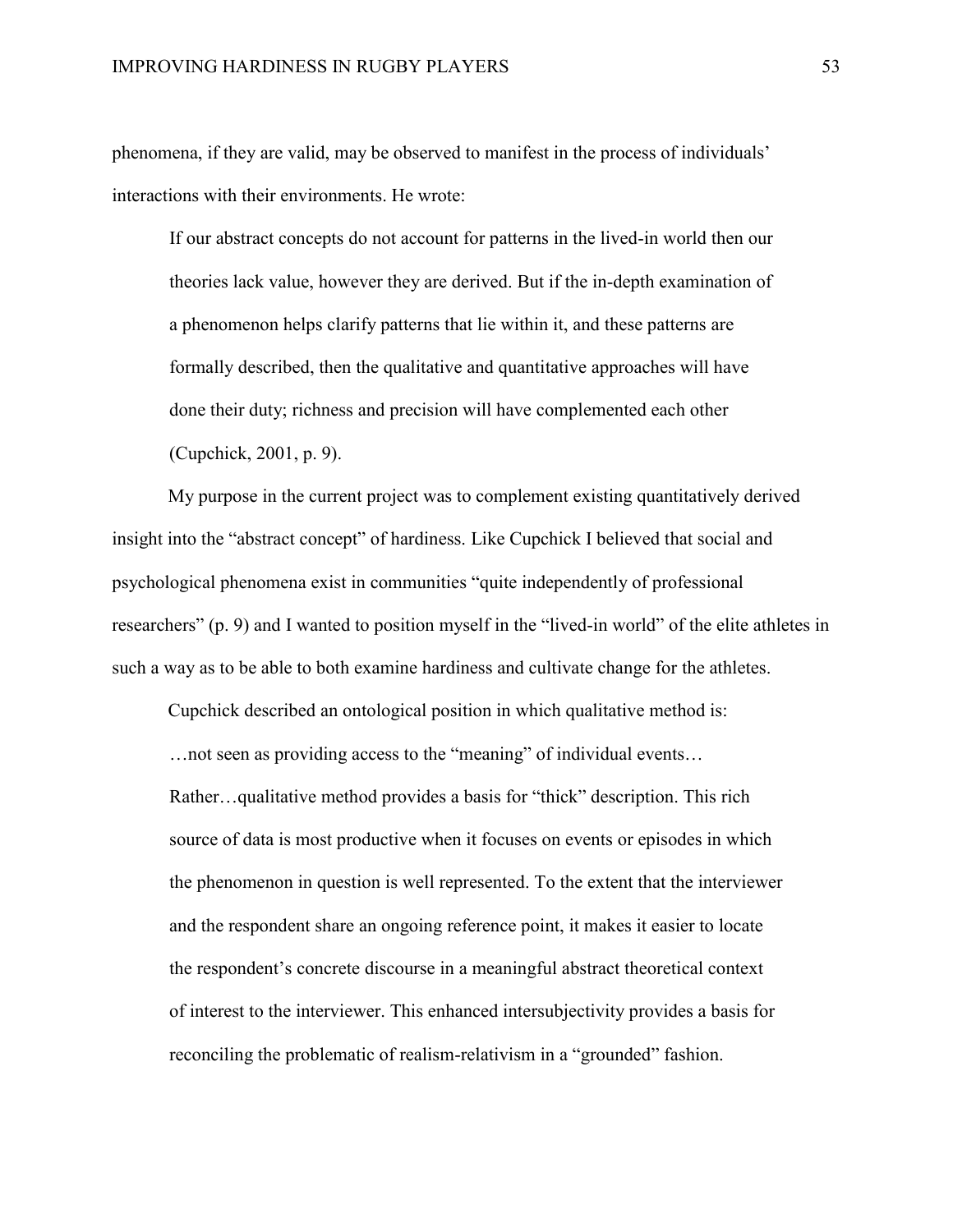phenomena, if they are valid, may be observed to manifest in the process of individuals' interactions with their environments. He wrote:

> If our abstract concepts do not account for patterns in the lived-in world then our theories lack value, however they are derived. But if the in-depth examination of a phenomenon helps clarify patterns that lie within it, and these patterns are formally described, then the qualitative and quantitative approaches will have done their duty; richness and precision will have complemented each other (Cupchick, 2001, p. 9).

My purpose in the current project was to complement existing quantitatively derived insight into the "abstract concept" of hardiness. Like Cupchick I believed that social and psychological phenomena exist in communities "quite independently of professional researchers" (p. 9) and I wanted to position myself in the "lived-in world" of the elite athletes in such a way as to be able to both examine hardiness and cultivate change for the athletes.

Cupchick described an ontological position in which qualitative method is:

> …not seen as providing access to the "meaning" of individual events… Rather…qualitative method provides a basis for "thick" description. This rich source of data is most productive when it focuses on events or episodes in which the phenomenon in question is well represented. To the extent that the interviewer and the respondent share an ongoing reference point, it makes it easier to locate the respondent's concrete discourse in a meaningful abstract theoretical context of interest to the interviewer. This enhanced intersubjectivity provides a basis for reconciling the problematic of realism-relativism in a "grounded" fashion.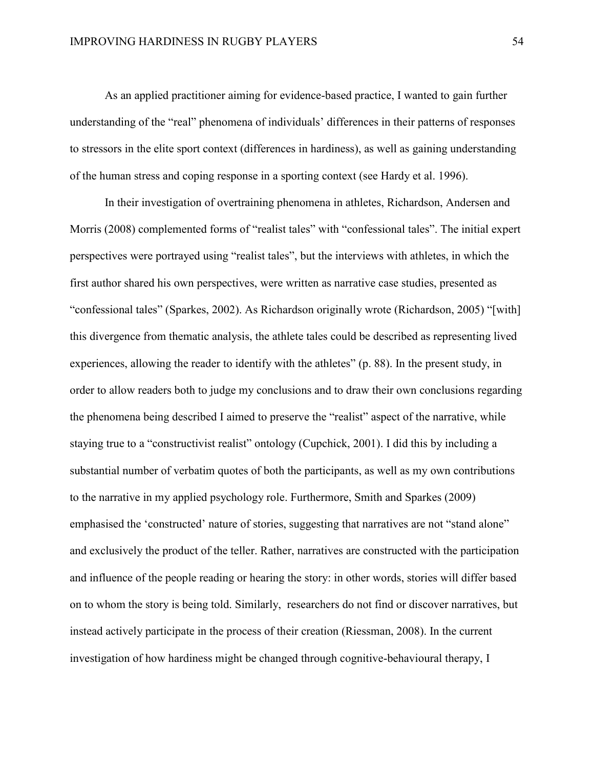As an applied practitioner aiming for evidence-based practice, I wanted to gain further understanding of the "real" phenomena of individuals' differences in their patterns of responses to stressors in the elite sport context (differences in hardiness), as well as gaining understanding of the human stress and coping response in a sporting context (see Hardy et al. 1996).

In their investigation of overtraining phenomena in athletes, Richardson, Andersen and Morris (2008) complemented forms of "realist tales" with "confessional tales". The initial expert perspectives were portrayed using "realist tales", but the interviews with athletes, in which the first author shared his own perspectives, were written as narrative case studies, presented as "confessional tales" (Sparkes, 2002). As Richardson originally wrote (Richardson, 2005) "[with] this divergence from thematic analysis, the athlete tales could be described as representing lived experiences, allowing the reader to identify with the athletes" (p. 88). In the present study, in order to allow readers both to judge my conclusions and to draw their own conclusions regarding the phenomena being described I aimed to preserve the "realist" aspect of the narrative, while staying true to a "constructivist realist" ontology (Cupchick, 2001). I did this by including a substantial number of verbatim quotes of both the participants, as well as my own contributions to the narrative in my applied psychology role. Furthermore, Smith and Sparkes (2009) emphasised the 'constructed' nature of stories, suggesting that narratives are not "stand alone" and exclusively the product of the teller. Rather, narratives are constructed with the participation and influence of the people reading or hearing the story: in other words, stories will differ based on to whom the story is being told. Similarly, researchers do not find or discover narratives, but instead actively participate in the process of their creation (Riessman, 2008). In the current investigation of how hardiness might be changed through cognitive-behavioural therapy, I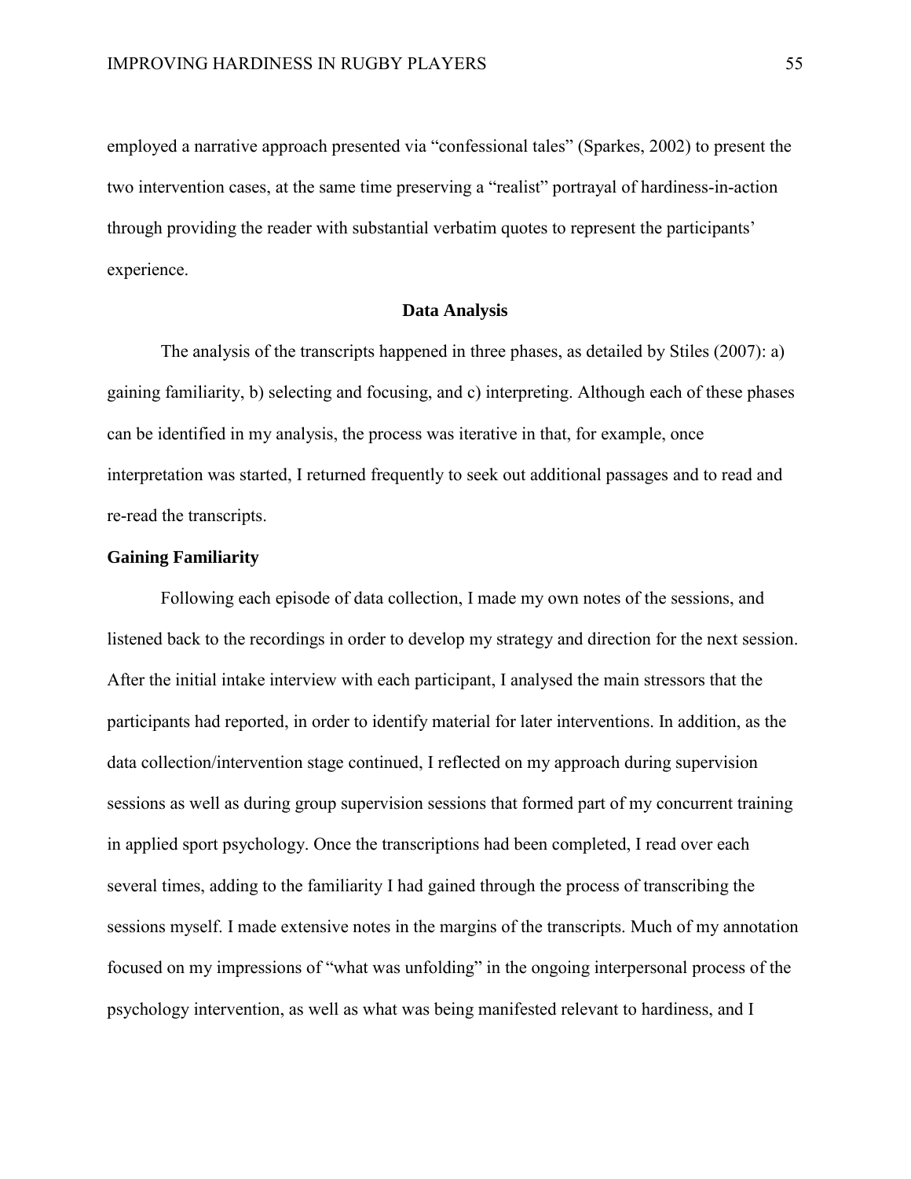employed a narrative approach presented via “confessional tales” (Sparkes, 2002) to present the two intervention cases, at the same time preserving a “realist” portrayal of hardiness-in-action through providing the reader with substantial verbatim quotes to represent the participants’ experience.

## Data Analysis

The analysis of the transcripts happened in three phases, as detailed by Stiles (2007): a) gaining familiarity, b) selecting and focusing, and c) interpreting. Although each of these phases can be identified in my analysis, the process was iterative in that, for example, once interpretation was started, I returned frequently to seek out additional passages and to read and re-read the transcripts.

### Gaining Familiarity

Following each episode of data collection, I made my own notes of the sessions, and listened back to the recordings in order to develop my strategy and direction for the next session. After the initial intake interview with each participant, I analysed the main stressors that the participants had reported, in order to identify material for later interventions. In addition, as the data collection/intervention stage continued, I reflected on my approach during supervision sessions as well as during group supervision sessions that formed part of my concurrent training in applied sport psychology. Once the transcriptions had been completed, I read over each several times, adding to the familiarity I had gained through the process of transcribing the sessions myself. I made extensive notes in the margins of the transcripts. Much of my annotation focused on my impressions of “what was unfolding” in the ongoing interpersonal process of the psychology intervention, as well as what was being manifested relevant to hardiness, and I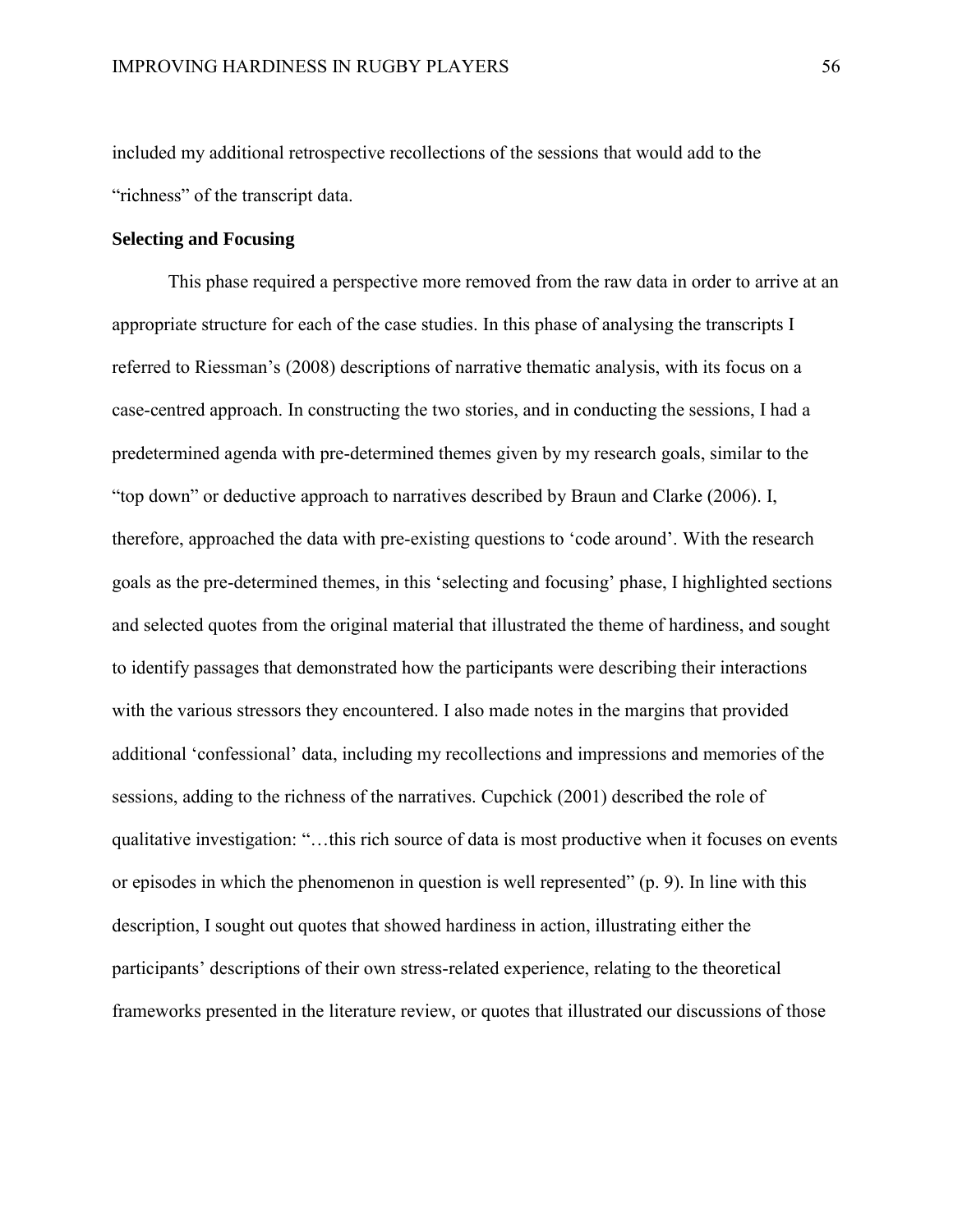included my additional retrospective recollections of the sessions that would add to the "richness" of the transcript data.

**Selecting and Focusing**

This phase required a perspective more removed from the raw data in order to arrive at an appropriate structure for each of the case studies. In this phase of analysing the transcripts I referred to Riessman's (2008) descriptions of narrative thematic analysis, with its focus on a case-centred approach. In constructing the two stories, and in conducting the sessions, I had a predetermined agenda with pre-determined themes given by my research goals, similar to the "top down" or deductive approach to narratives described by Braun and Clarke (2006). I, therefore, approached the data with pre-existing questions to 'code around'. With the research goals as the pre-determined themes, in this 'selecting and focusing' phase, I highlighted sections and selected quotes from the original material that illustrated the theme of hardiness, and sought to identify passages that demonstrated how the participants were describing their interactions with the various stressors they encountered. I also made notes in the margins that provided additional 'confessional' data, including my recollections and impressions and memories of the sessions, adding to the richness of the narratives. Cupchick (2001) described the role of qualitative investigation: "…this rich source of data is most productive when it focuses on events or episodes in which the phenomenon in question is well represented" (p. 9). In line with this description, I sought out quotes that showed hardiness in action, illustrating either the participants' descriptions of their own stress-related experience, relating to the theoretical frameworks presented in the literature review, or quotes that illustrated our discussions of those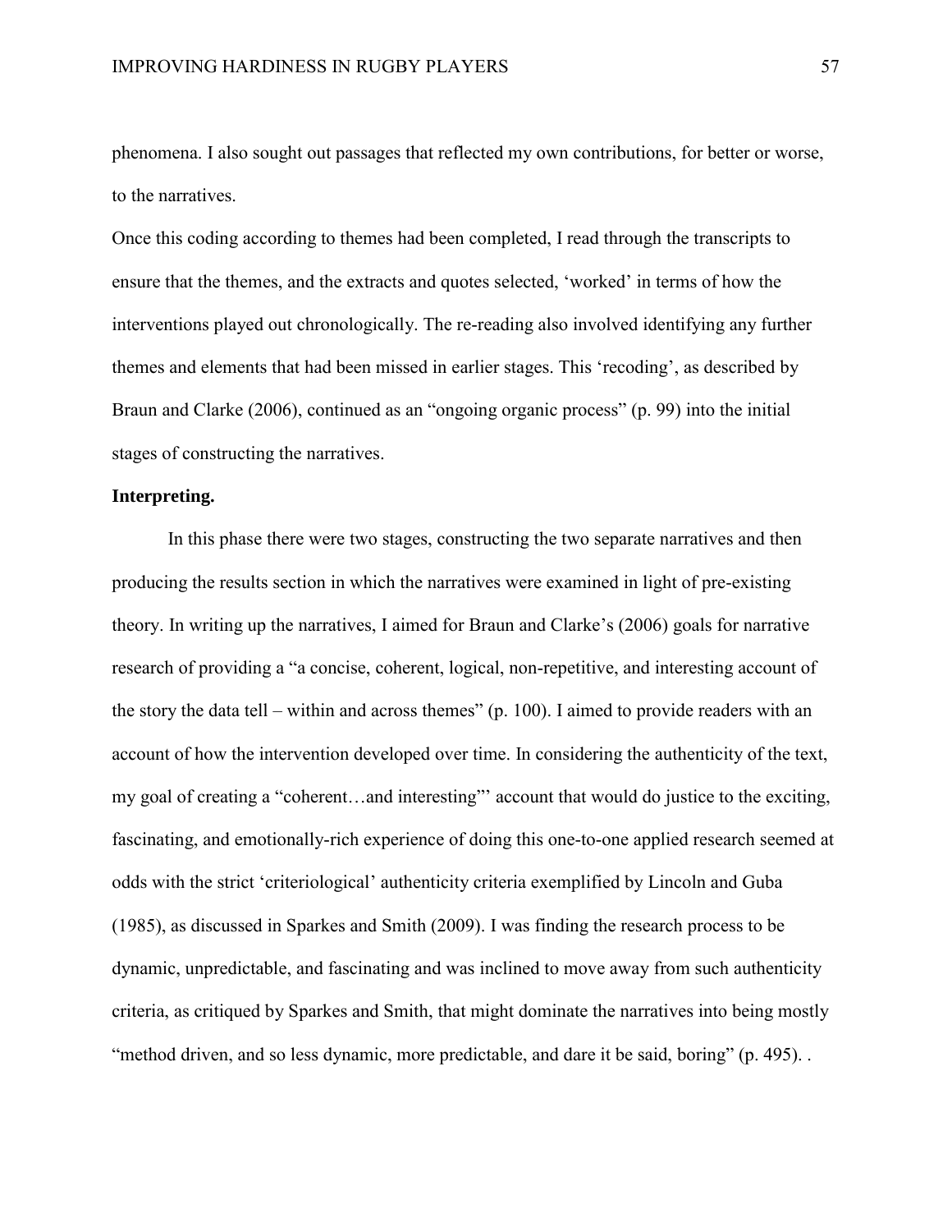phenomena. I also sought out passages that reflected my own contributions, for better or worse, to the narratives.

Once this coding according to themes had been completed, I read through the transcripts to ensure that the themes, and the extracts and quotes selected, 'worked' in terms of how the interventions played out chronologically. The re-reading also involved identifying any further themes and elements that had been missed in earlier stages. This 'recoding', as described by Braun and Clarke (2006), continued as an "ongoing organic process" (p. 99) into the initial stages of constructing the narratives.

**Interpreting.**

In this phase there were two stages, constructing the two separate narratives and then producing the results section in which the narratives were examined in light of pre-existing theory. In writing up the narratives, I aimed for Braun and Clarke's (2006) goals for narrative research of providing a "a concise, coherent, logical, non-repetitive, and interesting account of the story the data tell – within and across themes" (p. 100). I aimed to provide readers with an account of how the intervention developed over time. In considering the authenticity of the text, my goal of creating a "coherent…and interesting"' account that would do justice to the exciting, fascinating, and emotionally-rich experience of doing this one-to-one applied research seemed at odds with the strict 'criteriological' authenticity criteria exemplified by Lincoln and Guba (1985), as discussed in Sparkes and Smith (2009). I was finding the research process to be dynamic, unpredictable, and fascinating and was inclined to move away from such authenticity criteria, as critiqued by Sparkes and Smith, that might dominate the narratives into being mostly "method driven, and so less dynamic, more predictable, and dare it be said, boring" (p. 495). .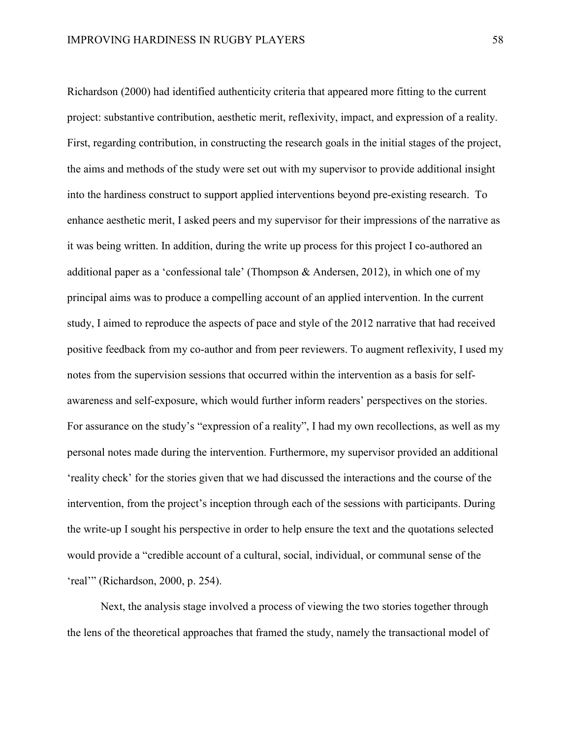Richardson (2000) had identified authenticity criteria that appeared more fitting to the current project: substantive contribution, aesthetic merit, reflexivity, impact, and expression of a reality. First, regarding contribution, in constructing the research goals in the initial stages of the project, the aims and methods of the study were set out with my supervisor to provide additional insight into the hardiness construct to support applied interventions beyond pre-existing research. To enhance aesthetic merit, I asked peers and my supervisor for their impressions of the narrative as it was being written. In addition, during the write up process for this project I co-authored an additional paper as a 'confessional tale' (Thompson & Andersen, 2012), in which one of my principal aims was to produce a compelling account of an applied intervention. In the current study, I aimed to reproduce the aspects of pace and style of the 2012 narrative that had received positive feedback from my co-author and from peer reviewers. To augment reflexivity, I used my notes from the supervision sessions that occurred within the intervention as a basis for self-awareness and self-exposure, which would further inform readers' perspectives on the stories. For assurance on the study's "expression of a reality", I had my own recollections, as well as my personal notes made during the intervention. Furthermore, my supervisor provided an additional 'reality check' for the stories given that we had discussed the interactions and the course of the intervention, from the project's inception through each of the sessions with participants. During the write-up I sought his perspective in order to help ensure the text and the quotations selected would provide a "credible account of a cultural, social, individual, or communal sense of the 'real'" (Richardson, 2000, p. 254).

Next, the analysis stage involved a process of viewing the two stories together through the lens of the theoretical approaches that framed the study, namely the transactional model of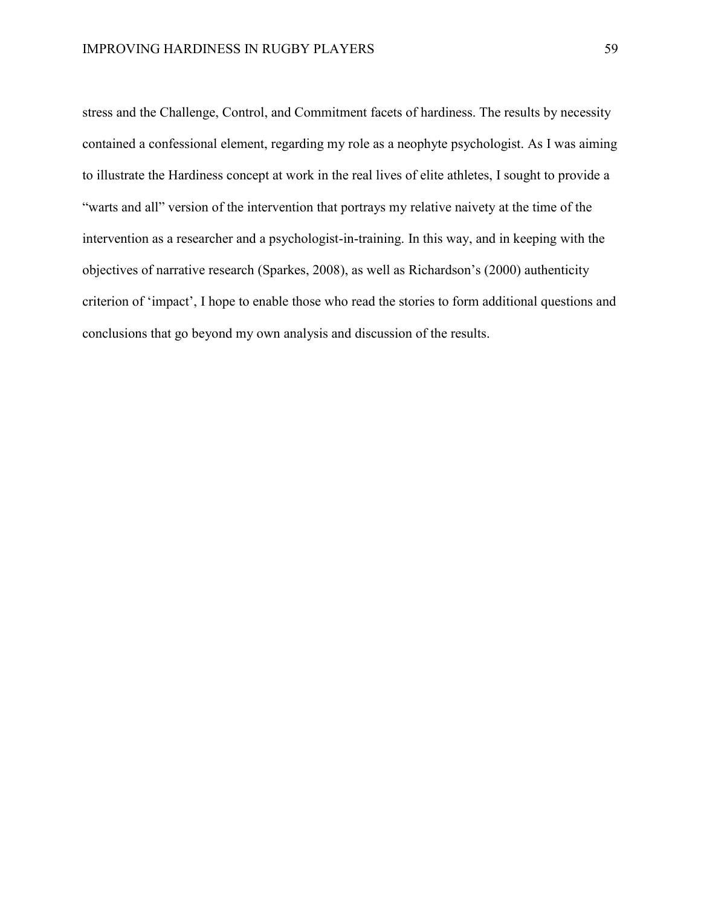stress and the Challenge, Control, and Commitment facets of hardiness. The results by necessity contained a confessional element, regarding my role as a neophyte psychologist. As I was aiming to illustrate the Hardiness concept at work in the real lives of elite athletes, I sought to provide a "warts and all" version of the intervention that portrays my relative naivety at the time of the intervention as a researcher and a psychologist-in-training. In this way, and in keeping with the objectives of narrative research (Sparkes, 2008), as well as Richardson's (2000) authenticity criterion of 'impact', I hope to enable those who read the stories to form additional questions and conclusions that go beyond my own analysis and discussion of the results.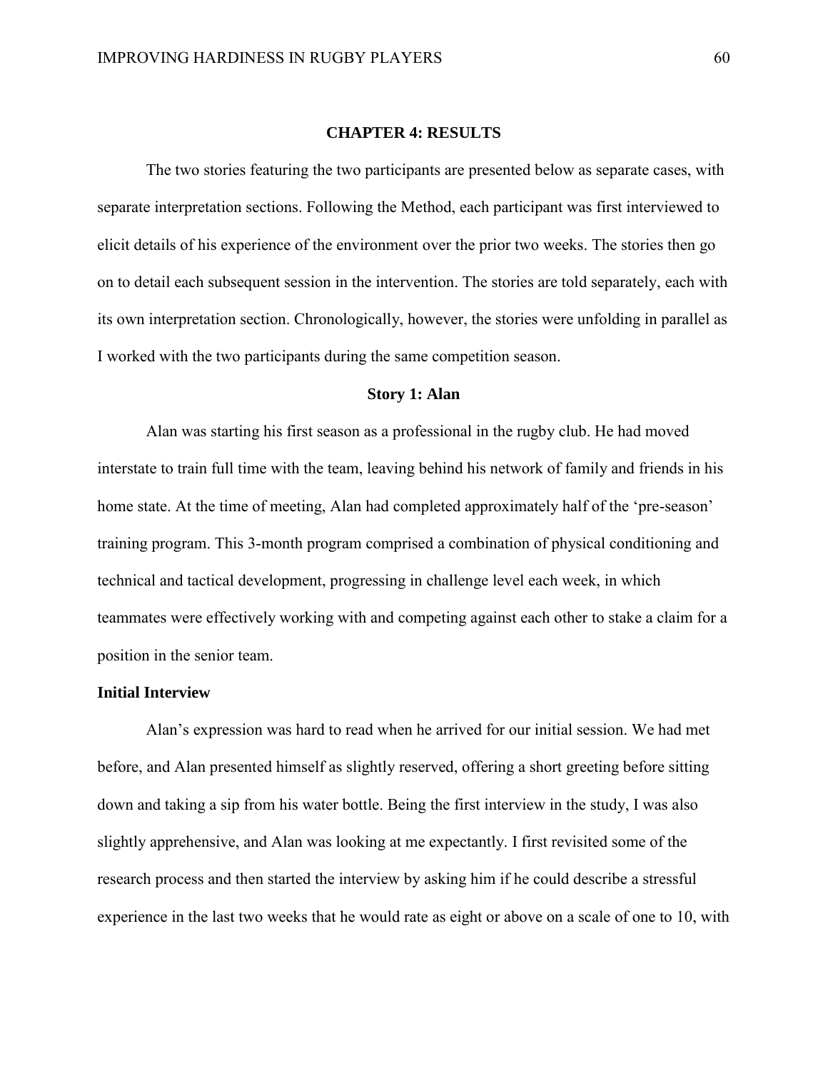# CHAPTER 4: RESULTS

The two stories featuring the two participants are presented below as separate cases, with separate interpretation sections. Following the Method, each participant was first interviewed to elicit details of his experience of the environment over the prior two weeks. The stories then go on to detail each subsequent session in the intervention. The stories are told separately, each with its own interpretation section. Chronologically, however, the stories were unfolding in parallel as I worked with the two participants during the same competition season.

## Story 1: Alan

Alan was starting his first season as a professional in the rugby club. He had moved interstate to train full time with the team, leaving behind his network of family and friends in his home state. At the time of meeting, Alan had completed approximately half of the 'pre-season' training program. This 3-month program comprised a combination of physical conditioning and technical and tactical development, progressing in challenge level each week, in which teammates were effectively working with and competing against each other to stake a claim for a position in the senior team.

### Initial Interview

Alan's expression was hard to read when he arrived for our initial session. We had met before, and Alan presented himself as slightly reserved, offering a short greeting before sitting down and taking a sip from his water bottle. Being the first interview in the study, I was also slightly apprehensive, and Alan was looking at me expectantly. I first revisited some of the research process and then started the interview by asking him if he could describe a stressful experience in the last two weeks that he would rate as eight or above on a scale of one to 10, with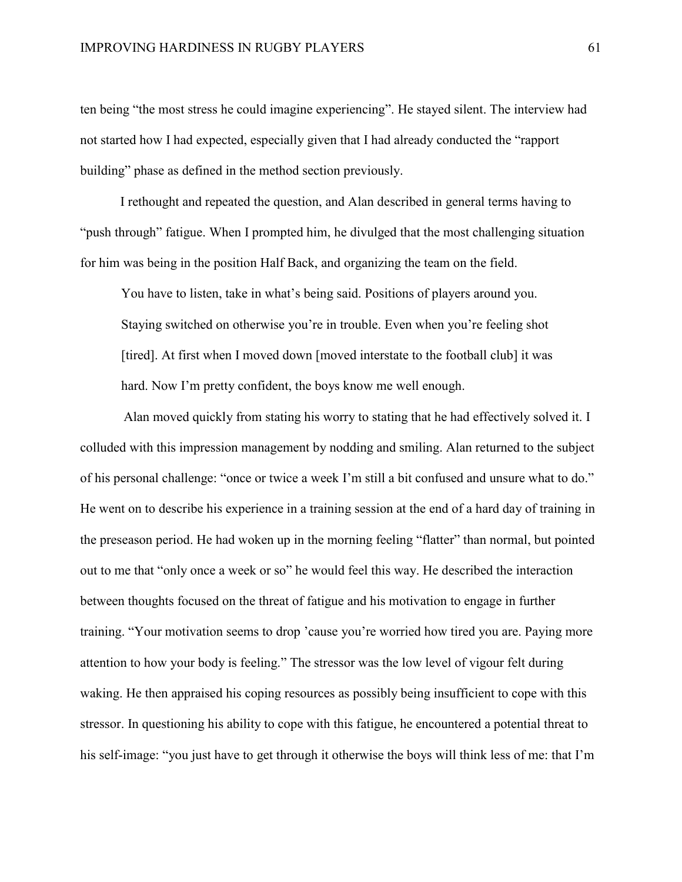ten being “the most stress he could imagine experiencing”. He stayed silent. The interview had not started how I had expected, especially given that I had already conducted the “rapport building” phase as defined in the method section previously.

I rethought and repeated the question, and Alan described in general terms having to “push through” fatigue. When I prompted him, he divulged that the most challenging situation for him was being in the position Half Back, and organizing the team on the field.

> You have to listen, take in what’s being said. Positions of players around you. Staying switched on otherwise you’re in trouble. Even when you’re feeling shot [tired]. At first when I moved down [moved interstate to the football club] it was hard. Now I’m pretty confident, the boys know me well enough.

Alan moved quickly from stating his worry to stating that he had effectively solved it. I colluded with this impression management by nodding and smiling. Alan returned to the subject of his personal challenge: “once or twice a week I’m still a bit confused and unsure what to do.” He went on to describe his experience in a training session at the end of a hard day of training in the preseason period. He had woken up in the morning feeling “flatter” than normal, but pointed out to me that “only once a week or so” he would feel this way. He described the interaction between thoughts focused on the threat of fatigue and his motivation to engage in further training. “Your motivation seems to drop ’cause you’re worried how tired you are. Paying more attention to how your body is feeling.” The stressor was the low level of vigour felt during waking. He then appraised his coping resources as possibly being insufficient to cope with this stressor. In questioning his ability to cope with this fatigue, he encountered a potential threat to his self-image: “you just have to get through it otherwise the boys will think less of me: that I’m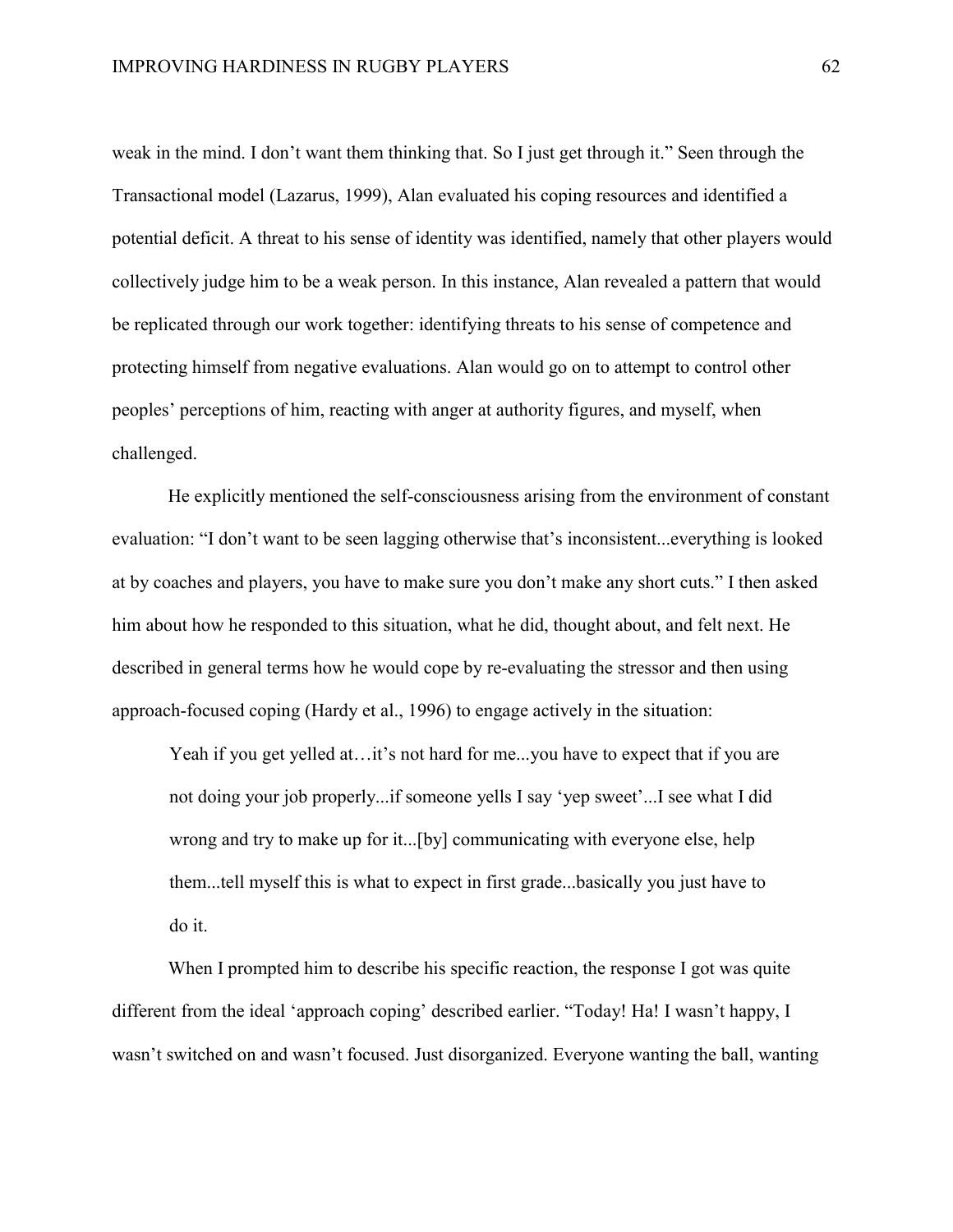weak in the mind. I don't want them thinking that. So I just get through it." Seen through the Transactional model (Lazarus, 1999), Alan evaluated his coping resources and identified a potential deficit. A threat to his sense of identity was identified, namely that other players would collectively judge him to be a weak person. In this instance, Alan revealed a pattern that would be replicated through our work together: identifying threats to his sense of competence and protecting himself from negative evaluations. Alan would go on to attempt to control other peoples' perceptions of him, reacting with anger at authority figures, and myself, when challenged.

He explicitly mentioned the self-consciousness arising from the environment of constant evaluation: "I don't want to be seen lagging otherwise that's inconsistent...everything is looked at by coaches and players, you have to make sure you don't make any short cuts." I then asked him about how he responded to this situation, what he did, thought about, and felt next. He described in general terms how he would cope by re-evaluating the stressor and then using approach-focused coping (Hardy et al., 1996) to engage actively in the situation:

> Yeah if you get yelled at…it's not hard for me...you have to expect that if you are not doing your job properly...if someone yells I say 'yep sweet'...I see what I did wrong and try to make up for it...[by] communicating with everyone else, help them...tell myself this is what to expect in first grade...basically you just have to do it.

When I prompted him to describe his specific reaction, the response I got was quite different from the ideal 'approach coping' described earlier. "Today! Ha! I wasn't happy, I wasn't switched on and wasn't focused. Just disorganized. Everyone wanting the ball, wanting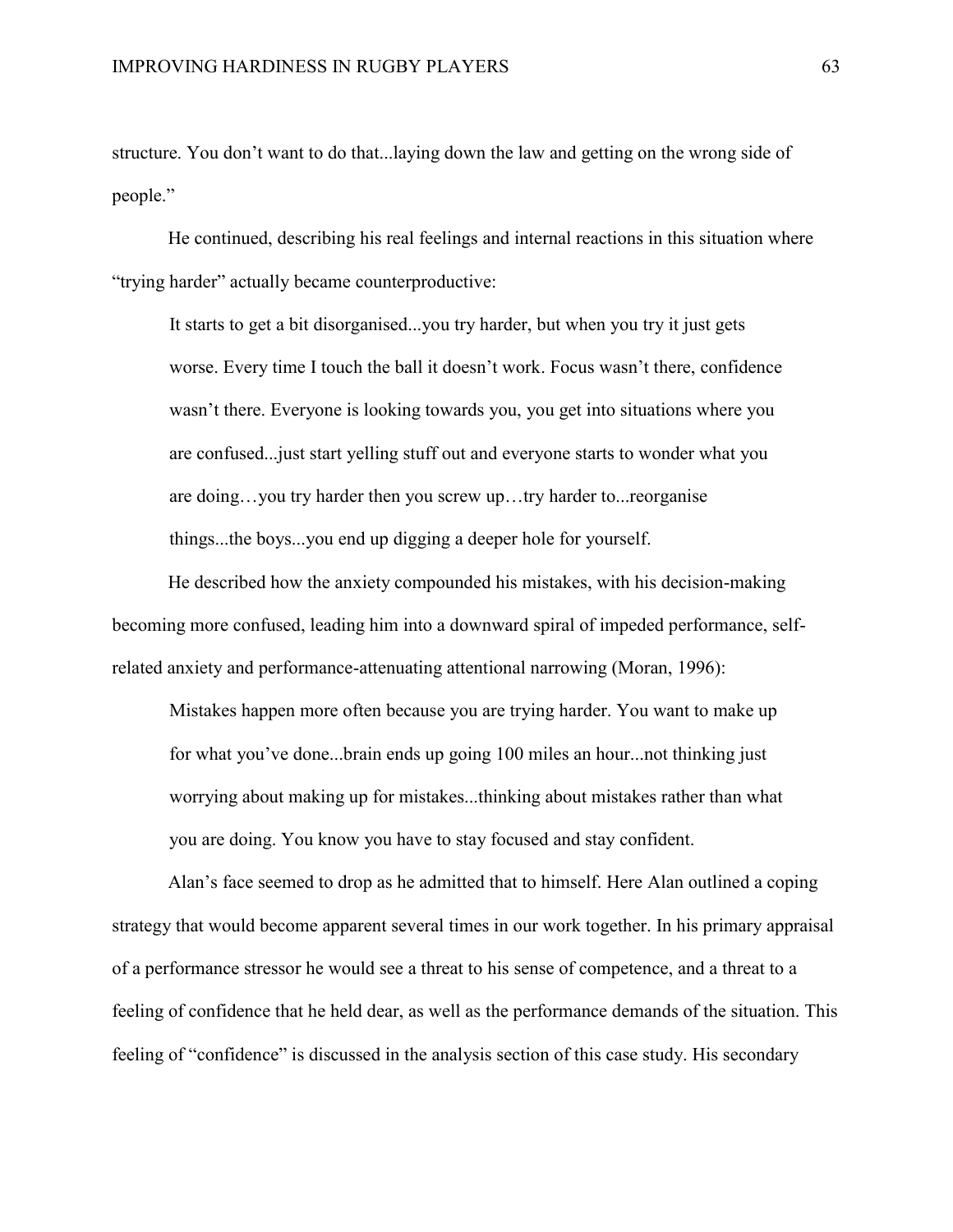structure. You don't want to do that...laying down the law and getting on the wrong side of people."

He continued, describing his real feelings and internal reactions in this situation where "trying harder" actually became counterproductive:

> It starts to get a bit disorganised...you try harder, but when you try it just gets worse. Every time I touch the ball it doesn't work. Focus wasn't there, confidence wasn't there. Everyone is looking towards you, you get into situations where you are confused...just start yelling stuff out and everyone starts to wonder what you are doing…you try harder then you screw up…try harder to...reorganise things...the boys...you end up digging a deeper hole for yourself.

He described how the anxiety compounded his mistakes, with his decision-making becoming more confused, leading him into a downward spiral of impeded performance, self-related anxiety and performance-attenuating attentional narrowing (Moran, 1996):

> Mistakes happen more often because you are trying harder. You want to make up for what you've done...brain ends up going 100 miles an hour...not thinking just worrying about making up for mistakes...thinking about mistakes rather than what you are doing. You know you have to stay focused and stay confident.

Alan's face seemed to drop as he admitted that to himself. Here Alan outlined a coping strategy that would become apparent several times in our work together. In his primary appraisal of a performance stressor he would see a threat to his sense of competence, and a threat to a feeling of confidence that he held dear, as well as the performance demands of the situation. This feeling of "confidence" is discussed in the analysis section of this case study. His secondary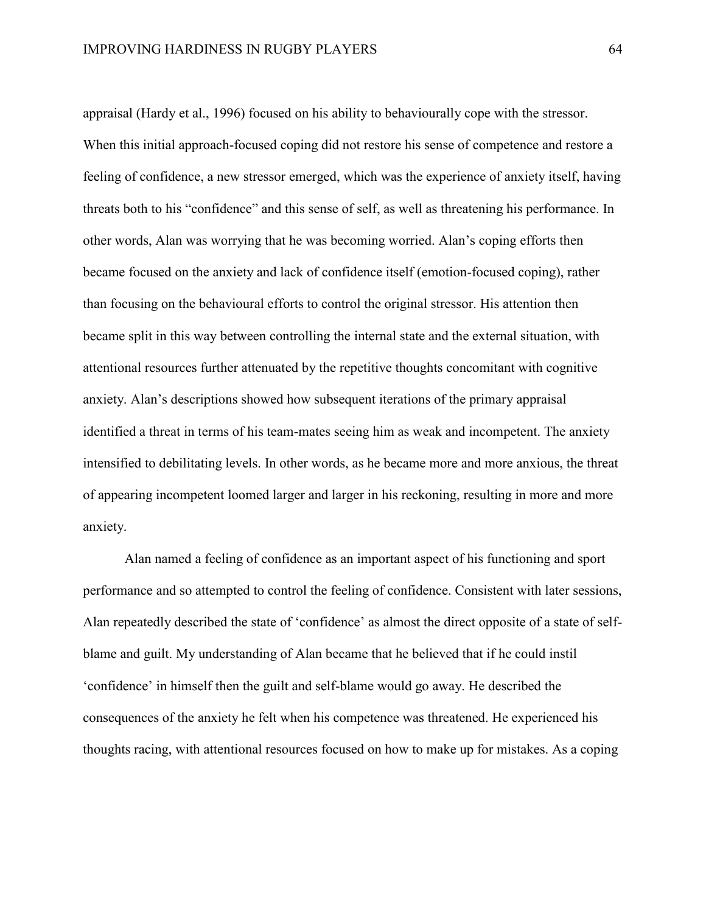appraisal (Hardy et al., 1996) focused on his ability to behaviourally cope with the stressor. When this initial approach-focused coping did not restore his sense of competence and restore a feeling of confidence, a new stressor emerged, which was the experience of anxiety itself, having threats both to his "confidence" and this sense of self, as well as threatening his performance. In other words, Alan was worrying that he was becoming worried. Alan's coping efforts then became focused on the anxiety and lack of confidence itself (emotion-focused coping), rather than focusing on the behavioural efforts to control the original stressor. His attention then became split in this way between controlling the internal state and the external situation, with attentional resources further attenuated by the repetitive thoughts concomitant with cognitive anxiety. Alan's descriptions showed how subsequent iterations of the primary appraisal identified a threat in terms of his team-mates seeing him as weak and incompetent. The anxiety intensified to debilitating levels. In other words, as he became more and more anxious, the threat of appearing incompetent loomed larger and larger in his reckoning, resulting in more and more anxiety.

Alan named a feeling of confidence as an important aspect of his functioning and sport performance and so attempted to control the feeling of confidence. Consistent with later sessions, Alan repeatedly described the state of 'confidence' as almost the direct opposite of a state of self-blame and guilt. My understanding of Alan became that he believed that if he could instil 'confidence' in himself then the guilt and self-blame would go away. He described the consequences of the anxiety he felt when his competence was threatened. He experienced his thoughts racing, with attentional resources focused on how to make up for mistakes. As a coping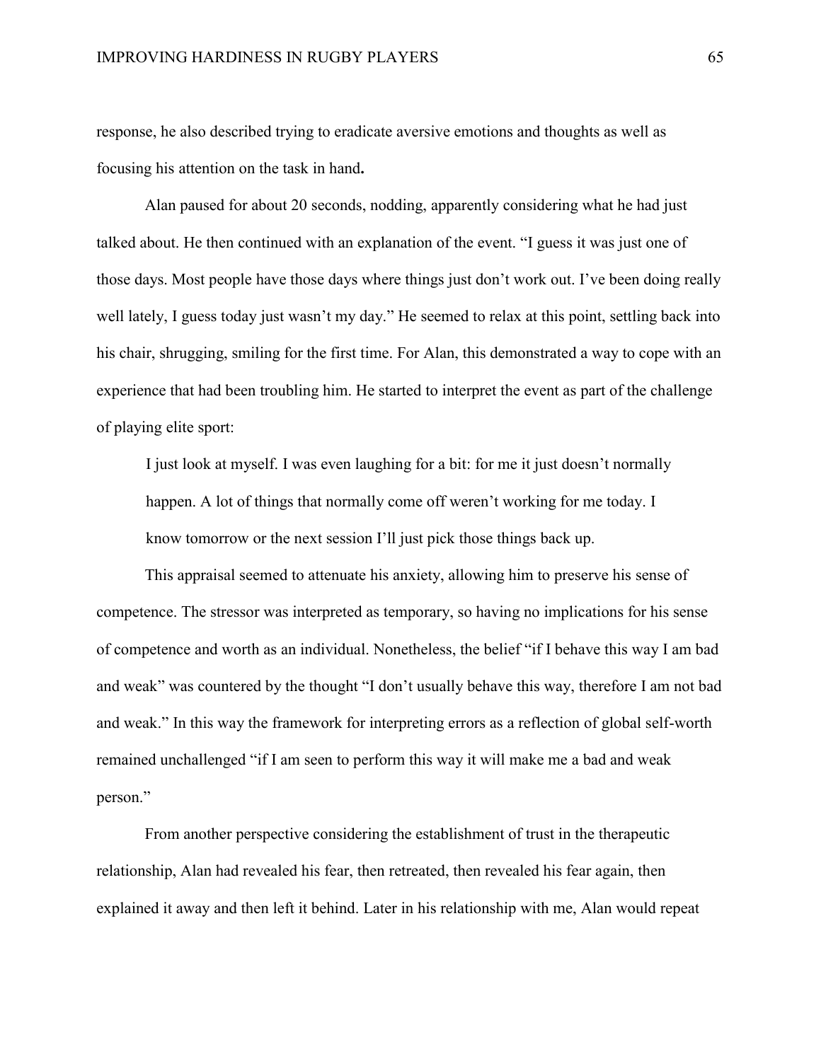response, he also described trying to eradicate aversive emotions and thoughts as well as focusing his attention on the task in hand**.**

Alan paused for about 20 seconds, nodding, apparently considering what he had just talked about. He then continued with an explanation of the event. "I guess it was just one of those days. Most people have those days where things just don't work out. I've been doing really well lately, I guess today just wasn't my day." He seemed to relax at this point, settling back into his chair, shrugging, smiling for the first time. For Alan, this demonstrated a way to cope with an experience that had been troubling him. He started to interpret the event as part of the challenge of playing elite sport:

> I just look at myself. I was even laughing for a bit: for me it just doesn't normally happen. A lot of things that normally come off weren't working for me today. I know tomorrow or the next session I'll just pick those things back up.

This appraisal seemed to attenuate his anxiety, allowing him to preserve his sense of competence. The stressor was interpreted as temporary, so having no implications for his sense of competence and worth as an individual. Nonetheless, the belief "if I behave this way I am bad and weak" was countered by the thought "I don't usually behave this way, therefore I am not bad and weak." In this way the framework for interpreting errors as a reflection of global self-worth remained unchallenged "if I am seen to perform this way it will make me a bad and weak person."

From another perspective considering the establishment of trust in the therapeutic relationship, Alan had revealed his fear, then retreated, then revealed his fear again, then explained it away and then left it behind. Later in his relationship with me, Alan would repeat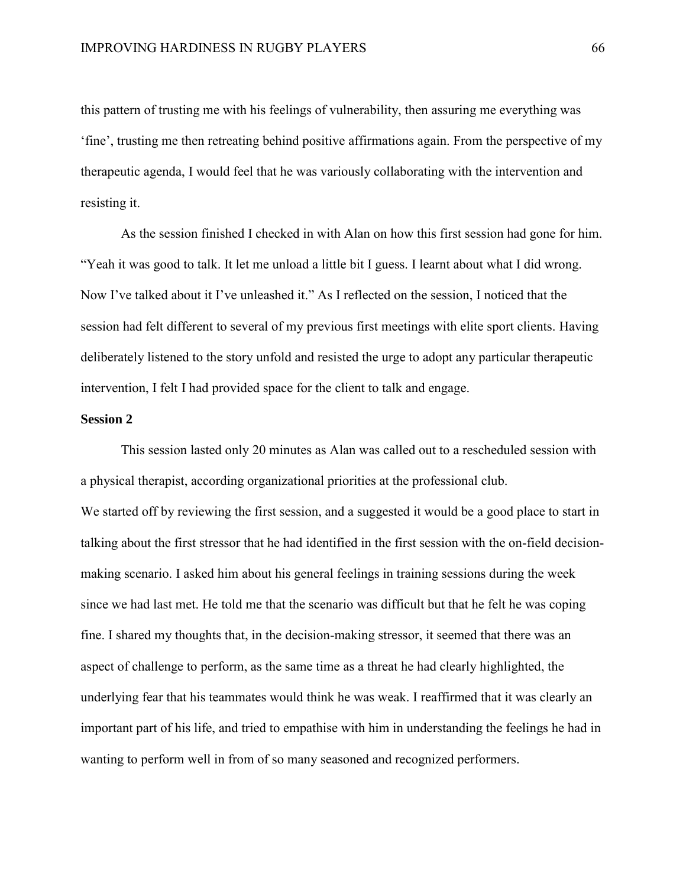this pattern of trusting me with his feelings of vulnerability, then assuring me everything was 'fine', trusting me then retreating behind positive affirmations again. From the perspective of my therapeutic agenda, I would feel that he was variously collaborating with the intervention and resisting it.

As the session finished I checked in with Alan on how this first session had gone for him. "Yeah it was good to talk. It let me unload a little bit I guess. I learnt about what I did wrong. Now I've talked about it I've unleashed it." As I reflected on the session, I noticed that the session had felt different to several of my previous first meetings with elite sport clients. Having deliberately listened to the story unfold and resisted the urge to adopt any particular therapeutic intervention, I felt I had provided space for the client to talk and engage.

**Session 2**

This session lasted only 20 minutes as Alan was called out to a rescheduled session with a physical therapist, according organizational priorities at the professional club.

We started off by reviewing the first session, and a suggested it would be a good place to start in talking about the first stressor that he had identified in the first session with the on-field decision-making scenario. I asked him about his general feelings in training sessions during the week since we had last met. He told me that the scenario was difficult but that he felt he was coping fine. I shared my thoughts that, in the decision-making stressor, it seemed that there was an aspect of challenge to perform, as the same time as a threat he had clearly highlighted, the underlying fear that his teammates would think he was weak. I reaffirmed that it was clearly an important part of his life, and tried to empathise with him in understanding the feelings he had in wanting to perform well in from of so many seasoned and recognized performers.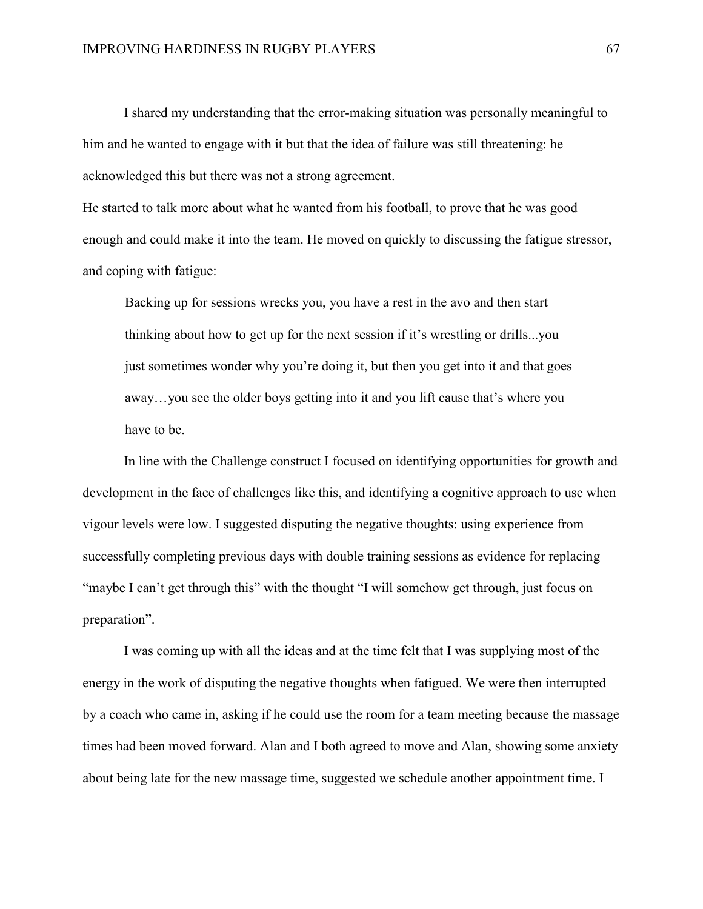I shared my understanding that the error-making situation was personally meaningful to him and he wanted to engage with it but that the idea of failure was still threatening: he acknowledged this but there was not a strong agreement.

He started to talk more about what he wanted from his football, to prove that he was good enough and could make it into the team. He moved on quickly to discussing the fatigue stressor, and coping with fatigue:

> Backing up for sessions wrecks you, you have a rest in the avo and then start thinking about how to get up for the next session if it's wrestling or drills...you just sometimes wonder why you're doing it, but then you get into it and that goes away…you see the older boys getting into it and you lift cause that's where you have to be.

In line with the Challenge construct I focused on identifying opportunities for growth and development in the face of challenges like this, and identifying a cognitive approach to use when vigour levels were low. I suggested disputing the negative thoughts: using experience from successfully completing previous days with double training sessions as evidence for replacing "maybe I can't get through this" with the thought "I will somehow get through, just focus on preparation".

I was coming up with all the ideas and at the time felt that I was supplying most of the energy in the work of disputing the negative thoughts when fatigued. We were then interrupted by a coach who came in, asking if he could use the room for a team meeting because the massage times had been moved forward. Alan and I both agreed to move and Alan, showing some anxiety about being late for the new massage time, suggested we schedule another appointment time. I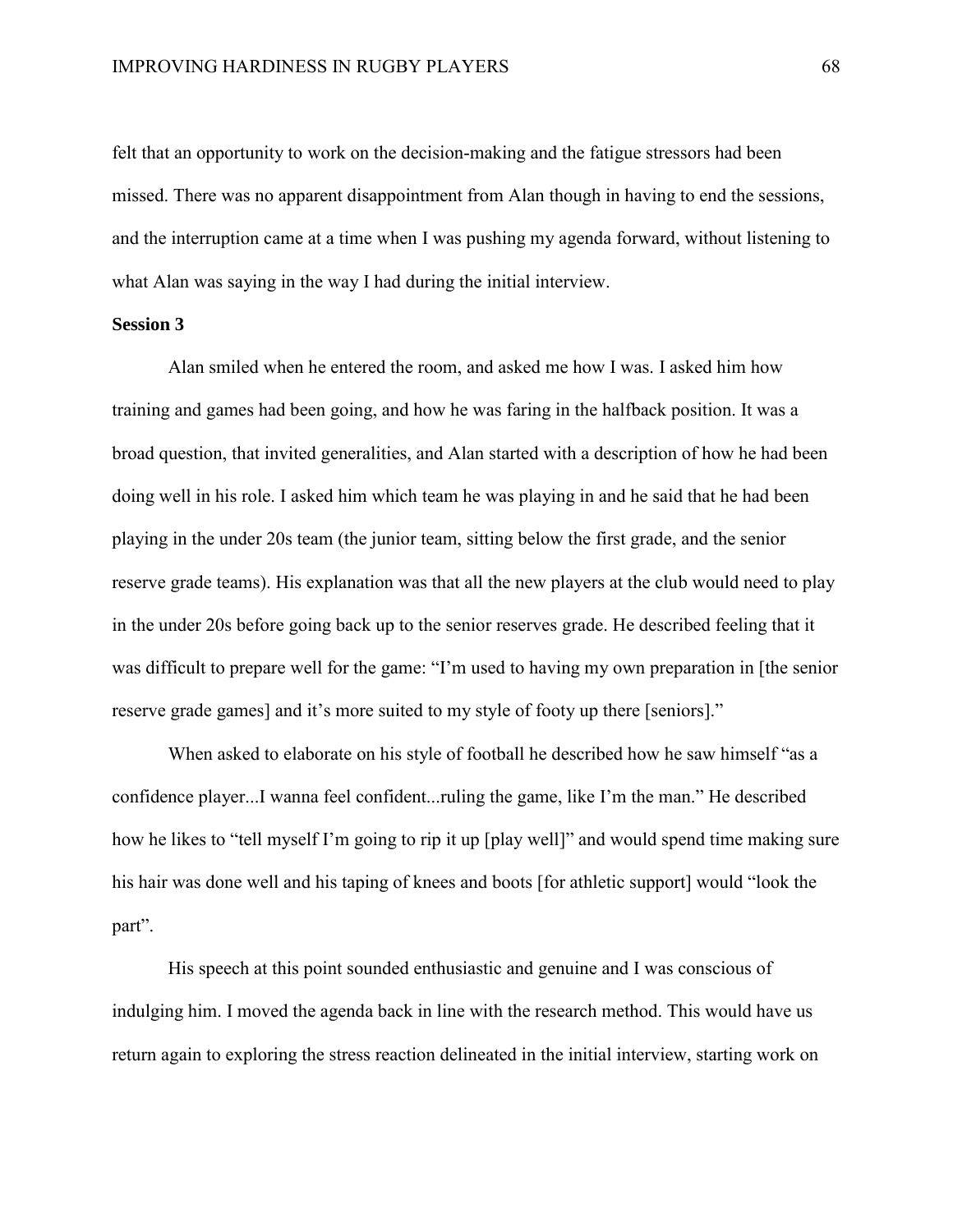felt that an opportunity to work on the decision-making and the fatigue stressors had been missed. There was no apparent disappointment from Alan though in having to end the sessions, and the interruption came at a time when I was pushing my agenda forward, without listening to what Alan was saying in the way I had during the initial interview.

**Session 3**

Alan smiled when he entered the room, and asked me how I was. I asked him how training and games had been going, and how he was faring in the halfback position. It was a broad question, that invited generalities, and Alan started with a description of how he had been doing well in his role. I asked him which team he was playing in and he said that he had been playing in the under 20s team (the junior team, sitting below the first grade, and the senior reserve grade teams). His explanation was that all the new players at the club would need to play in the under 20s before going back up to the senior reserves grade. He described feeling that it was difficult to prepare well for the game: "I'm used to having my own preparation in [the senior reserve grade games] and it's more suited to my style of footy up there [seniors]."

When asked to elaborate on his style of football he described how he saw himself "as a confidence player...I wanna feel confident...ruling the game, like I'm the man." He described how he likes to "tell myself I'm going to rip it up [play well]" and would spend time making sure his hair was done well and his taping of knees and boots [for athletic support] would "look the part".

His speech at this point sounded enthusiastic and genuine and I was conscious of indulging him. I moved the agenda back in line with the research method. This would have us return again to exploring the stress reaction delineated in the initial interview, starting work on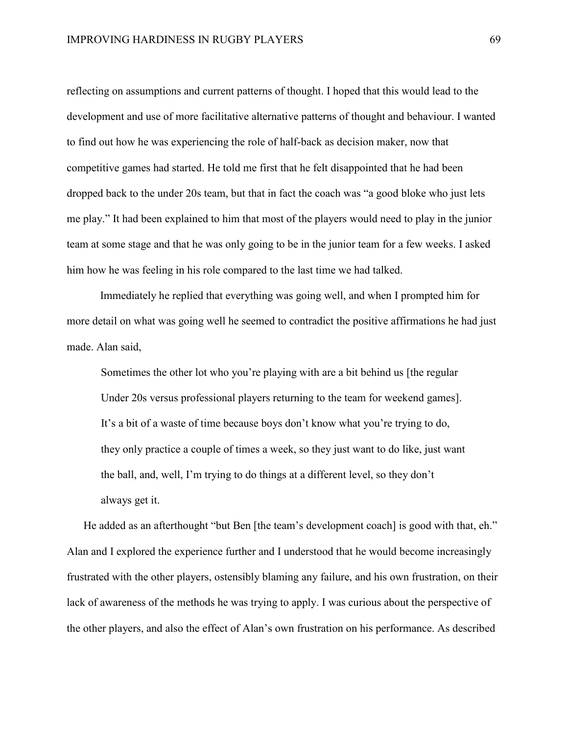reflecting on assumptions and current patterns of thought. I hoped that this would lead to the development and use of more facilitative alternative patterns of thought and behaviour. I wanted to find out how he was experiencing the role of half-back as decision maker, now that competitive games had started. He told me first that he felt disappointed that he had been dropped back to the under 20s team, but that in fact the coach was "a good bloke who just lets me play." It had been explained to him that most of the players would need to play in the junior team at some stage and that he was only going to be in the junior team for a few weeks. I asked him how he was feeling in his role compared to the last time we had talked.

Immediately he replied that everything was going well, and when I prompted him for more detail on what was going well he seemed to contradict the positive affirmations he had just made. Alan said,

> Sometimes the other lot who you're playing with are a bit behind us [the regular Under 20s versus professional players returning to the team for weekend games]. It's a bit of a waste of time because boys don't know what you're trying to do, they only practice a couple of times a week, so they just want to do like, just want the ball, and, well, I'm trying to do things at a different level, so they don't always get it.

He added as an afterthought "but Ben [the team's development coach] is good with that, eh." Alan and I explored the experience further and I understood that he would become increasingly frustrated with the other players, ostensibly blaming any failure, and his own frustration, on their lack of awareness of the methods he was trying to apply. I was curious about the perspective of the other players, and also the effect of Alan's own frustration on his performance. As described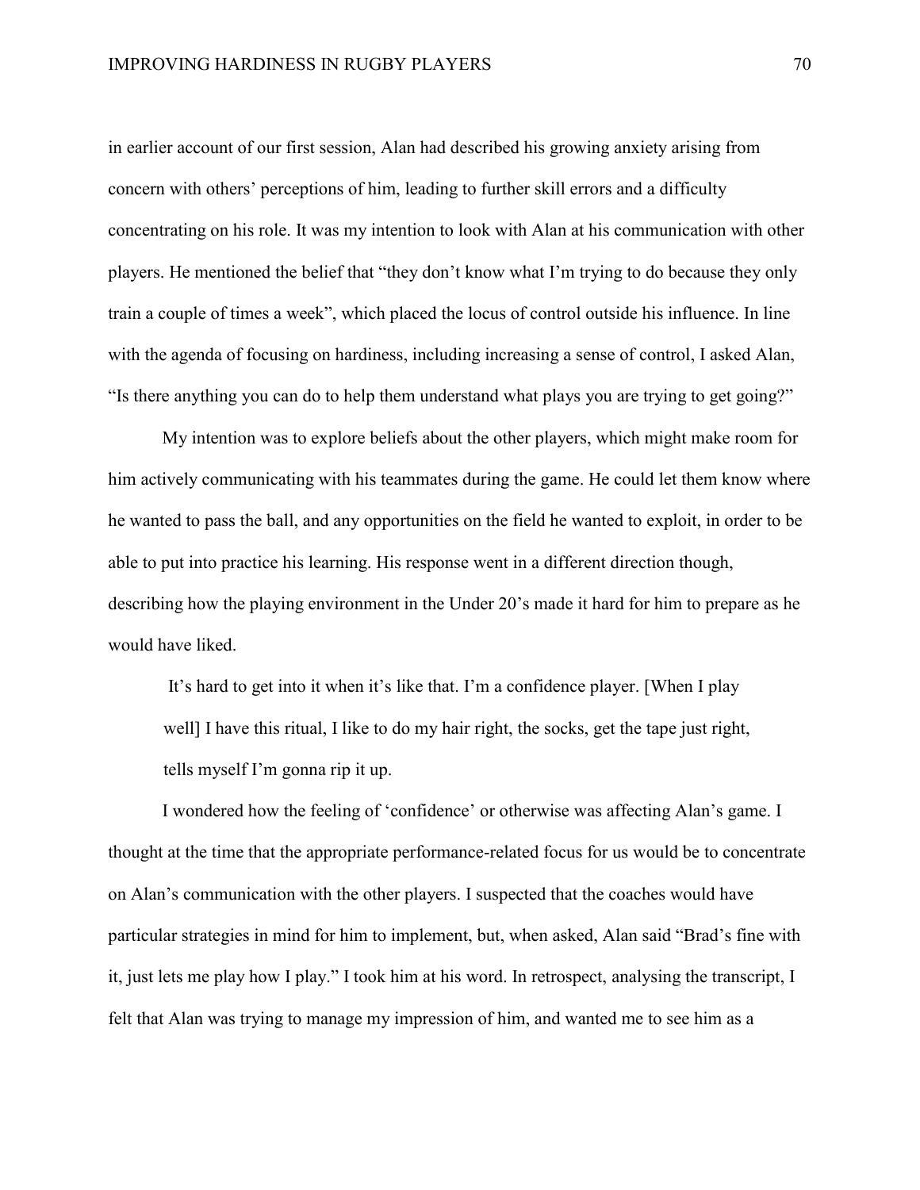in earlier account of our first session, Alan had described his growing anxiety arising from concern with others' perceptions of him, leading to further skill errors and a difficulty concentrating on his role. It was my intention to look with Alan at his communication with other players. He mentioned the belief that "they don't know what I'm trying to do because they only train a couple of times a week", which placed the locus of control outside his influence. In line with the agenda of focusing on hardiness, including increasing a sense of control, I asked Alan, "Is there anything you can do to help them understand what plays you are trying to get going?"

My intention was to explore beliefs about the other players, which might make room for him actively communicating with his teammates during the game. He could let them know where he wanted to pass the ball, and any opportunities on the field he wanted to exploit, in order to be able to put into practice his learning. His response went in a different direction though, describing how the playing environment in the Under 20's made it hard for him to prepare as he would have liked.

> It's hard to get into it when it's like that. I'm a confidence player. [When I play well] I have this ritual, I like to do my hair right, the socks, get the tape just right, tells myself I'm gonna rip it up.

I wondered how the feeling of 'confidence' or otherwise was affecting Alan's game. I thought at the time that the appropriate performance-related focus for us would be to concentrate on Alan's communication with the other players. I suspected that the coaches would have particular strategies in mind for him to implement, but, when asked, Alan said "Brad's fine with it, just lets me play how I play." I took him at his word. In retrospect, analysing the transcript, I felt that Alan was trying to manage my impression of him, and wanted me to see him as a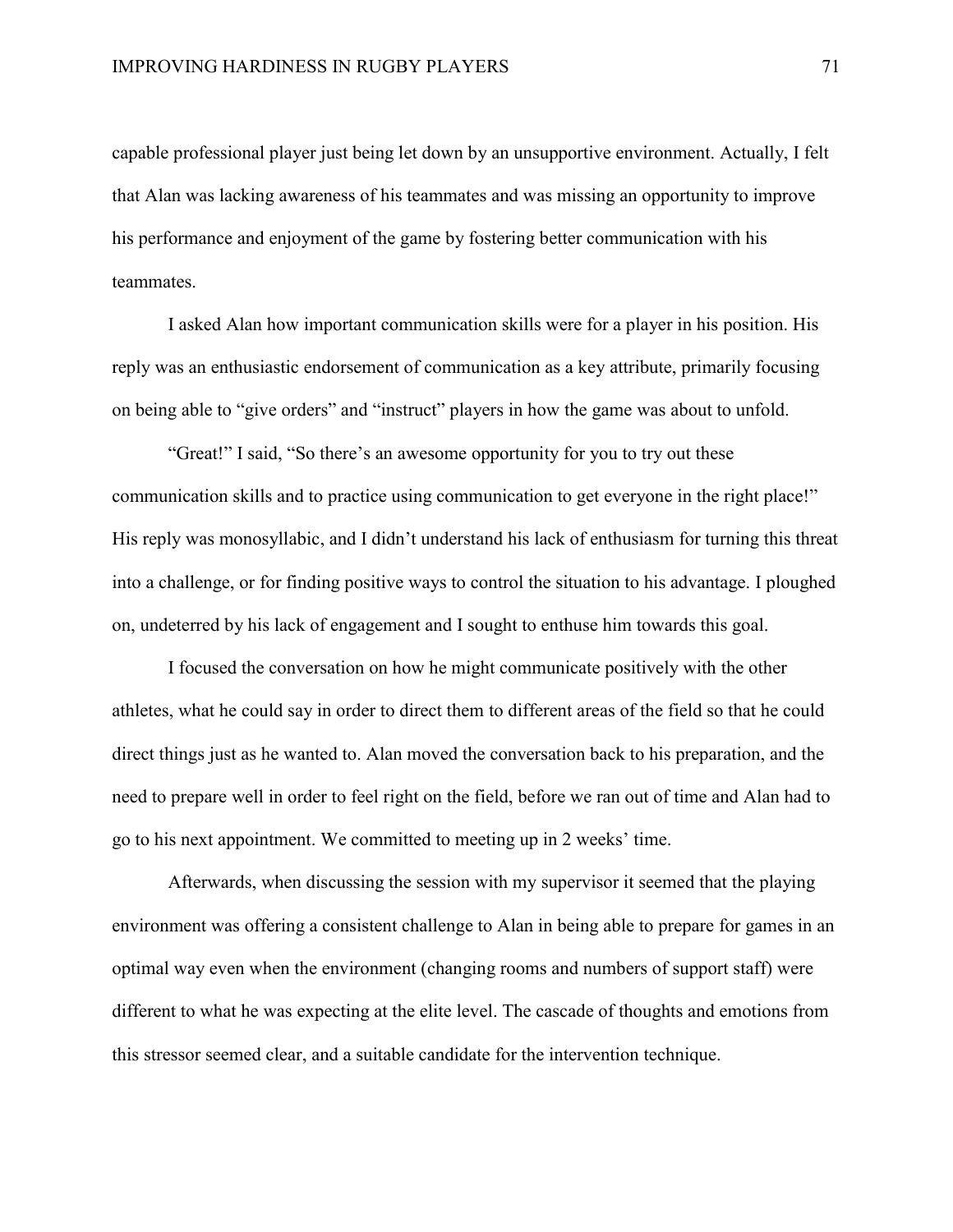capable professional player just being let down by an unsupportive environment. Actually, I felt that Alan was lacking awareness of his teammates and was missing an opportunity to improve his performance and enjoyment of the game by fostering better communication with his teammates.

I asked Alan how important communication skills were for a player in his position. His reply was an enthusiastic endorsement of communication as a key attribute, primarily focusing on being able to "give orders" and "instruct" players in how the game was about to unfold.

"Great!" I said, "So there's an awesome opportunity for you to try out these communication skills and to practice using communication to get everyone in the right place!" His reply was monosyllabic, and I didn't understand his lack of enthusiasm for turning this threat into a challenge, or for finding positive ways to control the situation to his advantage. I ploughed on, undeterred by his lack of engagement and I sought to enthuse him towards this goal.

I focused the conversation on how he might communicate positively with the other athletes, what he could say in order to direct them to different areas of the field so that he could direct things just as he wanted to. Alan moved the conversation back to his preparation, and the need to prepare well in order to feel right on the field, before we ran out of time and Alan had to go to his next appointment. We committed to meeting up in 2 weeks' time.

Afterwards, when discussing the session with my supervisor it seemed that the playing environment was offering a consistent challenge to Alan in being able to prepare for games in an optimal way even when the environment (changing rooms and numbers of support staff) were different to what he was expecting at the elite level. The cascade of thoughts and emotions from this stressor seemed clear, and a suitable candidate for the intervention technique.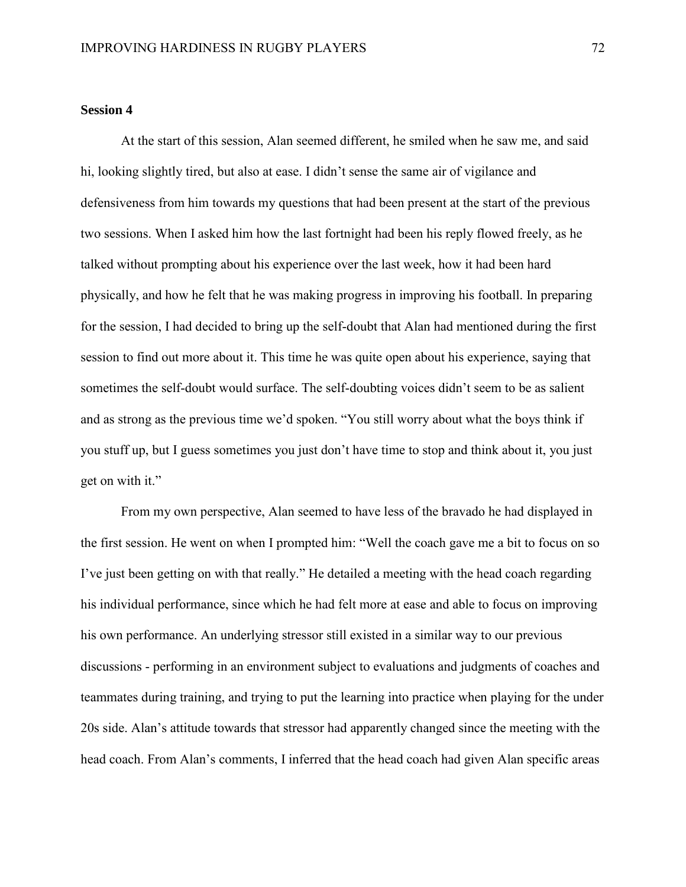**Session 4**

At the start of this session, Alan seemed different, he smiled when he saw me, and said hi, looking slightly tired, but also at ease. I didn't sense the same air of vigilance and defensiveness from him towards my questions that had been present at the start of the previous two sessions. When I asked him how the last fortnight had been his reply flowed freely, as he talked without prompting about his experience over the last week, how it had been hard physically, and how he felt that he was making progress in improving his football. In preparing for the session, I had decided to bring up the self-doubt that Alan had mentioned during the first session to find out more about it. This time he was quite open about his experience, saying that sometimes the self-doubt would surface. The self-doubting voices didn't seem to be as salient and as strong as the previous time we'd spoken. "You still worry about what the boys think if you stuff up, but I guess sometimes you just don't have time to stop and think about it, you just get on with it."

From my own perspective, Alan seemed to have less of the bravado he had displayed in the first session. He went on when I prompted him: "Well the coach gave me a bit to focus on so I've just been getting on with that really." He detailed a meeting with the head coach regarding his individual performance, since which he had felt more at ease and able to focus on improving his own performance. An underlying stressor still existed in a similar way to our previous discussions - performing in an environment subject to evaluations and judgments of coaches and teammates during training, and trying to put the learning into practice when playing for the under 20s side. Alan's attitude towards that stressor had apparently changed since the meeting with the head coach. From Alan's comments, I inferred that the head coach had given Alan specific areas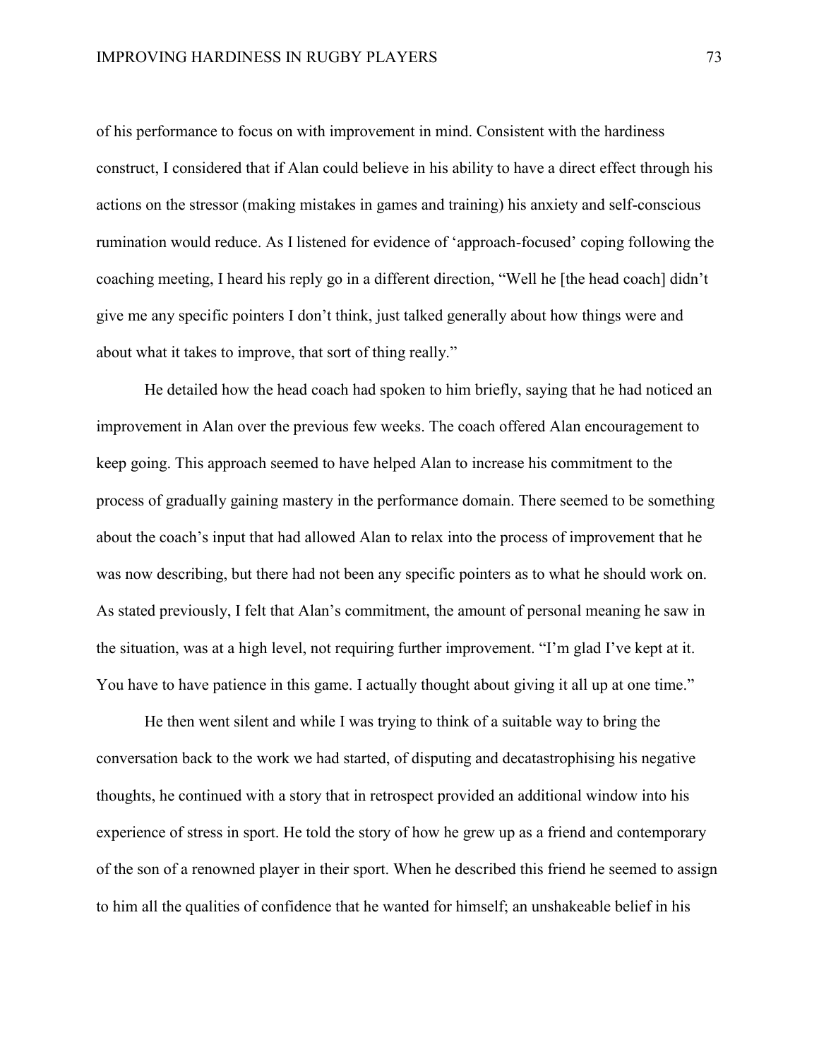of his performance to focus on with improvement in mind. Consistent with the hardiness construct, I considered that if Alan could believe in his ability to have a direct effect through his actions on the stressor (making mistakes in games and training) his anxiety and self-conscious rumination would reduce. As I listened for evidence of 'approach-focused' coping following the coaching meeting, I heard his reply go in a different direction, "Well he [the head coach] didn't give me any specific pointers I don't think, just talked generally about how things were and about what it takes to improve, that sort of thing really."

He detailed how the head coach had spoken to him briefly, saying that he had noticed an improvement in Alan over the previous few weeks. The coach offered Alan encouragement to keep going. This approach seemed to have helped Alan to increase his commitment to the process of gradually gaining mastery in the performance domain. There seemed to be something about the coach's input that had allowed Alan to relax into the process of improvement that he was now describing, but there had not been any specific pointers as to what he should work on. As stated previously, I felt that Alan's commitment, the amount of personal meaning he saw in the situation, was at a high level, not requiring further improvement. "I'm glad I've kept at it. You have to have patience in this game. I actually thought about giving it all up at one time."

He then went silent and while I was trying to think of a suitable way to bring the conversation back to the work we had started, of disputing and decatastrophising his negative thoughts, he continued with a story that in retrospect provided an additional window into his experience of stress in sport. He told the story of how he grew up as a friend and contemporary of the son of a renowned player in their sport. When he described this friend he seemed to assign to him all the qualities of confidence that he wanted for himself; an unshakeable belief in his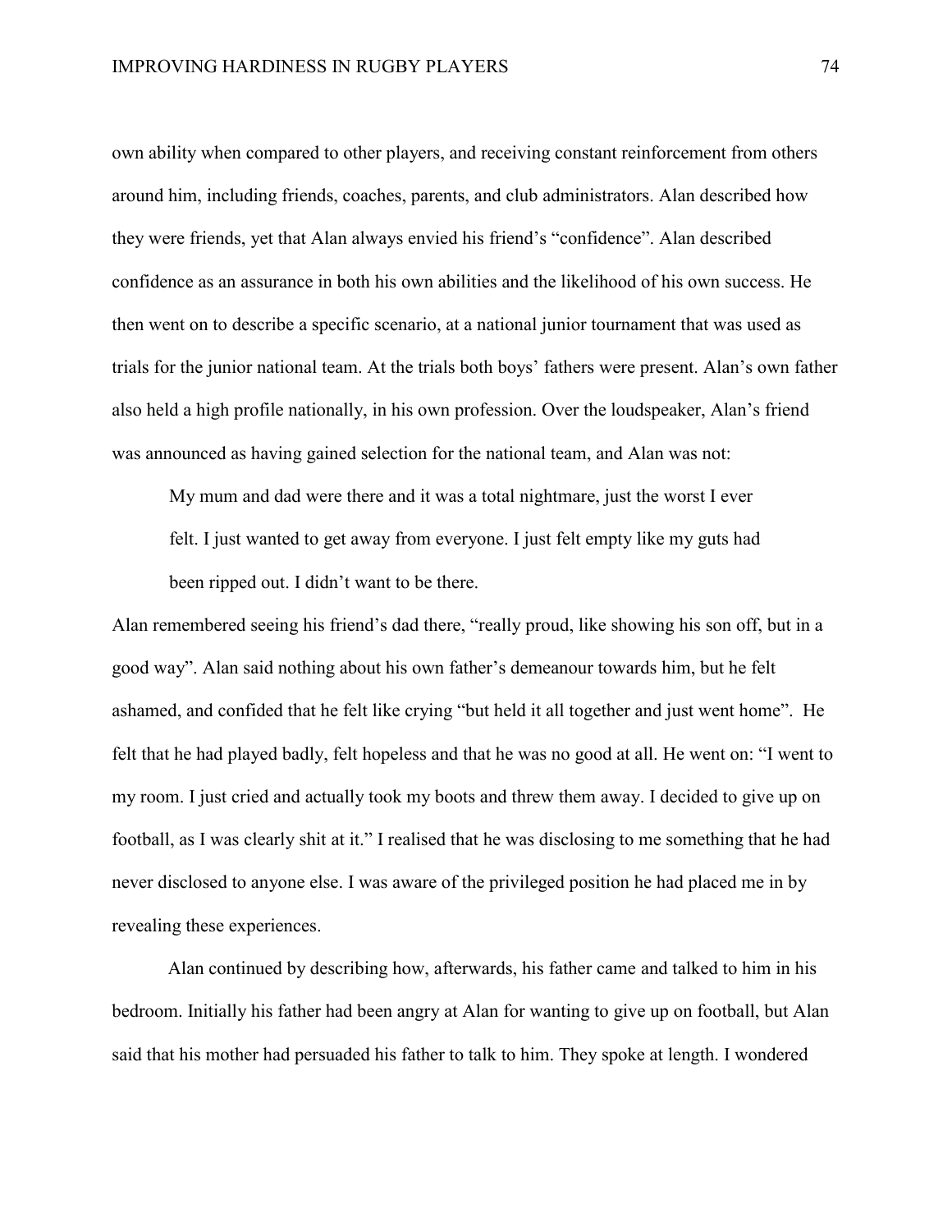own ability when compared to other players, and receiving constant reinforcement from others around him, including friends, coaches, parents, and club administrators. Alan described how they were friends, yet that Alan always envied his friend's "confidence". Alan described confidence as an assurance in both his own abilities and the likelihood of his own success. He then went on to describe a specific scenario, at a national junior tournament that was used as trials for the junior national team. At the trials both boys' fathers were present. Alan's own father also held a high profile nationally, in his own profession. Over the loudspeaker, Alan's friend was announced as having gained selection for the national team, and Alan was not:

> My mum and dad were there and it was a total nightmare, just the worst I ever felt. I just wanted to get away from everyone. I just felt empty like my guts had been ripped out. I didn't want to be there.

Alan remembered seeing his friend's dad there, "really proud, like showing his son off, but in a good way". Alan said nothing about his own father's demeanour towards him, but he felt ashamed, and confided that he felt like crying "but held it all together and just went home". He felt that he had played badly, felt hopeless and that he was no good at all. He went on: "I went to my room. I just cried and actually took my boots and threw them away. I decided to give up on football, as I was clearly shit at it." I realised that he was disclosing to me something that he had never disclosed to anyone else. I was aware of the privileged position he had placed me in by revealing these experiences.

Alan continued by describing how, afterwards, his father came and talked to him in his bedroom. Initially his father had been angry at Alan for wanting to give up on football, but Alan said that his mother had persuaded his father to talk to him. They spoke at length. I wondered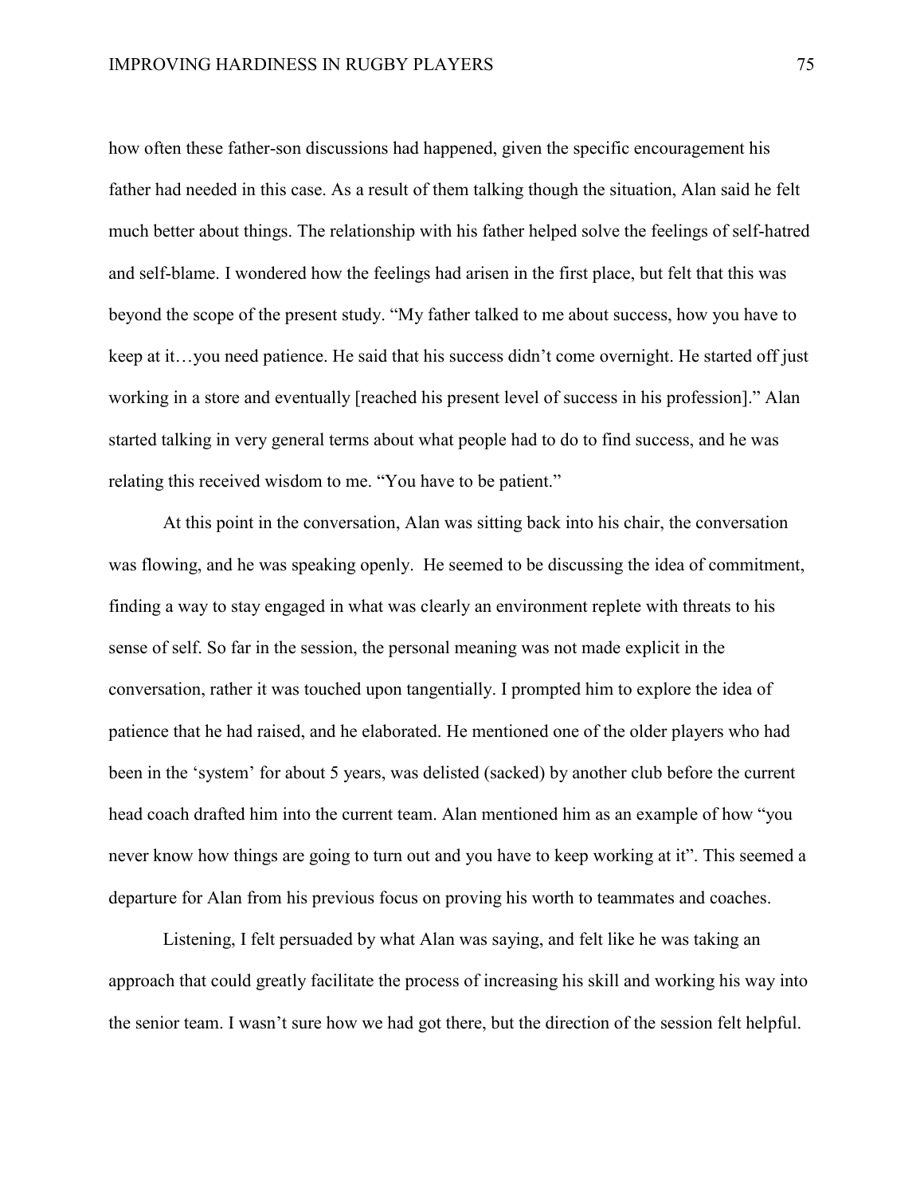how often these father-son discussions had happened, given the specific encouragement his father had needed in this case. As a result of them talking though the situation, Alan said he felt much better about things. The relationship with his father helped solve the feelings of self-hatred and self-blame. I wondered how the feelings had arisen in the first place, but felt that this was beyond the scope of the present study. "My father talked to me about success, how you have to keep at it…you need patience. He said that his success didn't come overnight. He started off just working in a store and eventually [reached his present level of success in his profession]." Alan started talking in very general terms about what people had to do to find success, and he was relating this received wisdom to me. "You have to be patient."

At this point in the conversation, Alan was sitting back into his chair, the conversation was flowing, and he was speaking openly. He seemed to be discussing the idea of commitment, finding a way to stay engaged in what was clearly an environment replete with threats to his sense of self. So far in the session, the personal meaning was not made explicit in the conversation, rather it was touched upon tangentially. I prompted him to explore the idea of patience that he had raised, and he elaborated. He mentioned one of the older players who had been in the 'system' for about 5 years, was delisted (sacked) by another club before the current head coach drafted him into the current team. Alan mentioned him as an example of how "you never know how things are going to turn out and you have to keep working at it". This seemed a departure for Alan from his previous focus on proving his worth to teammates and coaches.

Listening, I felt persuaded by what Alan was saying, and felt like he was taking an approach that could greatly facilitate the process of increasing his skill and working his way into the senior team. I wasn't sure how we had got there, but the direction of the session felt helpful.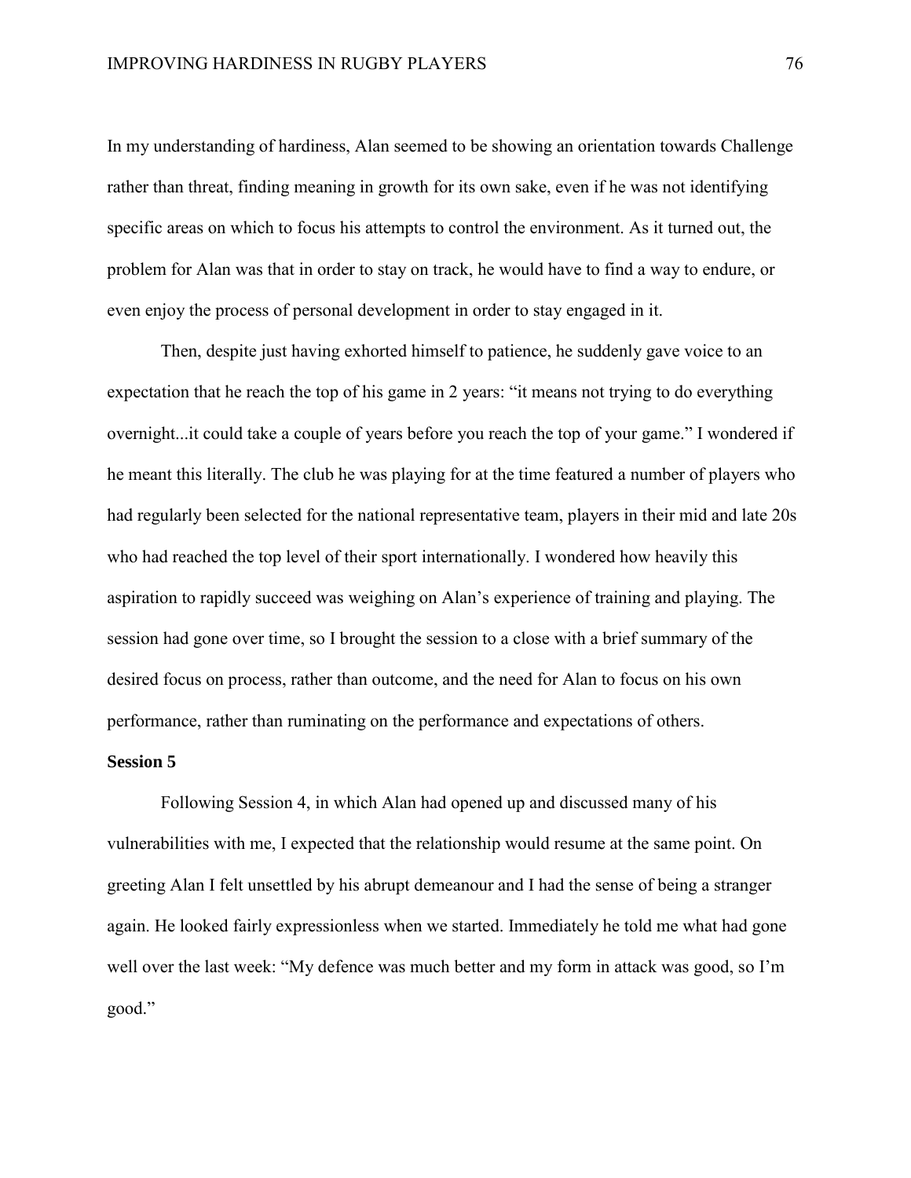In my understanding of hardiness, Alan seemed to be showing an orientation towards Challenge rather than threat, finding meaning in growth for its own sake, even if he was not identifying specific areas on which to focus his attempts to control the environment. As it turned out, the problem for Alan was that in order to stay on track, he would have to find a way to endure, or even enjoy the process of personal development in order to stay engaged in it.

Then, despite just having exhorted himself to patience, he suddenly gave voice to an expectation that he reach the top of his game in 2 years: "it means not trying to do everything overnight...it could take a couple of years before you reach the top of your game." I wondered if he meant this literally. The club he was playing for at the time featured a number of players who had regularly been selected for the national representative team, players in their mid and late 20s who had reached the top level of their sport internationally. I wondered how heavily this aspiration to rapidly succeed was weighing on Alan's experience of training and playing. The session had gone over time, so I brought the session to a close with a brief summary of the desired focus on process, rather than outcome, and the need for Alan to focus on his own performance, rather than ruminating on the performance and expectations of others.

**Session 5**

Following Session 4, in which Alan had opened up and discussed many of his vulnerabilities with me, I expected that the relationship would resume at the same point. On greeting Alan I felt unsettled by his abrupt demeanour and I had the sense of being a stranger again. He looked fairly expressionless when we started. Immediately he told me what had gone well over the last week: "My defence was much better and my form in attack was good, so I'm good."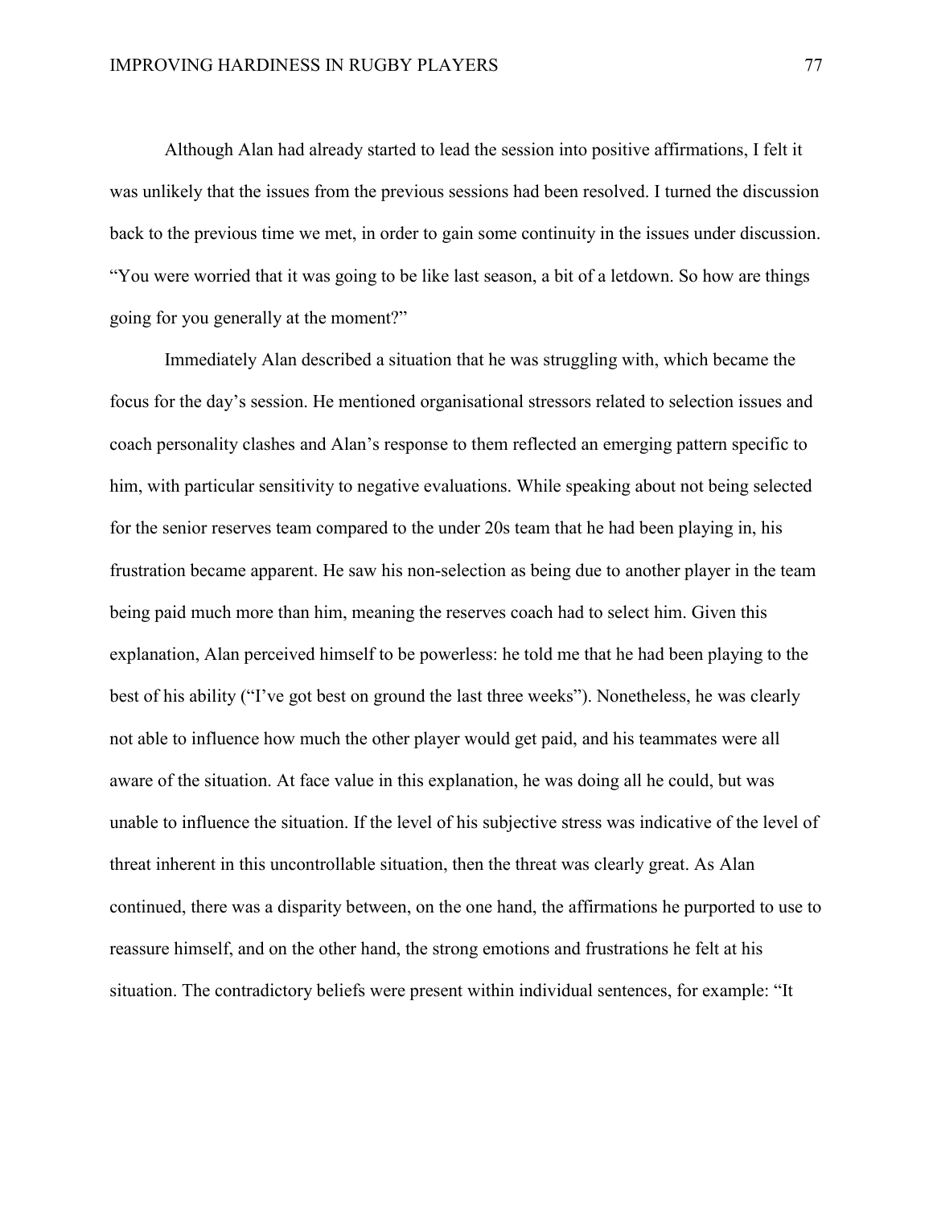Although Alan had already started to lead the session into positive affirmations, I felt it was unlikely that the issues from the previous sessions had been resolved. I turned the discussion back to the previous time we met, in order to gain some continuity in the issues under discussion. "You were worried that it was going to be like last season, a bit of a letdown. So how are things going for you generally at the moment?"

Immediately Alan described a situation that he was struggling with, which became the focus for the day's session. He mentioned organisational stressors related to selection issues and coach personality clashes and Alan's response to them reflected an emerging pattern specific to him, with particular sensitivity to negative evaluations. While speaking about not being selected for the senior reserves team compared to the under 20s team that he had been playing in, his frustration became apparent. He saw his non-selection as being due to another player in the team being paid much more than him, meaning the reserves coach had to select him. Given this explanation, Alan perceived himself to be powerless: he told me that he had been playing to the best of his ability ("I've got best on ground the last three weeks"). Nonetheless, he was clearly not able to influence how much the other player would get paid, and his teammates were all aware of the situation. At face value in this explanation, he was doing all he could, but was unable to influence the situation. If the level of his subjective stress was indicative of the level of threat inherent in this uncontrollable situation, then the threat was clearly great. As Alan continued, there was a disparity between, on the one hand, the affirmations he purported to use to reassure himself, and on the other hand, the strong emotions and frustrations he felt at his situation. The contradictory beliefs were present within individual sentences, for example: "It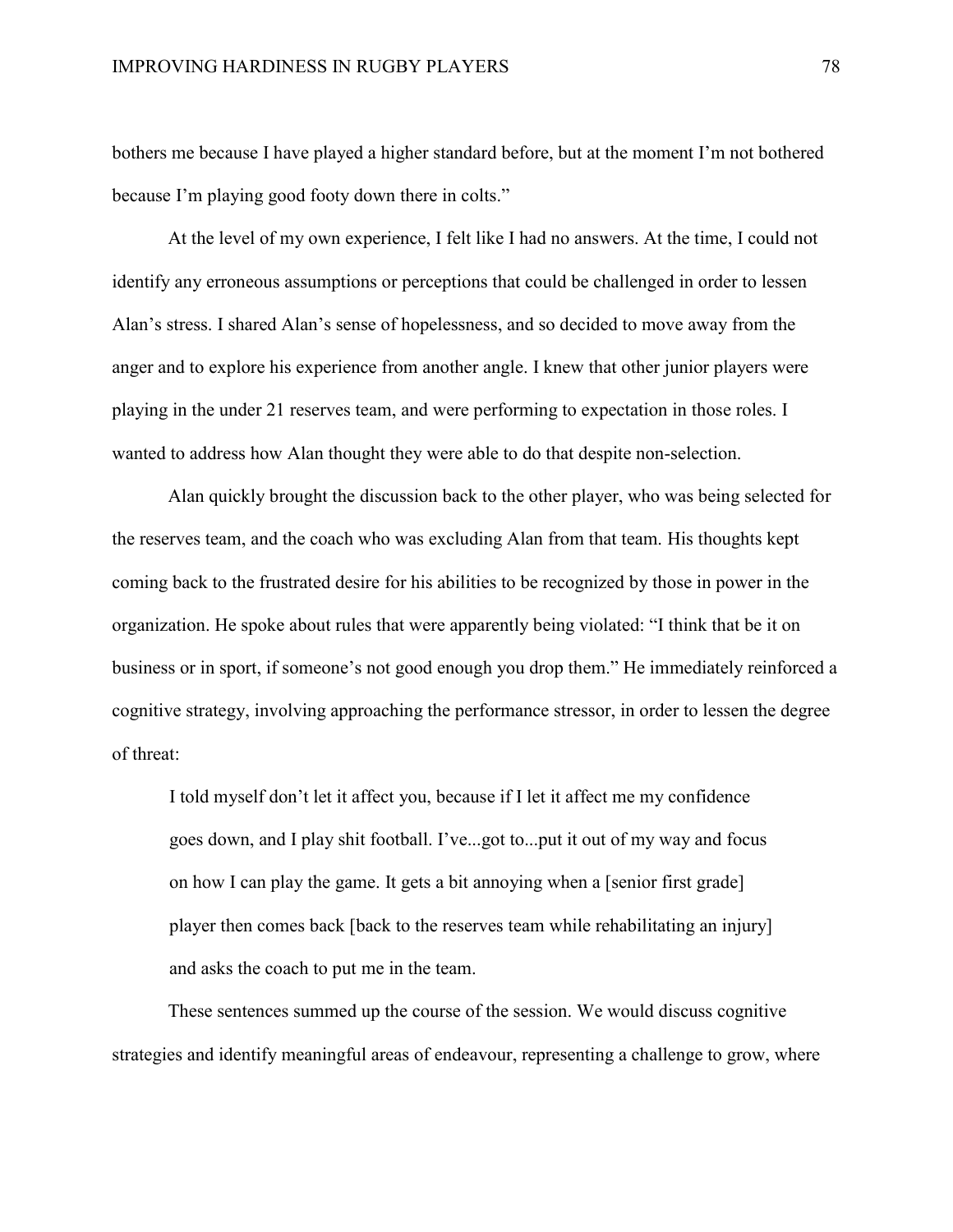bothers me because I have played a higher standard before, but at the moment I'm not bothered because I'm playing good footy down there in colts."

At the level of my own experience, I felt like I had no answers. At the time, I could not identify any erroneous assumptions or perceptions that could be challenged in order to lessen Alan's stress. I shared Alan's sense of hopelessness, and so decided to move away from the anger and to explore his experience from another angle. I knew that other junior players were playing in the under 21 reserves team, and were performing to expectation in those roles. I wanted to address how Alan thought they were able to do that despite non-selection.

Alan quickly brought the discussion back to the other player, who was being selected for the reserves team, and the coach who was excluding Alan from that team. His thoughts kept coming back to the frustrated desire for his abilities to be recognized by those in power in the organization. He spoke about rules that were apparently being violated: "I think that be it on business or in sport, if someone's not good enough you drop them." He immediately reinforced a cognitive strategy, involving approaching the performance stressor, in order to lessen the degree of threat:

> I told myself don't let it affect you, because if I let it affect me my confidence goes down, and I play shit football. I've...got to...put it out of my way and focus on how I can play the game. It gets a bit annoying when a [senior first grade] player then comes back [back to the reserves team while rehabilitating an injury] and asks the coach to put me in the team.

These sentences summed up the course of the session. We would discuss cognitive strategies and identify meaningful areas of endeavour, representing a challenge to grow, where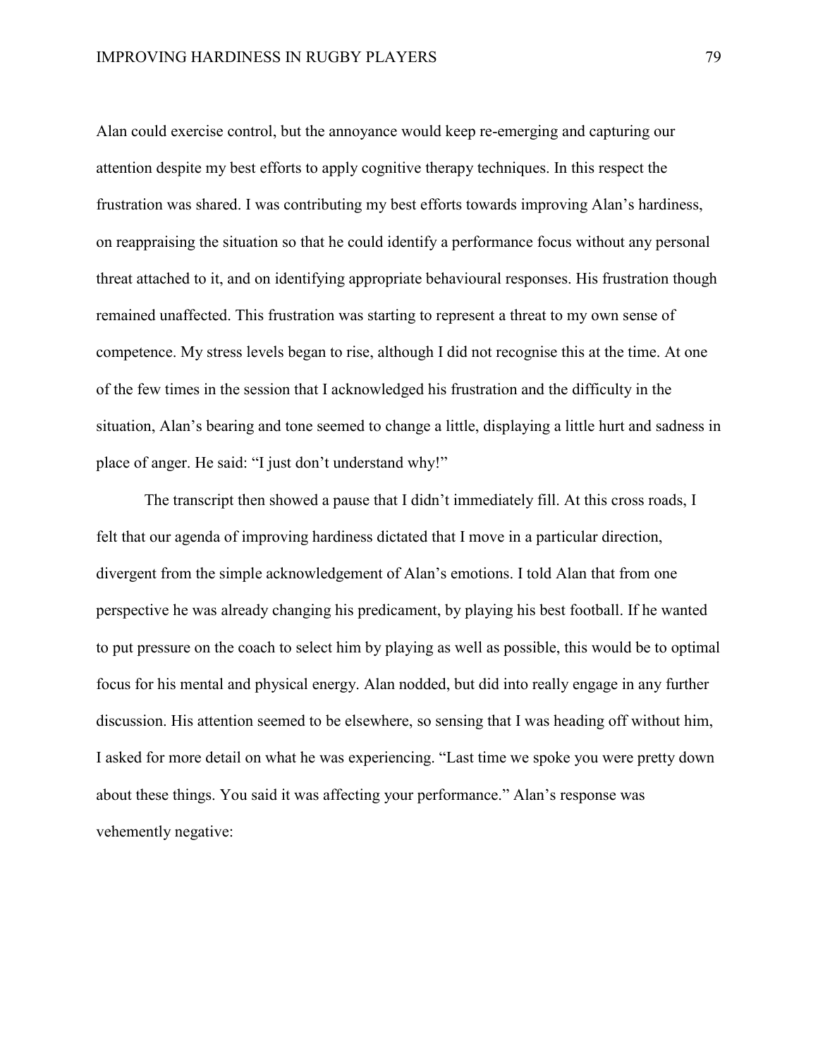Alan could exercise control, but the annoyance would keep re-emerging and capturing our attention despite my best efforts to apply cognitive therapy techniques. In this respect the frustration was shared. I was contributing my best efforts towards improving Alan's hardiness, on reappraising the situation so that he could identify a performance focus without any personal threat attached to it, and on identifying appropriate behavioural responses. His frustration though remained unaffected. This frustration was starting to represent a threat to my own sense of competence. My stress levels began to rise, although I did not recognise this at the time. At one of the few times in the session that I acknowledged his frustration and the difficulty in the situation, Alan's bearing and tone seemed to change a little, displaying a little hurt and sadness in place of anger. He said: "I just don't understand why!"

The transcript then showed a pause that I didn't immediately fill. At this cross roads, I felt that our agenda of improving hardiness dictated that I move in a particular direction, divergent from the simple acknowledgement of Alan's emotions. I told Alan that from one perspective he was already changing his predicament, by playing his best football. If he wanted to put pressure on the coach to select him by playing as well as possible, this would be to optimal focus for his mental and physical energy. Alan nodded, but did into really engage in any further discussion. His attention seemed to be elsewhere, so sensing that I was heading off without him, I asked for more detail on what he was experiencing. "Last time we spoke you were pretty down about these things. You said it was affecting your performance." Alan's response was vehemently negative: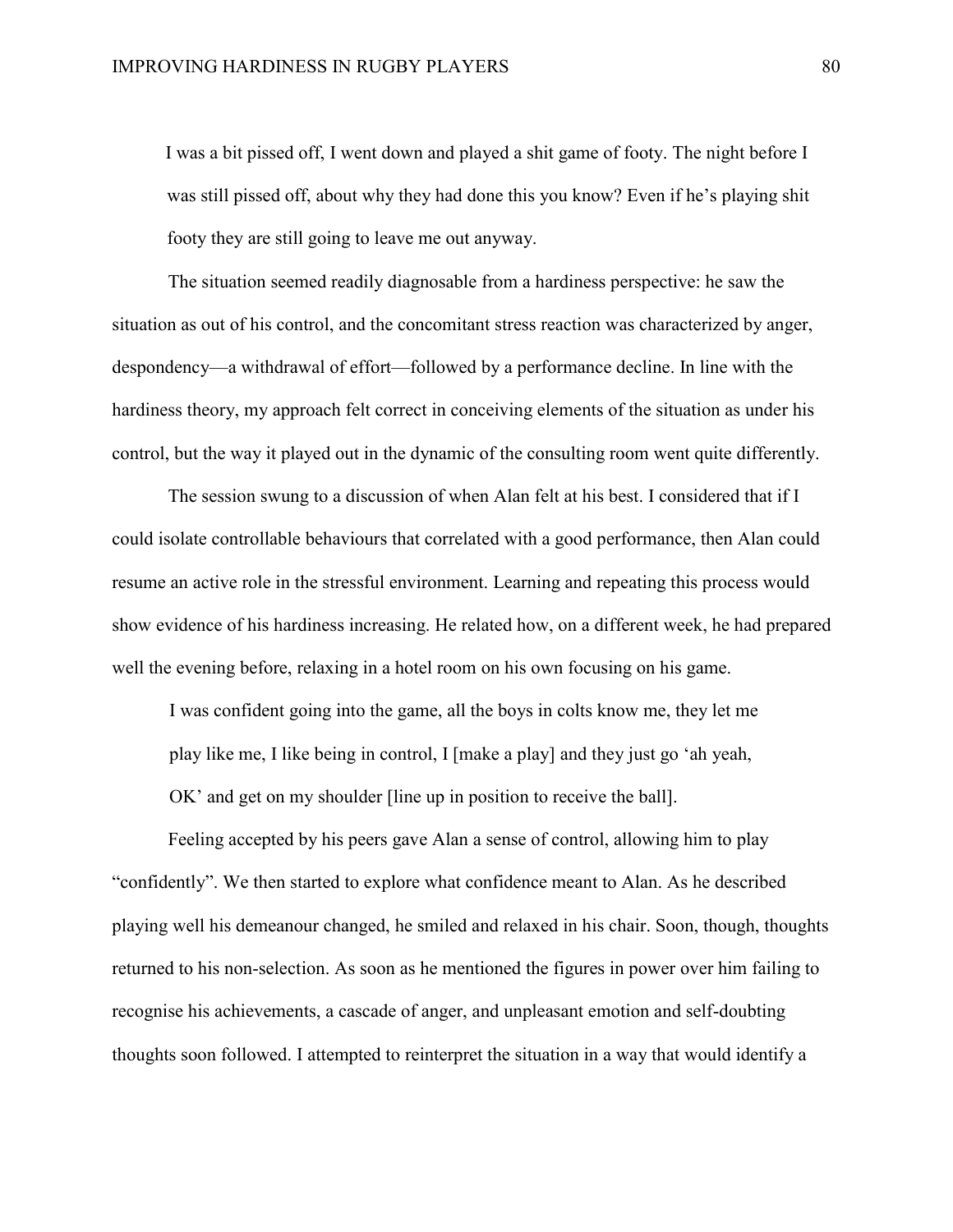> I was a bit pissed off, I went down and played a shit game of footy. The night before I was still pissed off, about why they had done this you know? Even if he's playing shit footy they are still going to leave me out anyway.

The situation seemed readily diagnosable from a hardiness perspective: he saw the situation as out of his control, and the concomitant stress reaction was characterized by anger, despondency—a withdrawal of effort—followed by a performance decline. In line with the hardiness theory, my approach felt correct in conceiving elements of the situation as under his control, but the way it played out in the dynamic of the consulting room went quite differently.

The session swung to a discussion of when Alan felt at his best. I considered that if I could isolate controllable behaviours that correlated with a good performance, then Alan could resume an active role in the stressful environment. Learning and repeating this process would show evidence of his hardiness increasing. He related how, on a different week, he had prepared well the evening before, relaxing in a hotel room on his own focusing on his game.

> I was confident going into the game, all the boys in colts know me, they let me play like me, I like being in control, I [make a play] and they just go 'ah yeah, OK' and get on my shoulder [line up in position to receive the ball].

Feeling accepted by his peers gave Alan a sense of control, allowing him to play "confidently". We then started to explore what confidence meant to Alan. As he described playing well his demeanour changed, he smiled and relaxed in his chair. Soon, though, thoughts returned to his non-selection. As soon as he mentioned the figures in power over him failing to recognise his achievements, a cascade of anger, and unpleasant emotion and self-doubting thoughts soon followed. I attempted to reinterpret the situation in a way that would identify a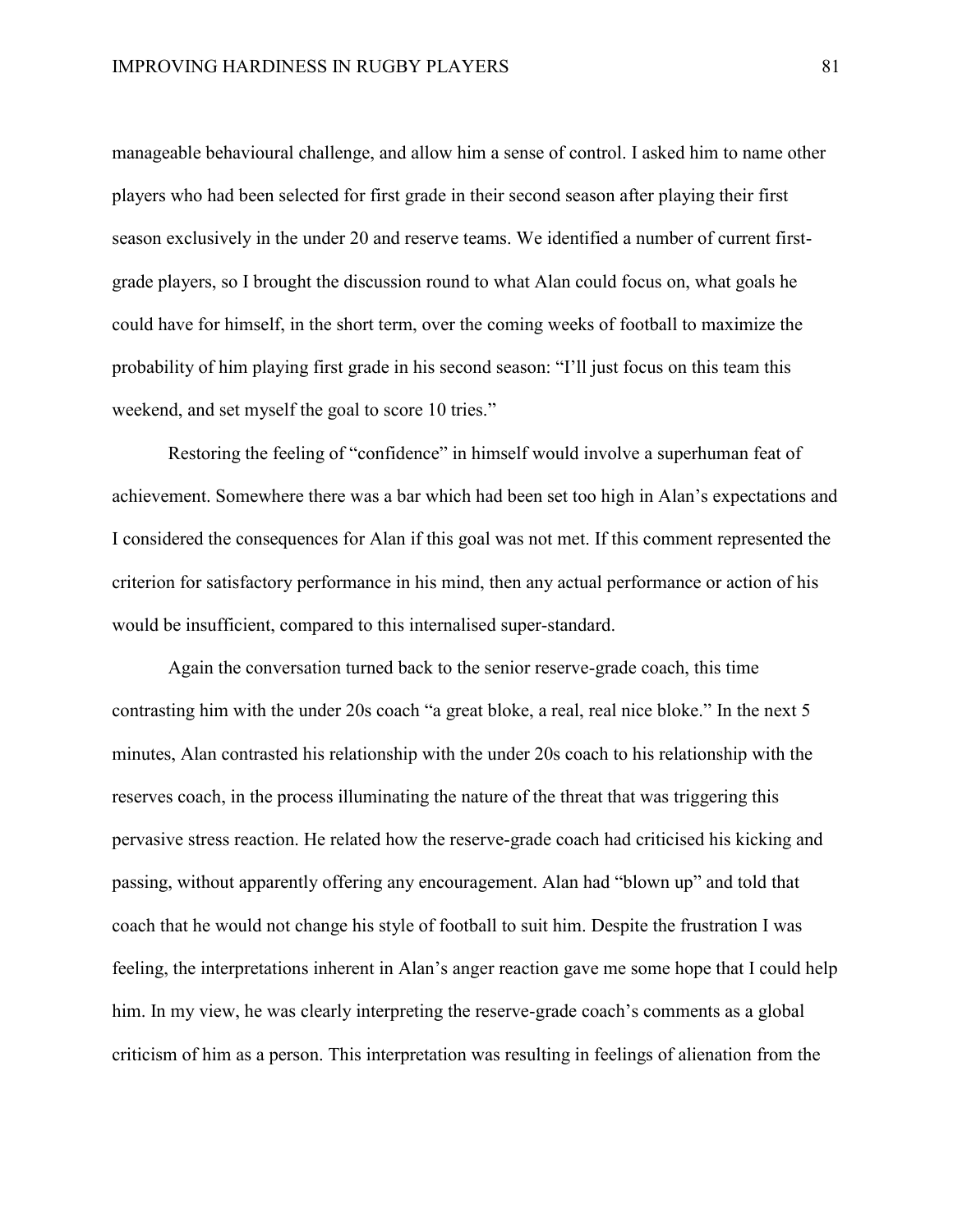manageable behavioural challenge, and allow him a sense of control. I asked him to name other players who had been selected for first grade in their second season after playing their first season exclusively in the under 20 and reserve teams. We identified a number of current first-grade players, so I brought the discussion round to what Alan could focus on, what goals he could have for himself, in the short term, over the coming weeks of football to maximize the probability of him playing first grade in his second season: "I'll just focus on this team this weekend, and set myself the goal to score 10 tries."

Restoring the feeling of "confidence" in himself would involve a superhuman feat of achievement. Somewhere there was a bar which had been set too high in Alan's expectations and I considered the consequences for Alan if this goal was not met. If this comment represented the criterion for satisfactory performance in his mind, then any actual performance or action of his would be insufficient, compared to this internalised super-standard.

Again the conversation turned back to the senior reserve-grade coach, this time contrasting him with the under 20s coach "a great bloke, a real, real nice bloke." In the next 5 minutes, Alan contrasted his relationship with the under 20s coach to his relationship with the reserves coach, in the process illuminating the nature of the threat that was triggering this pervasive stress reaction. He related how the reserve-grade coach had criticised his kicking and passing, without apparently offering any encouragement. Alan had "blown up" and told that coach that he would not change his style of football to suit him. Despite the frustration I was feeling, the interpretations inherent in Alan's anger reaction gave me some hope that I could help him. In my view, he was clearly interpreting the reserve-grade coach's comments as a global criticism of him as a person. This interpretation was resulting in feelings of alienation from the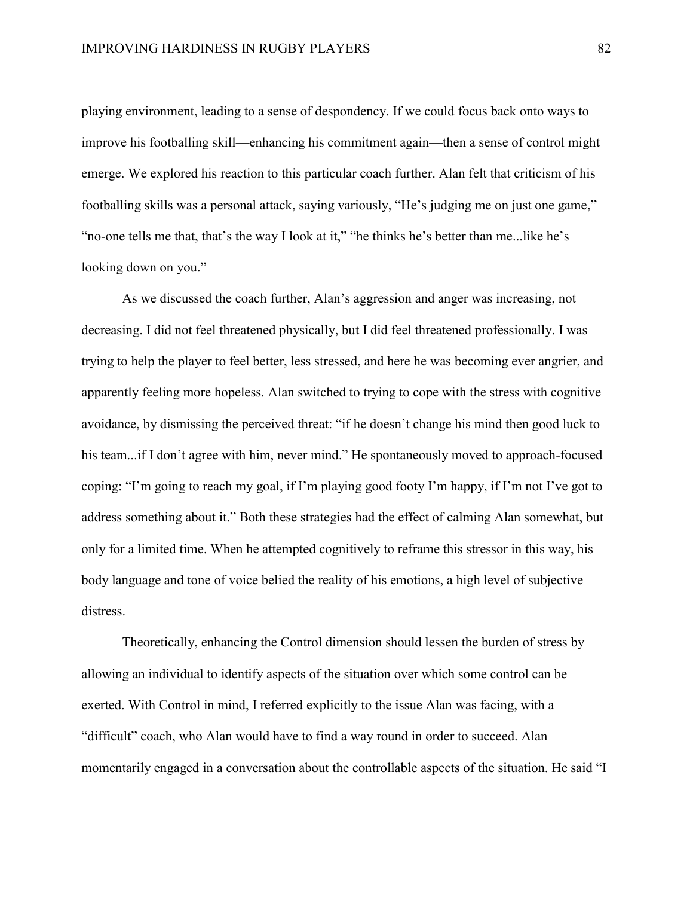playing environment, leading to a sense of despondency. If we could focus back onto ways to improve his footballing skill—enhancing his commitment again—then a sense of control might emerge. We explored his reaction to this particular coach further. Alan felt that criticism of his footballing skills was a personal attack, saying variously, "He's judging me on just one game," "no-one tells me that, that's the way I look at it," "he thinks he's better than me...like he's looking down on you."

As we discussed the coach further, Alan's aggression and anger was increasing, not decreasing. I did not feel threatened physically, but I did feel threatened professionally. I was trying to help the player to feel better, less stressed, and here he was becoming ever angrier, and apparently feeling more hopeless. Alan switched to trying to cope with the stress with cognitive avoidance, by dismissing the perceived threat: "if he doesn't change his mind then good luck to his team...if I don't agree with him, never mind." He spontaneously moved to approach-focused coping: "I'm going to reach my goal, if I'm playing good footy I'm happy, if I'm not I've got to address something about it." Both these strategies had the effect of calming Alan somewhat, but only for a limited time. When he attempted cognitively to reframe this stressor in this way, his body language and tone of voice belied the reality of his emotions, a high level of subjective distress.

Theoretically, enhancing the Control dimension should lessen the burden of stress by allowing an individual to identify aspects of the situation over which some control can be exerted. With Control in mind, I referred explicitly to the issue Alan was facing, with a "difficult" coach, who Alan would have to find a way round in order to succeed. Alan momentarily engaged in a conversation about the controllable aspects of the situation. He said "I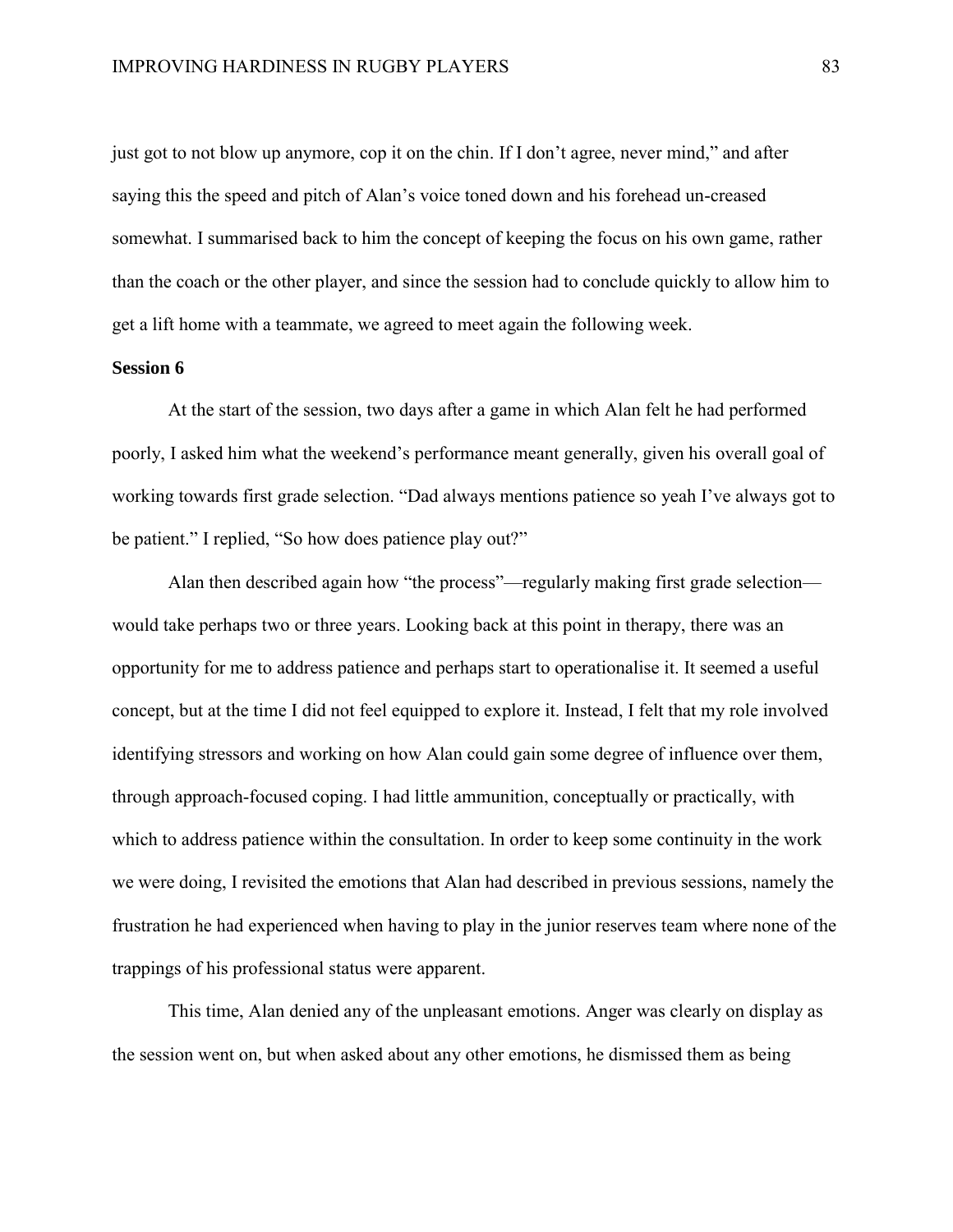just got to not blow up anymore, cop it on the chin. If I don't agree, never mind," and after saying this the speed and pitch of Alan's voice toned down and his forehead un-creased somewhat. I summarised back to him the concept of keeping the focus on his own game, rather than the coach or the other player, and since the session had to conclude quickly to allow him to get a lift home with a teammate, we agreed to meet again the following week.

**Session 6**

At the start of the session, two days after a game in which Alan felt he had performed poorly, I asked him what the weekend's performance meant generally, given his overall goal of working towards first grade selection. "Dad always mentions patience so yeah I've always got to be patient." I replied, "So how does patience play out?"

Alan then described again how "the process"—regularly making first grade selection—would take perhaps two or three years. Looking back at this point in therapy, there was an opportunity for me to address patience and perhaps start to operationalise it. It seemed a useful concept, but at the time I did not feel equipped to explore it. Instead, I felt that my role involved identifying stressors and working on how Alan could gain some degree of influence over them, through approach-focused coping. I had little ammunition, conceptually or practically, with which to address patience within the consultation. In order to keep some continuity in the work we were doing, I revisited the emotions that Alan had described in previous sessions, namely the frustration he had experienced when having to play in the junior reserves team where none of the trappings of his professional status were apparent.

This time, Alan denied any of the unpleasant emotions. Anger was clearly on display as the session went on, but when asked about any other emotions, he dismissed them as being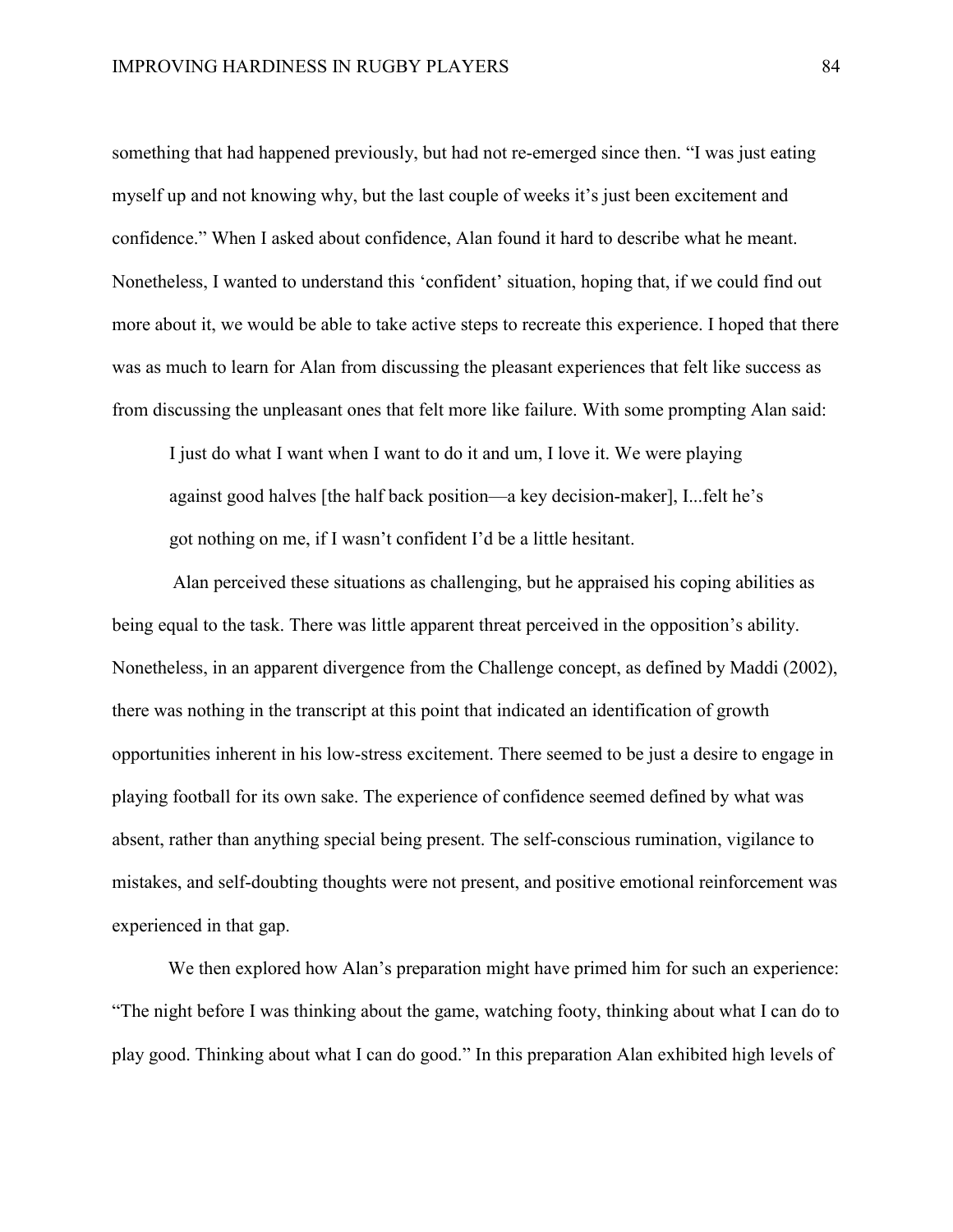something that had happened previously, but had not re-emerged since then. "I was just eating myself up and not knowing why, but the last couple of weeks it's just been excitement and confidence." When I asked about confidence, Alan found it hard to describe what he meant. Nonetheless, I wanted to understand this 'confident' situation, hoping that, if we could find out more about it, we would be able to take active steps to recreate this experience. I hoped that there was as much to learn for Alan from discussing the pleasant experiences that felt like success as from discussing the unpleasant ones that felt more like failure. With some prompting Alan said:

> I just do what I want when I want to do it and um, I love it. We were playing against good halves [the half back position—a key decision-maker], I...felt he's got nothing on me, if I wasn't confident I'd be a little hesitant.

Alan perceived these situations as challenging, but he appraised his coping abilities as being equal to the task. There was little apparent threat perceived in the opposition's ability. Nonetheless, in an apparent divergence from the Challenge concept, as defined by Maddi (2002), there was nothing in the transcript at this point that indicated an identification of growth opportunities inherent in his low-stress excitement. There seemed to be just a desire to engage in playing football for its own sake. The experience of confidence seemed defined by what was absent, rather than anything special being present. The self-conscious rumination, vigilance to mistakes, and self-doubting thoughts were not present, and positive emotional reinforcement was experienced in that gap.

We then explored how Alan's preparation might have primed him for such an experience: "The night before I was thinking about the game, watching footy, thinking about what I can do to play good. Thinking about what I can do good." In this preparation Alan exhibited high levels of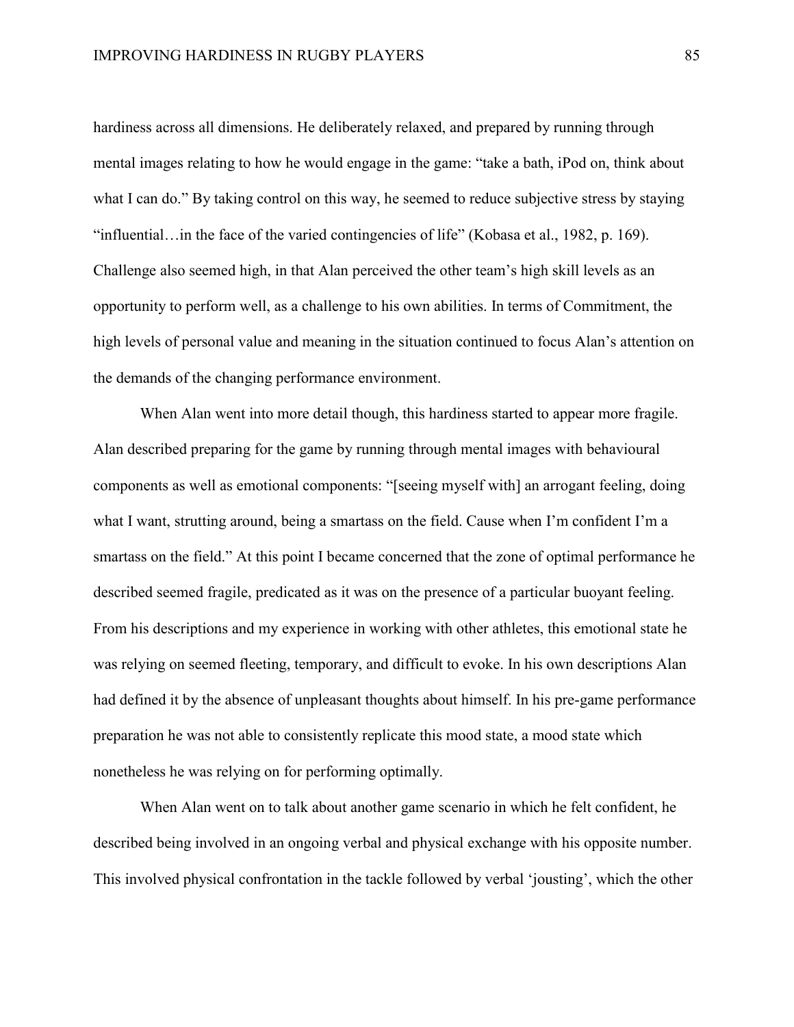hardiness across all dimensions. He deliberately relaxed, and prepared by running through mental images relating to how he would engage in the game: "take a bath, iPod on, think about what I can do." By taking control on this way, he seemed to reduce subjective stress by staying "influential…in the face of the varied contingencies of life" (Kobasa et al., 1982, p. 169). Challenge also seemed high, in that Alan perceived the other team's high skill levels as an opportunity to perform well, as a challenge to his own abilities. In terms of Commitment, the high levels of personal value and meaning in the situation continued to focus Alan's attention on the demands of the changing performance environment.

When Alan went into more detail though, this hardiness started to appear more fragile. Alan described preparing for the game by running through mental images with behavioural components as well as emotional components: "[seeing myself with] an arrogant feeling, doing what I want, strutting around, being a smartass on the field. Cause when I'm confident I'm a smartass on the field." At this point I became concerned that the zone of optimal performance he described seemed fragile, predicated as it was on the presence of a particular buoyant feeling. From his descriptions and my experience in working with other athletes, this emotional state he was relying on seemed fleeting, temporary, and difficult to evoke. In his own descriptions Alan had defined it by the absence of unpleasant thoughts about himself. In his pre-game performance preparation he was not able to consistently replicate this mood state, a mood state which nonetheless he was relying on for performing optimally.

When Alan went on to talk about another game scenario in which he felt confident, he described being involved in an ongoing verbal and physical exchange with his opposite number. This involved physical confrontation in the tackle followed by verbal 'jousting', which the other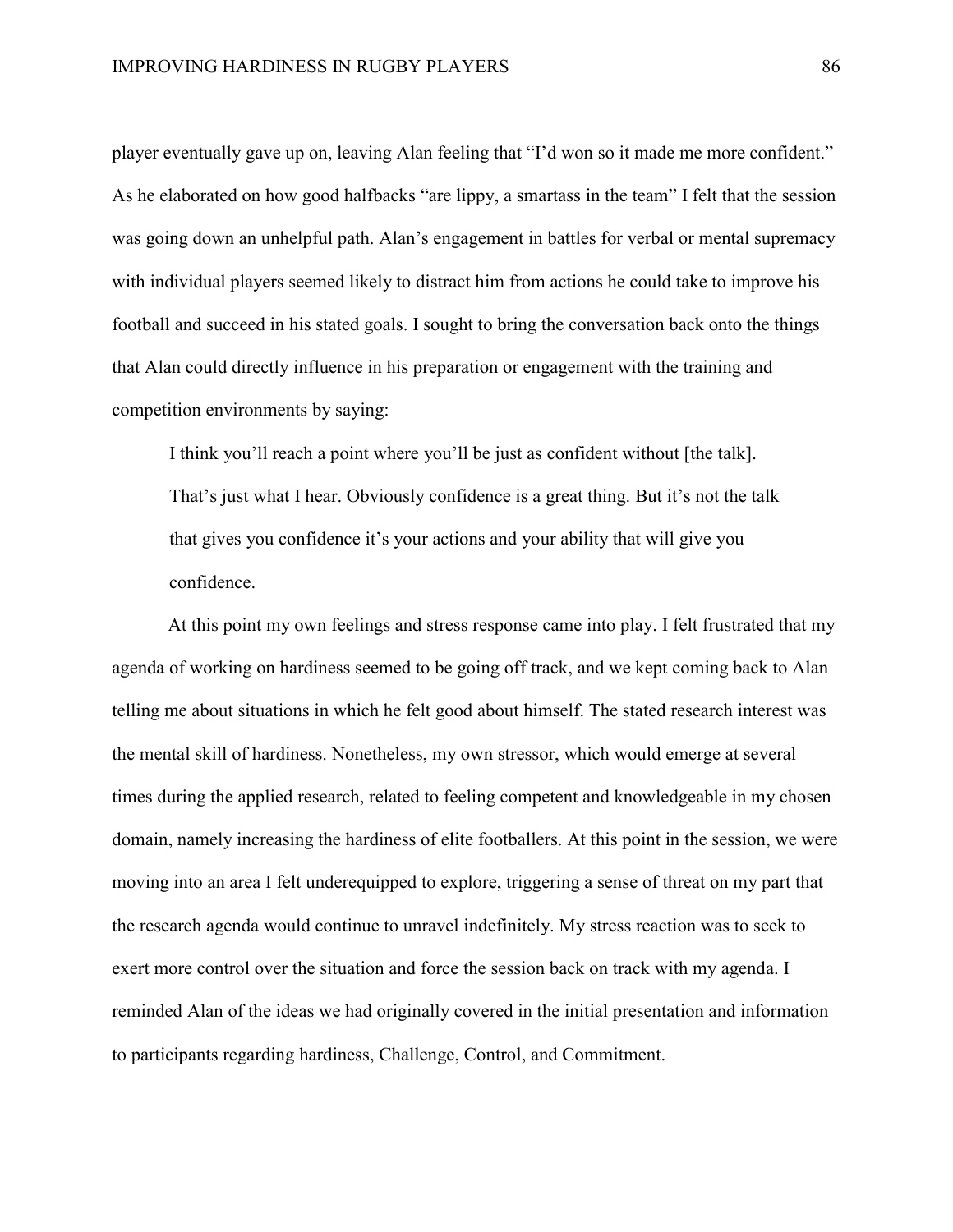player eventually gave up on, leaving Alan feeling that "I'd won so it made me more confident." As he elaborated on how good halfbacks "are lippy, a smartass in the team" I felt that the session was going down an unhelpful path. Alan's engagement in battles for verbal or mental supremacy with individual players seemed likely to distract him from actions he could take to improve his football and succeed in his stated goals. I sought to bring the conversation back onto the things that Alan could directly influence in his preparation or engagement with the training and competition environments by saying:

> I think you'll reach a point where you'll be just as confident without [the talk]. That's just what I hear. Obviously confidence is a great thing. But it's not the talk that gives you confidence it's your actions and your ability that will give you confidence.

At this point my own feelings and stress response came into play. I felt frustrated that my agenda of working on hardiness seemed to be going off track, and we kept coming back to Alan telling me about situations in which he felt good about himself. The stated research interest was the mental skill of hardiness. Nonetheless, my own stressor, which would emerge at several times during the applied research, related to feeling competent and knowledgeable in my chosen domain, namely increasing the hardiness of elite footballers. At this point in the session, we were moving into an area I felt underequipped to explore, triggering a sense of threat on my part that the research agenda would continue to unravel indefinitely. My stress reaction was to seek to exert more control over the situation and force the session back on track with my agenda. I reminded Alan of the ideas we had originally covered in the initial presentation and information to participants regarding hardiness, Challenge, Control, and Commitment.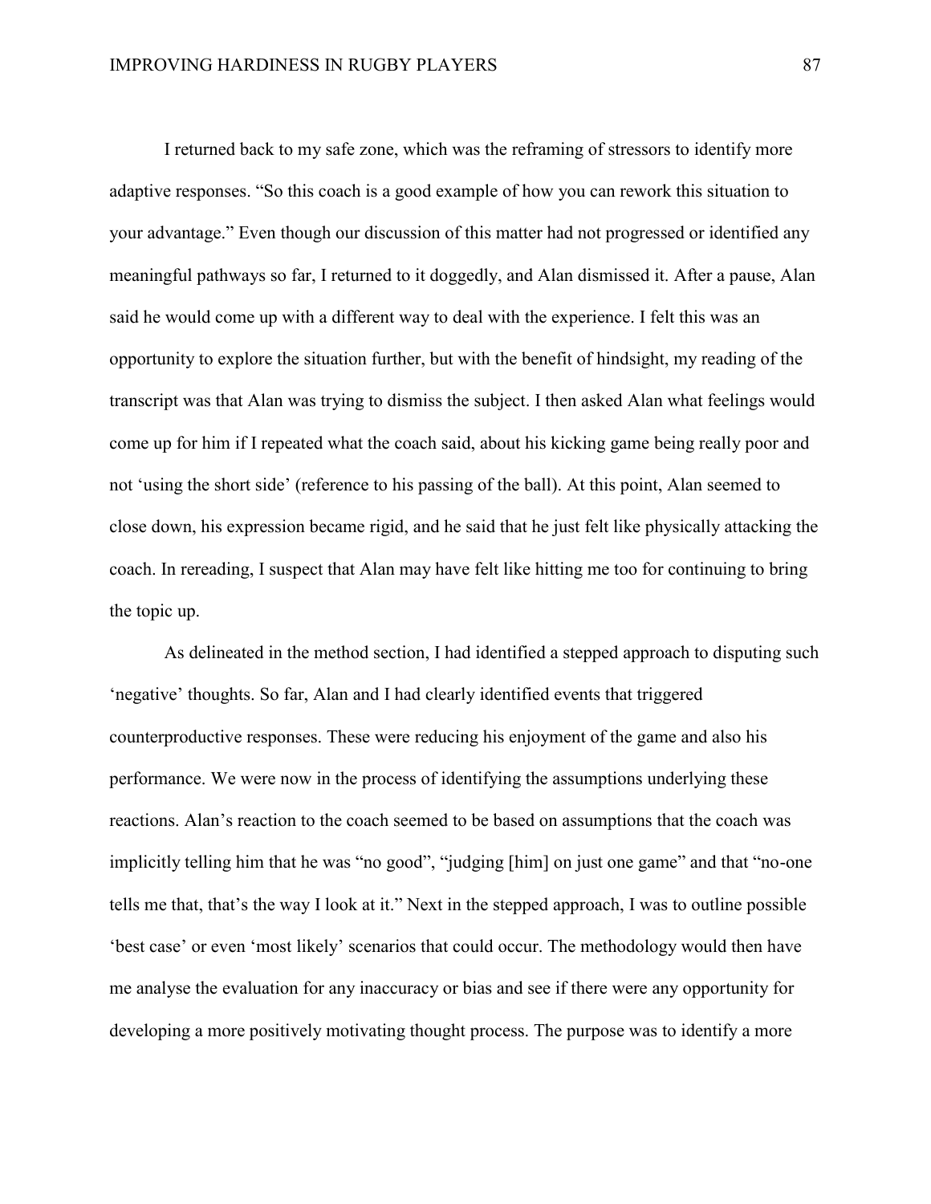I returned back to my safe zone, which was the reframing of stressors to identify more adaptive responses. "So this coach is a good example of how you can rework this situation to your advantage." Even though our discussion of this matter had not progressed or identified any meaningful pathways so far, I returned to it doggedly, and Alan dismissed it. After a pause, Alan said he would come up with a different way to deal with the experience. I felt this was an opportunity to explore the situation further, but with the benefit of hindsight, my reading of the transcript was that Alan was trying to dismiss the subject. I then asked Alan what feelings would come up for him if I repeated what the coach said, about his kicking game being really poor and not 'using the short side' (reference to his passing of the ball). At this point, Alan seemed to close down, his expression became rigid, and he said that he just felt like physically attacking the coach. In rereading, I suspect that Alan may have felt like hitting me too for continuing to bring the topic up.

As delineated in the method section, I had identified a stepped approach to disputing such 'negative' thoughts. So far, Alan and I had clearly identified events that triggered counterproductive responses. These were reducing his enjoyment of the game and also his performance. We were now in the process of identifying the assumptions underlying these reactions. Alan's reaction to the coach seemed to be based on assumptions that the coach was implicitly telling him that he was "no good", "judging [him] on just one game" and that "no-one tells me that, that's the way I look at it." Next in the stepped approach, I was to outline possible 'best case' or even 'most likely' scenarios that could occur. The methodology would then have me analyse the evaluation for any inaccuracy or bias and see if there were any opportunity for developing a more positively motivating thought process. The purpose was to identify a more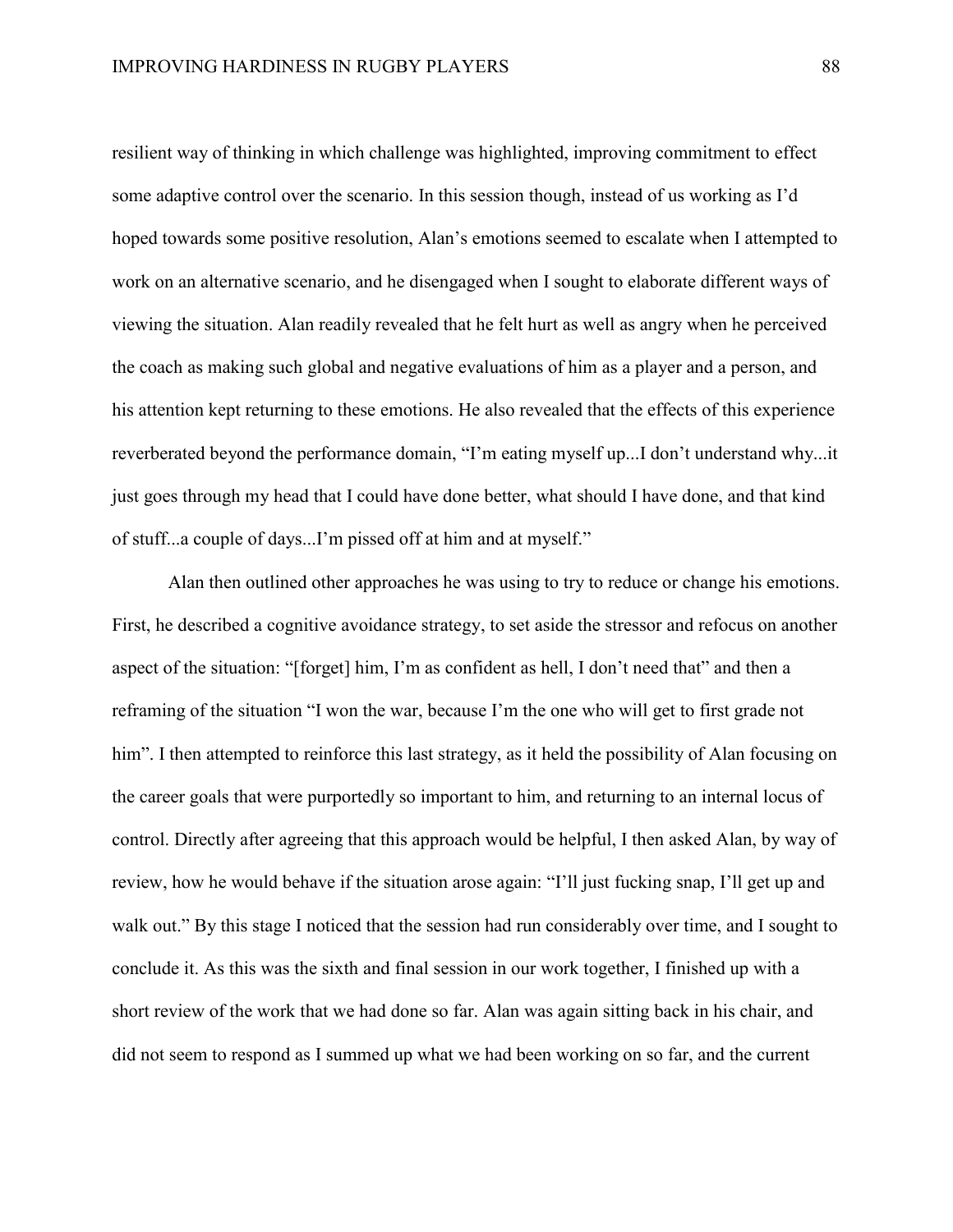resilient way of thinking in which challenge was highlighted, improving commitment to effect some adaptive control over the scenario. In this session though, instead of us working as I'd hoped towards some positive resolution, Alan's emotions seemed to escalate when I attempted to work on an alternative scenario, and he disengaged when I sought to elaborate different ways of viewing the situation. Alan readily revealed that he felt hurt as well as angry when he perceived the coach as making such global and negative evaluations of him as a player and a person, and his attention kept returning to these emotions. He also revealed that the effects of this experience reverberated beyond the performance domain, "I'm eating myself up...I don't understand why...it just goes through my head that I could have done better, what should I have done, and that kind of stuff...a couple of days...I'm pissed off at him and at myself."

Alan then outlined other approaches he was using to try to reduce or change his emotions. First, he described a cognitive avoidance strategy, to set aside the stressor and refocus on another aspect of the situation: "[forget] him, I'm as confident as hell, I don't need that" and then a reframing of the situation "I won the war, because I'm the one who will get to first grade not him". I then attempted to reinforce this last strategy, as it held the possibility of Alan focusing on the career goals that were purportedly so important to him, and returning to an internal locus of control. Directly after agreeing that this approach would be helpful, I then asked Alan, by way of review, how he would behave if the situation arose again: "I'll just fucking snap, I'll get up and walk out." By this stage I noticed that the session had run considerably over time, and I sought to conclude it. As this was the sixth and final session in our work together, I finished up with a short review of the work that we had done so far. Alan was again sitting back in his chair, and did not seem to respond as I summed up what we had been working on so far, and the current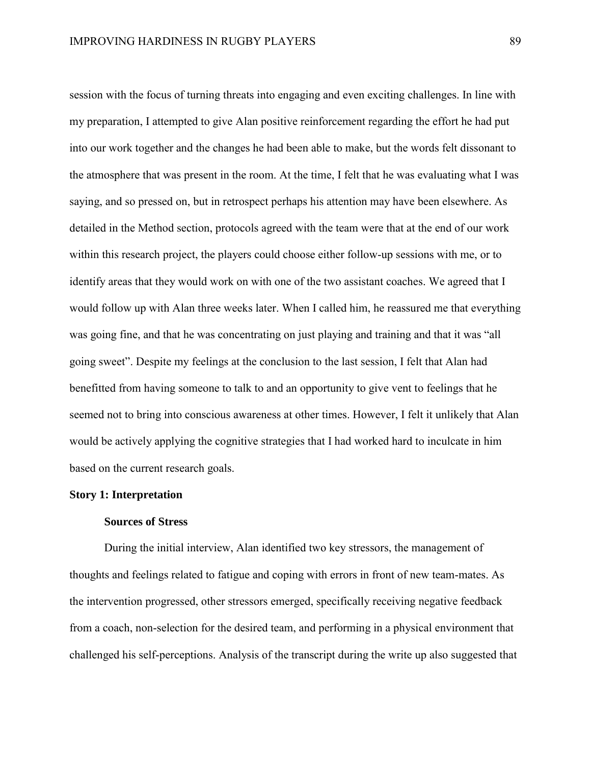session with the focus of turning threats into engaging and even exciting challenges. In line with my preparation, I attempted to give Alan positive reinforcement regarding the effort he had put into our work together and the changes he had been able to make, but the words felt dissonant to the atmosphere that was present in the room. At the time, I felt that he was evaluating what I was saying, and so pressed on, but in retrospect perhaps his attention may have been elsewhere. As detailed in the Method section, protocols agreed with the team were that at the end of our work within this research project, the players could choose either follow-up sessions with me, or to identify areas that they would work on with one of the two assistant coaches. We agreed that I would follow up with Alan three weeks later. When I called him, he reassured me that everything was going fine, and that he was concentrating on just playing and training and that it was "all going sweet". Despite my feelings at the conclusion to the last session, I felt that Alan had benefitted from having someone to talk to and an opportunity to give vent to feelings that he seemed not to bring into conscious awareness at other times. However, I felt it unlikely that Alan would be actively applying the cognitive strategies that I had worked hard to inculcate in him based on the current research goals.

## Story 1: Interpretation

### Sources of Stress

During the initial interview, Alan identified two key stressors, the management of thoughts and feelings related to fatigue and coping with errors in front of new team-mates. As the intervention progressed, other stressors emerged, specifically receiving negative feedback from a coach, non-selection for the desired team, and performing in a physical environment that challenged his self-perceptions. Analysis of the transcript during the write up also suggested that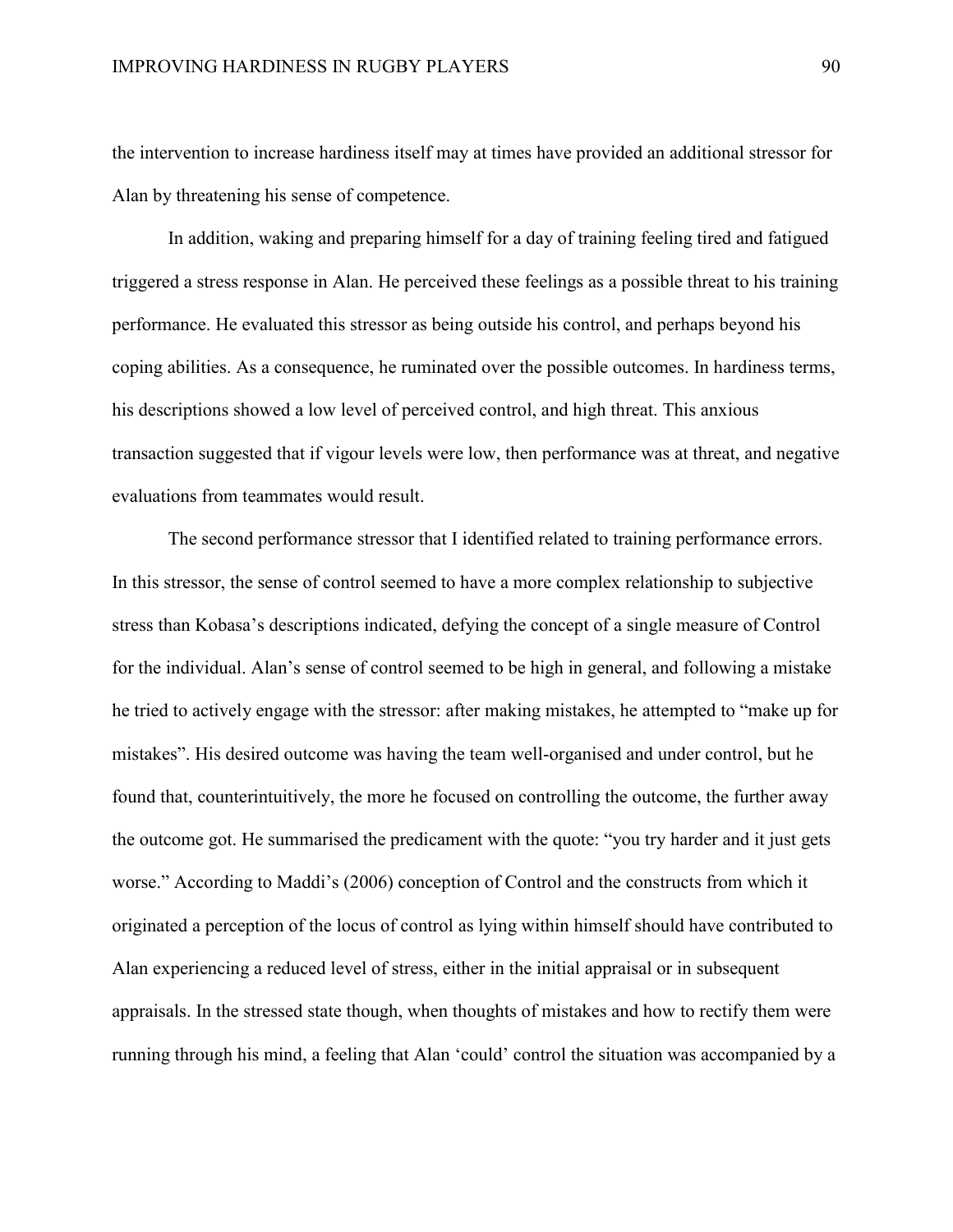the intervention to increase hardiness itself may at times have provided an additional stressor for Alan by threatening his sense of competence.

In addition, waking and preparing himself for a day of training feeling tired and fatigued triggered a stress response in Alan. He perceived these feelings as a possible threat to his training performance. He evaluated this stressor as being outside his control, and perhaps beyond his coping abilities. As a consequence, he ruminated over the possible outcomes. In hardiness terms, his descriptions showed a low level of perceived control, and high threat. This anxious transaction suggested that if vigour levels were low, then performance was at threat, and negative evaluations from teammates would result.

The second performance stressor that I identified related to training performance errors. In this stressor, the sense of control seemed to have a more complex relationship to subjective stress than Kobasa's descriptions indicated, defying the concept of a single measure of Control for the individual. Alan's sense of control seemed to be high in general, and following a mistake he tried to actively engage with the stressor: after making mistakes, he attempted to "make up for mistakes". His desired outcome was having the team well-organised and under control, but he found that, counterintuitively, the more he focused on controlling the outcome, the further away the outcome got. He summarised the predicament with the quote: "you try harder and it just gets worse." According to Maddi's (2006) conception of Control and the constructs from which it originated a perception of the locus of control as lying within himself should have contributed to Alan experiencing a reduced level of stress, either in the initial appraisal or in subsequent appraisals. In the stressed state though, when thoughts of mistakes and how to rectify them were running through his mind, a feeling that Alan 'could' control the situation was accompanied by a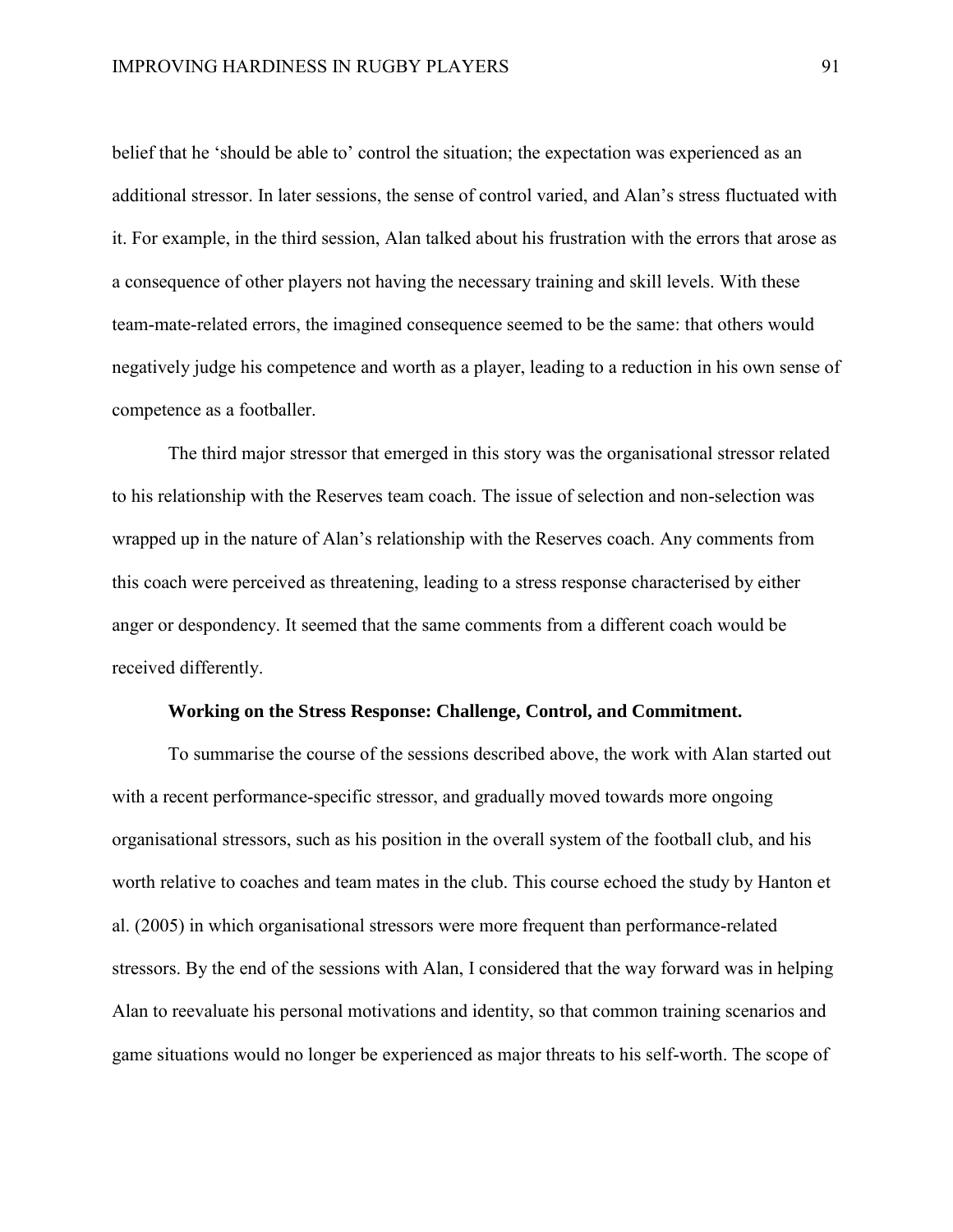belief that he 'should be able to' control the situation; the expectation was experienced as an additional stressor. In later sessions, the sense of control varied, and Alan's stress fluctuated with it. For example, in the third session, Alan talked about his frustration with the errors that arose as a consequence of other players not having the necessary training and skill levels. With these team-mate-related errors, the imagined consequence seemed to be the same: that others would negatively judge his competence and worth as a player, leading to a reduction in his own sense of competence as a footballer.

The third major stressor that emerged in this story was the organisational stressor related to his relationship with the Reserves team coach. The issue of selection and non-selection was wrapped up in the nature of Alan's relationship with the Reserves coach. Any comments from this coach were perceived as threatening, leading to a stress response characterised by either anger or despondency. It seemed that the same comments from a different coach would be received differently.

**Working on the Stress Response: Challenge, Control, and Commitment.**

To summarise the course of the sessions described above, the work with Alan started out with a recent performance-specific stressor, and gradually moved towards more ongoing organisational stressors, such as his position in the overall system of the football club, and his worth relative to coaches and team mates in the club. This course echoed the study by Hanton et al. (2005) in which organisational stressors were more frequent than performance-related stressors. By the end of the sessions with Alan, I considered that the way forward was in helping Alan to reevaluate his personal motivations and identity, so that common training scenarios and game situations would no longer be experienced as major threats to his self-worth. The scope of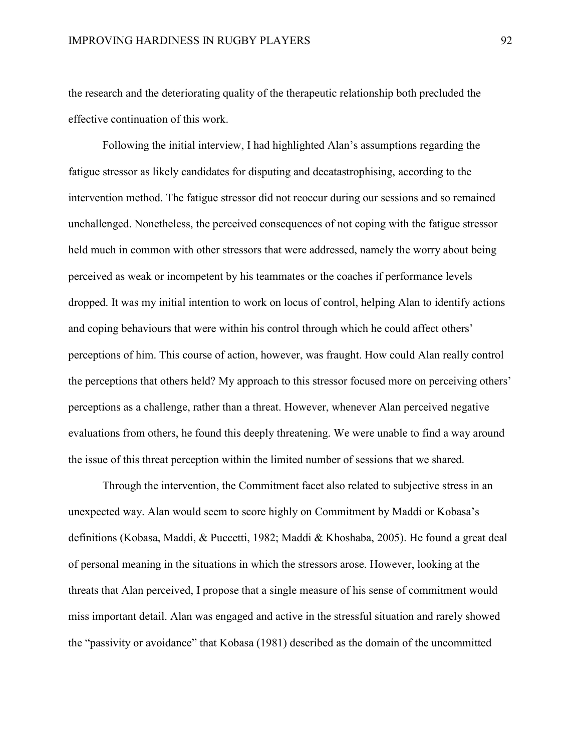the research and the deteriorating quality of the therapeutic relationship both precluded the effective continuation of this work.

Following the initial interview, I had highlighted Alan's assumptions regarding the fatigue stressor as likely candidates for disputing and decatastrophising, according to the intervention method. The fatigue stressor did not reoccur during our sessions and so remained unchallenged. Nonetheless, the perceived consequences of not coping with the fatigue stressor held much in common with other stressors that were addressed, namely the worry about being perceived as weak or incompetent by his teammates or the coaches if performance levels dropped. It was my initial intention to work on locus of control, helping Alan to identify actions and coping behaviours that were within his control through which he could affect others' perceptions of him. This course of action, however, was fraught. How could Alan really control the perceptions that others held? My approach to this stressor focused more on perceiving others' perceptions as a challenge, rather than a threat. However, whenever Alan perceived negative evaluations from others, he found this deeply threatening. We were unable to find a way around the issue of this threat perception within the limited number of sessions that we shared.

Through the intervention, the Commitment facet also related to subjective stress in an unexpected way. Alan would seem to score highly on Commitment by Maddi or Kobasa's definitions (Kobasa, Maddi, & Puccetti, 1982; Maddi & Khoshaba, 2005). He found a great deal of personal meaning in the situations in which the stressors arose. However, looking at the threats that Alan perceived, I propose that a single measure of his sense of commitment would miss important detail. Alan was engaged and active in the stressful situation and rarely showed the "passivity or avoidance" that Kobasa (1981) described as the domain of the uncommitted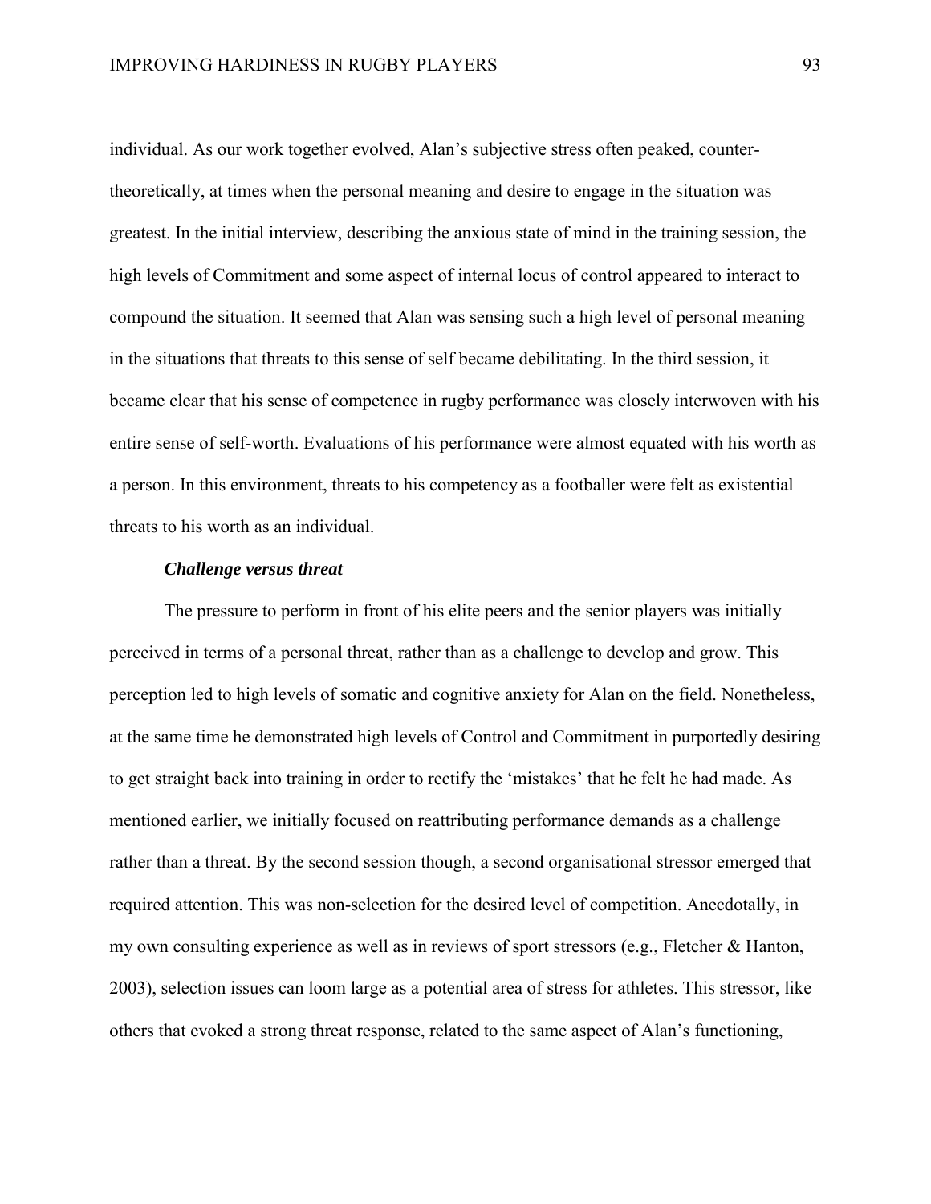individual. As our work together evolved, Alan's subjective stress often peaked, counter-theoretically, at times when the personal meaning and desire to engage in the situation was greatest. In the initial interview, describing the anxious state of mind in the training session, the high levels of Commitment and some aspect of internal locus of control appeared to interact to compound the situation. It seemed that Alan was sensing such a high level of personal meaning in the situations that threats to this sense of self became debilitating. In the third session, it became clear that his sense of competence in rugby performance was closely interwoven with his entire sense of self-worth. Evaluations of his performance were almost equated with his worth as a person. In this environment, threats to his competency as a footballer were felt as existential threats to his worth as an individual.

### *Challenge versus threat*

The pressure to perform in front of his elite peers and the senior players was initially perceived in terms of a personal threat, rather than as a challenge to develop and grow. This perception led to high levels of somatic and cognitive anxiety for Alan on the field. Nonetheless, at the same time he demonstrated high levels of Control and Commitment in purportedly desiring to get straight back into training in order to rectify the 'mistakes' that he felt he had made. As mentioned earlier, we initially focused on reattributing performance demands as a challenge rather than a threat. By the second session though, a second organisational stressor emerged that required attention. This was non-selection for the desired level of competition. Anecdotally, in my own consulting experience as well as in reviews of sport stressors (e.g., Fletcher & Hanton, 2003), selection issues can loom large as a potential area of stress for athletes. This stressor, like others that evoked a strong threat response, related to the same aspect of Alan's functioning,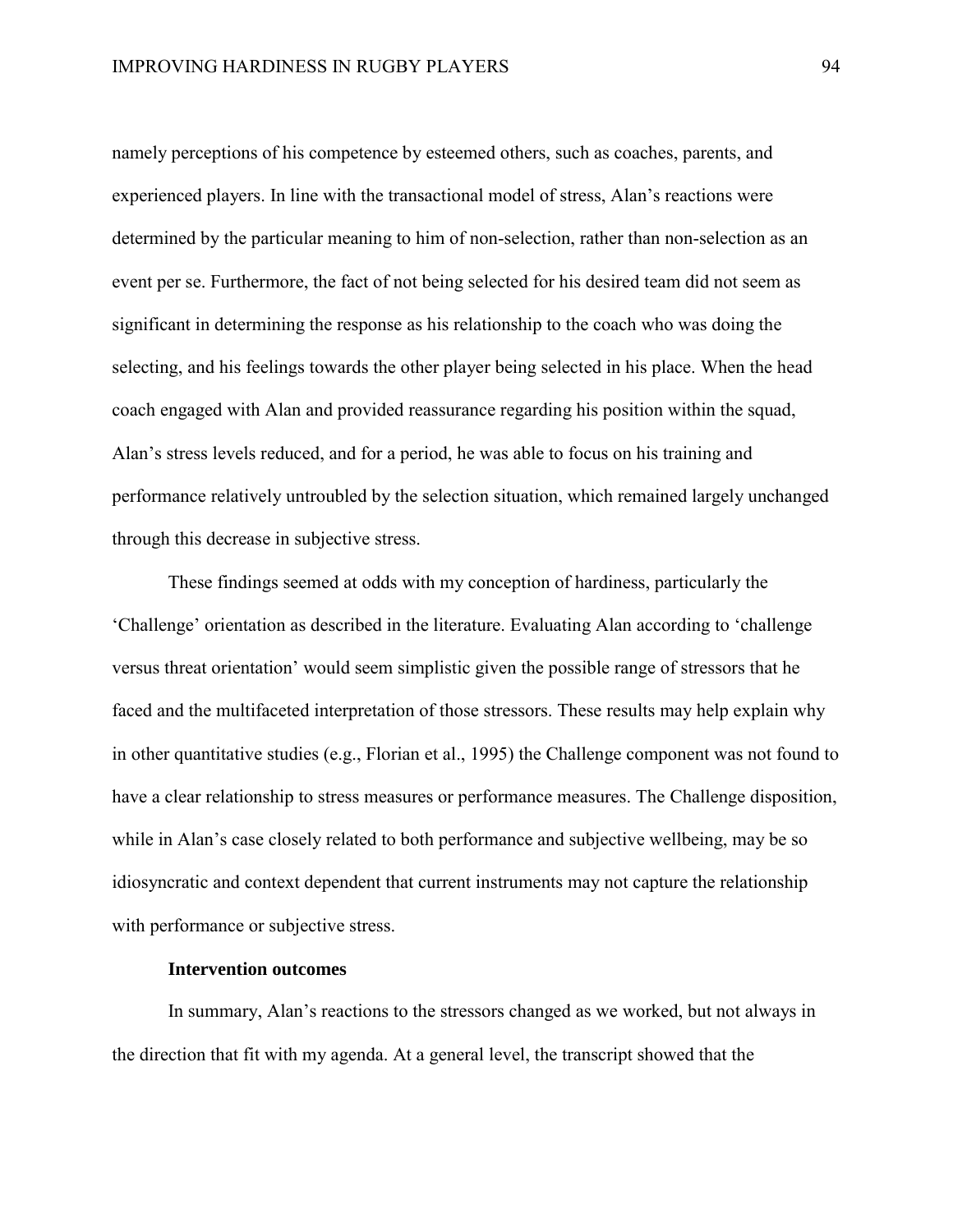namely perceptions of his competence by esteemed others, such as coaches, parents, and experienced players. In line with the transactional model of stress, Alan's reactions were determined by the particular meaning to him of non-selection, rather than non-selection as an event per se. Furthermore, the fact of not being selected for his desired team did not seem as significant in determining the response as his relationship to the coach who was doing the selecting, and his feelings towards the other player being selected in his place. When the head coach engaged with Alan and provided reassurance regarding his position within the squad, Alan's stress levels reduced, and for a period, he was able to focus on his training and performance relatively untroubled by the selection situation, which remained largely unchanged through this decrease in subjective stress.

These findings seemed at odds with my conception of hardiness, particularly the 'Challenge' orientation as described in the literature. Evaluating Alan according to 'challenge versus threat orientation' would seem simplistic given the possible range of stressors that he faced and the multifaceted interpretation of those stressors. These results may help explain why in other quantitative studies (e.g., Florian et al., 1995) the Challenge component was not found to have a clear relationship to stress measures or performance measures. The Challenge disposition, while in Alan's case closely related to both performance and subjective wellbeing, may be so idiosyncratic and context dependent that current instruments may not capture the relationship with performance or subjective stress.

### Intervention outcomes

In summary, Alan's reactions to the stressors changed as we worked, but not always in the direction that fit with my agenda. At a general level, the transcript showed that the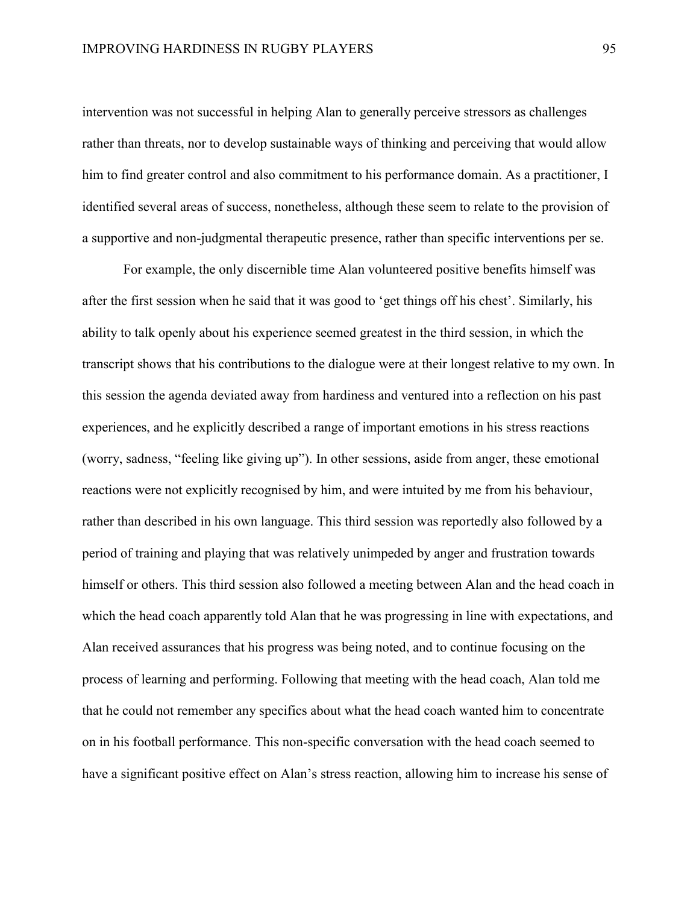intervention was not successful in helping Alan to generally perceive stressors as challenges rather than threats, nor to develop sustainable ways of thinking and perceiving that would allow him to find greater control and also commitment to his performance domain. As a practitioner, I identified several areas of success, nonetheless, although these seem to relate to the provision of a supportive and non-judgmental therapeutic presence, rather than specific interventions per se.

For example, the only discernible time Alan volunteered positive benefits himself was after the first session when he said that it was good to 'get things off his chest'. Similarly, his ability to talk openly about his experience seemed greatest in the third session, in which the transcript shows that his contributions to the dialogue were at their longest relative to my own. In this session the agenda deviated away from hardiness and ventured into a reflection on his past experiences, and he explicitly described a range of important emotions in his stress reactions (worry, sadness, "feeling like giving up"). In other sessions, aside from anger, these emotional reactions were not explicitly recognised by him, and were intuited by me from his behaviour, rather than described in his own language. This third session was reportedly also followed by a period of training and playing that was relatively unimpeded by anger and frustration towards himself or others. This third session also followed a meeting between Alan and the head coach in which the head coach apparently told Alan that he was progressing in line with expectations, and Alan received assurances that his progress was being noted, and to continue focusing on the process of learning and performing. Following that meeting with the head coach, Alan told me that he could not remember any specifics about what the head coach wanted him to concentrate on in his football performance. This non-specific conversation with the head coach seemed to have a significant positive effect on Alan's stress reaction, allowing him to increase his sense of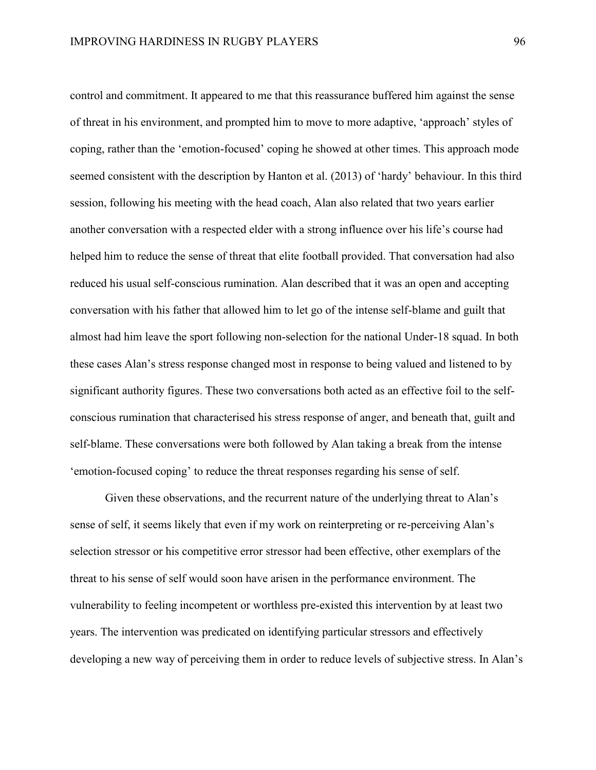control and commitment. It appeared to me that this reassurance buffered him against the sense of threat in his environment, and prompted him to move to more adaptive, 'approach' styles of coping, rather than the 'emotion-focused' coping he showed at other times. This approach mode seemed consistent with the description by Hanton et al. (2013) of 'hardy' behaviour. In this third session, following his meeting with the head coach, Alan also related that two years earlier another conversation with a respected elder with a strong influence over his life's course had helped him to reduce the sense of threat that elite football provided. That conversation had also reduced his usual self-conscious rumination. Alan described that it was an open and accepting conversation with his father that allowed him to let go of the intense self-blame and guilt that almost had him leave the sport following non-selection for the national Under-18 squad. In both these cases Alan's stress response changed most in response to being valued and listened to by significant authority figures. These two conversations both acted as an effective foil to the self-conscious rumination that characterised his stress response of anger, and beneath that, guilt and self-blame. These conversations were both followed by Alan taking a break from the intense 'emotion-focused coping' to reduce the threat responses regarding his sense of self.

Given these observations, and the recurrent nature of the underlying threat to Alan's sense of self, it seems likely that even if my work on reinterpreting or re-perceiving Alan's selection stressor or his competitive error stressor had been effective, other exemplars of the threat to his sense of self would soon have arisen in the performance environment. The vulnerability to feeling incompetent or worthless pre-existed this intervention by at least two years. The intervention was predicated on identifying particular stressors and effectively developing a new way of perceiving them in order to reduce levels of subjective stress. In Alan's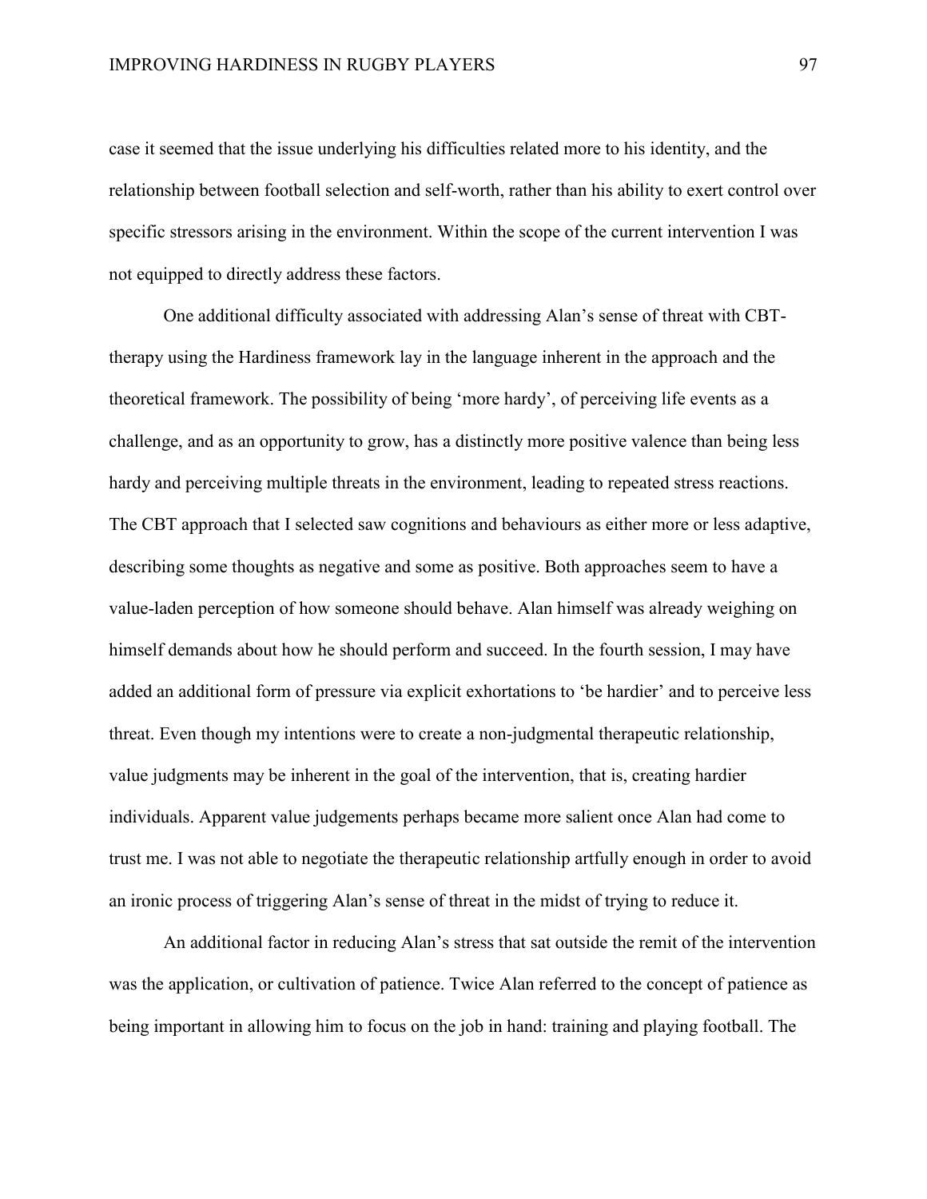case it seemed that the issue underlying his difficulties related more to his identity, and the relationship between football selection and self-worth, rather than his ability to exert control over specific stressors arising in the environment. Within the scope of the current intervention I was not equipped to directly address these factors.

One additional difficulty associated with addressing Alan's sense of threat with CBT-therapy using the Hardiness framework lay in the language inherent in the approach and the theoretical framework. The possibility of being 'more hardy', of perceiving life events as a challenge, and as an opportunity to grow, has a distinctly more positive valence than being less hardy and perceiving multiple threats in the environment, leading to repeated stress reactions. The CBT approach that I selected saw cognitions and behaviours as either more or less adaptive, describing some thoughts as negative and some as positive. Both approaches seem to have a value-laden perception of how someone should behave. Alan himself was already weighing on himself demands about how he should perform and succeed. In the fourth session, I may have added an additional form of pressure via explicit exhortations to 'be hardier' and to perceive less threat. Even though my intentions were to create a non-judgmental therapeutic relationship, value judgments may be inherent in the goal of the intervention, that is, creating hardier individuals. Apparent value judgements perhaps became more salient once Alan had come to trust me. I was not able to negotiate the therapeutic relationship artfully enough in order to avoid an ironic process of triggering Alan's sense of threat in the midst of trying to reduce it.

An additional factor in reducing Alan's stress that sat outside the remit of the intervention was the application, or cultivation of patience. Twice Alan referred to the concept of patience as being important in allowing him to focus on the job in hand: training and playing football. The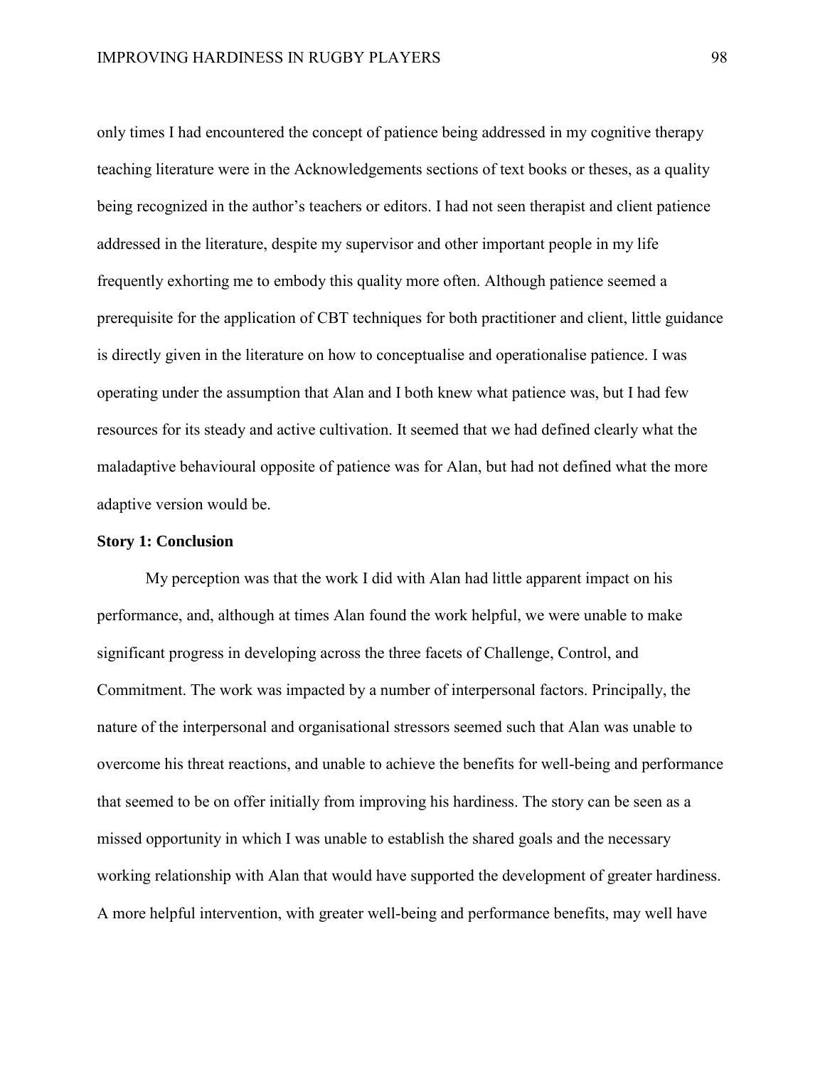only times I had encountered the concept of patience being addressed in my cognitive therapy teaching literature were in the Acknowledgements sections of text books or theses, as a quality being recognized in the author's teachers or editors. I had not seen therapist and client patience addressed in the literature, despite my supervisor and other important people in my life frequently exhorting me to embody this quality more often. Although patience seemed a prerequisite for the application of CBT techniques for both practitioner and client, little guidance is directly given in the literature on how to conceptualise and operationalise patience. I was operating under the assumption that Alan and I both knew what patience was, but I had few resources for its steady and active cultivation. It seemed that we had defined clearly what the maladaptive behavioural opposite of patience was for Alan, but had not defined what the more adaptive version would be.

**Story 1: Conclusion**

My perception was that the work I did with Alan had little apparent impact on his performance, and, although at times Alan found the work helpful, we were unable to make significant progress in developing across the three facets of Challenge, Control, and Commitment. The work was impacted by a number of interpersonal factors. Principally, the nature of the interpersonal and organisational stressors seemed such that Alan was unable to overcome his threat reactions, and unable to achieve the benefits for well-being and performance that seemed to be on offer initially from improving his hardiness. The story can be seen as a missed opportunity in which I was unable to establish the shared goals and the necessary working relationship with Alan that would have supported the development of greater hardiness. A more helpful intervention, with greater well-being and performance benefits, may well have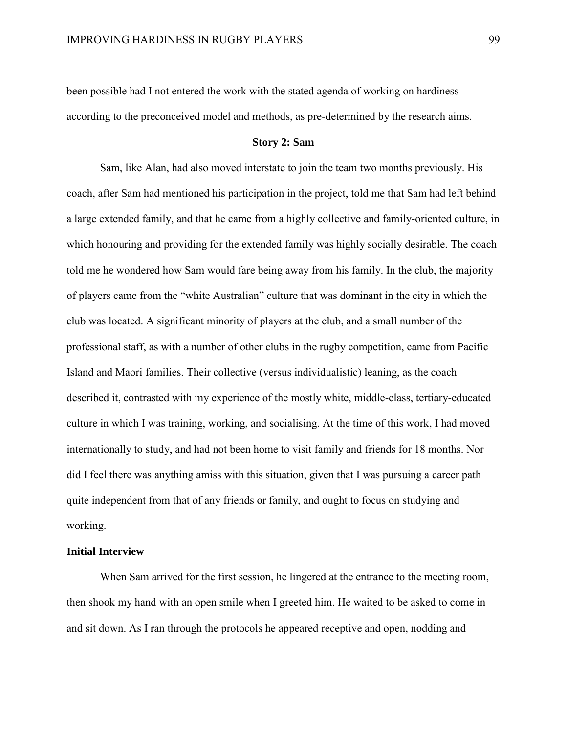been possible had I not entered the work with the stated agenda of working on hardiness according to the preconceived model and methods, as pre-determined by the research aims.

### Story 2: Sam

Sam, like Alan, had also moved interstate to join the team two months previously. His coach, after Sam had mentioned his participation in the project, told me that Sam had left behind a large extended family, and that he came from a highly collective and family-oriented culture, in which honouring and providing for the extended family was highly socially desirable. The coach told me he wondered how Sam would fare being away from his family. In the club, the majority of players came from the "white Australian" culture that was dominant in the city in which the club was located. A significant minority of players at the club, and a small number of the professional staff, as with a number of other clubs in the rugby competition, came from Pacific Island and Maori families. Their collective (versus individualistic) leaning, as the coach described it, contrasted with my experience of the mostly white, middle-class, tertiary-educated culture in which I was training, working, and socialising. At the time of this work, I had moved internationally to study, and had not been home to visit family and friends for 18 months. Nor did I feel there was anything amiss with this situation, given that I was pursuing a career path quite independent from that of any friends or family, and ought to focus on studying and working.

#### Initial Interview

When Sam arrived for the first session, he lingered at the entrance to the meeting room, then shook my hand with an open smile when I greeted him. He waited to be asked to come in and sit down. As I ran through the protocols he appeared receptive and open, nodding and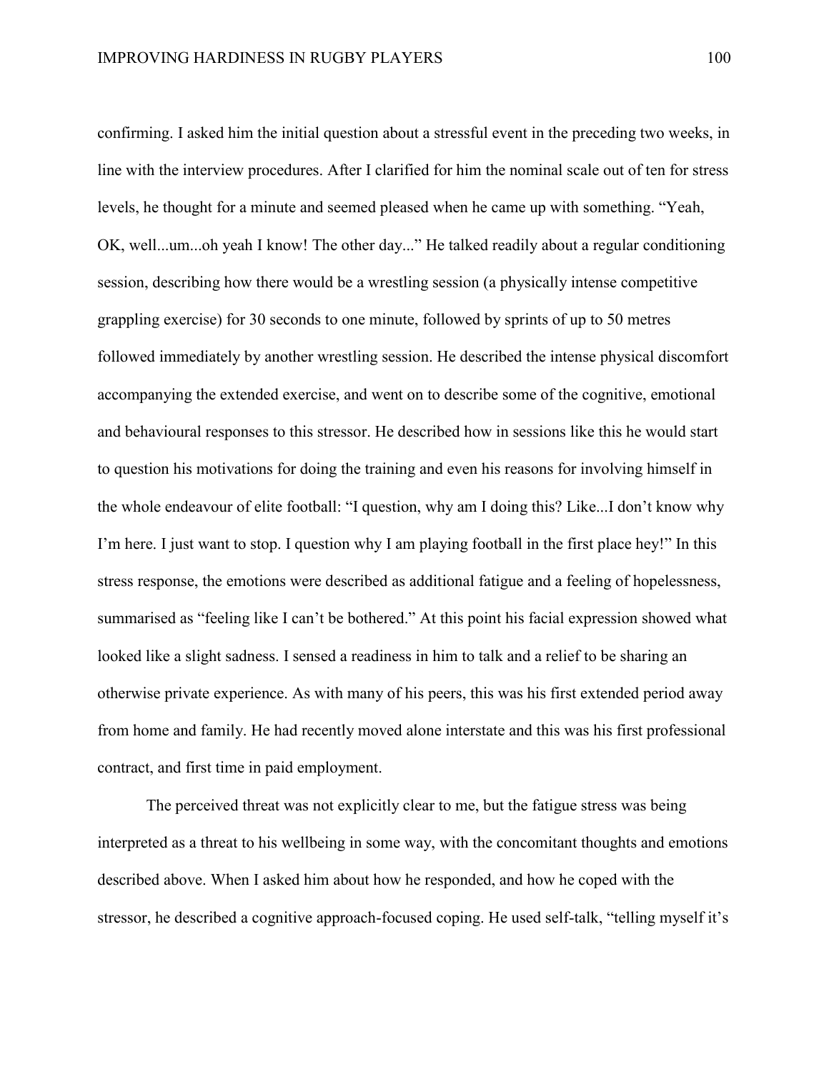confirming. I asked him the initial question about a stressful event in the preceding two weeks, in line with the interview procedures. After I clarified for him the nominal scale out of ten for stress levels, he thought for a minute and seemed pleased when he came up with something. "Yeah, OK, well...um...oh yeah I know! The other day..." He talked readily about a regular conditioning session, describing how there would be a wrestling session (a physically intense competitive grappling exercise) for 30 seconds to one minute, followed by sprints of up to 50 metres followed immediately by another wrestling session. He described the intense physical discomfort accompanying the extended exercise, and went on to describe some of the cognitive, emotional and behavioural responses to this stressor. He described how in sessions like this he would start to question his motivations for doing the training and even his reasons for involving himself in the whole endeavour of elite football: "I question, why am I doing this? Like...I don't know why I'm here. I just want to stop. I question why I am playing football in the first place hey!" In this stress response, the emotions were described as additional fatigue and a feeling of hopelessness, summarised as "feeling like I can't be bothered." At this point his facial expression showed what looked like a slight sadness. I sensed a readiness in him to talk and a relief to be sharing an otherwise private experience. As with many of his peers, this was his first extended period away from home and family. He had recently moved alone interstate and this was his first professional contract, and first time in paid employment.

The perceived threat was not explicitly clear to me, but the fatigue stress was being interpreted as a threat to his wellbeing in some way, with the concomitant thoughts and emotions described above. When I asked him about how he responded, and how he coped with the stressor, he described a cognitive approach-focused coping. He used self-talk, "telling myself it's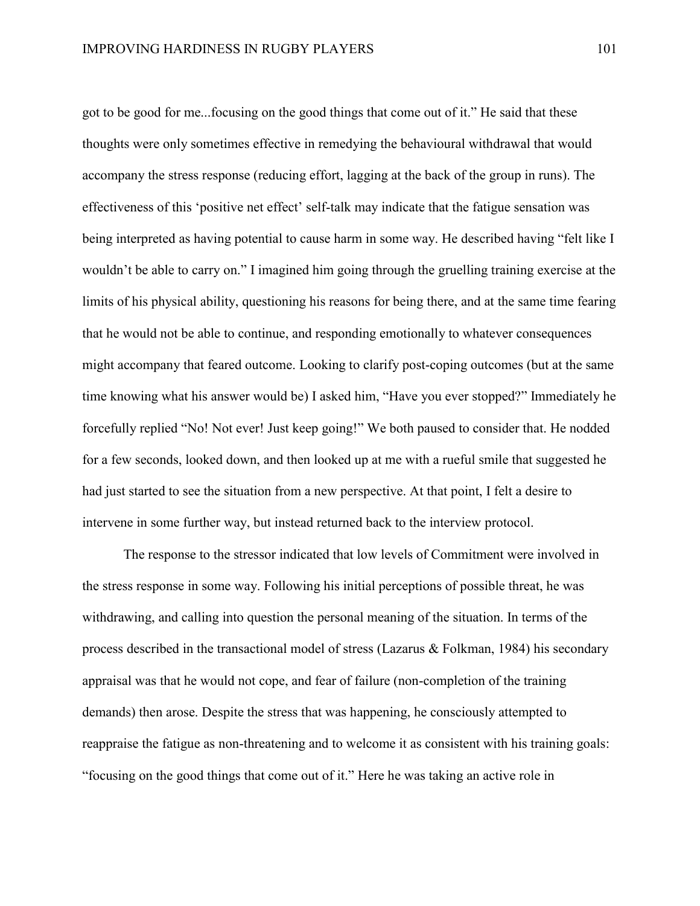got to be good for me...focusing on the good things that come out of it." He said that these thoughts were only sometimes effective in remedying the behavioural withdrawal that would accompany the stress response (reducing effort, lagging at the back of the group in runs). The effectiveness of this 'positive net effect' self-talk may indicate that the fatigue sensation was being interpreted as having potential to cause harm in some way. He described having "felt like I wouldn't be able to carry on." I imagined him going through the gruelling training exercise at the limits of his physical ability, questioning his reasons for being there, and at the same time fearing that he would not be able to continue, and responding emotionally to whatever consequences might accompany that feared outcome. Looking to clarify post-coping outcomes (but at the same time knowing what his answer would be) I asked him, "Have you ever stopped?" Immediately he forcefully replied "No! Not ever! Just keep going!" We both paused to consider that. He nodded for a few seconds, looked down, and then looked up at me with a rueful smile that suggested he had just started to see the situation from a new perspective. At that point, I felt a desire to intervene in some further way, but instead returned back to the interview protocol.

The response to the stressor indicated that low levels of Commitment were involved in the stress response in some way. Following his initial perceptions of possible threat, he was withdrawing, and calling into question the personal meaning of the situation. In terms of the process described in the transactional model of stress (Lazarus & Folkman, 1984) his secondary appraisal was that he would not cope, and fear of failure (non-completion of the training demands) then arose. Despite the stress that was happening, he consciously attempted to reappraise the fatigue as non-threatening and to welcome it as consistent with his training goals: "focusing on the good things that come out of it." Here he was taking an active role in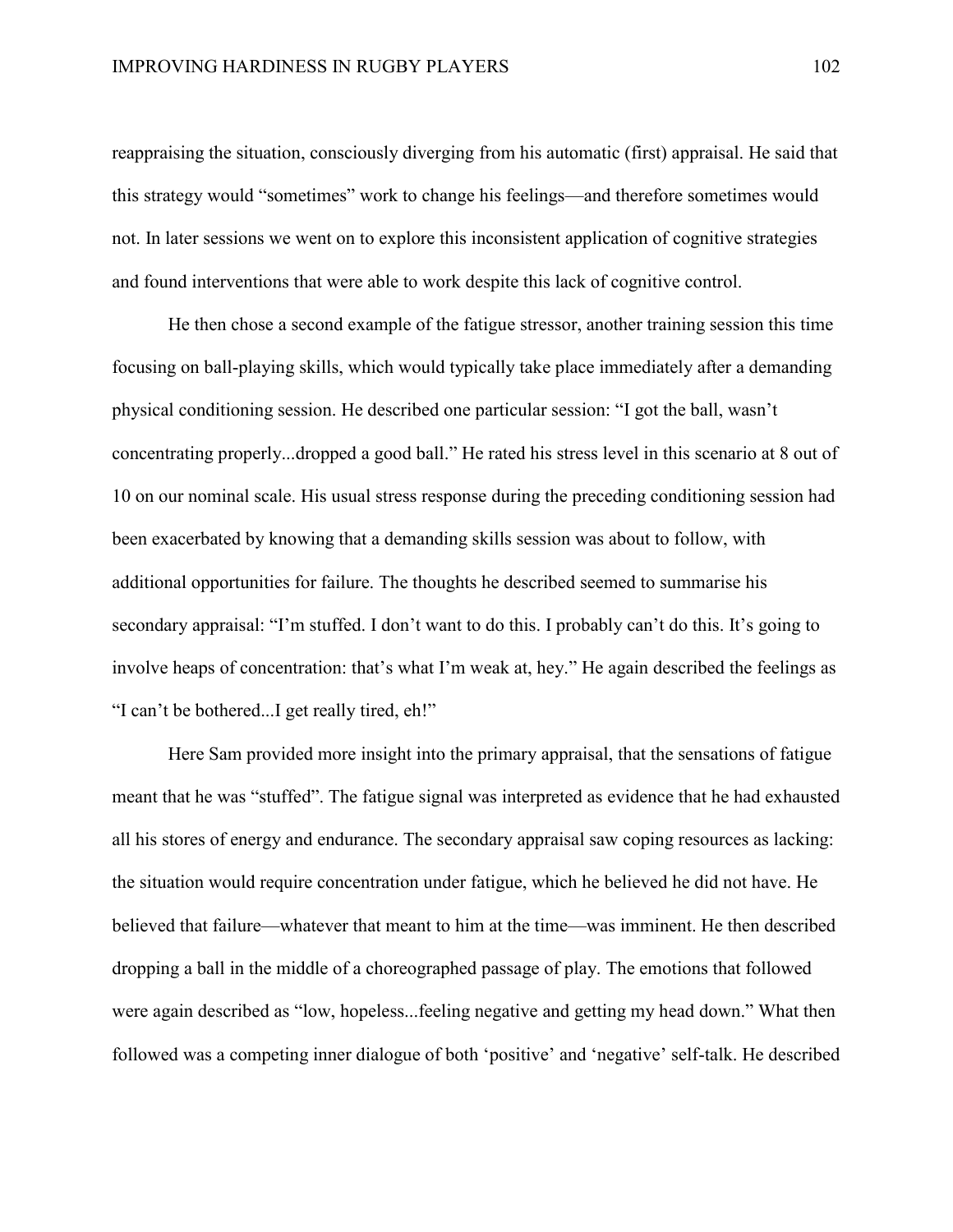reappraising the situation, consciously diverging from his automatic (first) appraisal. He said that this strategy would "sometimes" work to change his feelings—and therefore sometimes would not. In later sessions we went on to explore this inconsistent application of cognitive strategies and found interventions that were able to work despite this lack of cognitive control.

He then chose a second example of the fatigue stressor, another training session this time focusing on ball-playing skills, which would typically take place immediately after a demanding physical conditioning session. He described one particular session: "I got the ball, wasn't concentrating properly...dropped a good ball." He rated his stress level in this scenario at 8 out of 10 on our nominal scale. His usual stress response during the preceding conditioning session had been exacerbated by knowing that a demanding skills session was about to follow, with additional opportunities for failure. The thoughts he described seemed to summarise his secondary appraisal: "I'm stuffed. I don't want to do this. I probably can't do this. It's going to involve heaps of concentration: that's what I'm weak at, hey." He again described the feelings as "I can't be bothered...I get really tired, eh!"

Here Sam provided more insight into the primary appraisal, that the sensations of fatigue meant that he was "stuffed". The fatigue signal was interpreted as evidence that he had exhausted all his stores of energy and endurance. The secondary appraisal saw coping resources as lacking: the situation would require concentration under fatigue, which he believed he did not have. He believed that failure—whatever that meant to him at the time—was imminent. He then described dropping a ball in the middle of a choreographed passage of play. The emotions that followed were again described as "low, hopeless...feeling negative and getting my head down." What then followed was a competing inner dialogue of both 'positive' and 'negative' self-talk. He described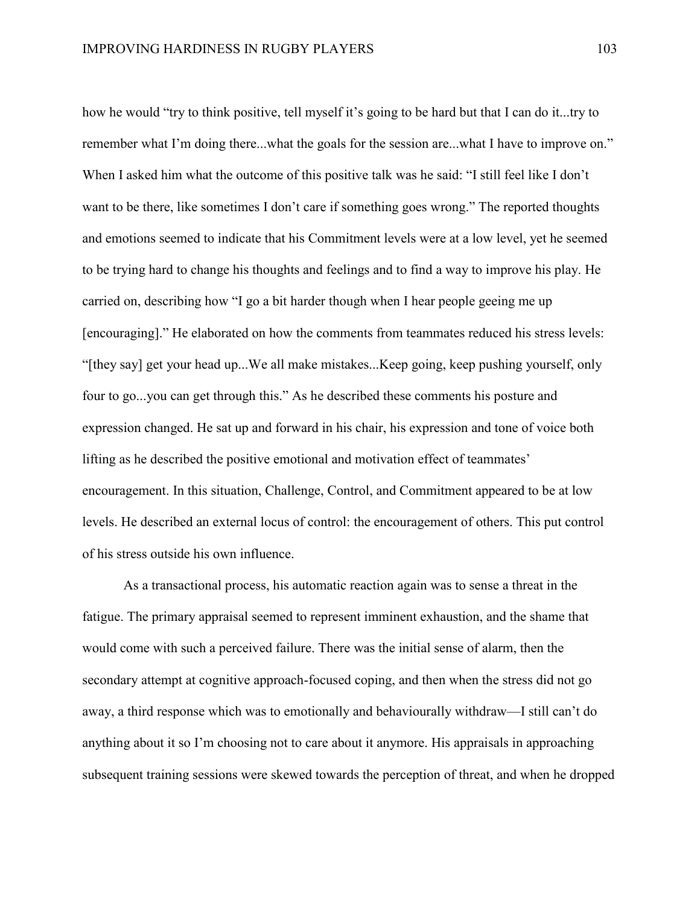how he would "try to think positive, tell myself it's going to be hard but that I can do it...try to remember what I'm doing there...what the goals for the session are...what I have to improve on." When I asked him what the outcome of this positive talk was he said: "I still feel like I don't want to be there, like sometimes I don't care if something goes wrong." The reported thoughts and emotions seemed to indicate that his Commitment levels were at a low level, yet he seemed to be trying hard to change his thoughts and feelings and to find a way to improve his play. He carried on, describing how "I go a bit harder though when I hear people geeing me up [encouraging]." He elaborated on how the comments from teammates reduced his stress levels: "[they say] get your head up...We all make mistakes...Keep going, keep pushing yourself, only four to go...you can get through this." As he described these comments his posture and expression changed. He sat up and forward in his chair, his expression and tone of voice both lifting as he described the positive emotional and motivation effect of teammates' encouragement. In this situation, Challenge, Control, and Commitment appeared to be at low levels. He described an external locus of control: the encouragement of others. This put control of his stress outside his own influence.

As a transactional process, his automatic reaction again was to sense a threat in the fatigue. The primary appraisal seemed to represent imminent exhaustion, and the shame that would come with such a perceived failure. There was the initial sense of alarm, then the secondary attempt at cognitive approach-focused coping, and then when the stress did not go away, a third response which was to emotionally and behaviourally withdraw—I still can't do anything about it so I'm choosing not to care about it anymore. His appraisals in approaching subsequent training sessions were skewed towards the perception of threat, and when he dropped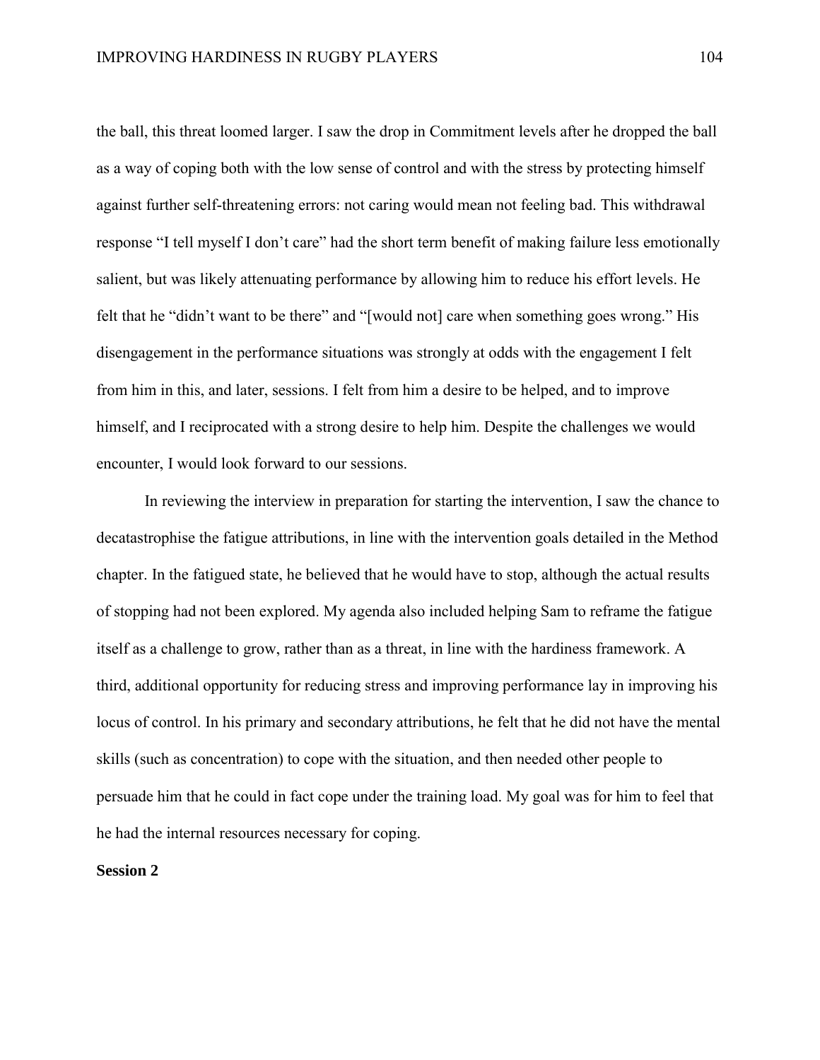the ball, this threat loomed larger. I saw the drop in Commitment levels after he dropped the ball as a way of coping both with the low sense of control and with the stress by protecting himself against further self-threatening errors: not caring would mean not feeling bad. This withdrawal response "I tell myself I don't care" had the short term benefit of making failure less emotionally salient, but was likely attenuating performance by allowing him to reduce his effort levels. He felt that he "didn't want to be there" and "[would not] care when something goes wrong." His disengagement in the performance situations was strongly at odds with the engagement I felt from him in this, and later, sessions. I felt from him a desire to be helped, and to improve himself, and I reciprocated with a strong desire to help him. Despite the challenges we would encounter, I would look forward to our sessions.

In reviewing the interview in preparation for starting the intervention, I saw the chance to decatastrophise the fatigue attributions, in line with the intervention goals detailed in the Method chapter. In the fatigued state, he believed that he would have to stop, although the actual results of stopping had not been explored. My agenda also included helping Sam to reframe the fatigue itself as a challenge to grow, rather than as a threat, in line with the hardiness framework. A third, additional opportunity for reducing stress and improving performance lay in improving his locus of control. In his primary and secondary attributions, he felt that he did not have the mental skills (such as concentration) to cope with the situation, and then needed other people to persuade him that he could in fact cope under the training load. My goal was for him to feel that he had the internal resources necessary for coping.

**Session 2**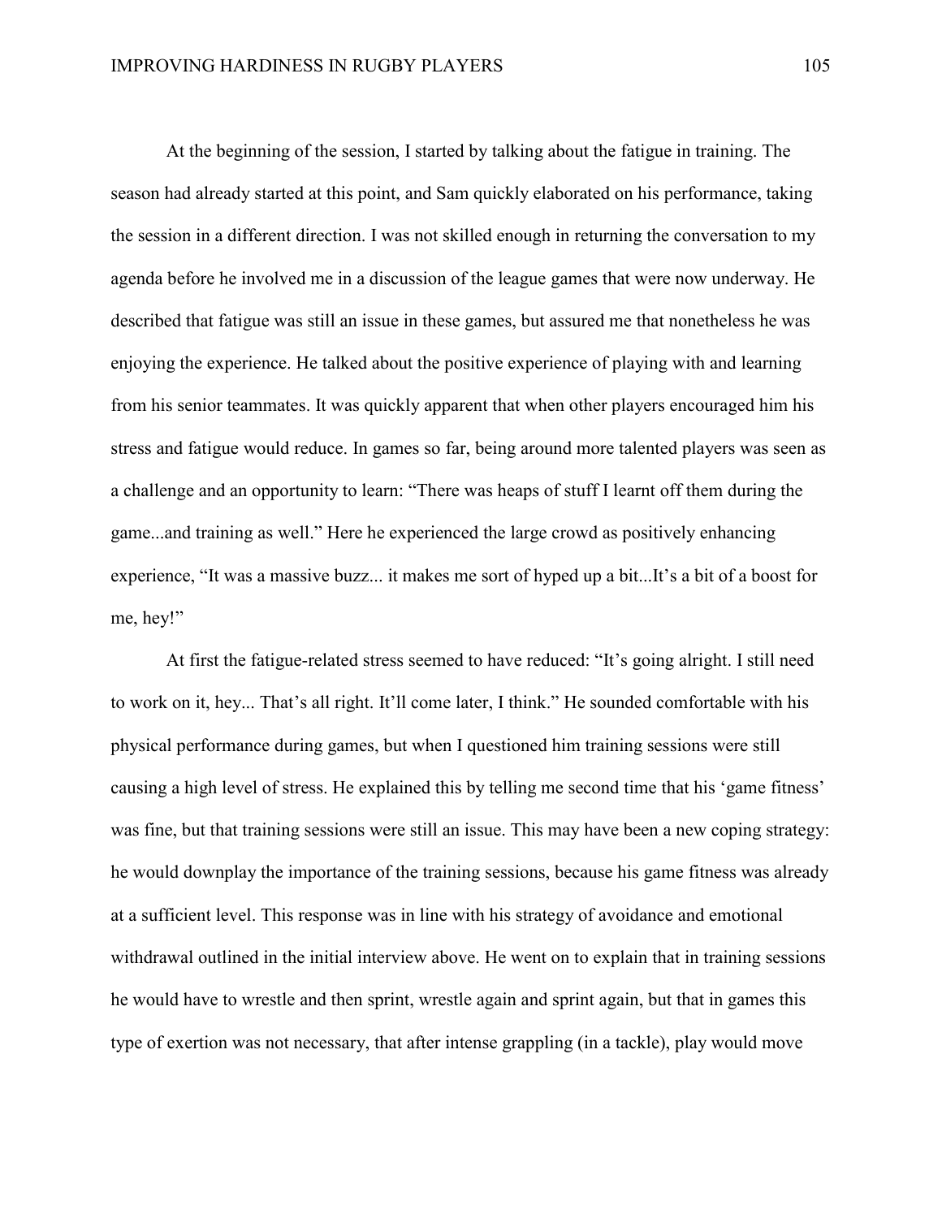At the beginning of the session, I started by talking about the fatigue in training. The season had already started at this point, and Sam quickly elaborated on his performance, taking the session in a different direction. I was not skilled enough in returning the conversation to my agenda before he involved me in a discussion of the league games that were now underway. He described that fatigue was still an issue in these games, but assured me that nonetheless he was enjoying the experience. He talked about the positive experience of playing with and learning from his senior teammates. It was quickly apparent that when other players encouraged him his stress and fatigue would reduce. In games so far, being around more talented players was seen as a challenge and an opportunity to learn: "There was heaps of stuff I learnt off them during the game...and training as well." Here he experienced the large crowd as positively enhancing experience, "It was a massive buzz... it makes me sort of hyped up a bit...It's a bit of a boost for me, hey!"

At first the fatigue-related stress seemed to have reduced: "It's going alright. I still need to work on it, hey... That's all right. It'll come later, I think." He sounded comfortable with his physical performance during games, but when I questioned him training sessions were still causing a high level of stress. He explained this by telling me second time that his 'game fitness' was fine, but that training sessions were still an issue. This may have been a new coping strategy: he would downplay the importance of the training sessions, because his game fitness was already at a sufficient level. This response was in line with his strategy of avoidance and emotional withdrawal outlined in the initial interview above. He went on to explain that in training sessions he would have to wrestle and then sprint, wrestle again and sprint again, but that in games this type of exertion was not necessary, that after intense grappling (in a tackle), play would move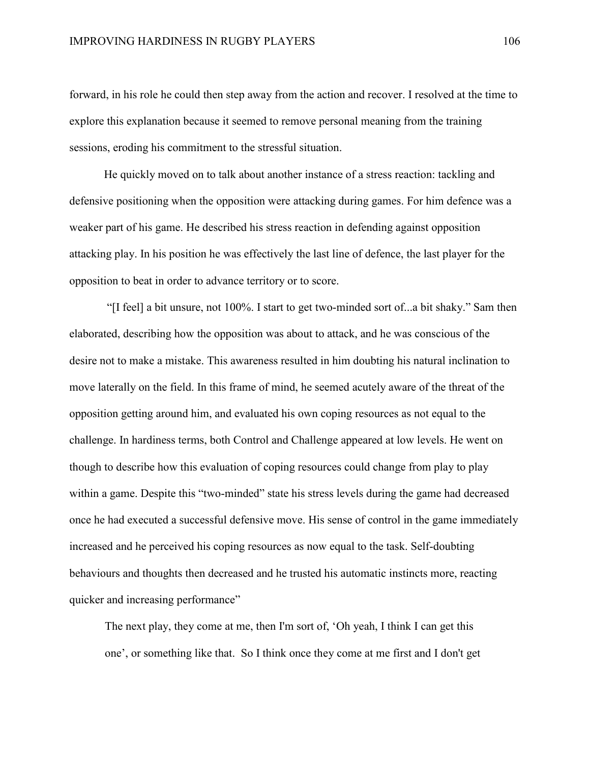forward, in his role he could then step away from the action and recover. I resolved at the time to explore this explanation because it seemed to remove personal meaning from the training sessions, eroding his commitment to the stressful situation.

He quickly moved on to talk about another instance of a stress reaction: tackling and defensive positioning when the opposition were attacking during games. For him defence was a weaker part of his game. He described his stress reaction in defending against opposition attacking play. In his position he was effectively the last line of defence, the last player for the opposition to beat in order to advance territory or to score.

"[I feel] a bit unsure, not 100%. I start to get two-minded sort of...a bit shaky." Sam then elaborated, describing how the opposition was about to attack, and he was conscious of the desire not to make a mistake. This awareness resulted in him doubting his natural inclination to move laterally on the field. In this frame of mind, he seemed acutely aware of the threat of the opposition getting around him, and evaluated his own coping resources as not equal to the challenge. In hardiness terms, both Control and Challenge appeared at low levels. He went on though to describe how this evaluation of coping resources could change from play to play within a game. Despite this "two-minded" state his stress levels during the game had decreased once he had executed a successful defensive move. His sense of control in the game immediately increased and he perceived his coping resources as now equal to the task. Self-doubting behaviours and thoughts then decreased and he trusted his automatic instincts more, reacting quicker and increasing performance"

> The next play, they come at me, then I'm sort of, 'Oh yeah, I think I can get this one', or something like that. So I think once they come at me first and I don't get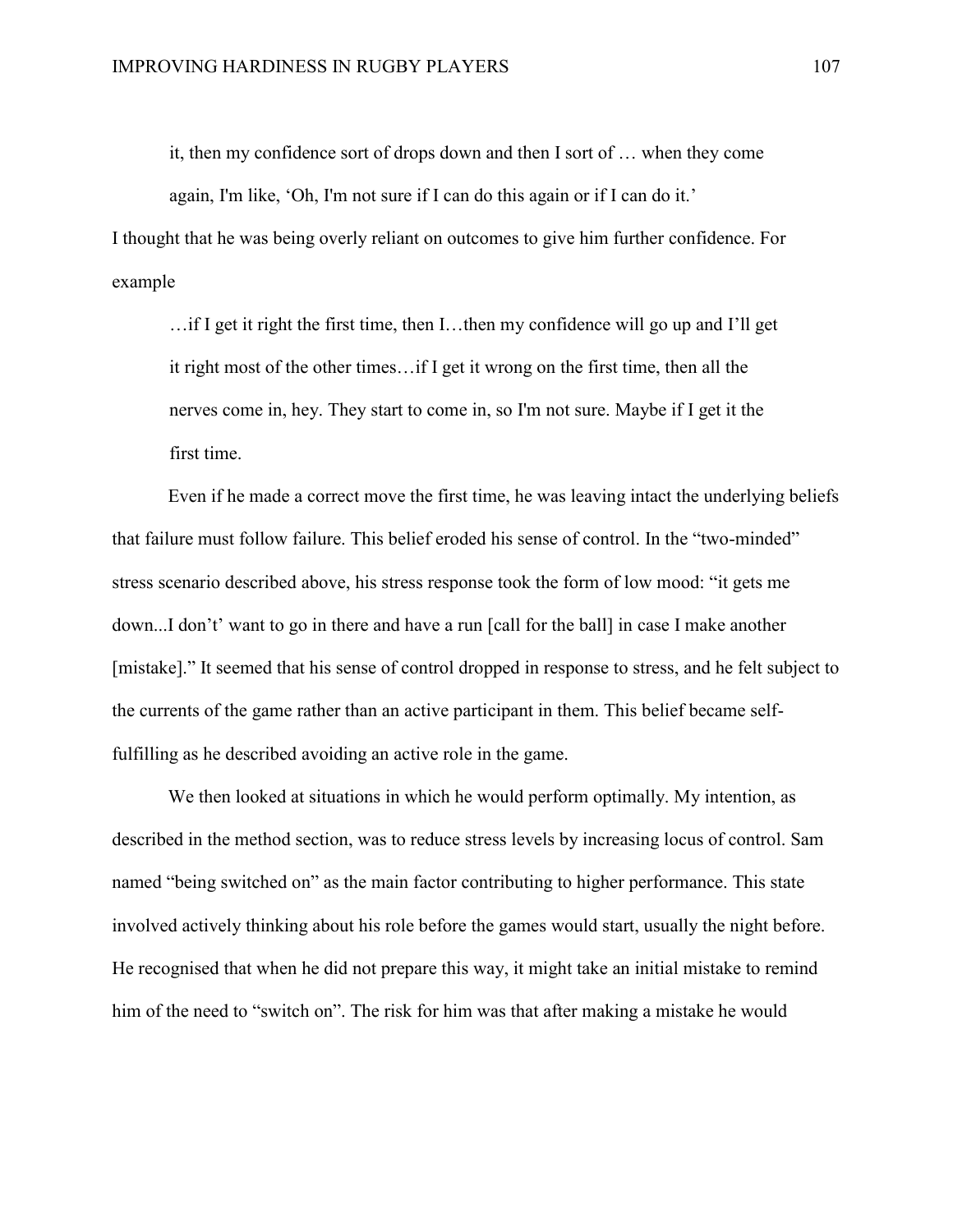> it, then my confidence sort of drops down and then I sort of … when they come again, I'm like, 'Oh, I'm not sure if I can do this again or if I can do it.'

I thought that he was being overly reliant on outcomes to give him further confidence. For example

> …if I get it right the first time, then I…then my confidence will go up and I'll get it right most of the other times…if I get it wrong on the first time, then all the nerves come in, hey. They start to come in, so I'm not sure. Maybe if I get it the first time.

Even if he made a correct move the first time, he was leaving intact the underlying beliefs that failure must follow failure. This belief eroded his sense of control. In the "two-minded" stress scenario described above, his stress response took the form of low mood: "it gets me down...I don't' want to go in there and have a run [call for the ball] in case I make another [mistake]." It seemed that his sense of control dropped in response to stress, and he felt subject to the currents of the game rather than an active participant in them. This belief became self-fulfilling as he described avoiding an active role in the game.

We then looked at situations in which he would perform optimally. My intention, as described in the method section, was to reduce stress levels by increasing locus of control. Sam named "being switched on" as the main factor contributing to higher performance. This state involved actively thinking about his role before the games would start, usually the night before. He recognised that when he did not prepare this way, it might take an initial mistake to remind him of the need to "switch on". The risk for him was that after making a mistake he would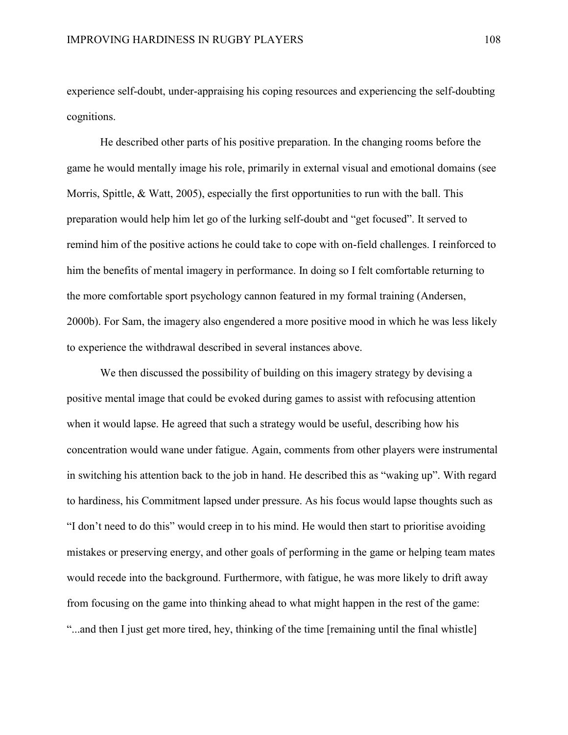experience self-doubt, under-appraising his coping resources and experiencing the self-doubting cognitions.

He described other parts of his positive preparation. In the changing rooms before the game he would mentally image his role, primarily in external visual and emotional domains (see Morris, Spittle, & Watt, 2005), especially the first opportunities to run with the ball. This preparation would help him let go of the lurking self-doubt and "get focused". It served to remind him of the positive actions he could take to cope with on-field challenges. I reinforced to him the benefits of mental imagery in performance. In doing so I felt comfortable returning to the more comfortable sport psychology cannon featured in my formal training (Andersen, 2000b). For Sam, the imagery also engendered a more positive mood in which he was less likely to experience the withdrawal described in several instances above.

We then discussed the possibility of building on this imagery strategy by devising a positive mental image that could be evoked during games to assist with refocusing attention when it would lapse. He agreed that such a strategy would be useful, describing how his concentration would wane under fatigue. Again, comments from other players were instrumental in switching his attention back to the job in hand. He described this as "waking up". With regard to hardiness, his Commitment lapsed under pressure. As his focus would lapse thoughts such as "I don't need to do this" would creep in to his mind. He would then start to prioritise avoiding mistakes or preserving energy, and other goals of performing in the game or helping team mates would recede into the background. Furthermore, with fatigue, he was more likely to drift away from focusing on the game into thinking ahead to what might happen in the rest of the game: "...and then I just get more tired, hey, thinking of the time [remaining until the final whistle]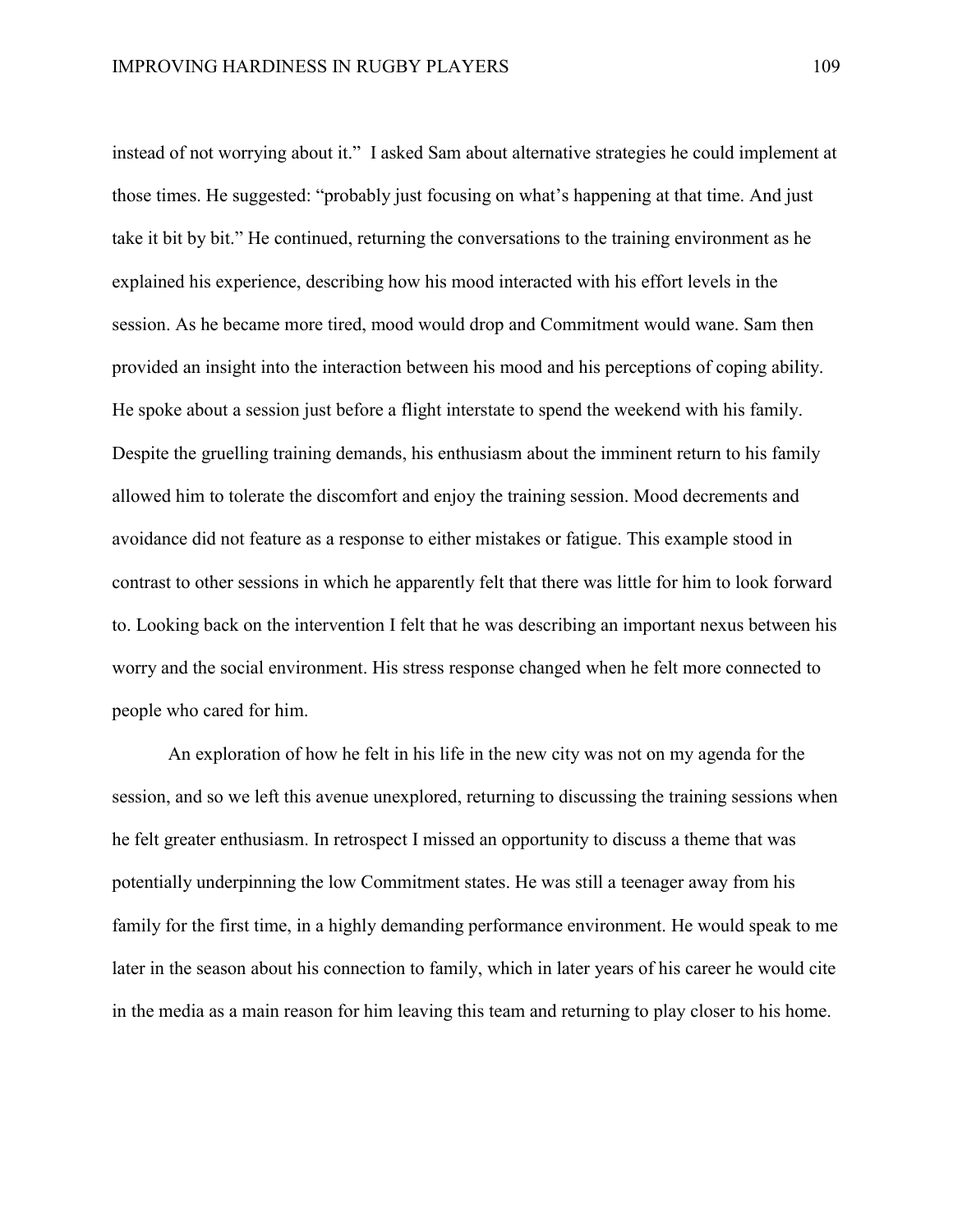instead of not worrying about it." I asked Sam about alternative strategies he could implement at those times. He suggested: "probably just focusing on what's happening at that time. And just take it bit by bit." He continued, returning the conversations to the training environment as he explained his experience, describing how his mood interacted with his effort levels in the session. As he became more tired, mood would drop and Commitment would wane. Sam then provided an insight into the interaction between his mood and his perceptions of coping ability. He spoke about a session just before a flight interstate to spend the weekend with his family. Despite the gruelling training demands, his enthusiasm about the imminent return to his family allowed him to tolerate the discomfort and enjoy the training session. Mood decrements and avoidance did not feature as a response to either mistakes or fatigue. This example stood in contrast to other sessions in which he apparently felt that there was little for him to look forward to. Looking back on the intervention I felt that he was describing an important nexus between his worry and the social environment. His stress response changed when he felt more connected to people who cared for him.

An exploration of how he felt in his life in the new city was not on my agenda for the session, and so we left this avenue unexplored, returning to discussing the training sessions when he felt greater enthusiasm. In retrospect I missed an opportunity to discuss a theme that was potentially underpinning the low Commitment states. He was still a teenager away from his family for the first time, in a highly demanding performance environment. He would speak to me later in the season about his connection to family, which in later years of his career he would cite in the media as a main reason for him leaving this team and returning to play closer to his home.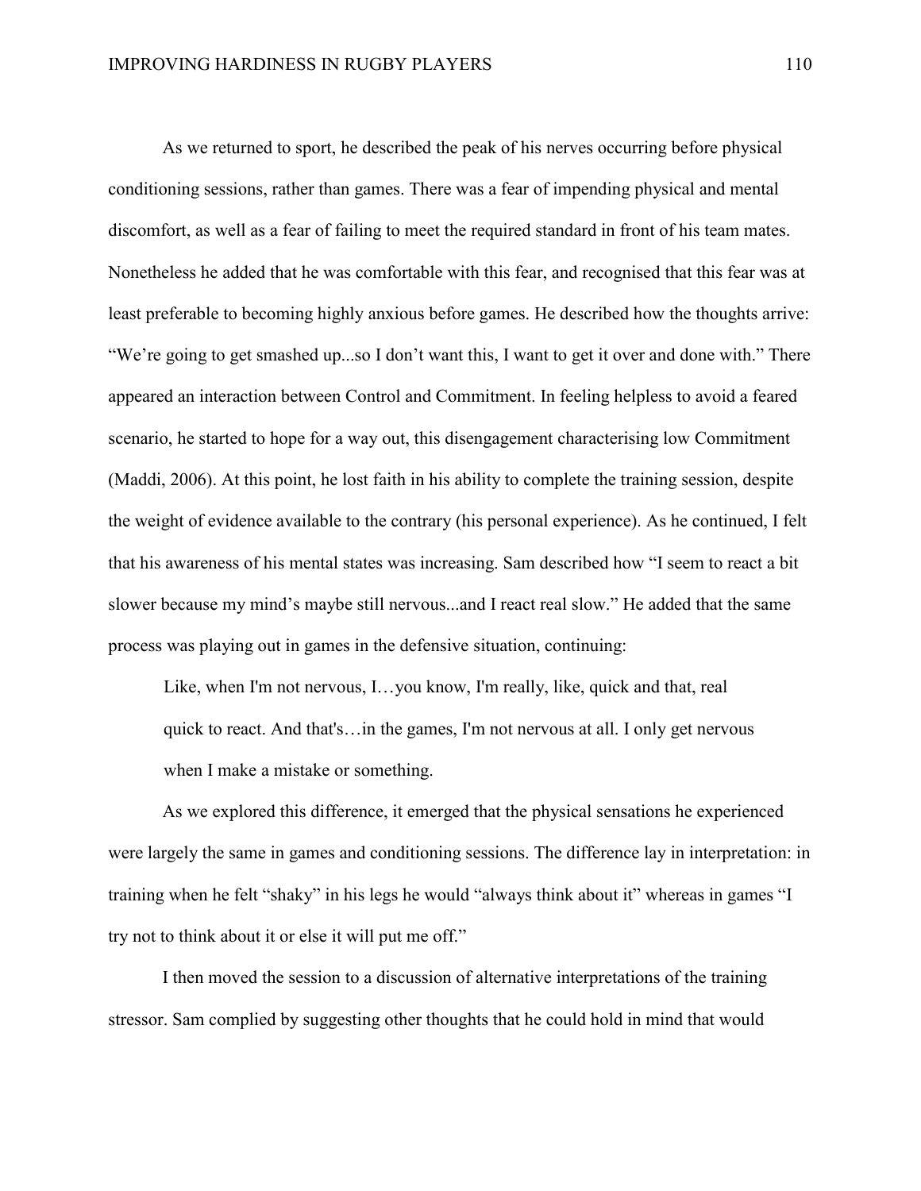As we returned to sport, he described the peak of his nerves occurring before physical conditioning sessions, rather than games. There was a fear of impending physical and mental discomfort, as well as a fear of failing to meet the required standard in front of his team mates. Nonetheless he added that he was comfortable with this fear, and recognised that this fear was at least preferable to becoming highly anxious before games. He described how the thoughts arrive: "We're going to get smashed up...so I don't want this, I want to get it over and done with." There appeared an interaction between Control and Commitment. In feeling helpless to avoid a feared scenario, he started to hope for a way out, this disengagement characterising low Commitment (Maddi, 2006). At this point, he lost faith in his ability to complete the training session, despite the weight of evidence available to the contrary (his personal experience). As he continued, I felt that his awareness of his mental states was increasing. Sam described how "I seem to react a bit slower because my mind's maybe still nervous...and I react real slow." He added that the same process was playing out in games in the defensive situation, continuing:

> Like, when I'm not nervous, I…you know, I'm really, like, quick and that, real quick to react. And that's…in the games, I'm not nervous at all. I only get nervous when I make a mistake or something.

As we explored this difference, it emerged that the physical sensations he experienced were largely the same in games and conditioning sessions. The difference lay in interpretation: in training when he felt "shaky" in his legs he would "always think about it" whereas in games "I try not to think about it or else it will put me off."

I then moved the session to a discussion of alternative interpretations of the training stressor. Sam complied by suggesting other thoughts that he could hold in mind that would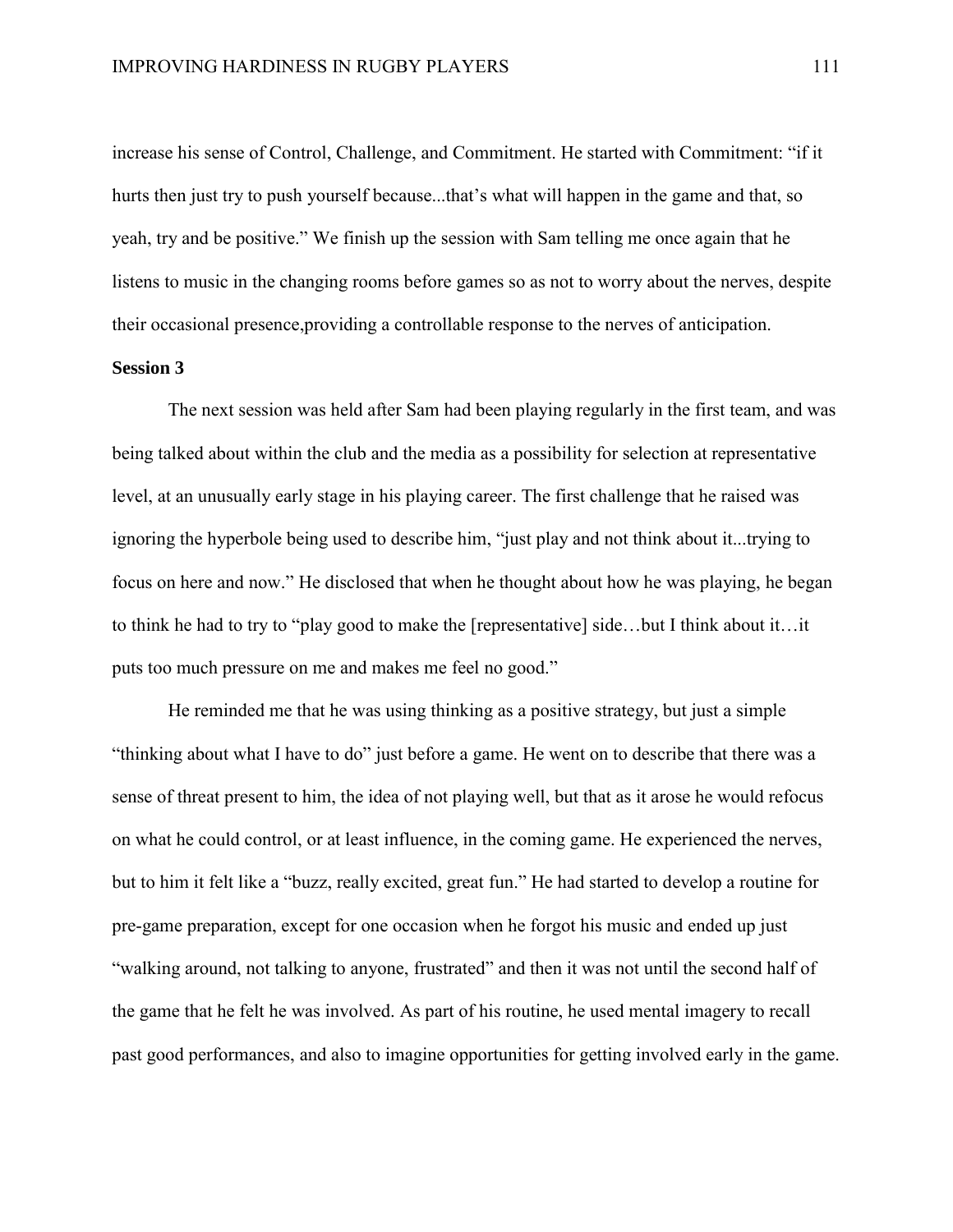increase his sense of Control, Challenge, and Commitment. He started with Commitment: “if it hurts then just try to push yourself because...that’s what will happen in the game and that, so yeah, try and be positive.” We finish up the session with Sam telling me once again that he listens to music in the changing rooms before games so as not to worry about the nerves, despite their occasional presence,providing a controllable response to the nerves of anticipation.

**Session 3**

The next session was held after Sam had been playing regularly in the first team, and was being talked about within the club and the media as a possibility for selection at representative level, at an unusually early stage in his playing career. The first challenge that he raised was ignoring the hyperbole being used to describe him, “just play and not think about it...trying to focus on here and now.” He disclosed that when he thought about how he was playing, he began to think he had to try to “play good to make the [representative] side…but I think about it…it puts too much pressure on me and makes me feel no good.”

He reminded me that he was using thinking as a positive strategy, but just a simple “thinking about what I have to do” just before a game. He went on to describe that there was a sense of threat present to him, the idea of not playing well, but that as it arose he would refocus on what he could control, or at least influence, in the coming game. He experienced the nerves, but to him it felt like a “buzz, really excited, great fun.” He had started to develop a routine for pre-game preparation, except for one occasion when he forgot his music and ended up just “walking around, not talking to anyone, frustrated” and then it was not until the second half of the game that he felt he was involved. As part of his routine, he used mental imagery to recall past good performances, and also to imagine opportunities for getting involved early in the game.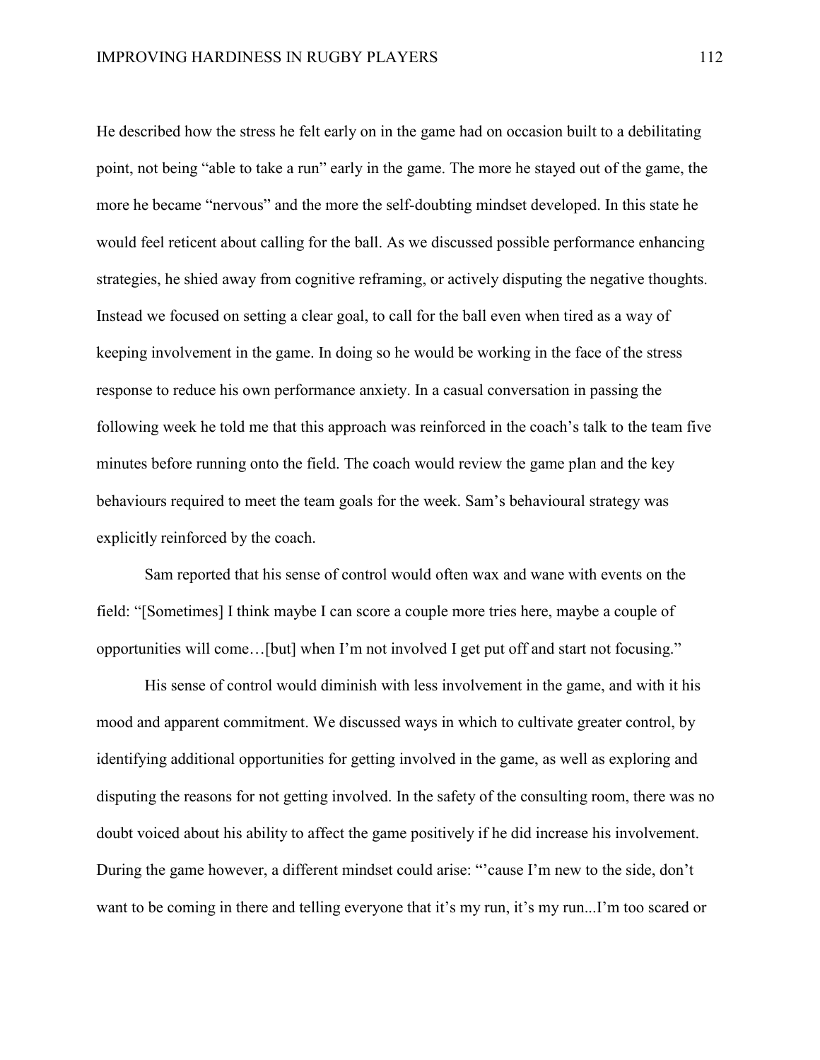He described how the stress he felt early on in the game had on occasion built to a debilitating point, not being "able to take a run" early in the game. The more he stayed out of the game, the more he became "nervous" and the more the self-doubting mindset developed. In this state he would feel reticent about calling for the ball. As we discussed possible performance enhancing strategies, he shied away from cognitive reframing, or actively disputing the negative thoughts. Instead we focused on setting a clear goal, to call for the ball even when tired as a way of keeping involvement in the game. In doing so he would be working in the face of the stress response to reduce his own performance anxiety. In a casual conversation in passing the following week he told me that this approach was reinforced in the coach's talk to the team five minutes before running onto the field. The coach would review the game plan and the key behaviours required to meet the team goals for the week. Sam's behavioural strategy was explicitly reinforced by the coach.

Sam reported that his sense of control would often wax and wane with events on the field: "[Sometimes] I think maybe I can score a couple more tries here, maybe a couple of opportunities will come…[but] when I'm not involved I get put off and start not focusing."

His sense of control would diminish with less involvement in the game, and with it his mood and apparent commitment. We discussed ways in which to cultivate greater control, by identifying additional opportunities for getting involved in the game, as well as exploring and disputing the reasons for not getting involved. In the safety of the consulting room, there was no doubt voiced about his ability to affect the game positively if he did increase his involvement. During the game however, a different mindset could arise: "'cause I'm new to the side, don't want to be coming in there and telling everyone that it's my run, it's my run...I'm too scared or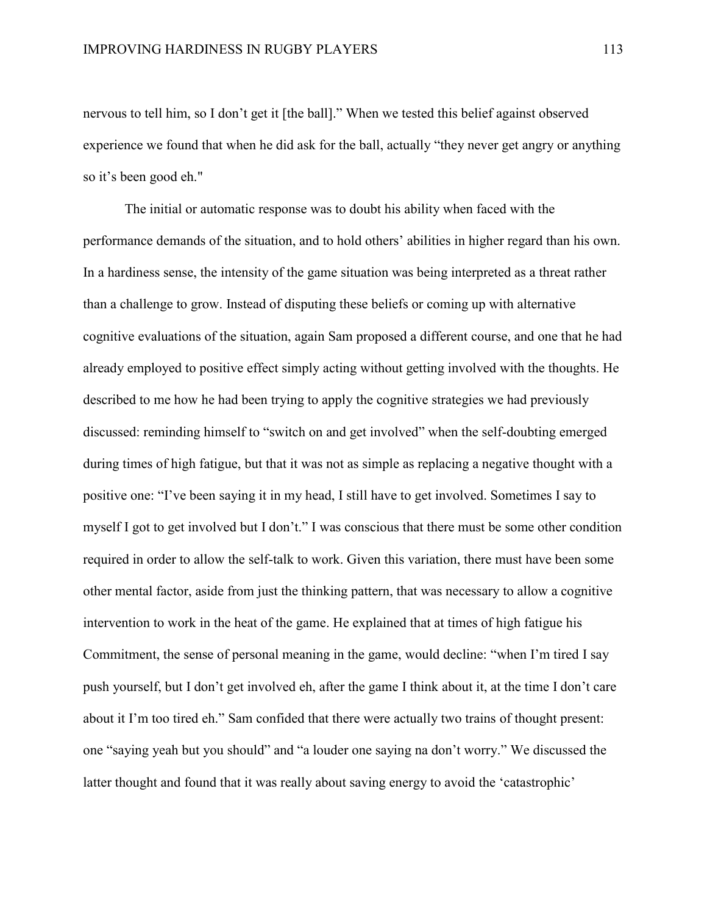nervous to tell him, so I don't get it [the ball]." When we tested this belief against observed experience we found that when he did ask for the ball, actually "they never get angry or anything so it's been good eh."

The initial or automatic response was to doubt his ability when faced with the performance demands of the situation, and to hold others' abilities in higher regard than his own. In a hardiness sense, the intensity of the game situation was being interpreted as a threat rather than a challenge to grow. Instead of disputing these beliefs or coming up with alternative cognitive evaluations of the situation, again Sam proposed a different course, and one that he had already employed to positive effect simply acting without getting involved with the thoughts. He described to me how he had been trying to apply the cognitive strategies we had previously discussed: reminding himself to "switch on and get involved" when the self-doubting emerged during times of high fatigue, but that it was not as simple as replacing a negative thought with a positive one: "I've been saying it in my head, I still have to get involved. Sometimes I say to myself I got to get involved but I don't." I was conscious that there must be some other condition required in order to allow the self-talk to work. Given this variation, there must have been some other mental factor, aside from just the thinking pattern, that was necessary to allow a cognitive intervention to work in the heat of the game. He explained that at times of high fatigue his Commitment, the sense of personal meaning in the game, would decline: "when I'm tired I say push yourself, but I don't get involved eh, after the game I think about it, at the time I don't care about it I'm too tired eh." Sam confided that there were actually two trains of thought present: one "saying yeah but you should" and "a louder one saying na don't worry." We discussed the latter thought and found that it was really about saving energy to avoid the 'catastrophic'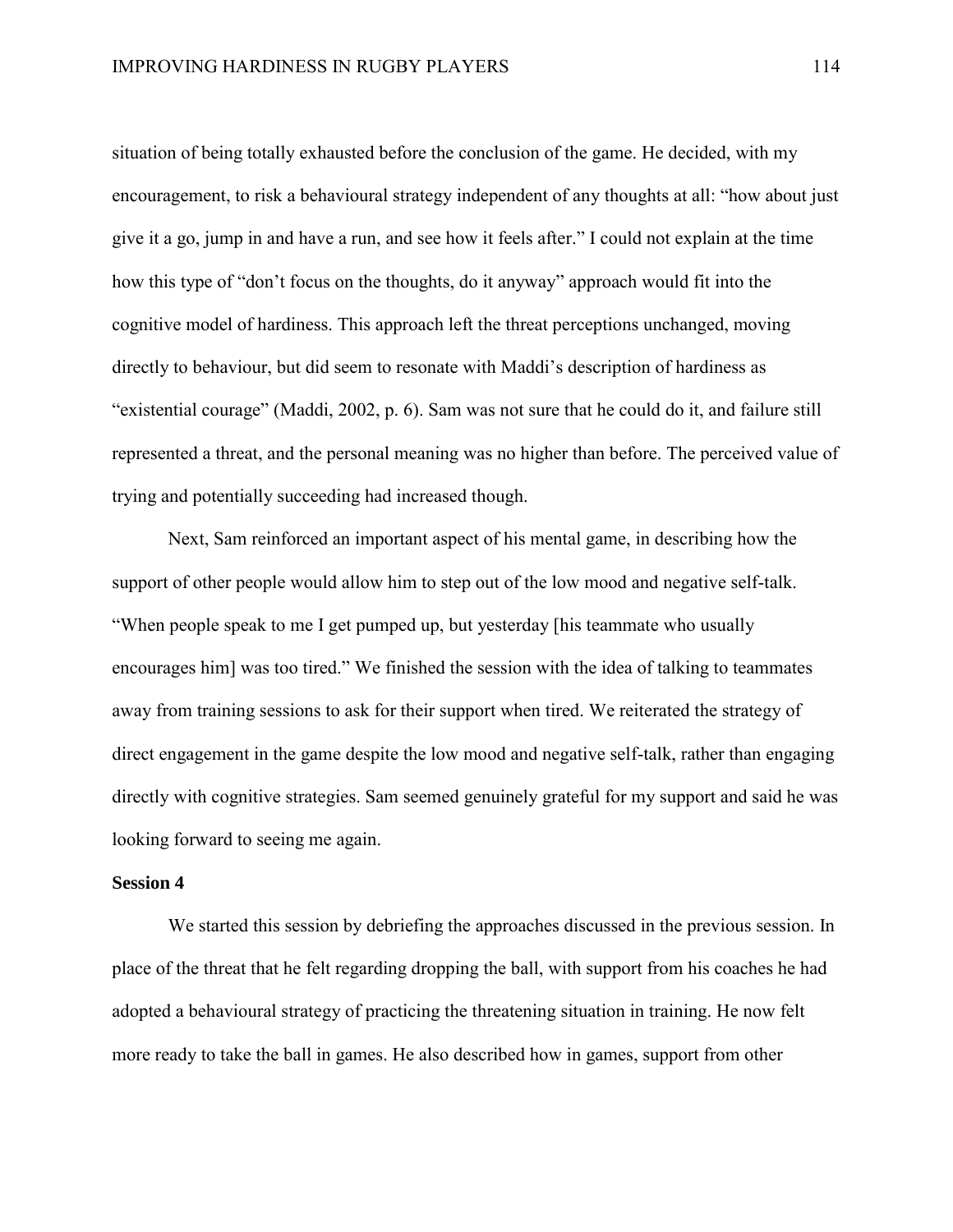situation of being totally exhausted before the conclusion of the game. He decided, with my encouragement, to risk a behavioural strategy independent of any thoughts at all: "how about just give it a go, jump in and have a run, and see how it feels after." I could not explain at the time how this type of "don't focus on the thoughts, do it anyway" approach would fit into the cognitive model of hardiness. This approach left the threat perceptions unchanged, moving directly to behaviour, but did seem to resonate with Maddi's description of hardiness as "existential courage" (Maddi, 2002, p. 6). Sam was not sure that he could do it, and failure still represented a threat, and the personal meaning was no higher than before. The perceived value of trying and potentially succeeding had increased though.

Next, Sam reinforced an important aspect of his mental game, in describing how the support of other people would allow him to step out of the low mood and negative self-talk. "When people speak to me I get pumped up, but yesterday [his teammate who usually encourages him] was too tired." We finished the session with the idea of talking to teammates away from training sessions to ask for their support when tired. We reiterated the strategy of direct engagement in the game despite the low mood and negative self-talk, rather than engaging directly with cognitive strategies. Sam seemed genuinely grateful for my support and said he was looking forward to seeing me again.

**Session 4**

We started this session by debriefing the approaches discussed in the previous session. In place of the threat that he felt regarding dropping the ball, with support from his coaches he had adopted a behavioural strategy of practicing the threatening situation in training. He now felt more ready to take the ball in games. He also described how in games, support from other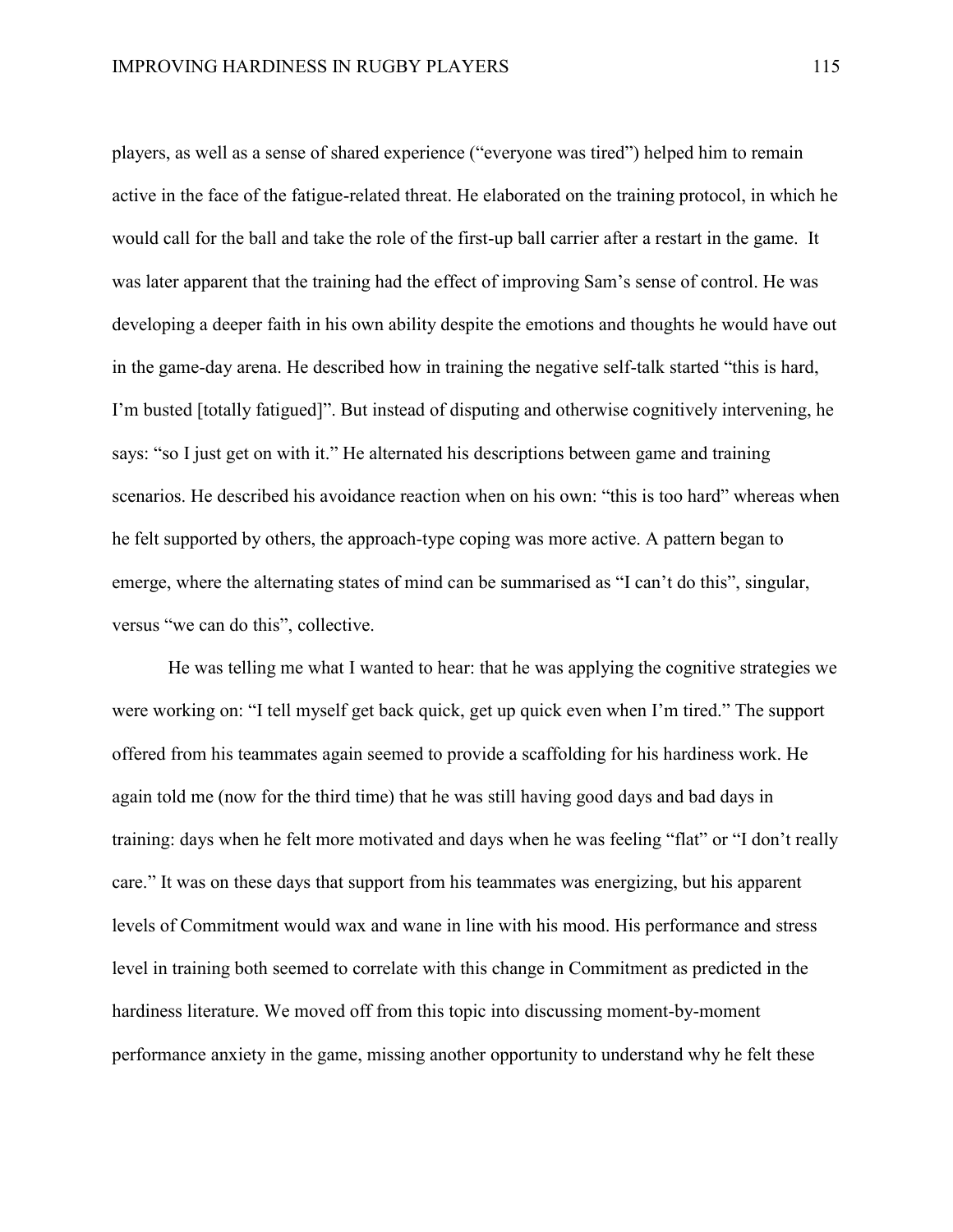players, as well as a sense of shared experience ("everyone was tired") helped him to remain active in the face of the fatigue-related threat. He elaborated on the training protocol, in which he would call for the ball and take the role of the first-up ball carrier after a restart in the game. It was later apparent that the training had the effect of improving Sam's sense of control. He was developing a deeper faith in his own ability despite the emotions and thoughts he would have out in the game-day arena. He described how in training the negative self-talk started "this is hard, I'm busted [totally fatigued]". But instead of disputing and otherwise cognitively intervening, he says: "so I just get on with it." He alternated his descriptions between game and training scenarios. He described his avoidance reaction when on his own: "this is too hard" whereas when he felt supported by others, the approach-type coping was more active. A pattern began to emerge, where the alternating states of mind can be summarised as "I can't do this", singular, versus "we can do this", collective.

He was telling me what I wanted to hear: that he was applying the cognitive strategies we were working on: "I tell myself get back quick, get up quick even when I'm tired." The support offered from his teammates again seemed to provide a scaffolding for his hardiness work. He again told me (now for the third time) that he was still having good days and bad days in training: days when he felt more motivated and days when he was feeling "flat" or "I don't really care." It was on these days that support from his teammates was energizing, but his apparent levels of Commitment would wax and wane in line with his mood. His performance and stress level in training both seemed to correlate with this change in Commitment as predicted in the hardiness literature. We moved off from this topic into discussing moment-by-moment performance anxiety in the game, missing another opportunity to understand why he felt these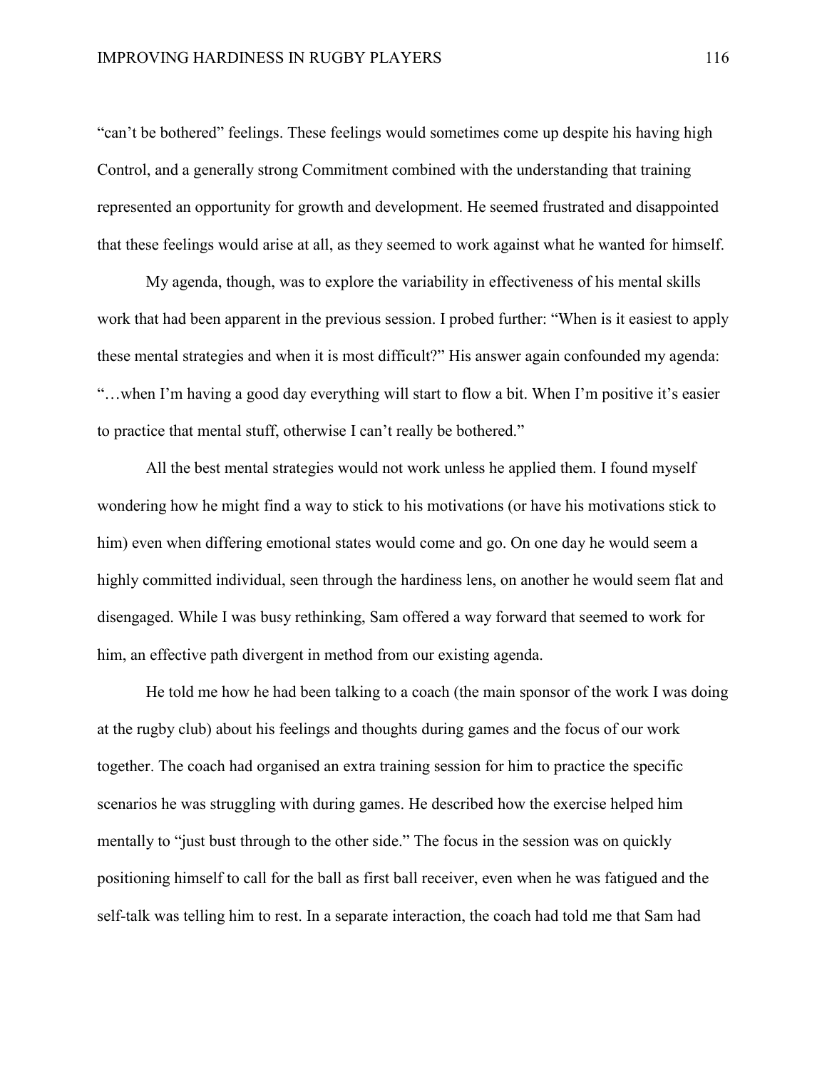"can't be bothered" feelings. These feelings would sometimes come up despite his having high Control, and a generally strong Commitment combined with the understanding that training represented an opportunity for growth and development. He seemed frustrated and disappointed that these feelings would arise at all, as they seemed to work against what he wanted for himself.

My agenda, though, was to explore the variability in effectiveness of his mental skills work that had been apparent in the previous session. I probed further: "When is it easiest to apply these mental strategies and when it is most difficult?" His answer again confounded my agenda: "…when I'm having a good day everything will start to flow a bit. When I'm positive it's easier to practice that mental stuff, otherwise I can't really be bothered."

All the best mental strategies would not work unless he applied them. I found myself wondering how he might find a way to stick to his motivations (or have his motivations stick to him) even when differing emotional states would come and go. On one day he would seem a highly committed individual, seen through the hardiness lens, on another he would seem flat and disengaged. While I was busy rethinking, Sam offered a way forward that seemed to work for him, an effective path divergent in method from our existing agenda.

He told me how he had been talking to a coach (the main sponsor of the work I was doing at the rugby club) about his feelings and thoughts during games and the focus of our work together. The coach had organised an extra training session for him to practice the specific scenarios he was struggling with during games. He described how the exercise helped him mentally to "just bust through to the other side." The focus in the session was on quickly positioning himself to call for the ball as first ball receiver, even when he was fatigued and the self-talk was telling him to rest. In a separate interaction, the coach had told me that Sam had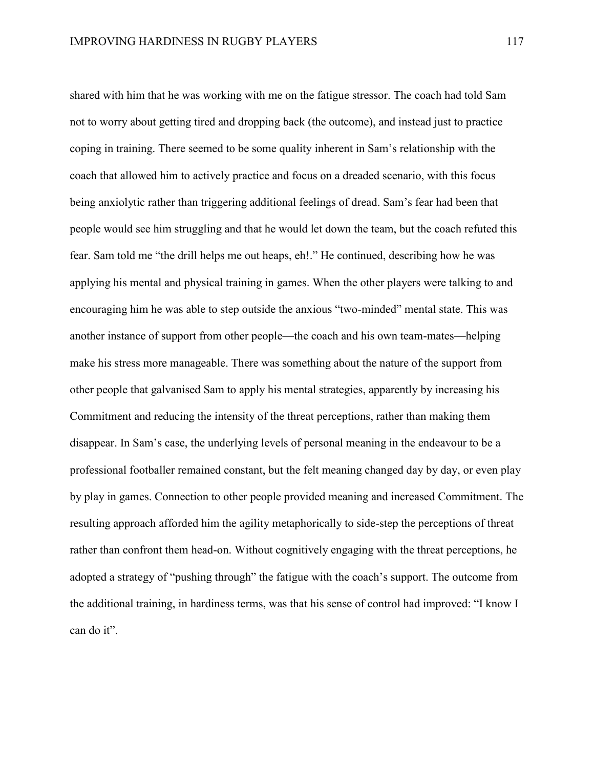shared with him that he was working with me on the fatigue stressor. The coach had told Sam not to worry about getting tired and dropping back (the outcome), and instead just to practice coping in training. There seemed to be some quality inherent in Sam's relationship with the coach that allowed him to actively practice and focus on a dreaded scenario, with this focus being anxiolytic rather than triggering additional feelings of dread. Sam's fear had been that people would see him struggling and that he would let down the team, but the coach refuted this fear. Sam told me "the drill helps me out heaps, eh!." He continued, describing how he was applying his mental and physical training in games. When the other players were talking to and encouraging him he was able to step outside the anxious "two-minded" mental state. This was another instance of support from other people—the coach and his own team-mates—helping make his stress more manageable. There was something about the nature of the support from other people that galvanised Sam to apply his mental strategies, apparently by increasing his Commitment and reducing the intensity of the threat perceptions, rather than making them disappear. In Sam's case, the underlying levels of personal meaning in the endeavour to be a professional footballer remained constant, but the felt meaning changed day by day, or even play by play in games. Connection to other people provided meaning and increased Commitment. The resulting approach afforded him the agility metaphorically to side-step the perceptions of threat rather than confront them head-on. Without cognitively engaging with the threat perceptions, he adopted a strategy of "pushing through" the fatigue with the coach's support. The outcome from the additional training, in hardiness terms, was that his sense of control had improved: "I know I can do it".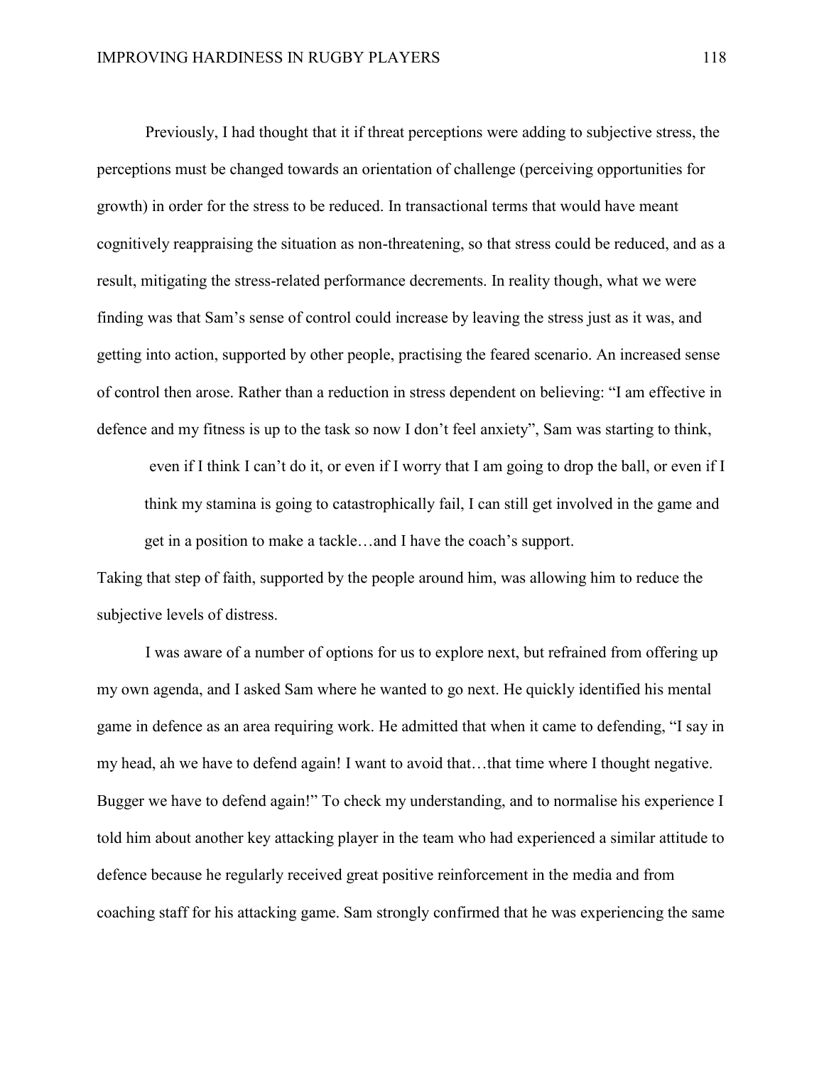Previously, I had thought that it if threat perceptions were adding to subjective stress, the perceptions must be changed towards an orientation of challenge (perceiving opportunities for growth) in order for the stress to be reduced. In transactional terms that would have meant cognitively reappraising the situation as non-threatening, so that stress could be reduced, and as a result, mitigating the stress-related performance decrements. In reality though, what we were finding was that Sam's sense of control could increase by leaving the stress just as it was, and getting into action, supported by other people, practising the feared scenario. An increased sense of control then arose. Rather than a reduction in stress dependent on believing: "I am effective in defence and my fitness is up to the task so now I don't feel anxiety", Sam was starting to think,

> even if I think I can't do it, or even if I worry that I am going to drop the ball, or even if I think my stamina is going to catastrophically fail, I can still get involved in the game and get in a position to make a tackle…and I have the coach's support.

Taking that step of faith, supported by the people around him, was allowing him to reduce the subjective levels of distress.

I was aware of a number of options for us to explore next, but refrained from offering up my own agenda, and I asked Sam where he wanted to go next. He quickly identified his mental game in defence as an area requiring work. He admitted that when it came to defending, "I say in my head, ah we have to defend again! I want to avoid that…that time where I thought negative. Bugger we have to defend again!" To check my understanding, and to normalise his experience I told him about another key attacking player in the team who had experienced a similar attitude to defence because he regularly received great positive reinforcement in the media and from coaching staff for his attacking game. Sam strongly confirmed that he was experiencing the same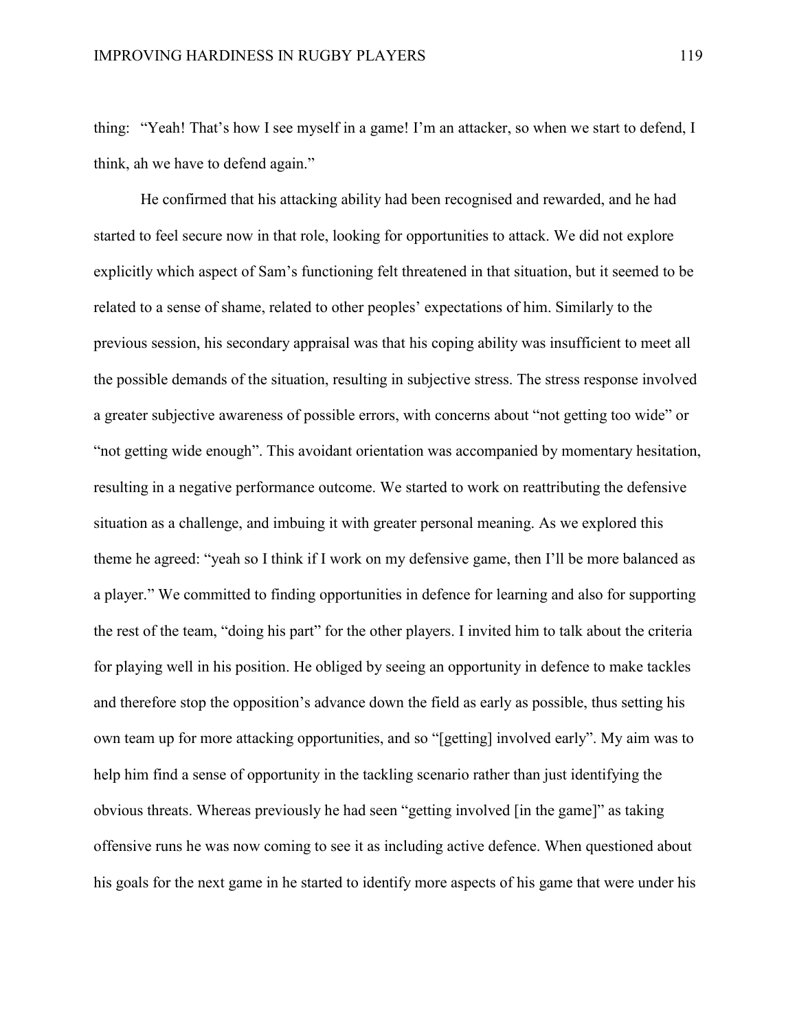thing: "Yeah! That's how I see myself in a game! I'm an attacker, so when we start to defend, I think, ah we have to defend again."

He confirmed that his attacking ability had been recognised and rewarded, and he had started to feel secure now in that role, looking for opportunities to attack. We did not explore explicitly which aspect of Sam's functioning felt threatened in that situation, but it seemed to be related to a sense of shame, related to other peoples' expectations of him. Similarly to the previous session, his secondary appraisal was that his coping ability was insufficient to meet all the possible demands of the situation, resulting in subjective stress. The stress response involved a greater subjective awareness of possible errors, with concerns about "not getting too wide" or "not getting wide enough". This avoidant orientation was accompanied by momentary hesitation, resulting in a negative performance outcome. We started to work on reattributing the defensive situation as a challenge, and imbuing it with greater personal meaning. As we explored this theme he agreed: "yeah so I think if I work on my defensive game, then I'll be more balanced as a player." We committed to finding opportunities in defence for learning and also for supporting the rest of the team, "doing his part" for the other players. I invited him to talk about the criteria for playing well in his position. He obliged by seeing an opportunity in defence to make tackles and therefore stop the opposition's advance down the field as early as possible, thus setting his own team up for more attacking opportunities, and so "[getting] involved early". My aim was to help him find a sense of opportunity in the tackling scenario rather than just identifying the obvious threats. Whereas previously he had seen "getting involved [in the game]" as taking offensive runs he was now coming to see it as including active defence. When questioned about his goals for the next game in he started to identify more aspects of his game that were under his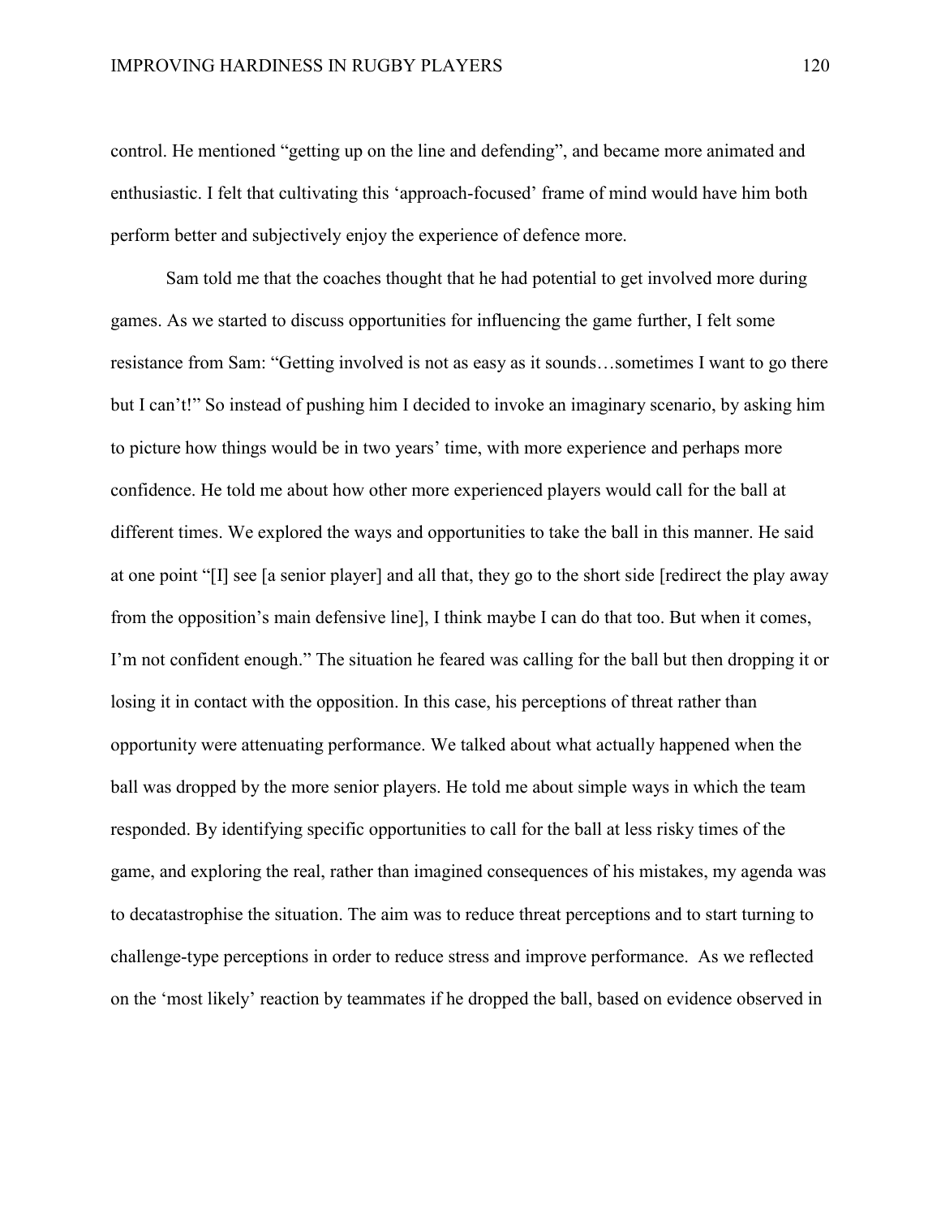control. He mentioned "getting up on the line and defending", and became more animated and enthusiastic. I felt that cultivating this 'approach-focused' frame of mind would have him both perform better and subjectively enjoy the experience of defence more.

Sam told me that the coaches thought that he had potential to get involved more during games. As we started to discuss opportunities for influencing the game further, I felt some resistance from Sam: "Getting involved is not as easy as it sounds…sometimes I want to go there but I can't!" So instead of pushing him I decided to invoke an imaginary scenario, by asking him to picture how things would be in two years' time, with more experience and perhaps more confidence. He told me about how other more experienced players would call for the ball at different times. We explored the ways and opportunities to take the ball in this manner. He said at one point "[I] see [a senior player] and all that, they go to the short side [redirect the play away from the opposition's main defensive line], I think maybe I can do that too. But when it comes, I'm not confident enough." The situation he feared was calling for the ball but then dropping it or losing it in contact with the opposition. In this case, his perceptions of threat rather than opportunity were attenuating performance. We talked about what actually happened when the ball was dropped by the more senior players. He told me about simple ways in which the team responded. By identifying specific opportunities to call for the ball at less risky times of the game, and exploring the real, rather than imagined consequences of his mistakes, my agenda was to decatastrophise the situation. The aim was to reduce threat perceptions and to start turning to challenge-type perceptions in order to reduce stress and improve performance. As we reflected on the 'most likely' reaction by teammates if he dropped the ball, based on evidence observed in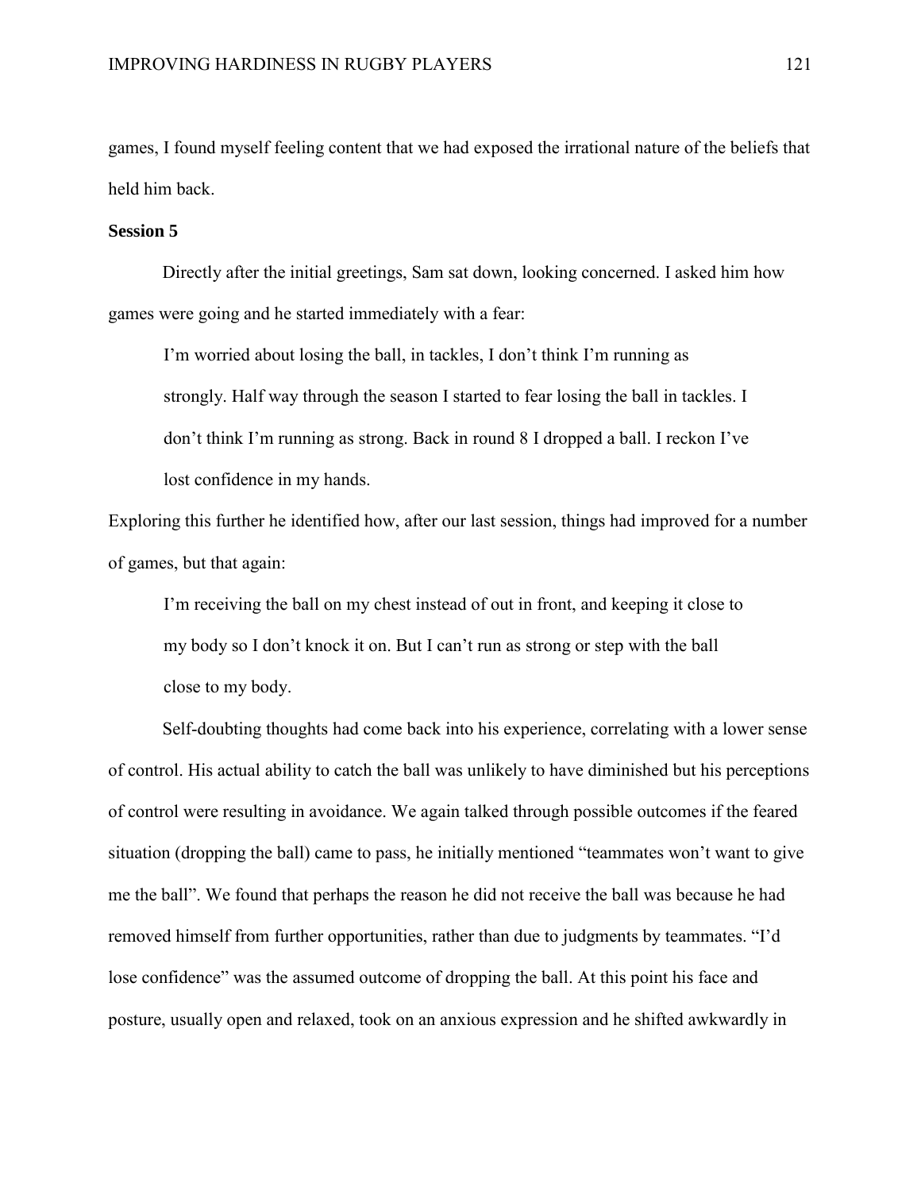games, I found myself feeling content that we had exposed the irrational nature of the beliefs that held him back.

**Session 5**

Directly after the initial greetings, Sam sat down, looking concerned. I asked him how games were going and he started immediately with a fear:

> I'm worried about losing the ball, in tackles, I don't think I'm running as strongly. Half way through the season I started to fear losing the ball in tackles. I don't think I'm running as strong. Back in round 8 I dropped a ball. I reckon I've lost confidence in my hands.

Exploring this further he identified how, after our last session, things had improved for a number of games, but that again:

> I'm receiving the ball on my chest instead of out in front, and keeping it close to my body so I don't knock it on. But I can't run as strong or step with the ball close to my body.

Self-doubting thoughts had come back into his experience, correlating with a lower sense of control. His actual ability to catch the ball was unlikely to have diminished but his perceptions of control were resulting in avoidance. We again talked through possible outcomes if the feared situation (dropping the ball) came to pass, he initially mentioned "teammates won't want to give me the ball". We found that perhaps the reason he did not receive the ball was because he had removed himself from further opportunities, rather than due to judgments by teammates. "I'd lose confidence" was the assumed outcome of dropping the ball. At this point his face and posture, usually open and relaxed, took on an anxious expression and he shifted awkwardly in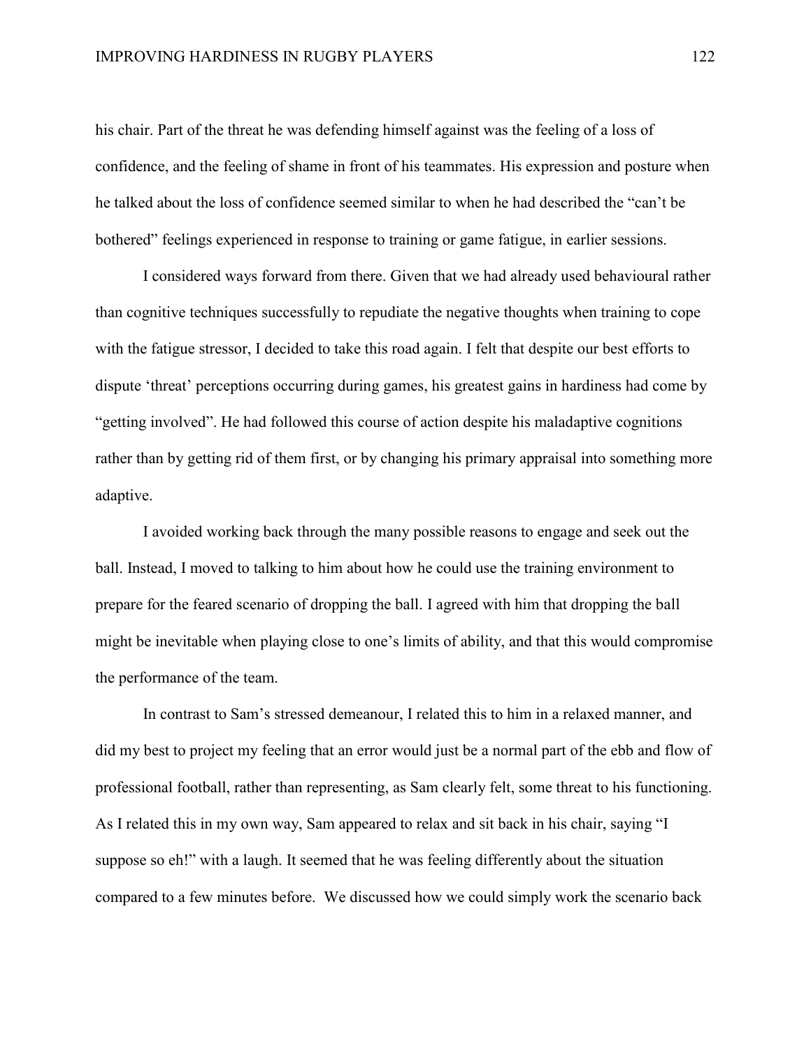his chair. Part of the threat he was defending himself against was the feeling of a loss of confidence, and the feeling of shame in front of his teammates. His expression and posture when he talked about the loss of confidence seemed similar to when he had described the "can't be bothered" feelings experienced in response to training or game fatigue, in earlier sessions.

I considered ways forward from there. Given that we had already used behavioural rather than cognitive techniques successfully to repudiate the negative thoughts when training to cope with the fatigue stressor, I decided to take this road again. I felt that despite our best efforts to dispute 'threat' perceptions occurring during games, his greatest gains in hardiness had come by "getting involved". He had followed this course of action despite his maladaptive cognitions rather than by getting rid of them first, or by changing his primary appraisal into something more adaptive.

I avoided working back through the many possible reasons to engage and seek out the ball. Instead, I moved to talking to him about how he could use the training environment to prepare for the feared scenario of dropping the ball. I agreed with him that dropping the ball might be inevitable when playing close to one's limits of ability, and that this would compromise the performance of the team.

In contrast to Sam's stressed demeanour, I related this to him in a relaxed manner, and did my best to project my feeling that an error would just be a normal part of the ebb and flow of professional football, rather than representing, as Sam clearly felt, some threat to his functioning. As I related this in my own way, Sam appeared to relax and sit back in his chair, saying "I suppose so eh!" with a laugh. It seemed that he was feeling differently about the situation compared to a few minutes before. We discussed how we could simply work the scenario back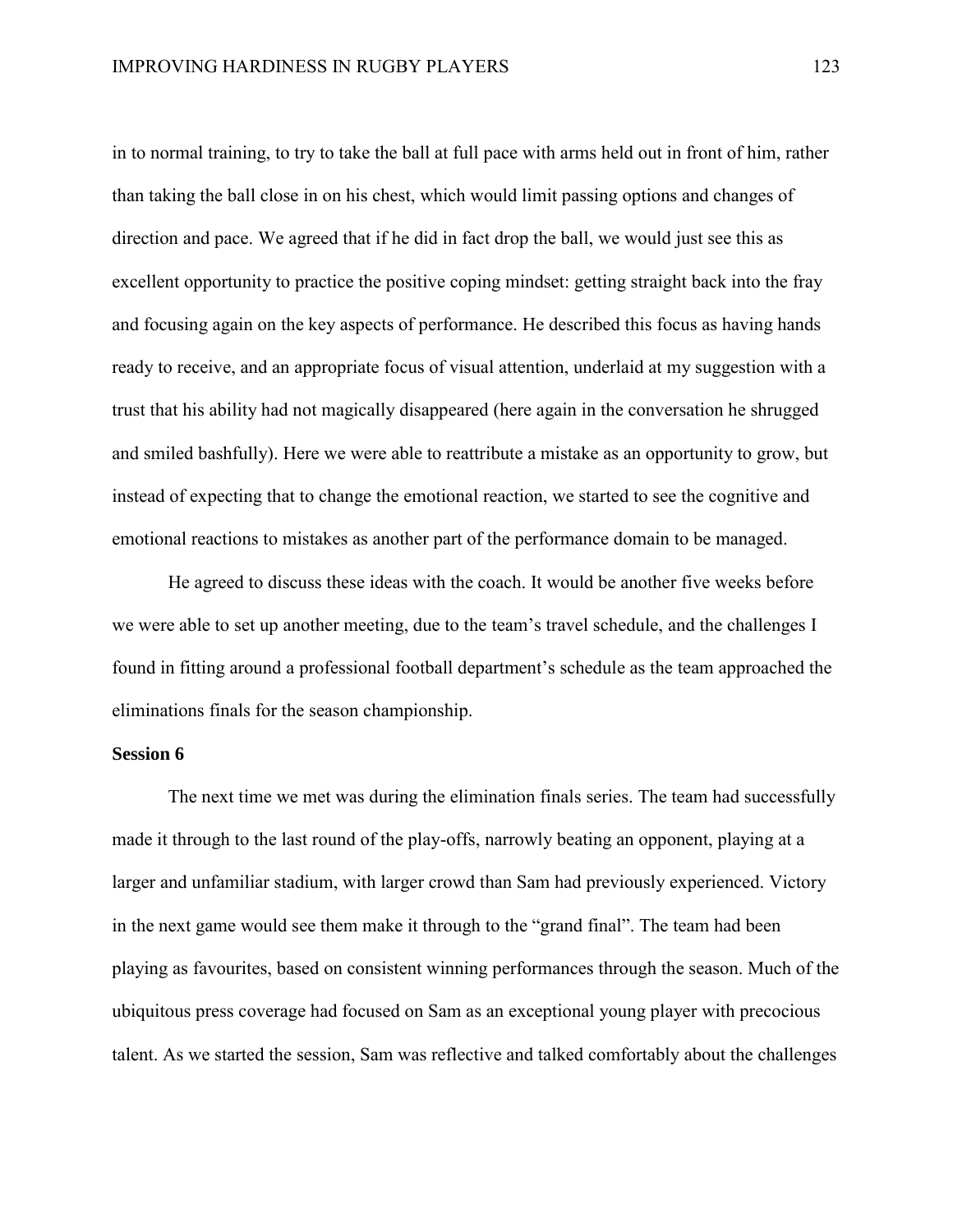in to normal training, to try to take the ball at full pace with arms held out in front of him, rather than taking the ball close in on his chest, which would limit passing options and changes of direction and pace. We agreed that if he did in fact drop the ball, we would just see this as excellent opportunity to practice the positive coping mindset: getting straight back into the fray and focusing again on the key aspects of performance. He described this focus as having hands ready to receive, and an appropriate focus of visual attention, underlaid at my suggestion with a trust that his ability had not magically disappeared (here again in the conversation he shrugged and smiled bashfully). Here we were able to reattribute a mistake as an opportunity to grow, but instead of expecting that to change the emotional reaction, we started to see the cognitive and emotional reactions to mistakes as another part of the performance domain to be managed.

He agreed to discuss these ideas with the coach. It would be another five weeks before we were able to set up another meeting, due to the team's travel schedule, and the challenges I found in fitting around a professional football department's schedule as the team approached the eliminations finals for the season championship.

**Session 6**

The next time we met was during the elimination finals series. The team had successfully made it through to the last round of the play-offs, narrowly beating an opponent, playing at a larger and unfamiliar stadium, with larger crowd than Sam had previously experienced. Victory in the next game would see them make it through to the "grand final". The team had been playing as favourites, based on consistent winning performances through the season. Much of the ubiquitous press coverage had focused on Sam as an exceptional young player with precocious talent. As we started the session, Sam was reflective and talked comfortably about the challenges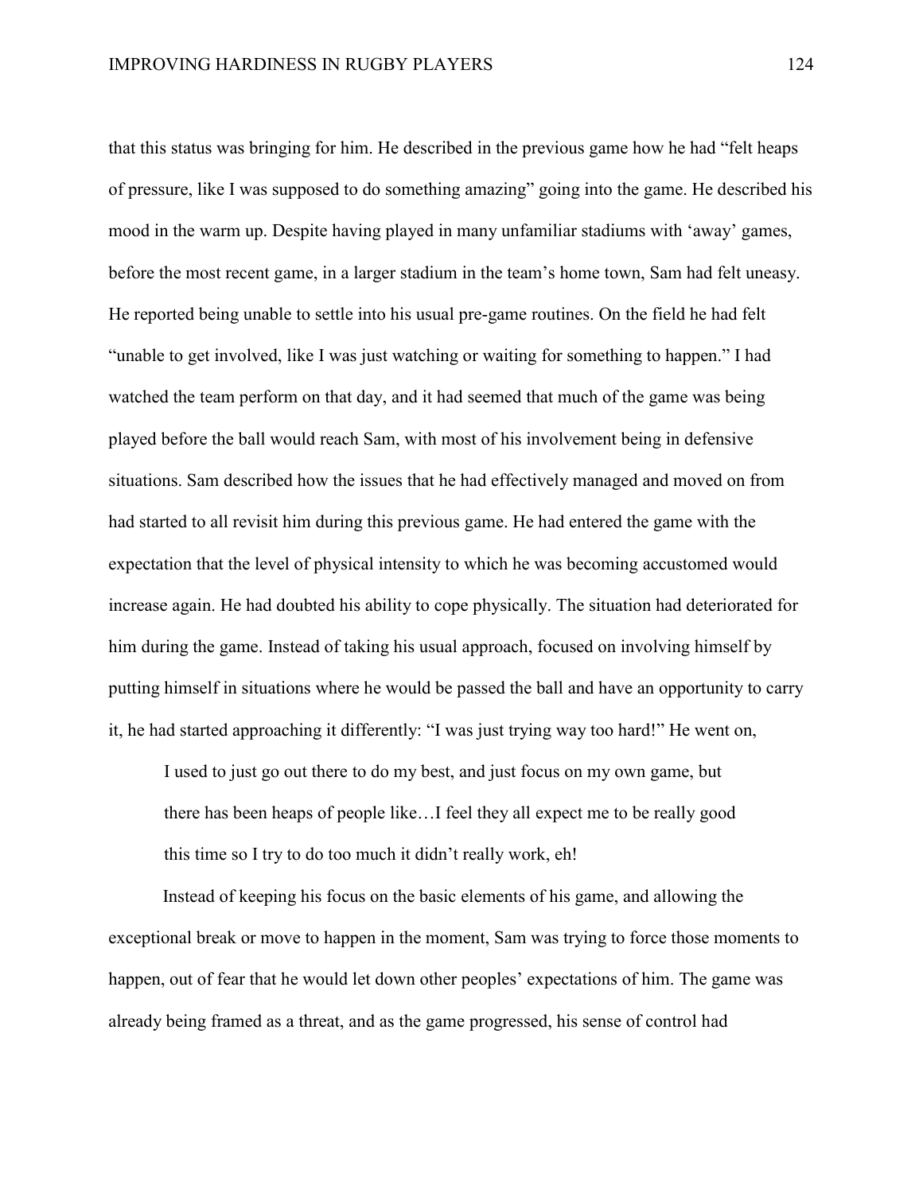that this status was bringing for him. He described in the previous game how he had "felt heaps of pressure, like I was supposed to do something amazing" going into the game. He described his mood in the warm up. Despite having played in many unfamiliar stadiums with 'away' games, before the most recent game, in a larger stadium in the team's home town, Sam had felt uneasy. He reported being unable to settle into his usual pre-game routines. On the field he had felt "unable to get involved, like I was just watching or waiting for something to happen." I had watched the team perform on that day, and it had seemed that much of the game was being played before the ball would reach Sam, with most of his involvement being in defensive situations. Sam described how the issues that he had effectively managed and moved on from had started to all revisit him during this previous game. He had entered the game with the expectation that the level of physical intensity to which he was becoming accustomed would increase again. He had doubted his ability to cope physically. The situation had deteriorated for him during the game. Instead of taking his usual approach, focused on involving himself by putting himself in situations where he would be passed the ball and have an opportunity to carry it, he had started approaching it differently: "I was just trying way too hard!" He went on,

> I used to just go out there to do my best, and just focus on my own game, but there has been heaps of people like…I feel they all expect me to be really good this time so I try to do too much it didn't really work, eh!

Instead of keeping his focus on the basic elements of his game, and allowing the exceptional break or move to happen in the moment, Sam was trying to force those moments to happen, out of fear that he would let down other peoples' expectations of him. The game was already being framed as a threat, and as the game progressed, his sense of control had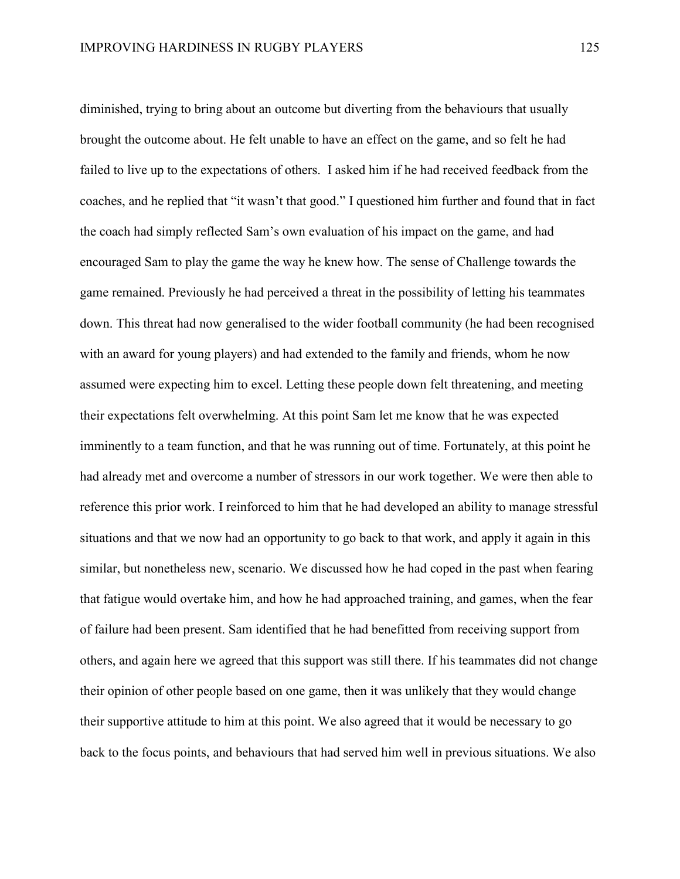diminished, trying to bring about an outcome but diverting from the behaviours that usually brought the outcome about. He felt unable to have an effect on the game, and so felt he had failed to live up to the expectations of others. I asked him if he had received feedback from the coaches, and he replied that "it wasn't that good." I questioned him further and found that in fact the coach had simply reflected Sam's own evaluation of his impact on the game, and had encouraged Sam to play the game the way he knew how. The sense of Challenge towards the game remained. Previously he had perceived a threat in the possibility of letting his teammates down. This threat had now generalised to the wider football community (he had been recognised with an award for young players) and had extended to the family and friends, whom he now assumed were expecting him to excel. Letting these people down felt threatening, and meeting their expectations felt overwhelming. At this point Sam let me know that he was expected imminently to a team function, and that he was running out of time. Fortunately, at this point he had already met and overcome a number of stressors in our work together. We were then able to reference this prior work. I reinforced to him that he had developed an ability to manage stressful situations and that we now had an opportunity to go back to that work, and apply it again in this similar, but nonetheless new, scenario. We discussed how he had coped in the past when fearing that fatigue would overtake him, and how he had approached training, and games, when the fear of failure had been present. Sam identified that he had benefitted from receiving support from others, and again here we agreed that this support was still there. If his teammates did not change their opinion of other people based on one game, then it was unlikely that they would change their supportive attitude to him at this point. We also agreed that it would be necessary to go back to the focus points, and behaviours that had served him well in previous situations. We also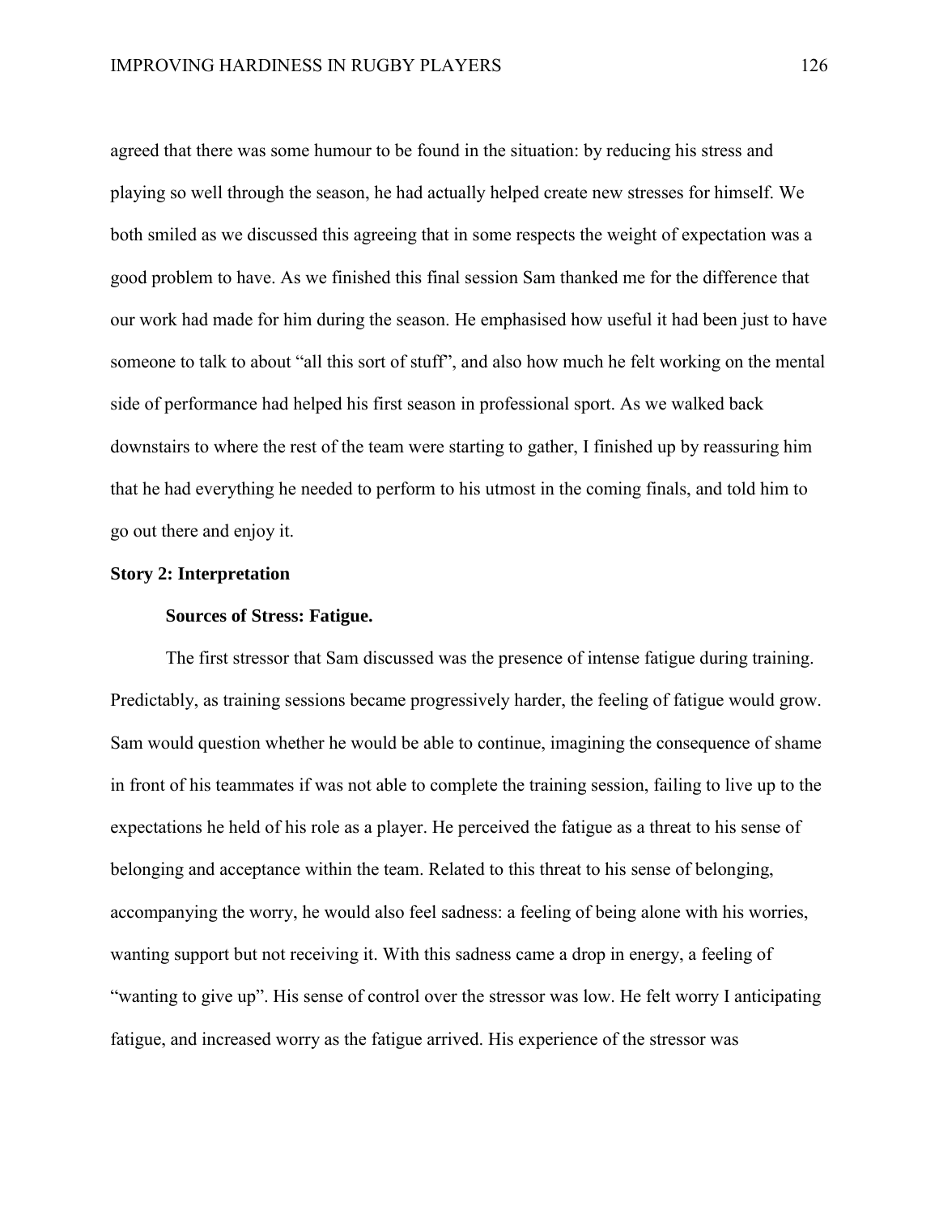agreed that there was some humour to be found in the situation: by reducing his stress and playing so well through the season, he had actually helped create new stresses for himself. We both smiled as we discussed this agreeing that in some respects the weight of expectation was a good problem to have. As we finished this final session Sam thanked me for the difference that our work had made for him during the season. He emphasised how useful it had been just to have someone to talk to about "all this sort of stuff", and also how much he felt working on the mental side of performance had helped his first season in professional sport. As we walked back downstairs to where the rest of the team were starting to gather, I finished up by reassuring him that he had everything he needed to perform to his utmost in the coming finals, and told him to go out there and enjoy it.

## Story 2: Interpretation

### Sources of Stress: Fatigue.

The first stressor that Sam discussed was the presence of intense fatigue during training. Predictably, as training sessions became progressively harder, the feeling of fatigue would grow. Sam would question whether he would be able to continue, imagining the consequence of shame in front of his teammates if was not able to complete the training session, failing to live up to the expectations he held of his role as a player. He perceived the fatigue as a threat to his sense of belonging and acceptance within the team. Related to this threat to his sense of belonging, accompanying the worry, he would also feel sadness: a feeling of being alone with his worries, wanting support but not receiving it. With this sadness came a drop in energy, a feeling of "wanting to give up". His sense of control over the stressor was low. He felt worry I anticipating fatigue, and increased worry as the fatigue arrived. His experience of the stressor was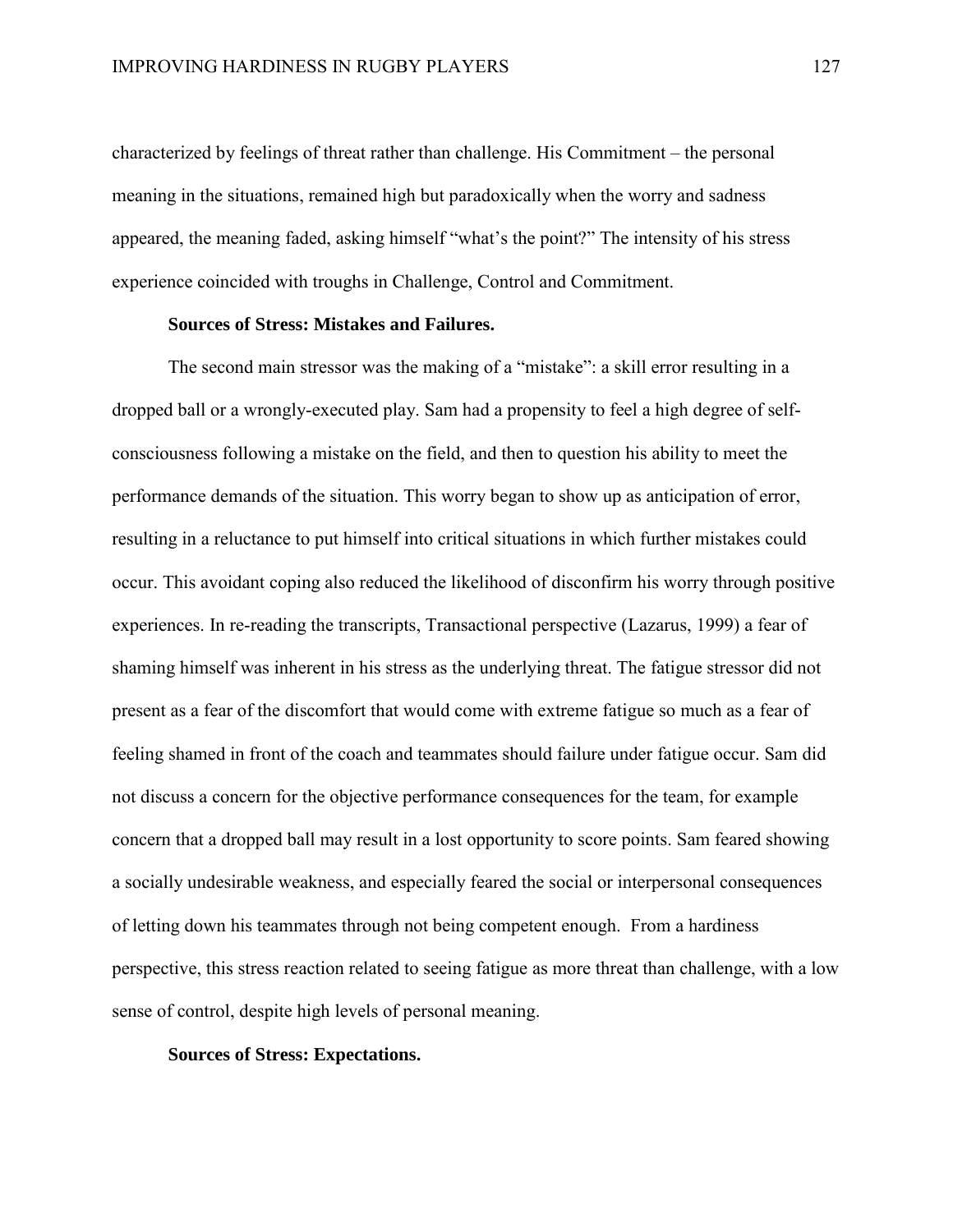characterized by feelings of threat rather than challenge. His Commitment – the personal meaning in the situations, remained high but paradoxically when the worry and sadness appeared, the meaning faded, asking himself "what's the point?" The intensity of his stress experience coincided with troughs in Challenge, Control and Commitment.

**Sources of Stress: Mistakes and Failures.**

The second main stressor was the making of a "mistake": a skill error resulting in a dropped ball or a wrongly-executed play. Sam had a propensity to feel a high degree of self-consciousness following a mistake on the field, and then to question his ability to meet the performance demands of the situation. This worry began to show up as anticipation of error, resulting in a reluctance to put himself into critical situations in which further mistakes could occur. This avoidant coping also reduced the likelihood of disconfirm his worry through positive experiences. In re-reading the transcripts, Transactional perspective (Lazarus, 1999) a fear of shaming himself was inherent in his stress as the underlying threat. The fatigue stressor did not present as a fear of the discomfort that would come with extreme fatigue so much as a fear of feeling shamed in front of the coach and teammates should failure under fatigue occur. Sam did not discuss a concern for the objective performance consequences for the team, for example concern that a dropped ball may result in a lost opportunity to score points. Sam feared showing a socially undesirable weakness, and especially feared the social or interpersonal consequences of letting down his teammates through not being competent enough. From a hardiness perspective, this stress reaction related to seeing fatigue as more threat than challenge, with a low sense of control, despite high levels of personal meaning.

**Sources of Stress: Expectations.**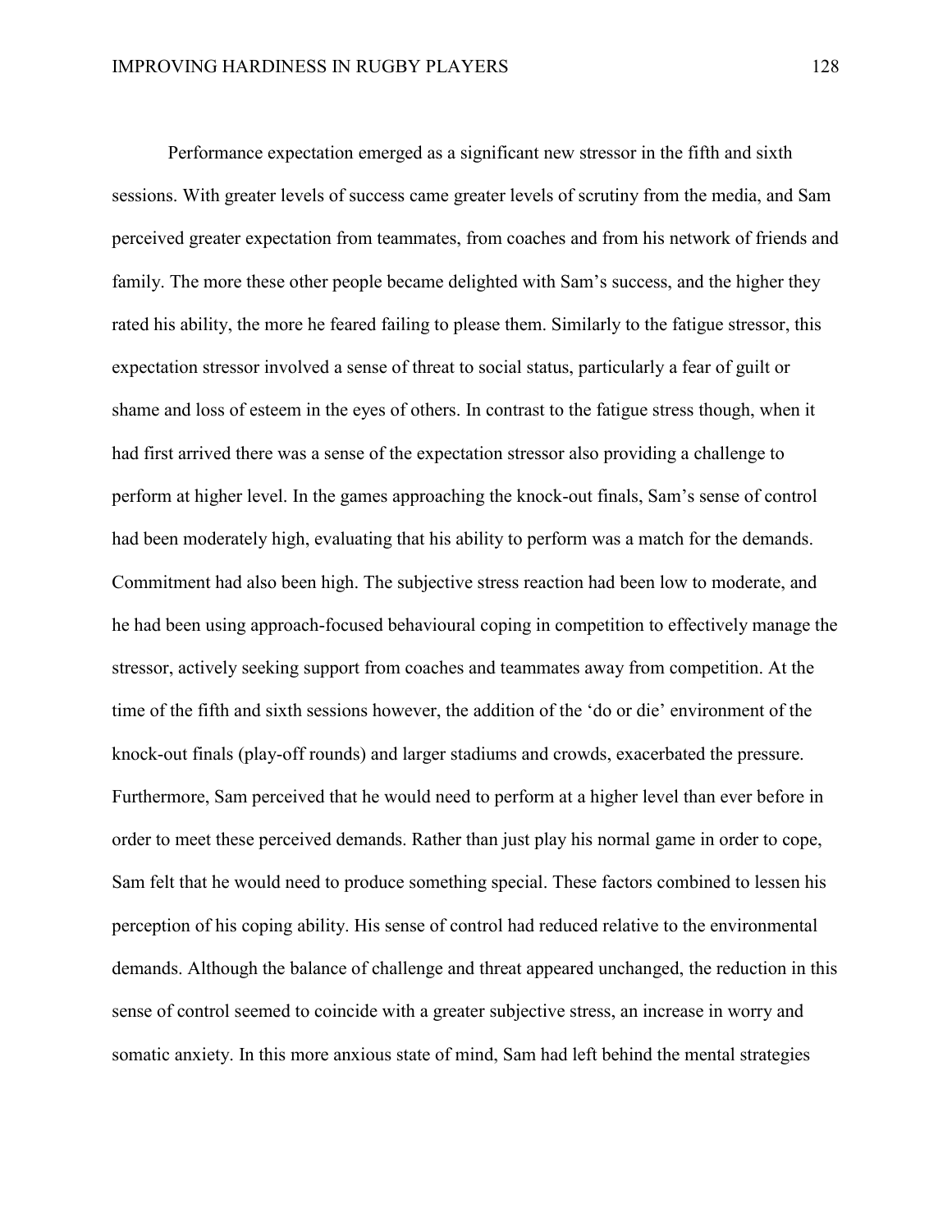Performance expectation emerged as a significant new stressor in the fifth and sixth sessions. With greater levels of success came greater levels of scrutiny from the media, and Sam perceived greater expectation from teammates, from coaches and from his network of friends and family. The more these other people became delighted with Sam's success, and the higher they rated his ability, the more he feared failing to please them. Similarly to the fatigue stressor, this expectation stressor involved a sense of threat to social status, particularly a fear of guilt or shame and loss of esteem in the eyes of others. In contrast to the fatigue stress though, when it had first arrived there was a sense of the expectation stressor also providing a challenge to perform at higher level. In the games approaching the knock-out finals, Sam's sense of control had been moderately high, evaluating that his ability to perform was a match for the demands. Commitment had also been high. The subjective stress reaction had been low to moderate, and he had been using approach-focused behavioural coping in competition to effectively manage the stressor, actively seeking support from coaches and teammates away from competition. At the time of the fifth and sixth sessions however, the addition of the 'do or die' environment of the knock-out finals (play-off rounds) and larger stadiums and crowds, exacerbated the pressure. Furthermore, Sam perceived that he would need to perform at a higher level than ever before in order to meet these perceived demands. Rather than just play his normal game in order to cope, Sam felt that he would need to produce something special. These factors combined to lessen his perception of his coping ability. His sense of control had reduced relative to the environmental demands. Although the balance of challenge and threat appeared unchanged, the reduction in this sense of control seemed to coincide with a greater subjective stress, an increase in worry and somatic anxiety. In this more anxious state of mind, Sam had left behind the mental strategies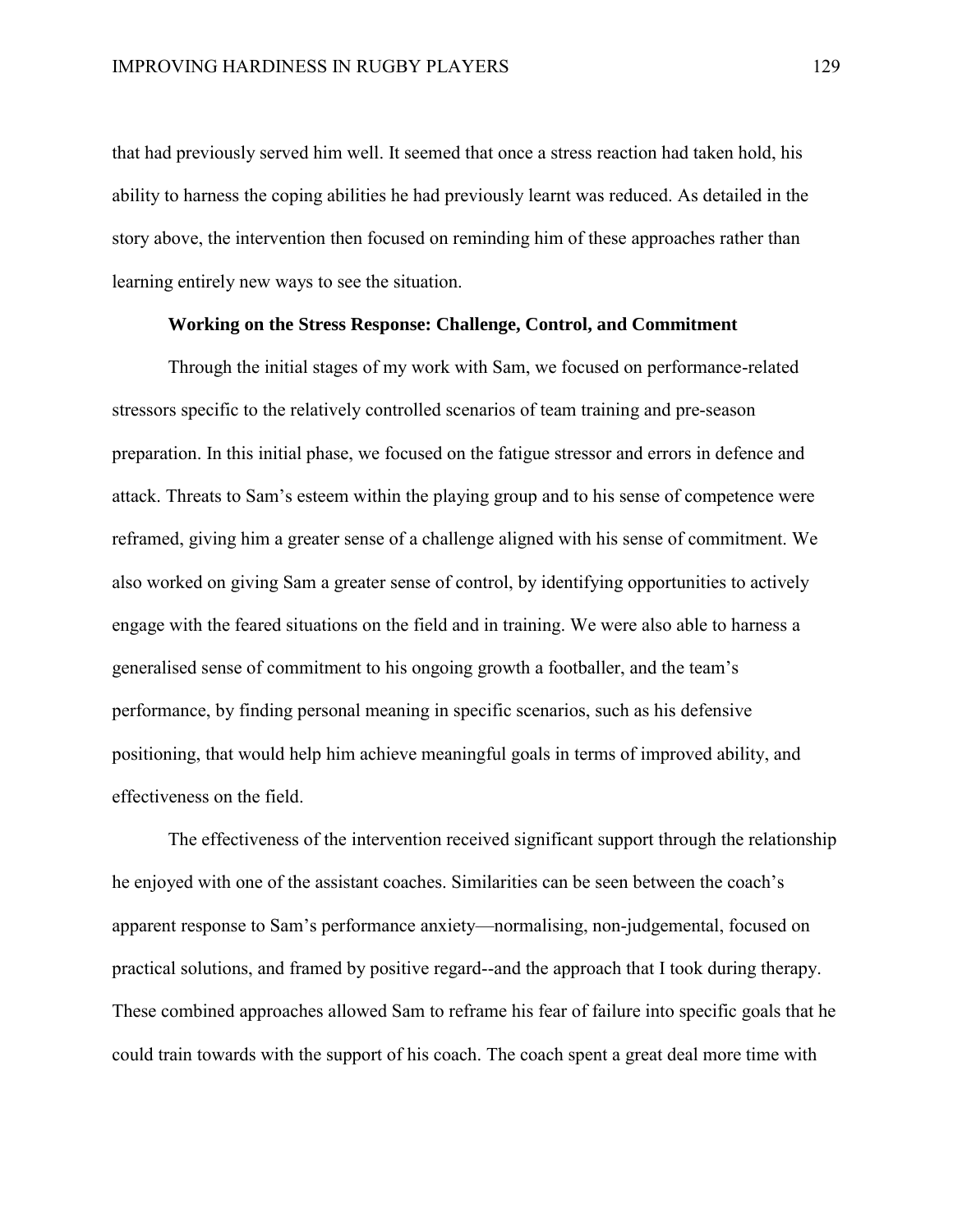that had previously served him well. It seemed that once a stress reaction had taken hold, his ability to harness the coping abilities he had previously learnt was reduced. As detailed in the story above, the intervention then focused on reminding him of these approaches rather than learning entirely new ways to see the situation.

### Working on the Stress Response: Challenge, Control, and Commitment

Through the initial stages of my work with Sam, we focused on performance-related stressors specific to the relatively controlled scenarios of team training and pre-season preparation. In this initial phase, we focused on the fatigue stressor and errors in defence and attack. Threats to Sam's esteem within the playing group and to his sense of competence were reframed, giving him a greater sense of a challenge aligned with his sense of commitment. We also worked on giving Sam a greater sense of control, by identifying opportunities to actively engage with the feared situations on the field and in training. We were also able to harness a generalised sense of commitment to his ongoing growth a footballer, and the team's performance, by finding personal meaning in specific scenarios, such as his defensive positioning, that would help him achieve meaningful goals in terms of improved ability, and effectiveness on the field.

The effectiveness of the intervention received significant support through the relationship he enjoyed with one of the assistant coaches. Similarities can be seen between the coach's apparent response to Sam's performance anxiety—normalising, non-judgemental, focused on practical solutions, and framed by positive regard--and the approach that I took during therapy. These combined approaches allowed Sam to reframe his fear of failure into specific goals that he could train towards with the support of his coach. The coach spent a great deal more time with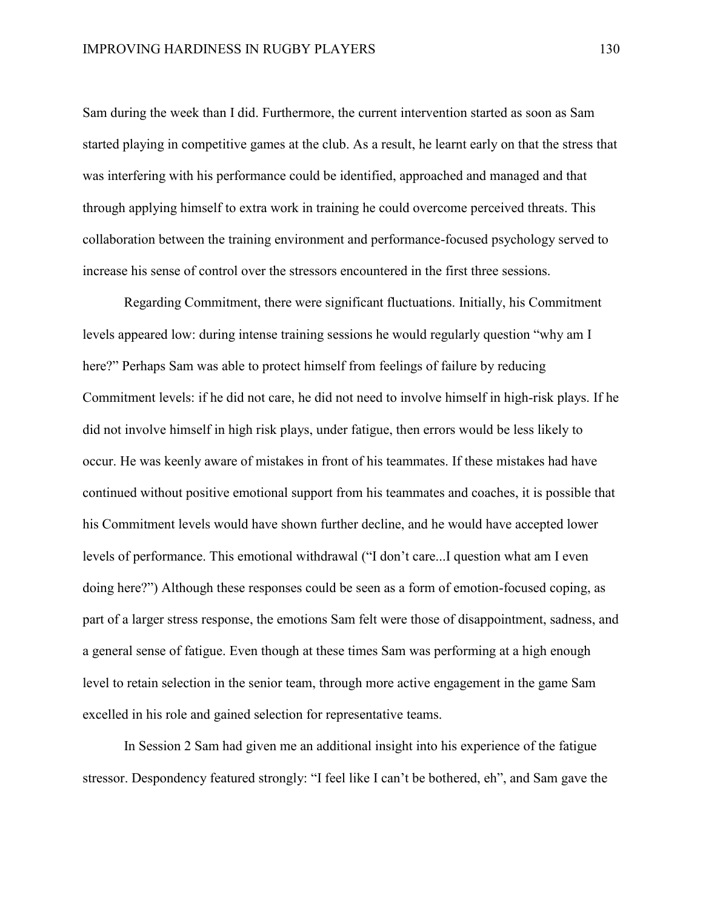Sam during the week than I did. Furthermore, the current intervention started as soon as Sam started playing in competitive games at the club. As a result, he learnt early on that the stress that was interfering with his performance could be identified, approached and managed and that through applying himself to extra work in training he could overcome perceived threats. This collaboration between the training environment and performance-focused psychology served to increase his sense of control over the stressors encountered in the first three sessions.

Regarding Commitment, there were significant fluctuations. Initially, his Commitment levels appeared low: during intense training sessions he would regularly question "why am I here?" Perhaps Sam was able to protect himself from feelings of failure by reducing Commitment levels: if he did not care, he did not need to involve himself in high-risk plays. If he did not involve himself in high risk plays, under fatigue, then errors would be less likely to occur. He was keenly aware of mistakes in front of his teammates. If these mistakes had have continued without positive emotional support from his teammates and coaches, it is possible that his Commitment levels would have shown further decline, and he would have accepted lower levels of performance. This emotional withdrawal ("I don't care...I question what am I even doing here?") Although these responses could be seen as a form of emotion-focused coping, as part of a larger stress response, the emotions Sam felt were those of disappointment, sadness, and a general sense of fatigue. Even though at these times Sam was performing at a high enough level to retain selection in the senior team, through more active engagement in the game Sam excelled in his role and gained selection for representative teams.

In Session 2 Sam had given me an additional insight into his experience of the fatigue stressor. Despondency featured strongly: "I feel like I can't be bothered, eh", and Sam gave the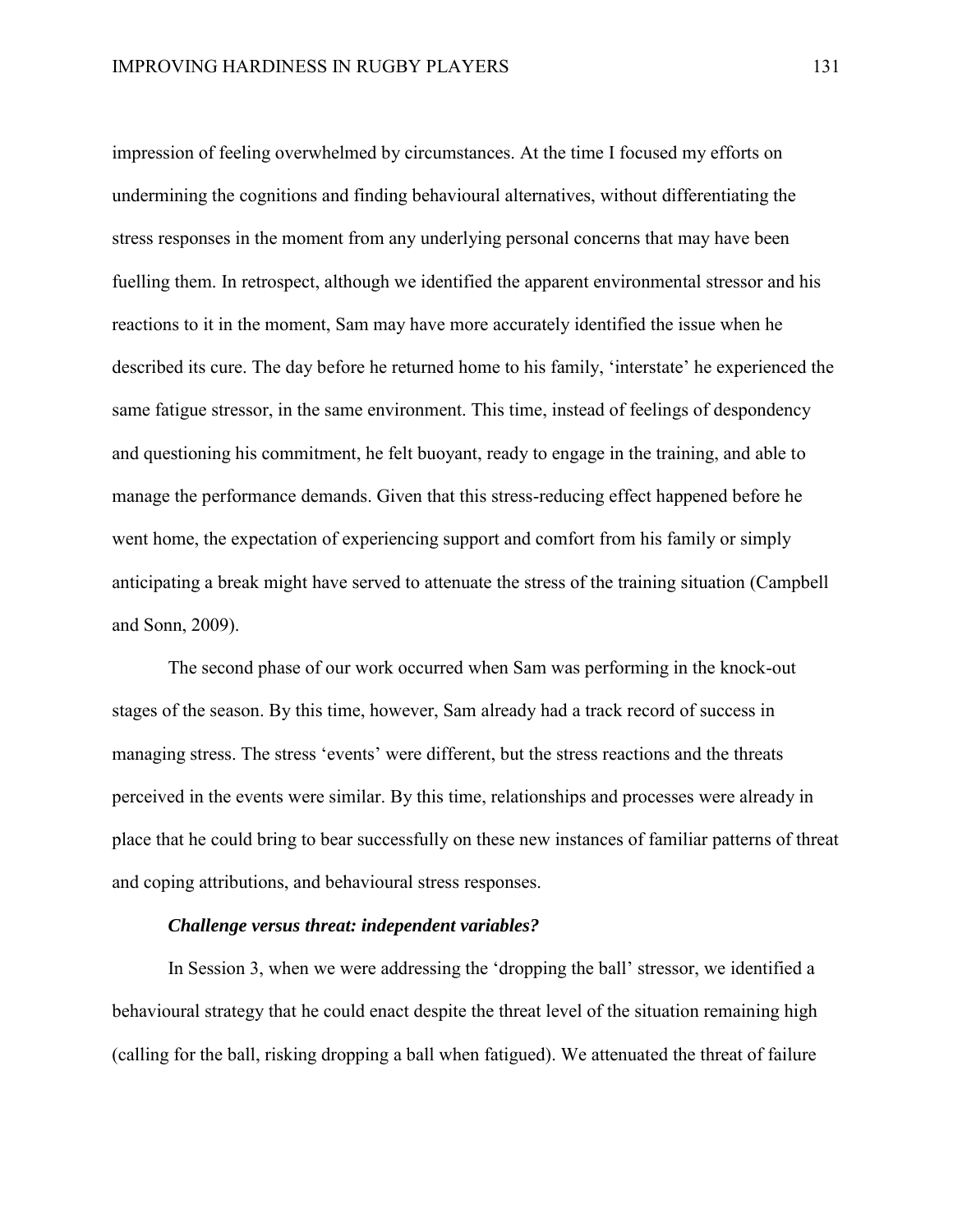impression of feeling overwhelmed by circumstances. At the time I focused my efforts on undermining the cognitions and finding behavioural alternatives, without differentiating the stress responses in the moment from any underlying personal concerns that may have been fuelling them. In retrospect, although we identified the apparent environmental stressor and his reactions to it in the moment, Sam may have more accurately identified the issue when he described its cure. The day before he returned home to his family, 'interstate' he experienced the same fatigue stressor, in the same environment. This time, instead of feelings of despondency and questioning his commitment, he felt buoyant, ready to engage in the training, and able to manage the performance demands. Given that this stress-reducing effect happened before he went home, the expectation of experiencing support and comfort from his family or simply anticipating a break might have served to attenuate the stress of the training situation (Campbell and Sonn, 2009).

The second phase of our work occurred when Sam was performing in the knock-out stages of the season. By this time, however, Sam already had a track record of success in managing stress. The stress 'events' were different, but the stress reactions and the threats perceived in the events were similar. By this time, relationships and processes were already in place that he could bring to bear successfully on these new instances of familiar patterns of threat and coping attributions, and behavioural stress responses.

### *Challenge versus threat: independent variables?*

In Session 3, when we were addressing the 'dropping the ball' stressor, we identified a behavioural strategy that he could enact despite the threat level of the situation remaining high (calling for the ball, risking dropping a ball when fatigued). We attenuated the threat of failure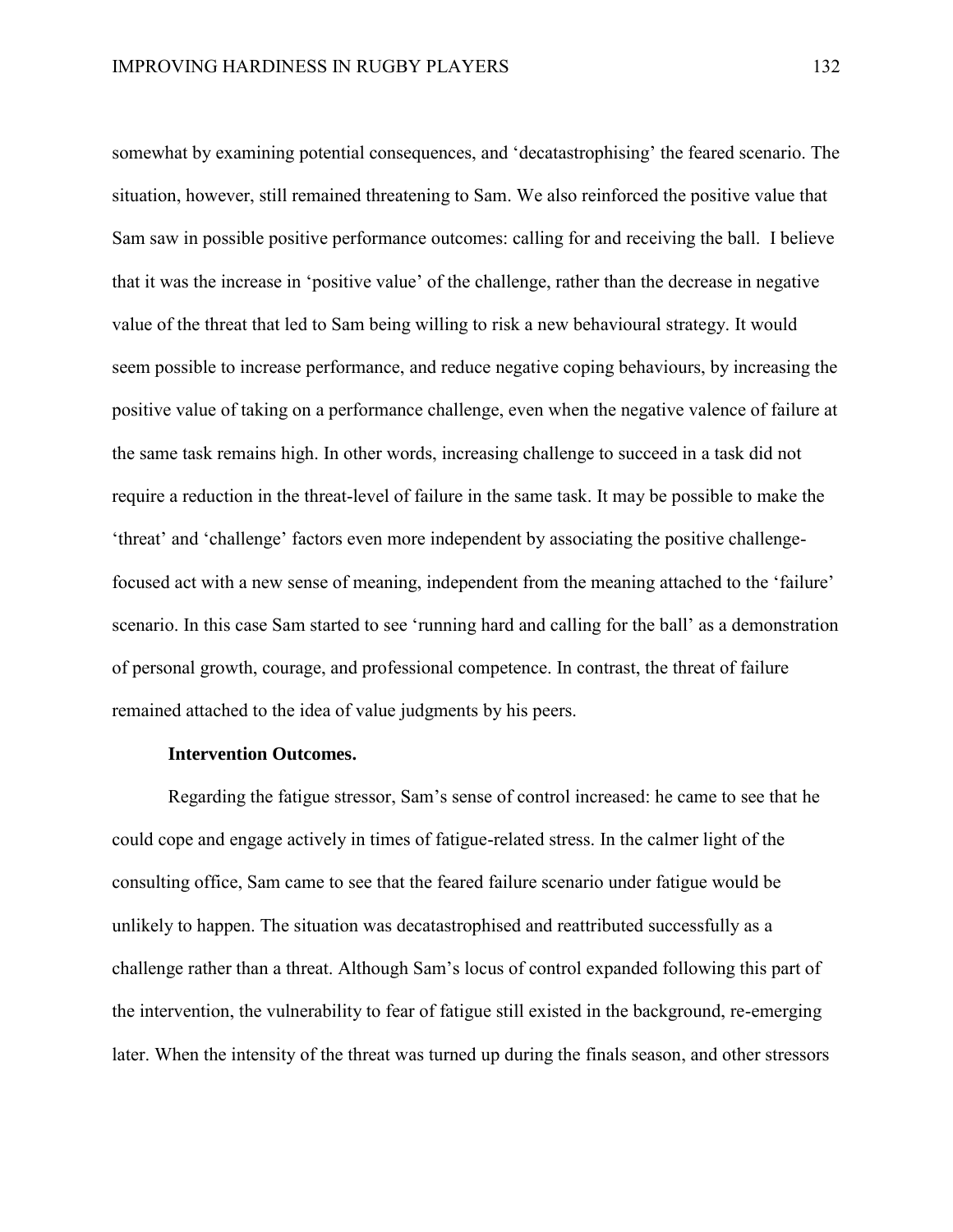somewhat by examining potential consequences, and 'decatastrophising' the feared scenario. The situation, however, still remained threatening to Sam. We also reinforced the positive value that Sam saw in possible positive performance outcomes: calling for and receiving the ball. I believe that it was the increase in 'positive value' of the challenge, rather than the decrease in negative value of the threat that led to Sam being willing to risk a new behavioural strategy. It would seem possible to increase performance, and reduce negative coping behaviours, by increasing the positive value of taking on a performance challenge, even when the negative valence of failure at the same task remains high. In other words, increasing challenge to succeed in a task did not require a reduction in the threat-level of failure in the same task. It may be possible to make the 'threat' and 'challenge' factors even more independent by associating the positive challenge-focused act with a new sense of meaning, independent from the meaning attached to the 'failure' scenario. In this case Sam started to see 'running hard and calling for the ball' as a demonstration of personal growth, courage, and professional competence. In contrast, the threat of failure remained attached to the idea of value judgments by his peers.

**Intervention Outcomes.**

Regarding the fatigue stressor, Sam's sense of control increased: he came to see that he could cope and engage actively in times of fatigue-related stress. In the calmer light of the consulting office, Sam came to see that the feared failure scenario under fatigue would be unlikely to happen. The situation was decatastrophised and reattributed successfully as a challenge rather than a threat. Although Sam's locus of control expanded following this part of the intervention, the vulnerability to fear of fatigue still existed in the background, re-emerging later. When the intensity of the threat was turned up during the finals season, and other stressors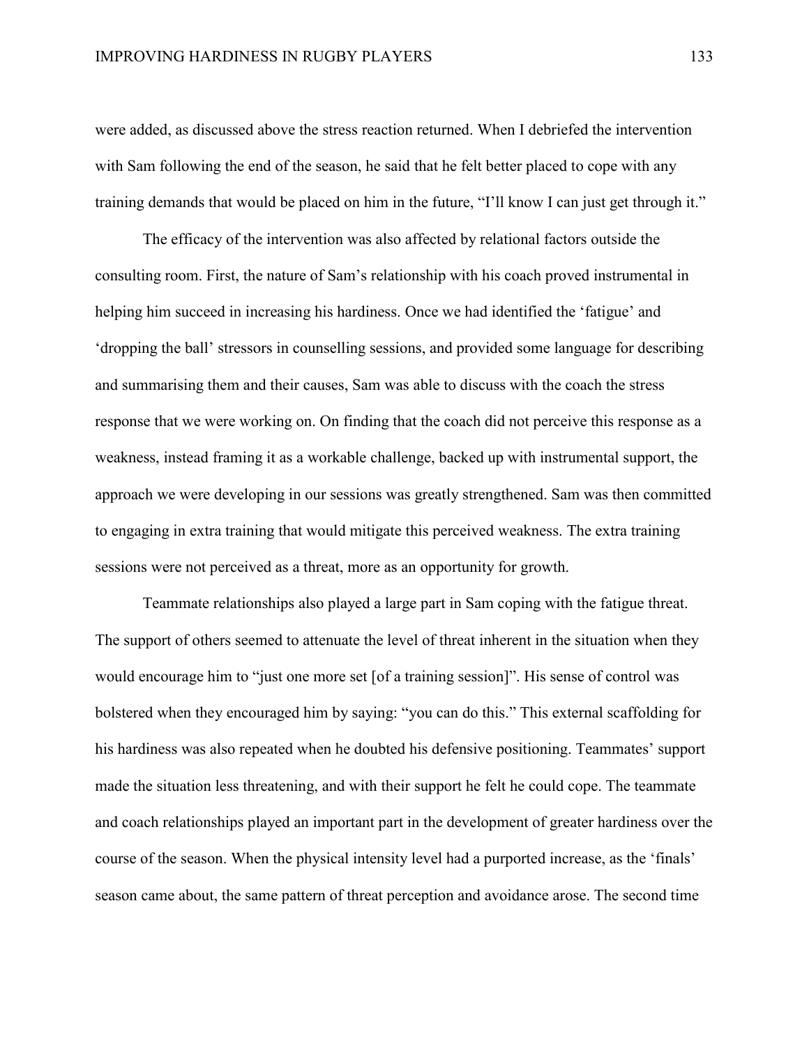were added, as discussed above the stress reaction returned. When I debriefed the intervention with Sam following the end of the season, he said that he felt better placed to cope with any training demands that would be placed on him in the future, "I'll know I can just get through it."

The efficacy of the intervention was also affected by relational factors outside the consulting room. First, the nature of Sam's relationship with his coach proved instrumental in helping him succeed in increasing his hardiness. Once we had identified the 'fatigue' and 'dropping the ball' stressors in counselling sessions, and provided some language for describing and summarising them and their causes, Sam was able to discuss with the coach the stress response that we were working on. On finding that the coach did not perceive this response as a weakness, instead framing it as a workable challenge, backed up with instrumental support, the approach we were developing in our sessions was greatly strengthened. Sam was then committed to engaging in extra training that would mitigate this perceived weakness. The extra training sessions were not perceived as a threat, more as an opportunity for growth.

Teammate relationships also played a large part in Sam coping with the fatigue threat. The support of others seemed to attenuate the level of threat inherent in the situation when they would encourage him to "just one more set [of a training session]". His sense of control was bolstered when they encouraged him by saying: "you can do this." This external scaffolding for his hardiness was also repeated when he doubted his defensive positioning. Teammates' support made the situation less threatening, and with their support he felt he could cope. The teammate and coach relationships played an important part in the development of greater hardiness over the course of the season. When the physical intensity level had a purported increase, as the 'finals' season came about, the same pattern of threat perception and avoidance arose. The second time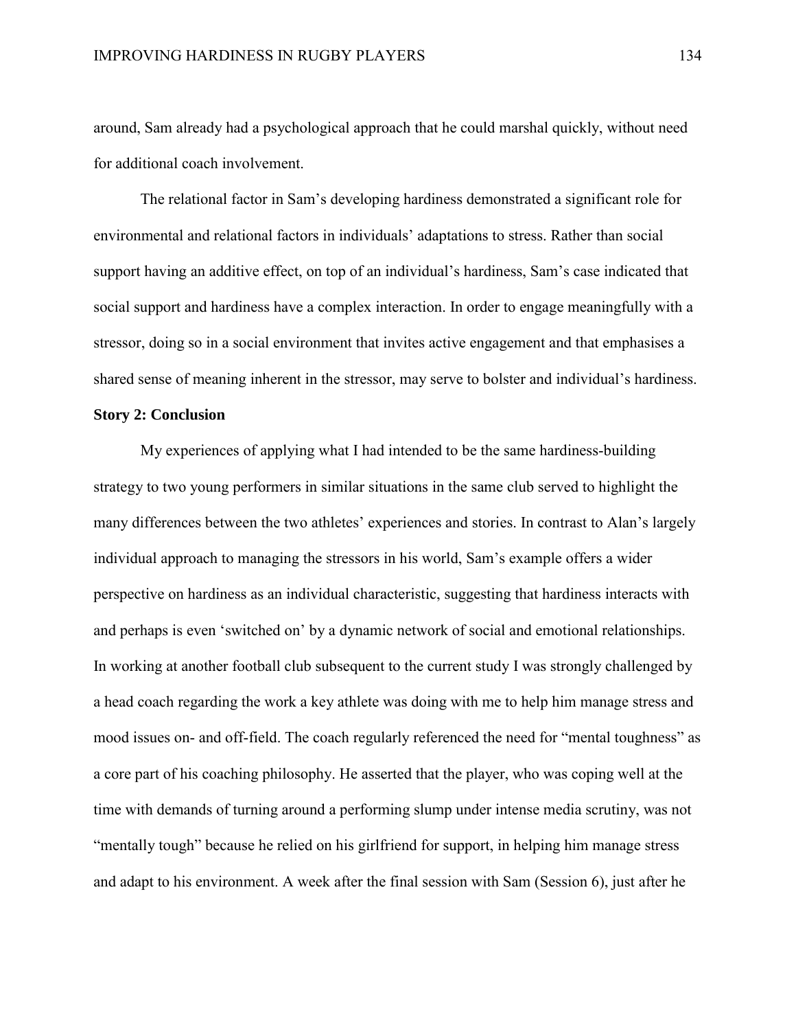around, Sam already had a psychological approach that he could marshal quickly, without need for additional coach involvement.

The relational factor in Sam's developing hardiness demonstrated a significant role for environmental and relational factors in individuals' adaptations to stress. Rather than social support having an additive effect, on top of an individual's hardiness, Sam's case indicated that social support and hardiness have a complex interaction. In order to engage meaningfully with a stressor, doing so in a social environment that invites active engagement and that emphasises a shared sense of meaning inherent in the stressor, may serve to bolster and individual's hardiness.

**Story 2: Conclusion**

My experiences of applying what I had intended to be the same hardiness-building strategy to two young performers in similar situations in the same club served to highlight the many differences between the two athletes' experiences and stories. In contrast to Alan's largely individual approach to managing the stressors in his world, Sam's example offers a wider perspective on hardiness as an individual characteristic, suggesting that hardiness interacts with and perhaps is even 'switched on' by a dynamic network of social and emotional relationships. In working at another football club subsequent to the current study I was strongly challenged by a head coach regarding the work a key athlete was doing with me to help him manage stress and mood issues on- and off-field. The coach regularly referenced the need for "mental toughness" as a core part of his coaching philosophy. He asserted that the player, who was coping well at the time with demands of turning around a performing slump under intense media scrutiny, was not "mentally tough" because he relied on his girlfriend for support, in helping him manage stress and adapt to his environment. A week after the final session with Sam (Session 6), just after he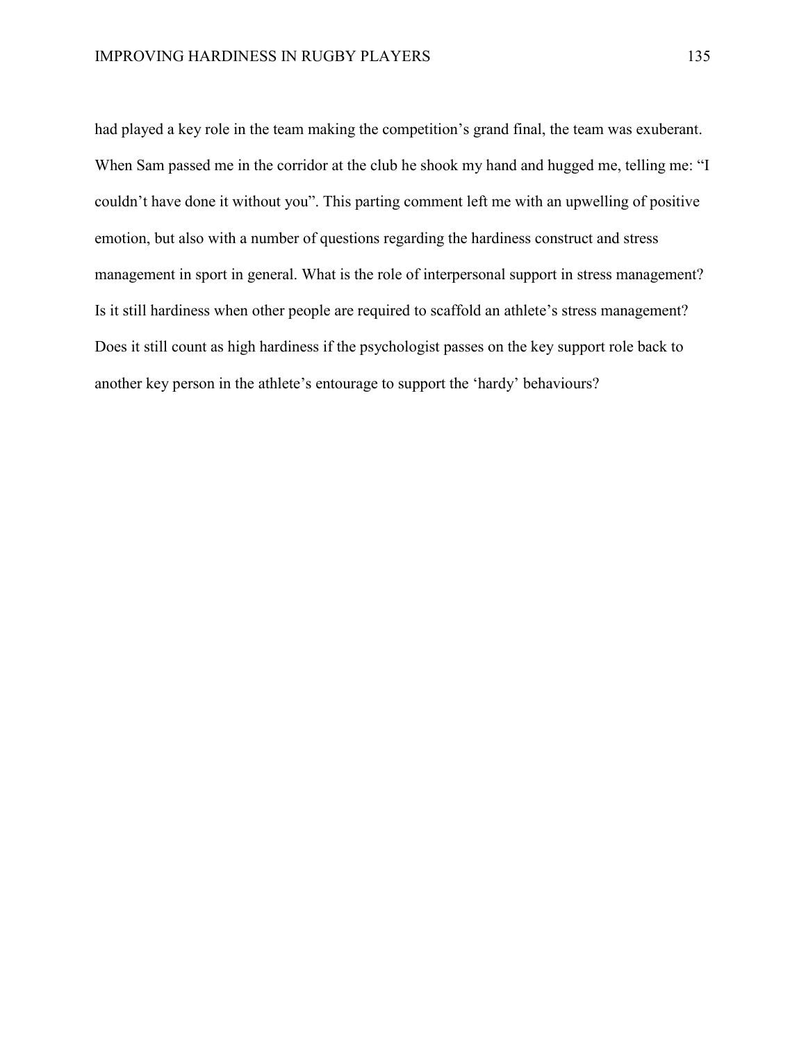had played a key role in the team making the competition's grand final, the team was exuberant. When Sam passed me in the corridor at the club he shook my hand and hugged me, telling me: "I couldn't have done it without you". This parting comment left me with an upwelling of positive emotion, but also with a number of questions regarding the hardiness construct and stress management in sport in general. What is the role of interpersonal support in stress management? Is it still hardiness when other people are required to scaffold an athlete's stress management? Does it still count as high hardiness if the psychologist passes on the key support role back to another key person in the athlete's entourage to support the 'hardy' behaviours?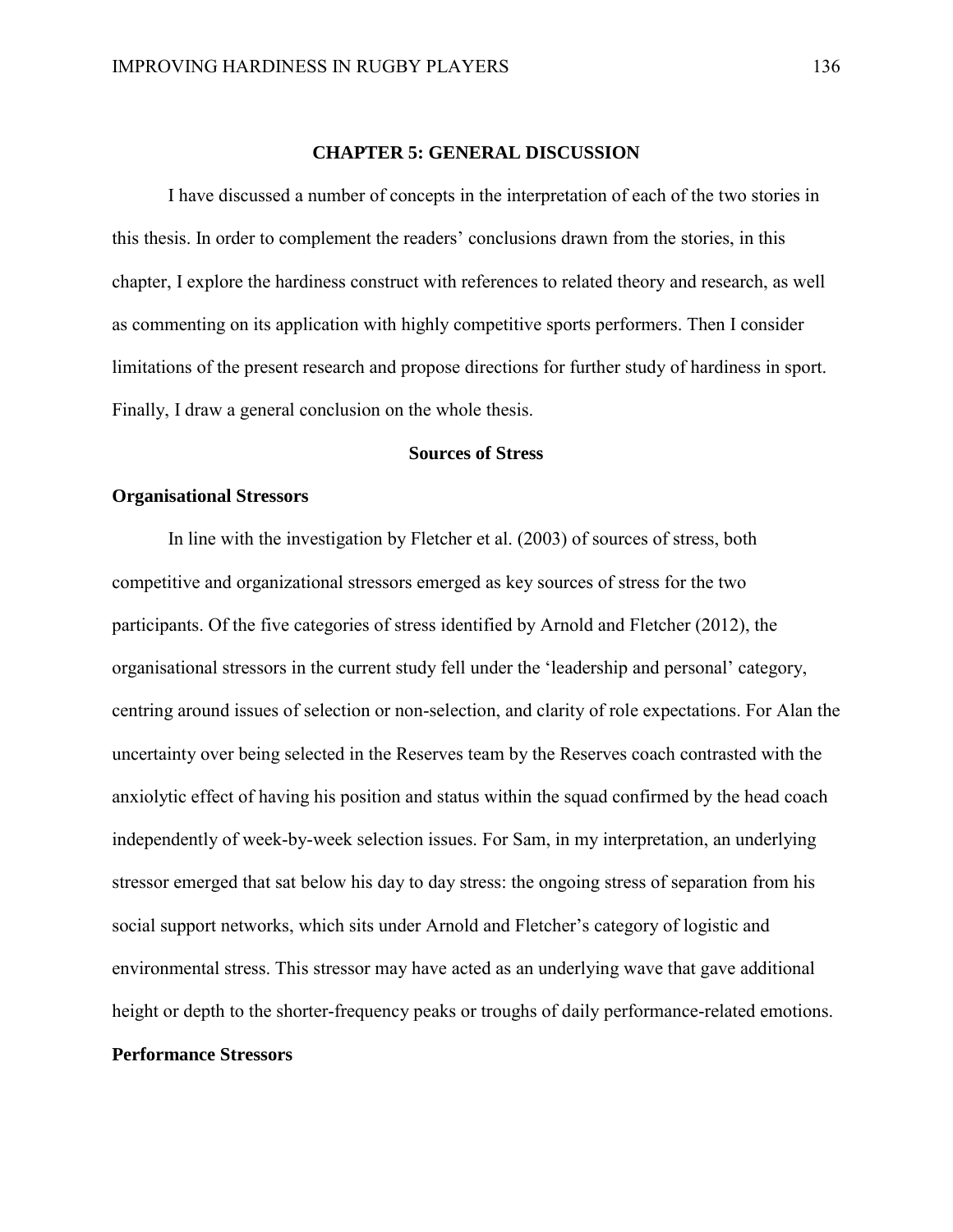# CHAPTER 5: GENERAL DISCUSSION

I have discussed a number of concepts in the interpretation of each of the two stories in this thesis. In order to complement the readers' conclusions drawn from the stories, in this chapter, I explore the hardiness construct with references to related theory and research, as well as commenting on its application with highly competitive sports performers. Then I consider limitations of the present research and propose directions for further study of hardiness in sport. Finally, I draw a general conclusion on the whole thesis.

## Sources of Stress

### Organisational Stressors

In line with the investigation by Fletcher et al. (2003) of sources of stress, both competitive and organizational stressors emerged as key sources of stress for the two participants. Of the five categories of stress identified by Arnold and Fletcher (2012), the organisational stressors in the current study fell under the 'leadership and personal' category, centring around issues of selection or non-selection, and clarity of role expectations. For Alan the uncertainty over being selected in the Reserves team by the Reserves coach contrasted with the anxiolytic effect of having his position and status within the squad confirmed by the head coach independently of week-by-week selection issues. For Sam, in my interpretation, an underlying stressor emerged that sat below his day to day stress: the ongoing stress of separation from his social support networks, which sits under Arnold and Fletcher's category of logistic and environmental stress. This stressor may have acted as an underlying wave that gave additional height or depth to the shorter-frequency peaks or troughs of daily performance-related emotions.

### Performance Stressors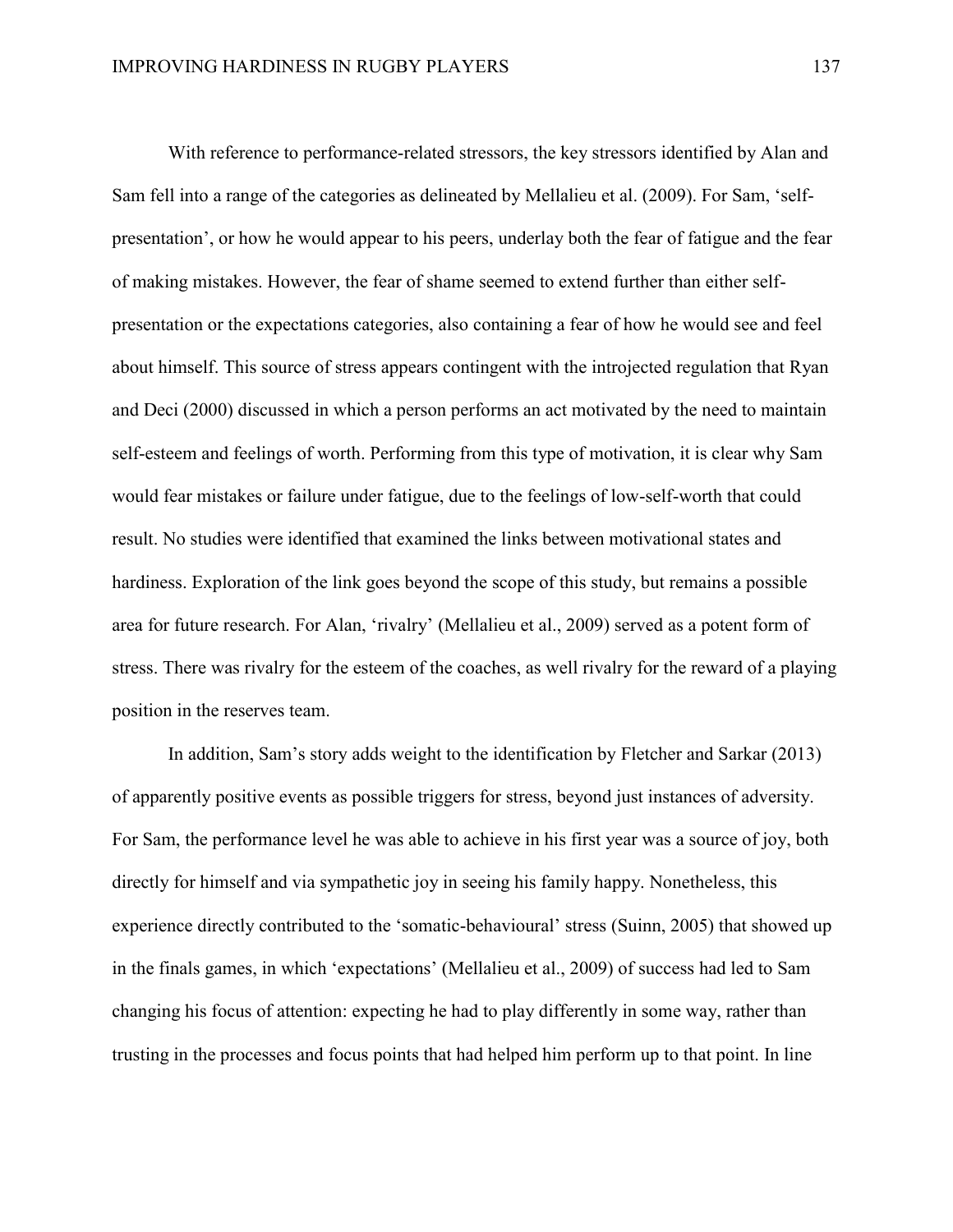With reference to performance-related stressors, the key stressors identified by Alan and Sam fell into a range of the categories as delineated by Mellalieu et al. (2009). For Sam, 'self-presentation', or how he would appear to his peers, underlay both the fear of fatigue and the fear of making mistakes. However, the fear of shame seemed to extend further than either self-presentation or the expectations categories, also containing a fear of how he would see and feel about himself. This source of stress appears contingent with the introjected regulation that Ryan and Deci (2000) discussed in which a person performs an act motivated by the need to maintain self-esteem and feelings of worth. Performing from this type of motivation, it is clear why Sam would fear mistakes or failure under fatigue, due to the feelings of low-self-worth that could result. No studies were identified that examined the links between motivational states and hardiness. Exploration of the link goes beyond the scope of this study, but remains a possible area for future research. For Alan, 'rivalry' (Mellalieu et al., 2009) served as a potent form of stress. There was rivalry for the esteem of the coaches, as well rivalry for the reward of a playing position in the reserves team.

In addition, Sam's story adds weight to the identification by Fletcher and Sarkar (2013) of apparently positive events as possible triggers for stress, beyond just instances of adversity. For Sam, the performance level he was able to achieve in his first year was a source of joy, both directly for himself and via sympathetic joy in seeing his family happy. Nonetheless, this experience directly contributed to the 'somatic-behavioural' stress (Suinn, 2005) that showed up in the finals games, in which 'expectations' (Mellalieu et al., 2009) of success had led to Sam changing his focus of attention: expecting he had to play differently in some way, rather than trusting in the processes and focus points that had helped him perform up to that point. In line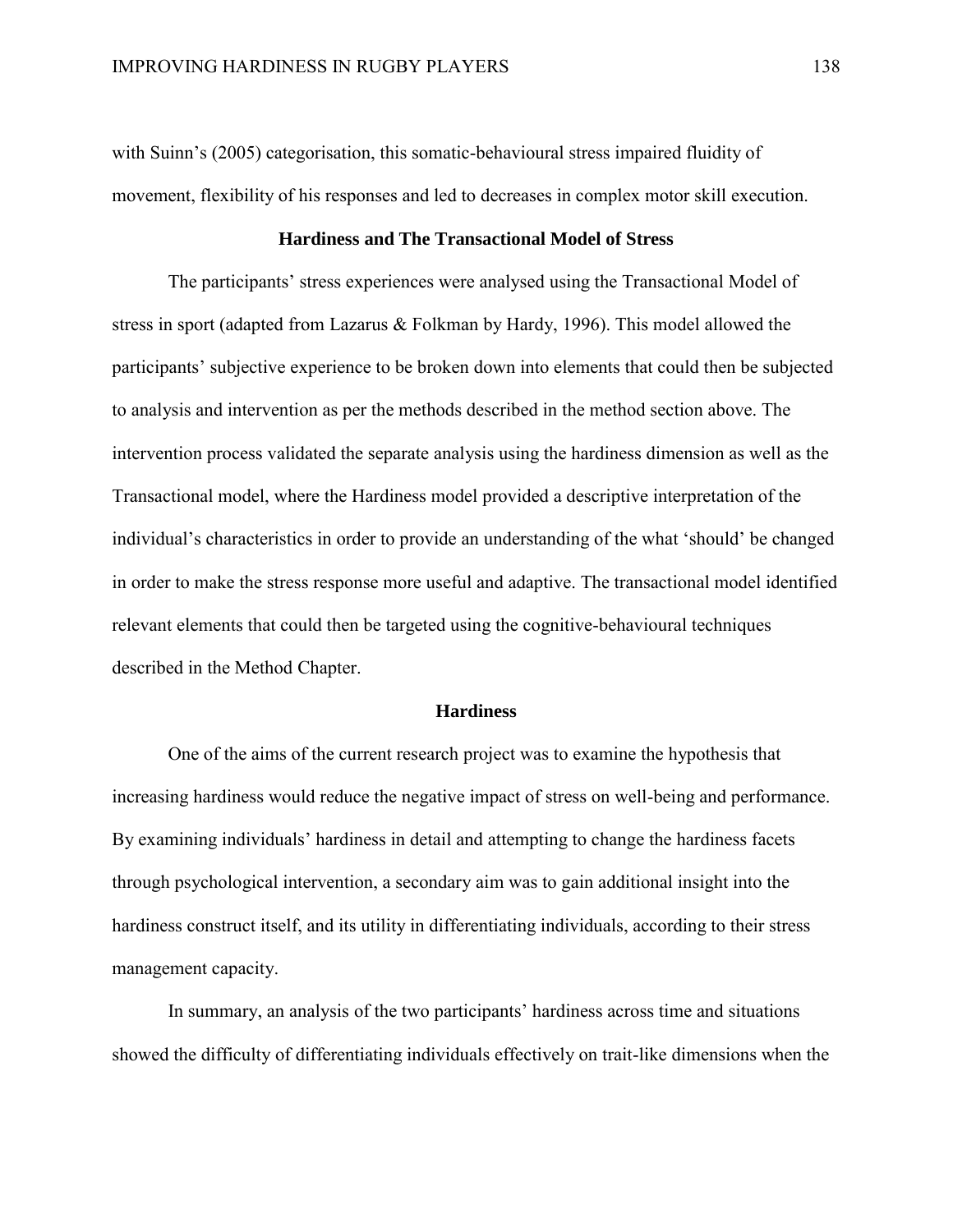with Suinn's (2005) categorisation, this somatic-behavioural stress impaired fluidity of movement, flexibility of his responses and led to decreases in complex motor skill execution.

## Hardiness and The Transactional Model of Stress

The participants' stress experiences were analysed using the Transactional Model of stress in sport (adapted from Lazarus & Folkman by Hardy, 1996). This model allowed the participants' subjective experience to be broken down into elements that could then be subjected to analysis and intervention as per the methods described in the method section above. The intervention process validated the separate analysis using the hardiness dimension as well as the Transactional model, where the Hardiness model provided a descriptive interpretation of the individual's characteristics in order to provide an understanding of the what 'should' be changed in order to make the stress response more useful and adaptive. The transactional model identified relevant elements that could then be targeted using the cognitive-behavioural techniques described in the Method Chapter.

## Hardiness

One of the aims of the current research project was to examine the hypothesis that increasing hardiness would reduce the negative impact of stress on well-being and performance. By examining individuals' hardiness in detail and attempting to change the hardiness facets through psychological intervention, a secondary aim was to gain additional insight into the hardiness construct itself, and its utility in differentiating individuals, according to their stress management capacity.

In summary, an analysis of the two participants' hardiness across time and situations showed the difficulty of differentiating individuals effectively on trait-like dimensions when the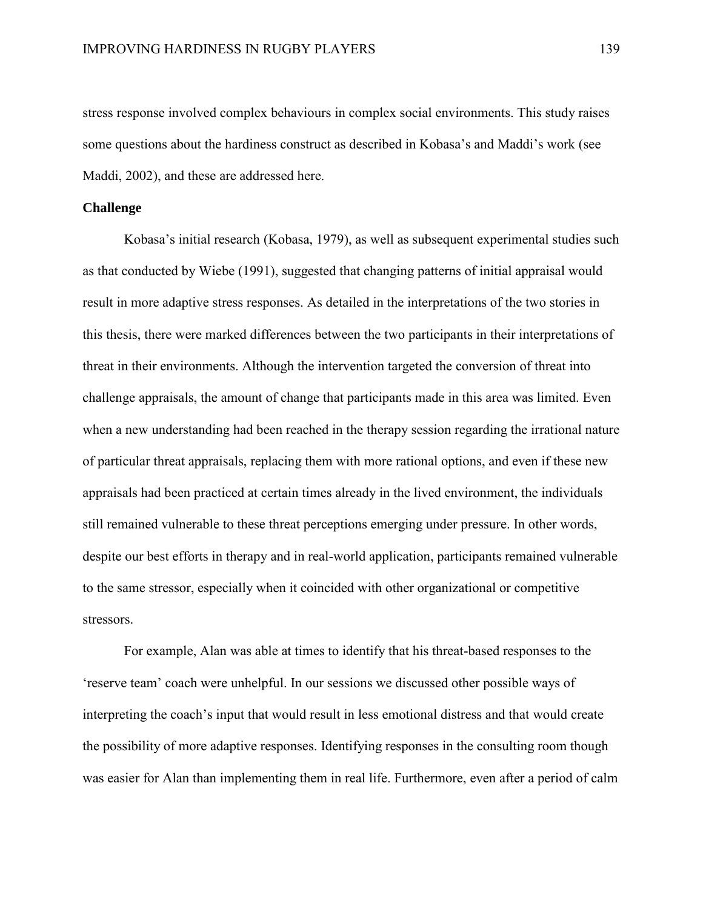stress response involved complex behaviours in complex social environments. This study raises some questions about the hardiness construct as described in Kobasa's and Maddi's work (see Maddi, 2002), and these are addressed here.

## Challenge

Kobasa's initial research (Kobasa, 1979), as well as subsequent experimental studies such as that conducted by Wiebe (1991), suggested that changing patterns of initial appraisal would result in more adaptive stress responses. As detailed in the interpretations of the two stories in this thesis, there were marked differences between the two participants in their interpretations of threat in their environments. Although the intervention targeted the conversion of threat into challenge appraisals, the amount of change that participants made in this area was limited. Even when a new understanding had been reached in the therapy session regarding the irrational nature of particular threat appraisals, replacing them with more rational options, and even if these new appraisals had been practiced at certain times already in the lived environment, the individuals still remained vulnerable to these threat perceptions emerging under pressure. In other words, despite our best efforts in therapy and in real-world application, participants remained vulnerable to the same stressor, especially when it coincided with other organizational or competitive stressors.

For example, Alan was able at times to identify that his threat-based responses to the 'reserve team' coach were unhelpful. In our sessions we discussed other possible ways of interpreting the coach's input that would result in less emotional distress and that would create the possibility of more adaptive responses. Identifying responses in the consulting room though was easier for Alan than implementing them in real life. Furthermore, even after a period of calm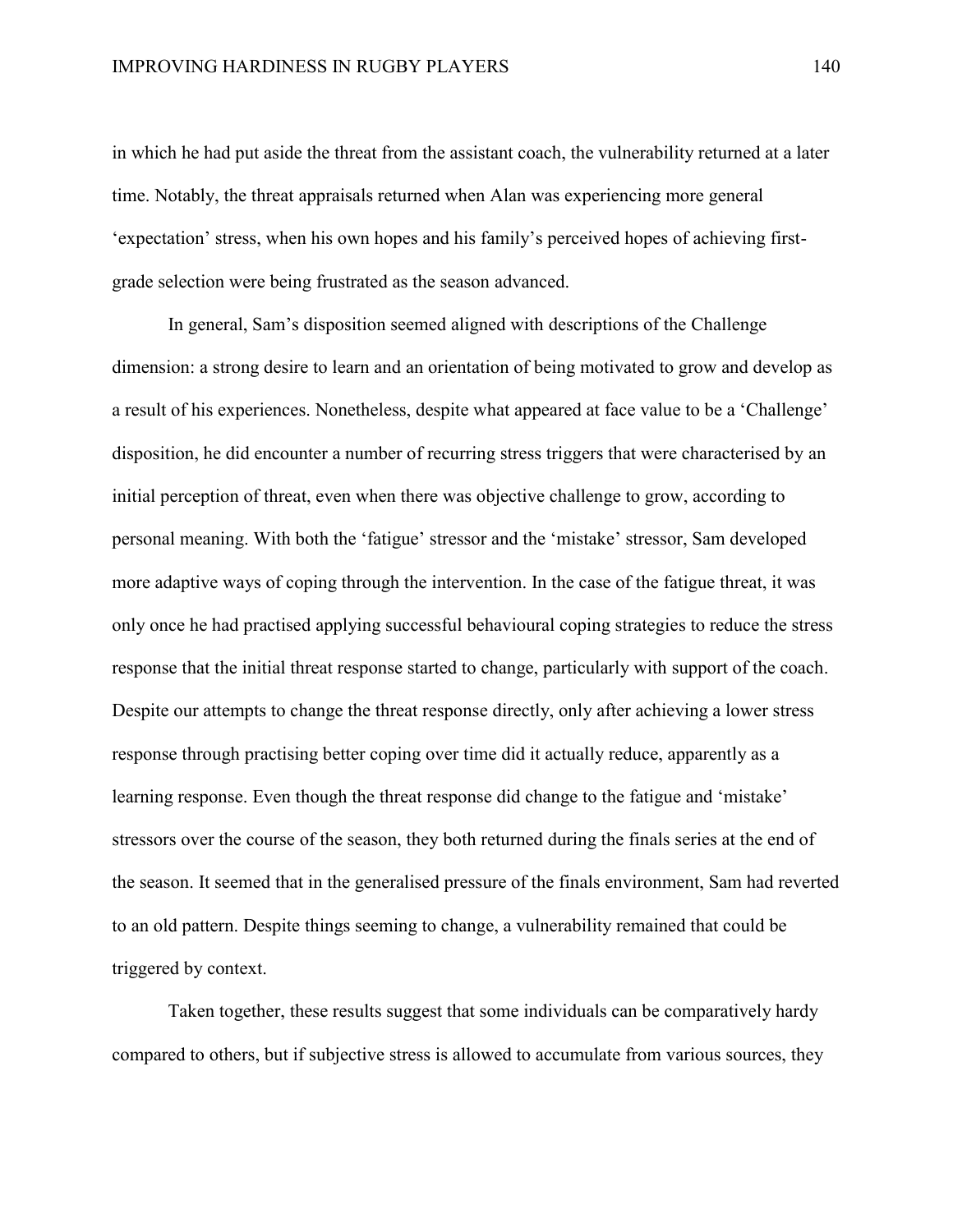in which he had put aside the threat from the assistant coach, the vulnerability returned at a later time. Notably, the threat appraisals returned when Alan was experiencing more general 'expectation' stress, when his own hopes and his family's perceived hopes of achieving first-grade selection were being frustrated as the season advanced.

In general, Sam's disposition seemed aligned with descriptions of the Challenge dimension: a strong desire to learn and an orientation of being motivated to grow and develop as a result of his experiences. Nonetheless, despite what appeared at face value to be a 'Challenge' disposition, he did encounter a number of recurring stress triggers that were characterised by an initial perception of threat, even when there was objective challenge to grow, according to personal meaning. With both the 'fatigue' stressor and the 'mistake' stressor, Sam developed more adaptive ways of coping through the intervention. In the case of the fatigue threat, it was only once he had practised applying successful behavioural coping strategies to reduce the stress response that the initial threat response started to change, particularly with support of the coach. Despite our attempts to change the threat response directly, only after achieving a lower stress response through practising better coping over time did it actually reduce, apparently as a learning response. Even though the threat response did change to the fatigue and 'mistake' stressors over the course of the season, they both returned during the finals series at the end of the season. It seemed that in the generalised pressure of the finals environment, Sam had reverted to an old pattern. Despite things seeming to change, a vulnerability remained that could be triggered by context.

Taken together, these results suggest that some individuals can be comparatively hardy compared to others, but if subjective stress is allowed to accumulate from various sources, they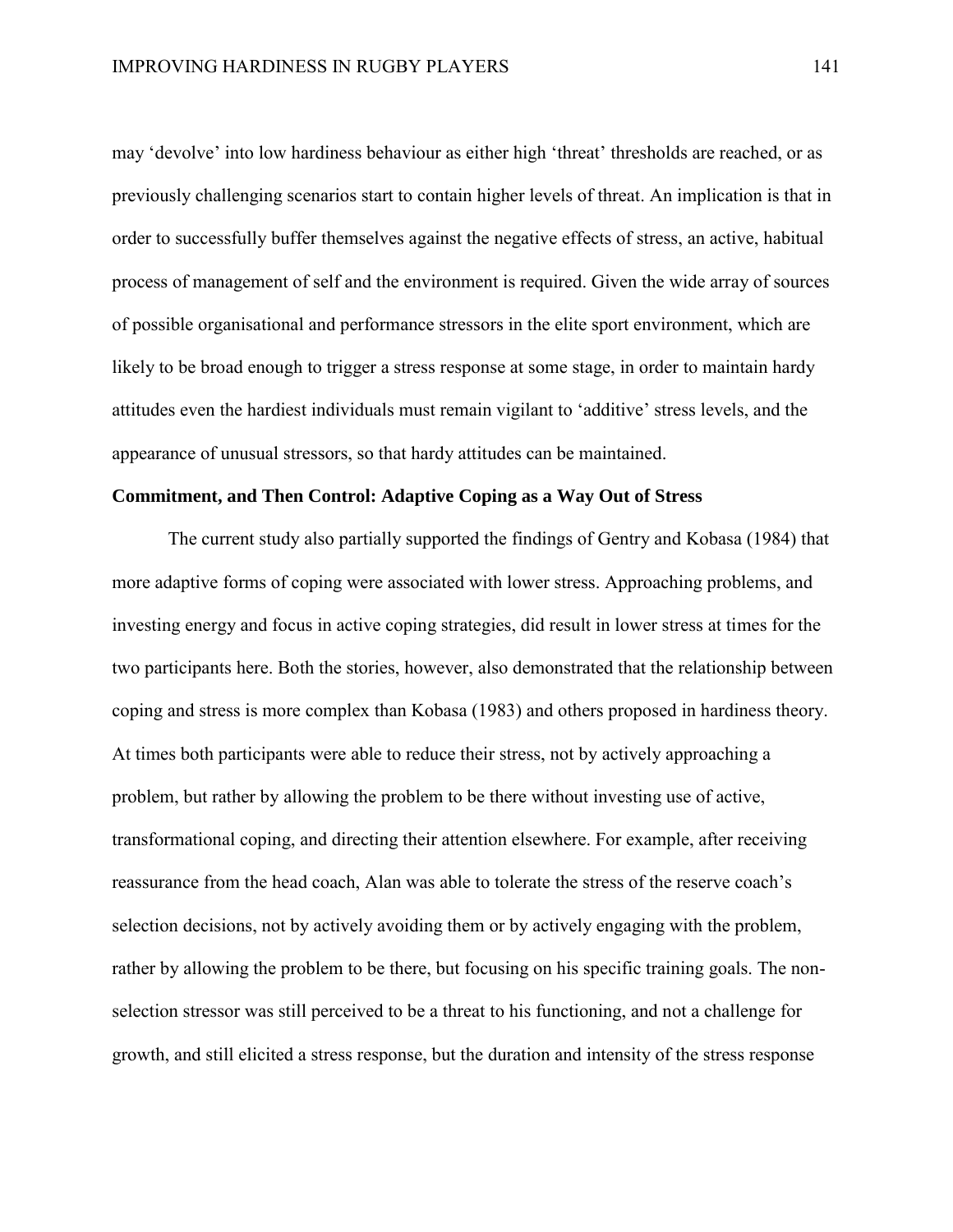may 'devolve' into low hardiness behaviour as either high 'threat' thresholds are reached, or as previously challenging scenarios start to contain higher levels of threat. An implication is that in order to successfully buffer themselves against the negative effects of stress, an active, habitual process of management of self and the environment is required. Given the wide array of sources of possible organisational and performance stressors in the elite sport environment, which are likely to be broad enough to trigger a stress response at some stage, in order to maintain hardy attitudes even the hardiest individuals must remain vigilant to 'additive' stress levels, and the appearance of unusual stressors, so that hardy attitudes can be maintained.

### Commitment, and Then Control: Adaptive Coping as a Way Out of Stress

The current study also partially supported the findings of Gentry and Kobasa (1984) that more adaptive forms of coping were associated with lower stress. Approaching problems, and investing energy and focus in active coping strategies, did result in lower stress at times for the two participants here. Both the stories, however, also demonstrated that the relationship between coping and stress is more complex than Kobasa (1983) and others proposed in hardiness theory. At times both participants were able to reduce their stress, not by actively approaching a problem, but rather by allowing the problem to be there without investing use of active, transformational coping, and directing their attention elsewhere. For example, after receiving reassurance from the head coach, Alan was able to tolerate the stress of the reserve coach's selection decisions, not by actively avoiding them or by actively engaging with the problem, rather by allowing the problem to be there, but focusing on his specific training goals. The non-selection stressor was still perceived to be a threat to his functioning, and not a challenge for growth, and still elicited a stress response, but the duration and intensity of the stress response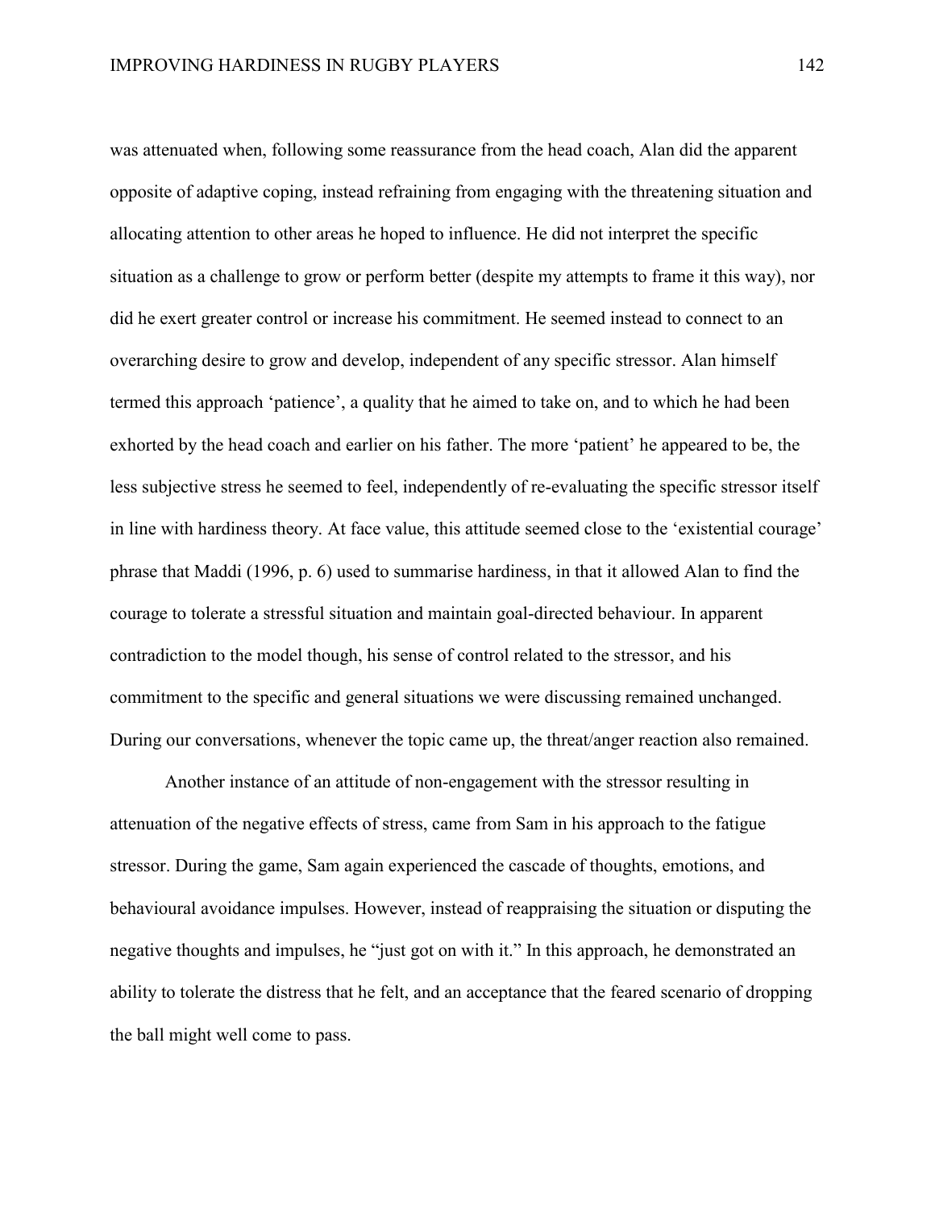was attenuated when, following some reassurance from the head coach, Alan did the apparent opposite of adaptive coping, instead refraining from engaging with the threatening situation and allocating attention to other areas he hoped to influence. He did not interpret the specific situation as a challenge to grow or perform better (despite my attempts to frame it this way), nor did he exert greater control or increase his commitment. He seemed instead to connect to an overarching desire to grow and develop, independent of any specific stressor. Alan himself termed this approach 'patience', a quality that he aimed to take on, and to which he had been exhorted by the head coach and earlier on his father. The more 'patient' he appeared to be, the less subjective stress he seemed to feel, independently of re-evaluating the specific stressor itself in line with hardiness theory. At face value, this attitude seemed close to the 'existential courage' phrase that Maddi (1996, p. 6) used to summarise hardiness, in that it allowed Alan to find the courage to tolerate a stressful situation and maintain goal-directed behaviour. In apparent contradiction to the model though, his sense of control related to the stressor, and his commitment to the specific and general situations we were discussing remained unchanged. During our conversations, whenever the topic came up, the threat/anger reaction also remained.

Another instance of an attitude of non-engagement with the stressor resulting in attenuation of the negative effects of stress, came from Sam in his approach to the fatigue stressor. During the game, Sam again experienced the cascade of thoughts, emotions, and behavioural avoidance impulses. However, instead of reappraising the situation or disputing the negative thoughts and impulses, he "just got on with it." In this approach, he demonstrated an ability to tolerate the distress that he felt, and an acceptance that the feared scenario of dropping the ball might well come to pass.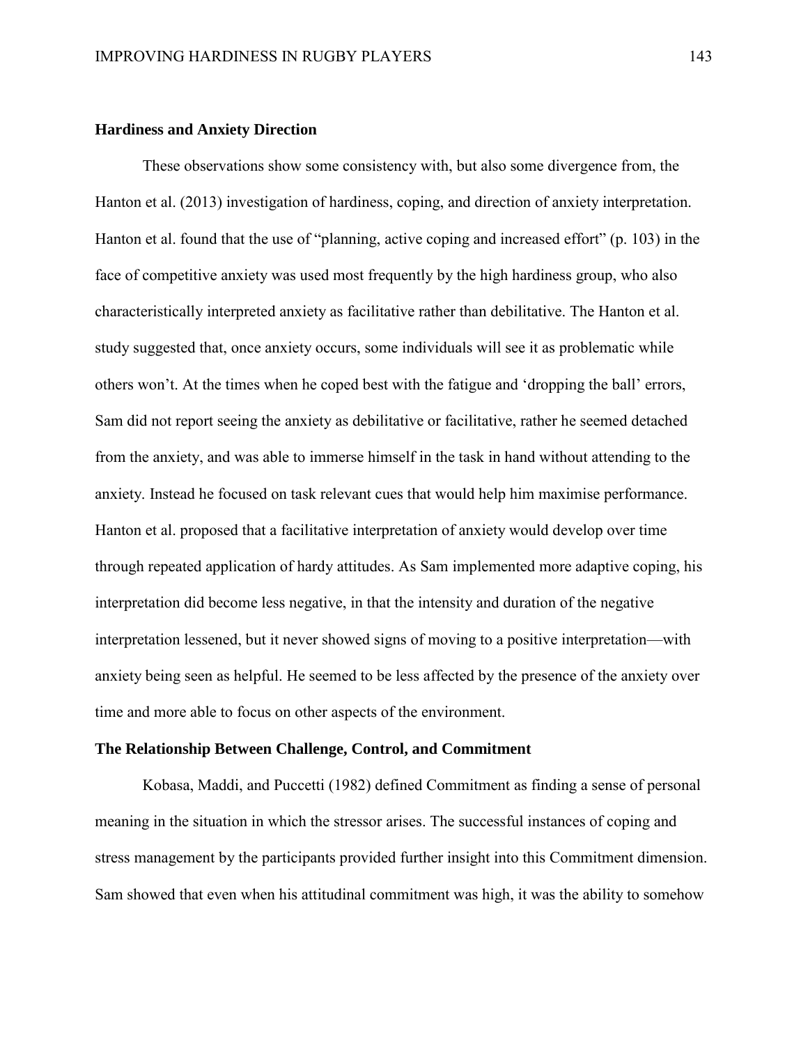**Hardiness and Anxiety Direction**

These observations show some consistency with, but also some divergence from, the Hanton et al. (2013) investigation of hardiness, coping, and direction of anxiety interpretation. Hanton et al. found that the use of "planning, active coping and increased effort" (p. 103) in the face of competitive anxiety was used most frequently by the high hardiness group, who also characteristically interpreted anxiety as facilitative rather than debilitative. The Hanton et al. study suggested that, once anxiety occurs, some individuals will see it as problematic while others won't. At the times when he coped best with the fatigue and 'dropping the ball' errors, Sam did not report seeing the anxiety as debilitative or facilitative, rather he seemed detached from the anxiety, and was able to immerse himself in the task in hand without attending to the anxiety. Instead he focused on task relevant cues that would help him maximise performance. Hanton et al. proposed that a facilitative interpretation of anxiety would develop over time through repeated application of hardy attitudes. As Sam implemented more adaptive coping, his interpretation did become less negative, in that the intensity and duration of the negative interpretation lessened, but it never showed signs of moving to a positive interpretation—with anxiety being seen as helpful. He seemed to be less affected by the presence of the anxiety over time and more able to focus on other aspects of the environment.

**The Relationship Between Challenge, Control, and Commitment**

Kobasa, Maddi, and Puccetti (1982) defined Commitment as finding a sense of personal meaning in the situation in which the stressor arises. The successful instances of coping and stress management by the participants provided further insight into this Commitment dimension. Sam showed that even when his attitudinal commitment was high, it was the ability to somehow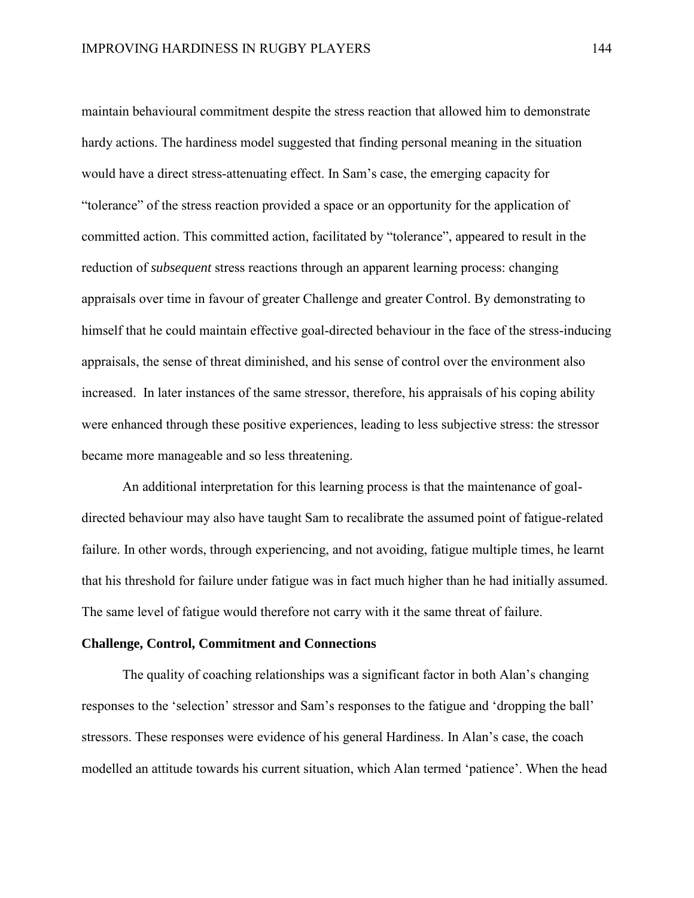maintain behavioural commitment despite the stress reaction that allowed him to demonstrate hardy actions. The hardiness model suggested that finding personal meaning in the situation would have a direct stress-attenuating effect. In Sam's case, the emerging capacity for "tolerance" of the stress reaction provided a space or an opportunity for the application of committed action. This committed action, facilitated by "tolerance", appeared to result in the reduction of *subsequent* stress reactions through an apparent learning process: changing appraisals over time in favour of greater Challenge and greater Control. By demonstrating to himself that he could maintain effective goal-directed behaviour in the face of the stress-inducing appraisals, the sense of threat diminished, and his sense of control over the environment also increased. In later instances of the same stressor, therefore, his appraisals of his coping ability were enhanced through these positive experiences, leading to less subjective stress: the stressor became more manageable and so less threatening.

An additional interpretation for this learning process is that the maintenance of goal-directed behaviour may also have taught Sam to recalibrate the assumed point of fatigue-related failure. In other words, through experiencing, and not avoiding, fatigue multiple times, he learnt that his threshold for failure under fatigue was in fact much higher than he had initially assumed. The same level of fatigue would therefore not carry with it the same threat of failure.

**Challenge, Control, Commitment and Connections**

The quality of coaching relationships was a significant factor in both Alan's changing responses to the 'selection' stressor and Sam's responses to the fatigue and 'dropping the ball' stressors. These responses were evidence of his general Hardiness. In Alan's case, the coach modelled an attitude towards his current situation, which Alan termed 'patience'. When the head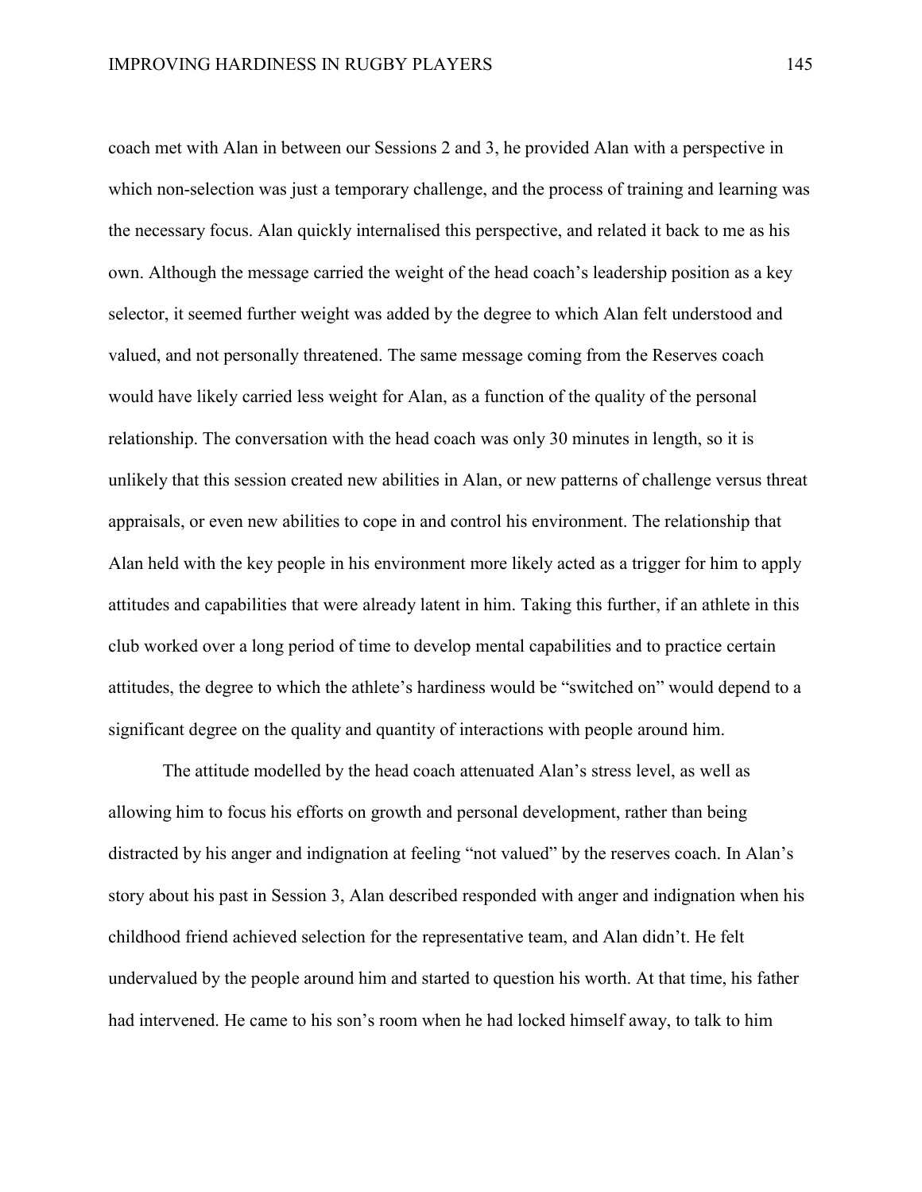coach met with Alan in between our Sessions 2 and 3, he provided Alan with a perspective in which non-selection was just a temporary challenge, and the process of training and learning was the necessary focus. Alan quickly internalised this perspective, and related it back to me as his own. Although the message carried the weight of the head coach's leadership position as a key selector, it seemed further weight was added by the degree to which Alan felt understood and valued, and not personally threatened. The same message coming from the Reserves coach would have likely carried less weight for Alan, as a function of the quality of the personal relationship. The conversation with the head coach was only 30 minutes in length, so it is unlikely that this session created new abilities in Alan, or new patterns of challenge versus threat appraisals, or even new abilities to cope in and control his environment. The relationship that Alan held with the key people in his environment more likely acted as a trigger for him to apply attitudes and capabilities that were already latent in him. Taking this further, if an athlete in this club worked over a long period of time to develop mental capabilities and to practice certain attitudes, the degree to which the athlete's hardiness would be "switched on" would depend to a significant degree on the quality and quantity of interactions with people around him.

The attitude modelled by the head coach attenuated Alan's stress level, as well as allowing him to focus his efforts on growth and personal development, rather than being distracted by his anger and indignation at feeling "not valued" by the reserves coach. In Alan's story about his past in Session 3, Alan described responded with anger and indignation when his childhood friend achieved selection for the representative team, and Alan didn't. He felt undervalued by the people around him and started to question his worth. At that time, his father had intervened. He came to his son's room when he had locked himself away, to talk to him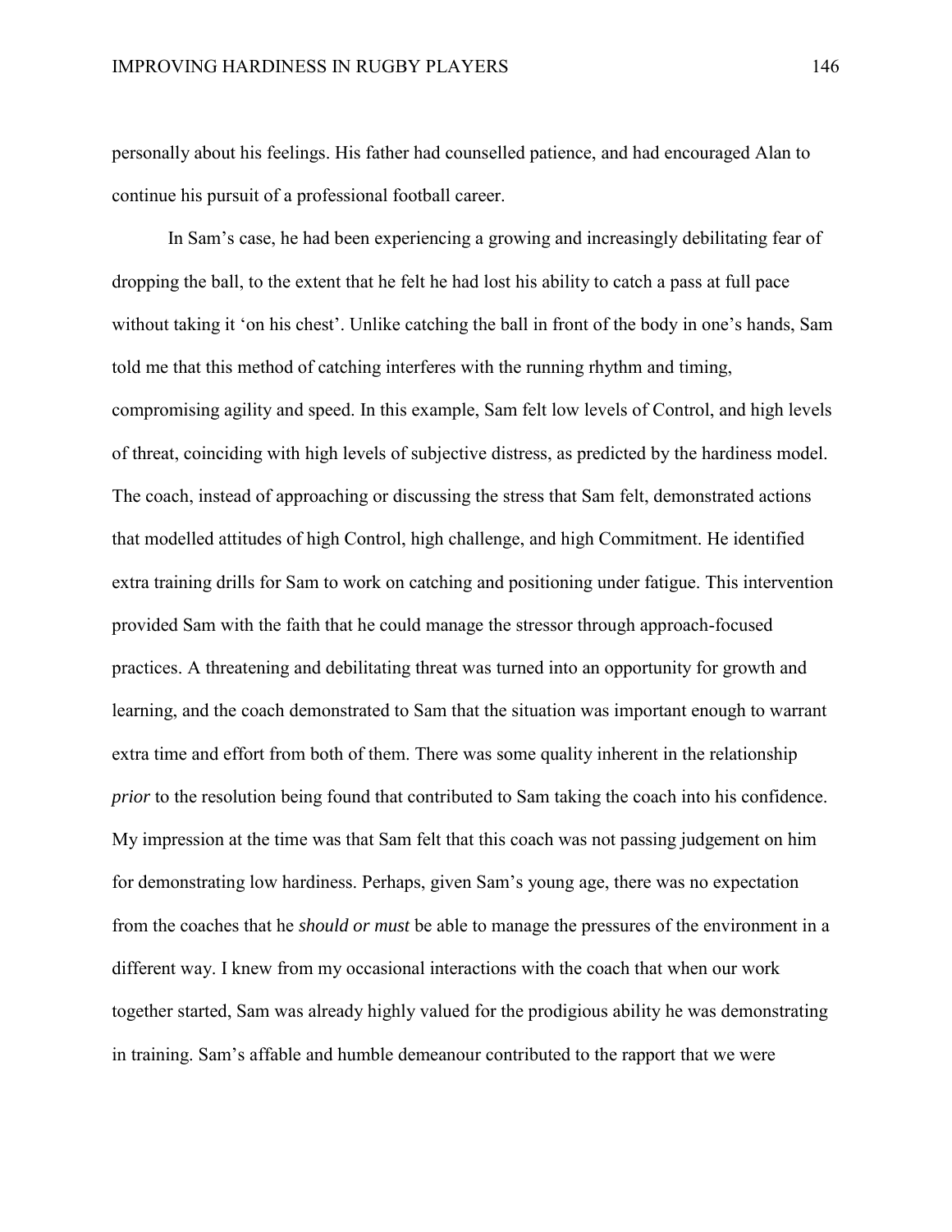personally about his feelings. His father had counselled patience, and had encouraged Alan to continue his pursuit of a professional football career.

In Sam's case, he had been experiencing a growing and increasingly debilitating fear of dropping the ball, to the extent that he felt he had lost his ability to catch a pass at full pace without taking it 'on his chest'. Unlike catching the ball in front of the body in one's hands, Sam told me that this method of catching interferes with the running rhythm and timing, compromising agility and speed. In this example, Sam felt low levels of Control, and high levels of threat, coinciding with high levels of subjective distress, as predicted by the hardiness model. The coach, instead of approaching or discussing the stress that Sam felt, demonstrated actions that modelled attitudes of high Control, high challenge, and high Commitment. He identified extra training drills for Sam to work on catching and positioning under fatigue. This intervention provided Sam with the faith that he could manage the stressor through approach-focused practices. A threatening and debilitating threat was turned into an opportunity for growth and learning, and the coach demonstrated to Sam that the situation was important enough to warrant extra time and effort from both of them. There was some quality inherent in the relationship *prior* to the resolution being found that contributed to Sam taking the coach into his confidence. My impression at the time was that Sam felt that this coach was not passing judgement on him for demonstrating low hardiness. Perhaps, given Sam's young age, there was no expectation from the coaches that he *should or must* be able to manage the pressures of the environment in a different way. I knew from my occasional interactions with the coach that when our work together started, Sam was already highly valued for the prodigious ability he was demonstrating in training. Sam's affable and humble demeanour contributed to the rapport that we were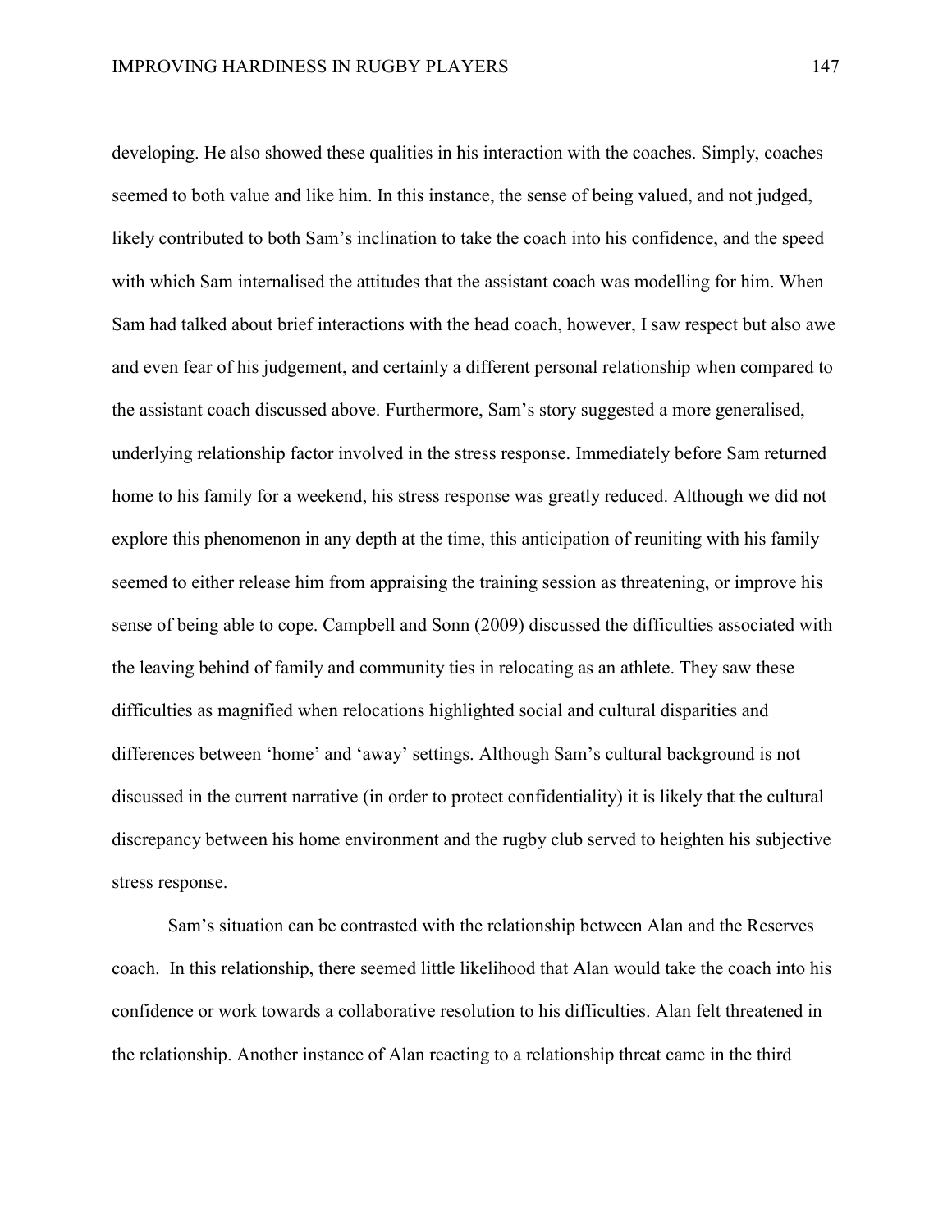developing. He also showed these qualities in his interaction with the coaches. Simply, coaches seemed to both value and like him. In this instance, the sense of being valued, and not judged, likely contributed to both Sam's inclination to take the coach into his confidence, and the speed with which Sam internalised the attitudes that the assistant coach was modelling for him. When Sam had talked about brief interactions with the head coach, however, I saw respect but also awe and even fear of his judgement, and certainly a different personal relationship when compared to the assistant coach discussed above. Furthermore, Sam's story suggested a more generalised, underlying relationship factor involved in the stress response. Immediately before Sam returned home to his family for a weekend, his stress response was greatly reduced. Although we did not explore this phenomenon in any depth at the time, this anticipation of reuniting with his family seemed to either release him from appraising the training session as threatening, or improve his sense of being able to cope. Campbell and Sonn (2009) discussed the difficulties associated with the leaving behind of family and community ties in relocating as an athlete. They saw these difficulties as magnified when relocations highlighted social and cultural disparities and differences between 'home' and 'away' settings. Although Sam's cultural background is not discussed in the current narrative (in order to protect confidentiality) it is likely that the cultural discrepancy between his home environment and the rugby club served to heighten his subjective stress response.

Sam's situation can be contrasted with the relationship between Alan and the Reserves coach. In this relationship, there seemed little likelihood that Alan would take the coach into his confidence or work towards a collaborative resolution to his difficulties. Alan felt threatened in the relationship. Another instance of Alan reacting to a relationship threat came in the third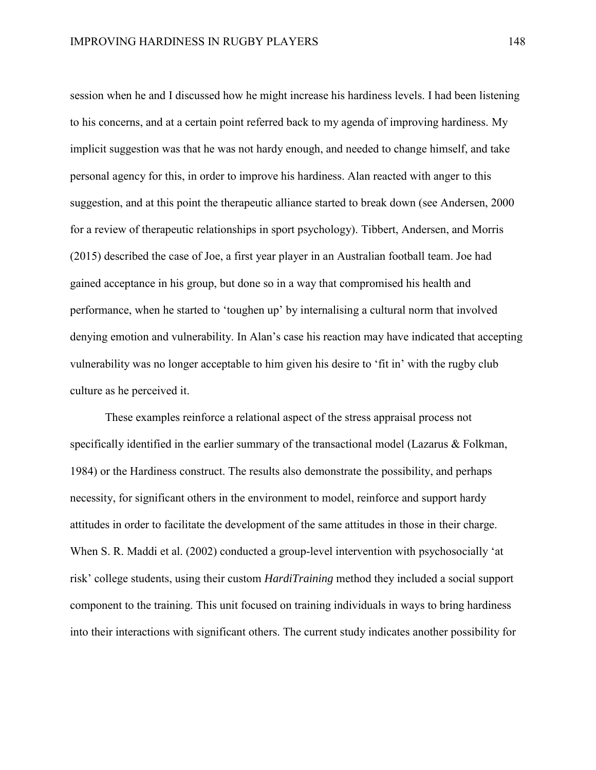session when he and I discussed how he might increase his hardiness levels. I had been listening to his concerns, and at a certain point referred back to my agenda of improving hardiness. My implicit suggestion was that he was not hardy enough, and needed to change himself, and take personal agency for this, in order to improve his hardiness. Alan reacted with anger to this suggestion, and at this point the therapeutic alliance started to break down (see Andersen, 2000 for a review of therapeutic relationships in sport psychology). Tibbert, Andersen, and Morris (2015) described the case of Joe, a first year player in an Australian football team. Joe had gained acceptance in his group, but done so in a way that compromised his health and performance, when he started to 'toughen up' by internalising a cultural norm that involved denying emotion and vulnerability. In Alan's case his reaction may have indicated that accepting vulnerability was no longer acceptable to him given his desire to 'fit in' with the rugby club culture as he perceived it.

These examples reinforce a relational aspect of the stress appraisal process not specifically identified in the earlier summary of the transactional model (Lazarus & Folkman, 1984) or the Hardiness construct. The results also demonstrate the possibility, and perhaps necessity, for significant others in the environment to model, reinforce and support hardy attitudes in order to facilitate the development of the same attitudes in those in their charge. When S. R. Maddi et al. (2002) conducted a group-level intervention with psychosocially 'at risk' college students, using their custom *HardiTraining* method they included a social support component to the training. This unit focused on training individuals in ways to bring hardiness into their interactions with significant others. The current study indicates another possibility for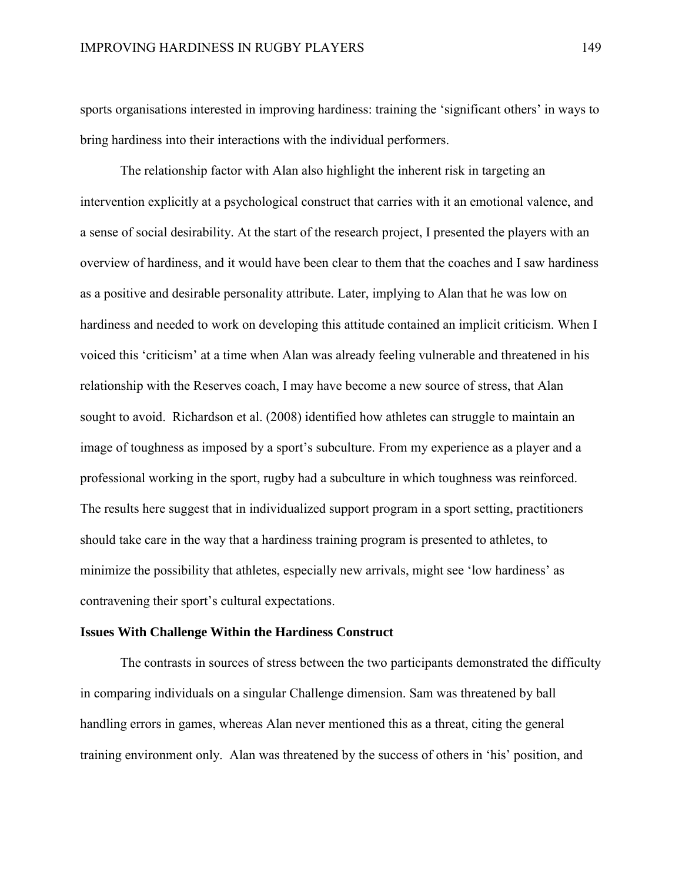sports organisations interested in improving hardiness: training the 'significant others' in ways to bring hardiness into their interactions with the individual performers.

The relationship factor with Alan also highlight the inherent risk in targeting an intervention explicitly at a psychological construct that carries with it an emotional valence, and a sense of social desirability. At the start of the research project, I presented the players with an overview of hardiness, and it would have been clear to them that the coaches and I saw hardiness as a positive and desirable personality attribute. Later, implying to Alan that he was low on hardiness and needed to work on developing this attitude contained an implicit criticism. When I voiced this 'criticism' at a time when Alan was already feeling vulnerable and threatened in his relationship with the Reserves coach, I may have become a new source of stress, that Alan sought to avoid. Richardson et al. (2008) identified how athletes can struggle to maintain an image of toughness as imposed by a sport's subculture. From my experience as a player and a professional working in the sport, rugby had a subculture in which toughness was reinforced. The results here suggest that in individualized support program in a sport setting, practitioners should take care in the way that a hardiness training program is presented to athletes, to minimize the possibility that athletes, especially new arrivals, might see 'low hardiness' as contravening their sport's cultural expectations.

**Issues With Challenge Within the Hardiness Construct**

The contrasts in sources of stress between the two participants demonstrated the difficulty in comparing individuals on a singular Challenge dimension. Sam was threatened by ball handling errors in games, whereas Alan never mentioned this as a threat, citing the general training environment only. Alan was threatened by the success of others in 'his' position, and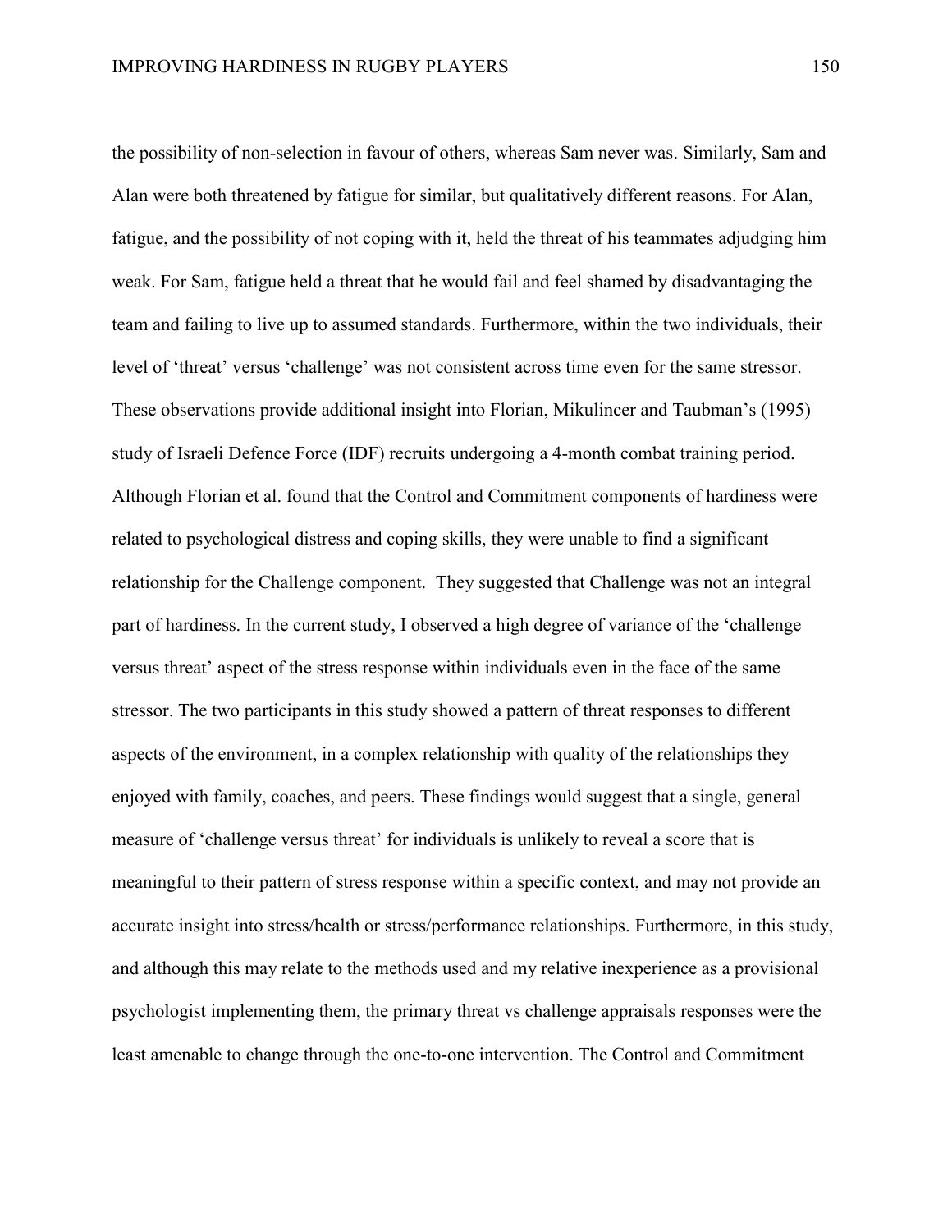the possibility of non-selection in favour of others, whereas Sam never was. Similarly, Sam and Alan were both threatened by fatigue for similar, but qualitatively different reasons. For Alan, fatigue, and the possibility of not coping with it, held the threat of his teammates adjudging him weak. For Sam, fatigue held a threat that he would fail and feel shamed by disadvantaging the team and failing to live up to assumed standards. Furthermore, within the two individuals, their level of 'threat' versus 'challenge' was not consistent across time even for the same stressor. These observations provide additional insight into Florian, Mikulincer and Taubman's (1995) study of Israeli Defence Force (IDF) recruits undergoing a 4-month combat training period. Although Florian et al. found that the Control and Commitment components of hardiness were related to psychological distress and coping skills, they were unable to find a significant relationship for the Challenge component. They suggested that Challenge was not an integral part of hardiness. In the current study, I observed a high degree of variance of the 'challenge versus threat' aspect of the stress response within individuals even in the face of the same stressor. The two participants in this study showed a pattern of threat responses to different aspects of the environment, in a complex relationship with quality of the relationships they enjoyed with family, coaches, and peers. These findings would suggest that a single, general measure of 'challenge versus threat' for individuals is unlikely to reveal a score that is meaningful to their pattern of stress response within a specific context, and may not provide an accurate insight into stress/health or stress/performance relationships. Furthermore, in this study, and although this may relate to the methods used and my relative inexperience as a provisional psychologist implementing them, the primary threat vs challenge appraisals responses were the least amenable to change through the one-to-one intervention. The Control and Commitment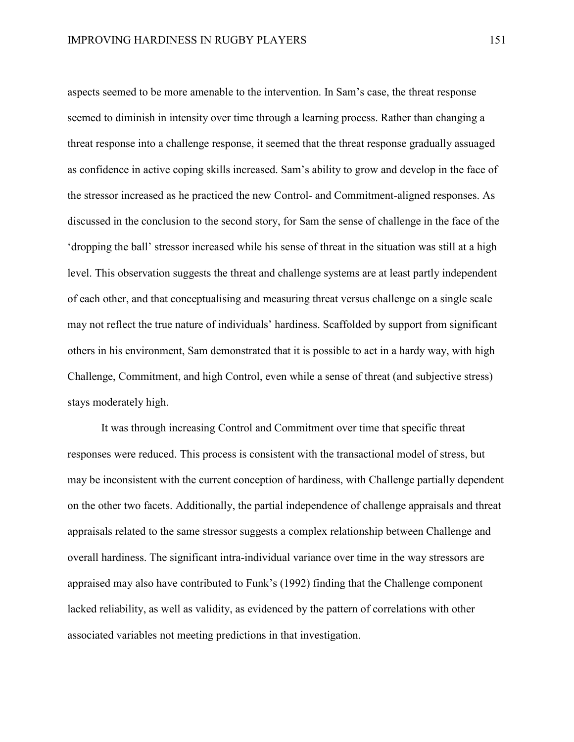aspects seemed to be more amenable to the intervention. In Sam's case, the threat response seemed to diminish in intensity over time through a learning process. Rather than changing a threat response into a challenge response, it seemed that the threat response gradually assuaged as confidence in active coping skills increased. Sam's ability to grow and develop in the face of the stressor increased as he practiced the new Control- and Commitment-aligned responses. As discussed in the conclusion to the second story, for Sam the sense of challenge in the face of the 'dropping the ball' stressor increased while his sense of threat in the situation was still at a high level. This observation suggests the threat and challenge systems are at least partly independent of each other, and that conceptualising and measuring threat versus challenge on a single scale may not reflect the true nature of individuals' hardiness. Scaffolded by support from significant others in his environment, Sam demonstrated that it is possible to act in a hardy way, with high Challenge, Commitment, and high Control, even while a sense of threat (and subjective stress) stays moderately high.

It was through increasing Control and Commitment over time that specific threat responses were reduced. This process is consistent with the transactional model of stress, but may be inconsistent with the current conception of hardiness, with Challenge partially dependent on the other two facets. Additionally, the partial independence of challenge appraisals and threat appraisals related to the same stressor suggests a complex relationship between Challenge and overall hardiness. The significant intra-individual variance over time in the way stressors are appraised may also have contributed to Funk's (1992) finding that the Challenge component lacked reliability, as well as validity, as evidenced by the pattern of correlations with other associated variables not meeting predictions in that investigation.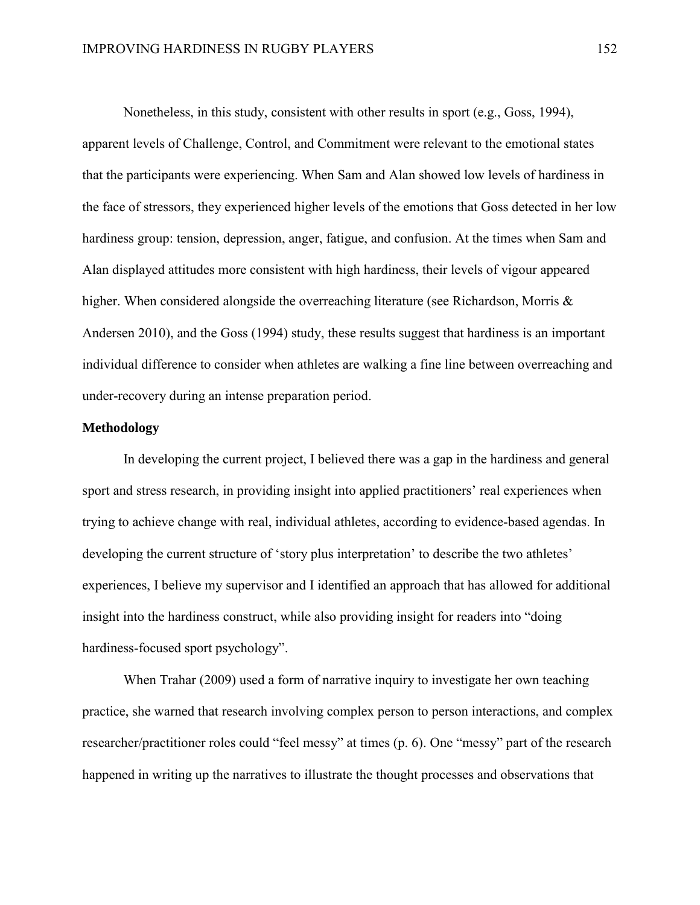Nonetheless, in this study, consistent with other results in sport (e.g., Goss, 1994), apparent levels of Challenge, Control, and Commitment were relevant to the emotional states that the participants were experiencing. When Sam and Alan showed low levels of hardiness in the face of stressors, they experienced higher levels of the emotions that Goss detected in her low hardiness group: tension, depression, anger, fatigue, and confusion. At the times when Sam and Alan displayed attitudes more consistent with high hardiness, their levels of vigour appeared higher. When considered alongside the overreaching literature (see Richardson, Morris & Andersen 2010), and the Goss (1994) study, these results suggest that hardiness is an important individual difference to consider when athletes are walking a fine line between overreaching and under-recovery during an intense preparation period.

**Methodology**

In developing the current project, I believed there was a gap in the hardiness and general sport and stress research, in providing insight into applied practitioners' real experiences when trying to achieve change with real, individual athletes, according to evidence-based agendas. In developing the current structure of 'story plus interpretation' to describe the two athletes' experiences, I believe my supervisor and I identified an approach that has allowed for additional insight into the hardiness construct, while also providing insight for readers into "doing hardiness-focused sport psychology".

When Trahar (2009) used a form of narrative inquiry to investigate her own teaching practice, she warned that research involving complex person to person interactions, and complex researcher/practitioner roles could "feel messy" at times (p. 6). One "messy" part of the research happened in writing up the narratives to illustrate the thought processes and observations that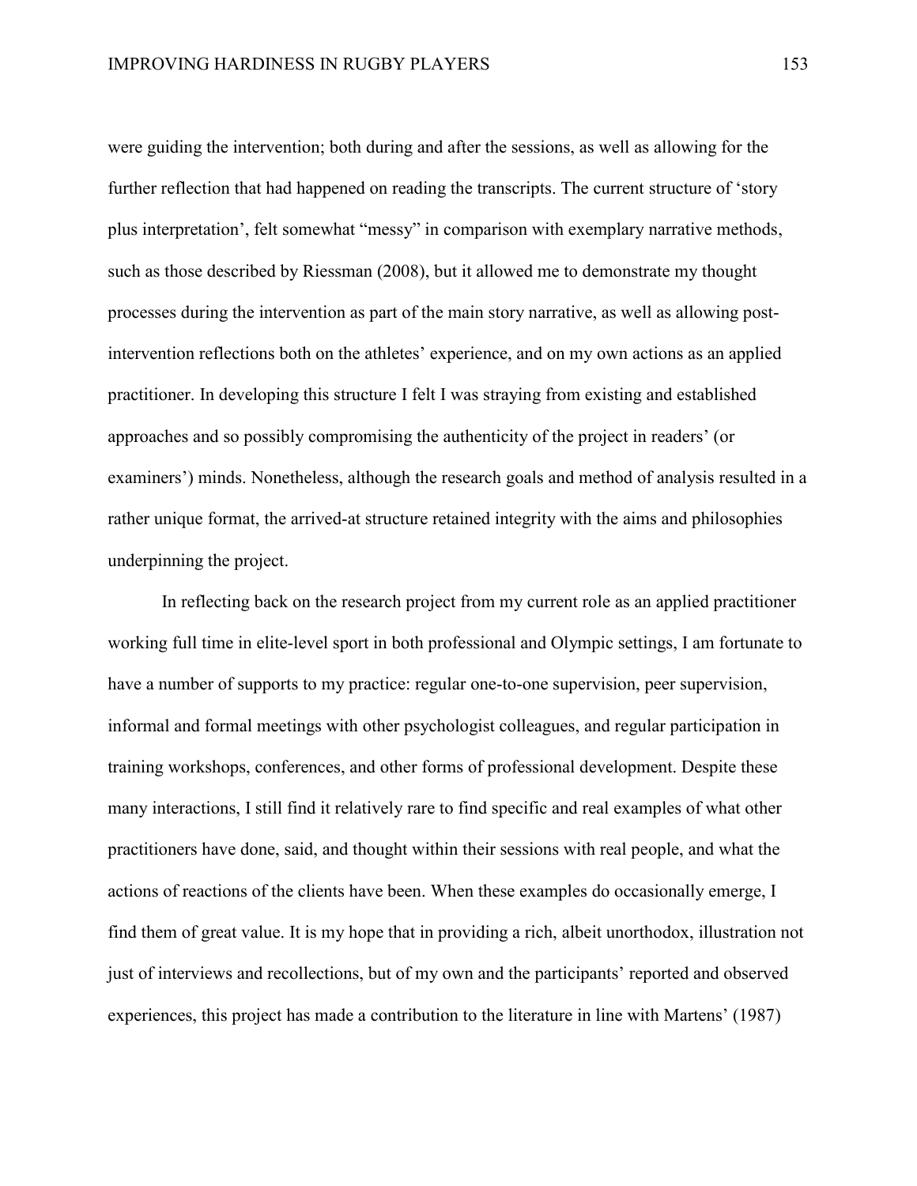were guiding the intervention; both during and after the sessions, as well as allowing for the further reflection that had happened on reading the transcripts. The current structure of 'story plus interpretation', felt somewhat "messy" in comparison with exemplary narrative methods, such as those described by Riessman (2008), but it allowed me to demonstrate my thought processes during the intervention as part of the main story narrative, as well as allowing post-intervention reflections both on the athletes' experience, and on my own actions as an applied practitioner. In developing this structure I felt I was straying from existing and established approaches and so possibly compromising the authenticity of the project in readers' (or examiners') minds. Nonetheless, although the research goals and method of analysis resulted in a rather unique format, the arrived-at structure retained integrity with the aims and philosophies underpinning the project.

In reflecting back on the research project from my current role as an applied practitioner working full time in elite-level sport in both professional and Olympic settings, I am fortunate to have a number of supports to my practice: regular one-to-one supervision, peer supervision, informal and formal meetings with other psychologist colleagues, and regular participation in training workshops, conferences, and other forms of professional development. Despite these many interactions, I still find it relatively rare to find specific and real examples of what other practitioners have done, said, and thought within their sessions with real people, and what the actions of reactions of the clients have been. When these examples do occasionally emerge, I find them of great value. It is my hope that in providing a rich, albeit unorthodox, illustration not just of interviews and recollections, but of my own and the participants' reported and observed experiences, this project has made a contribution to the literature in line with Martens' (1987)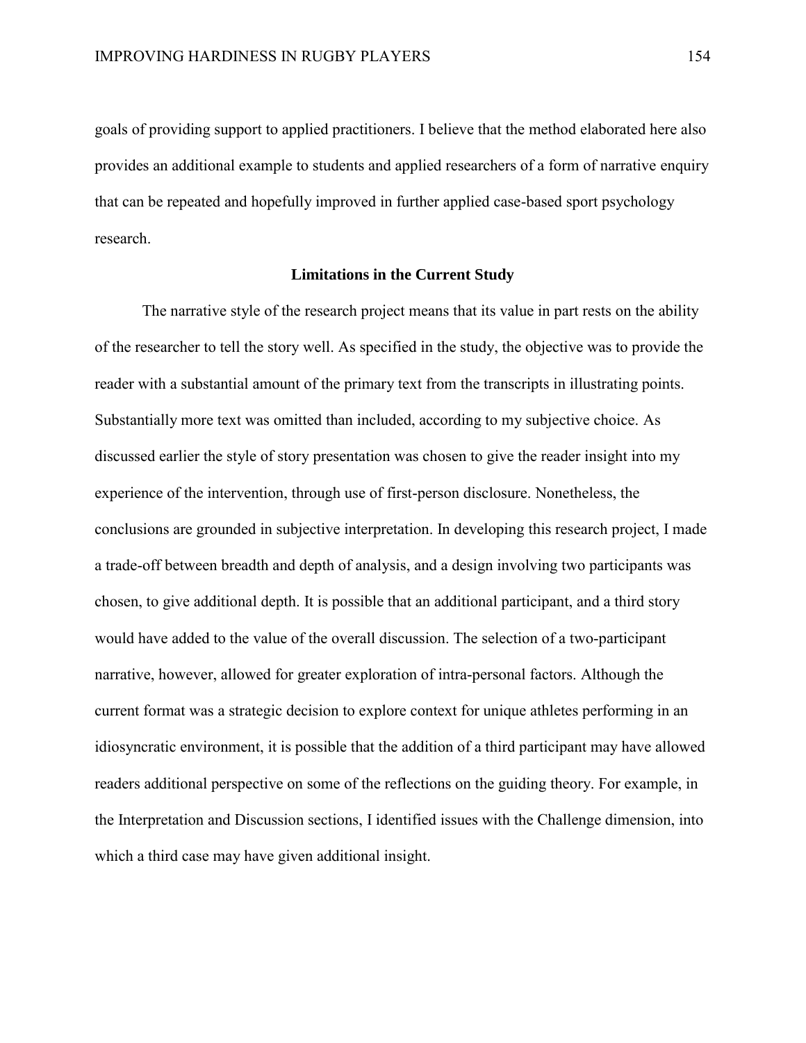goals of providing support to applied practitioners. I believe that the method elaborated here also provides an additional example to students and applied researchers of a form of narrative enquiry that can be repeated and hopefully improved in further applied case-based sport psychology research.

## Limitations in the Current Study

The narrative style of the research project means that its value in part rests on the ability of the researcher to tell the story well. As specified in the study, the objective was to provide the reader with a substantial amount of the primary text from the transcripts in illustrating points. Substantially more text was omitted than included, according to my subjective choice. As discussed earlier the style of story presentation was chosen to give the reader insight into my experience of the intervention, through use of first-person disclosure. Nonetheless, the conclusions are grounded in subjective interpretation. In developing this research project, I made a trade-off between breadth and depth of analysis, and a design involving two participants was chosen, to give additional depth. It is possible that an additional participant, and a third story would have added to the value of the overall discussion. The selection of a two-participant narrative, however, allowed for greater exploration of intra-personal factors. Although the current format was a strategic decision to explore context for unique athletes performing in an idiosyncratic environment, it is possible that the addition of a third participant may have allowed readers additional perspective on some of the reflections on the guiding theory. For example, in the Interpretation and Discussion sections, I identified issues with the Challenge dimension, into which a third case may have given additional insight.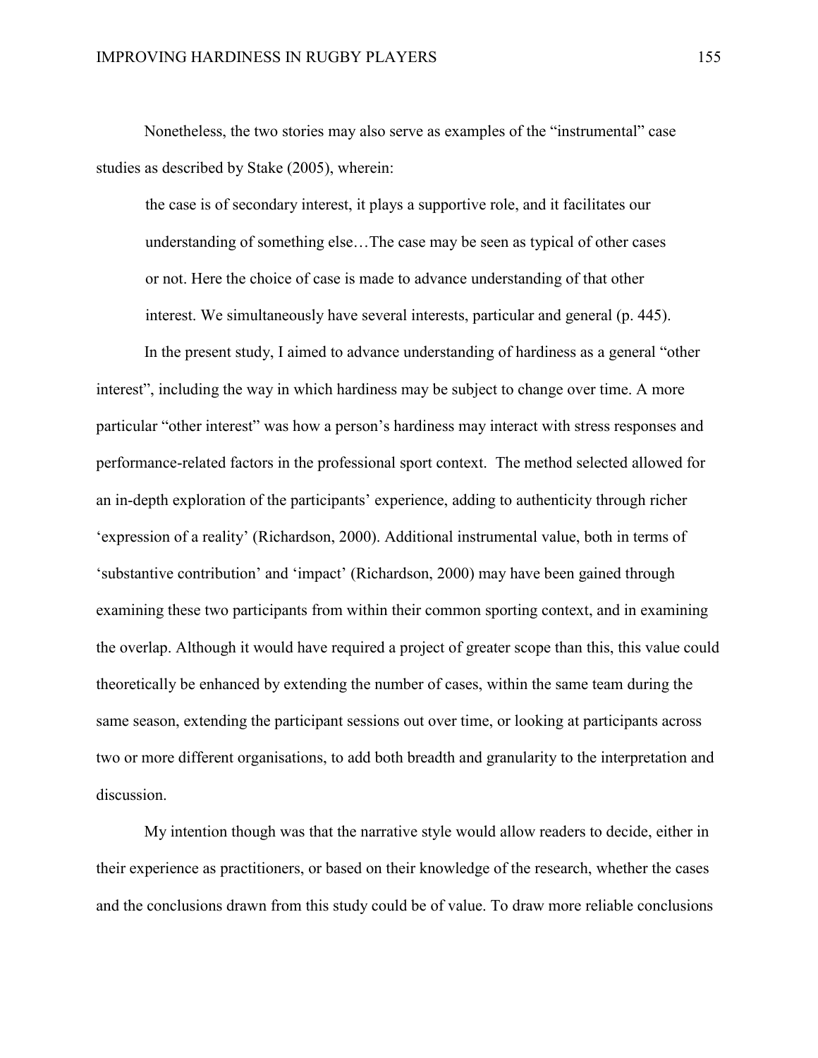Nonetheless, the two stories may also serve as examples of the "instrumental" case studies as described by Stake (2005), wherein:

> the case is of secondary interest, it plays a supportive role, and it facilitates our understanding of something else…The case may be seen as typical of other cases or not. Here the choice of case is made to advance understanding of that other interest. We simultaneously have several interests, particular and general (p. 445).

In the present study, I aimed to advance understanding of hardiness as a general "other interest", including the way in which hardiness may be subject to change over time. A more particular "other interest" was how a person's hardiness may interact with stress responses and performance-related factors in the professional sport context. The method selected allowed for an in-depth exploration of the participants' experience, adding to authenticity through richer 'expression of a reality' (Richardson, 2000). Additional instrumental value, both in terms of 'substantive contribution' and 'impact' (Richardson, 2000) may have been gained through examining these two participants from within their common sporting context, and in examining the overlap. Although it would have required a project of greater scope than this, this value could theoretically be enhanced by extending the number of cases, within the same team during the same season, extending the participant sessions out over time, or looking at participants across two or more different organisations, to add both breadth and granularity to the interpretation and discussion.

My intention though was that the narrative style would allow readers to decide, either in their experience as practitioners, or based on their knowledge of the research, whether the cases and the conclusions drawn from this study could be of value. To draw more reliable conclusions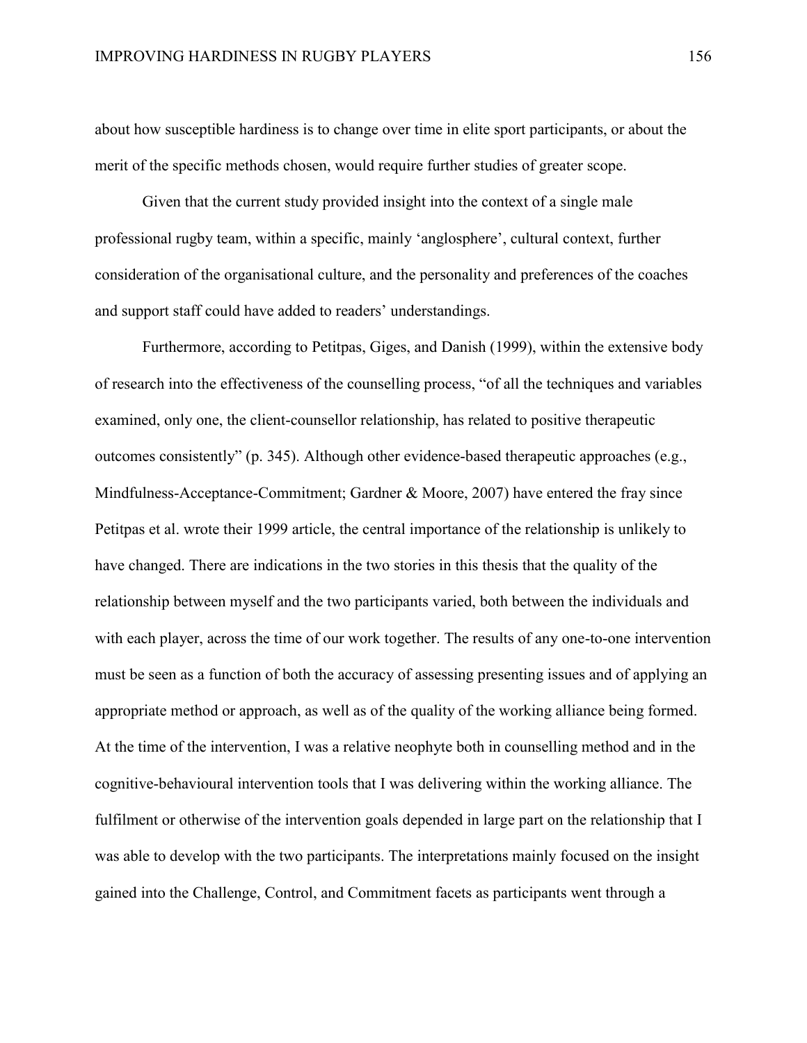about how susceptible hardiness is to change over time in elite sport participants, or about the merit of the specific methods chosen, would require further studies of greater scope.

Given that the current study provided insight into the context of a single male professional rugby team, within a specific, mainly 'anglosphere', cultural context, further consideration of the organisational culture, and the personality and preferences of the coaches and support staff could have added to readers' understandings.

Furthermore, according to Petitpas, Giges, and Danish (1999), within the extensive body of research into the effectiveness of the counselling process, "of all the techniques and variables examined, only one, the client-counsellor relationship, has related to positive therapeutic outcomes consistently" (p. 345). Although other evidence-based therapeutic approaches (e.g., Mindfulness-Acceptance-Commitment; Gardner & Moore, 2007) have entered the fray since Petitpas et al. wrote their 1999 article, the central importance of the relationship is unlikely to have changed. There are indications in the two stories in this thesis that the quality of the relationship between myself and the two participants varied, both between the individuals and with each player, across the time of our work together. The results of any one-to-one intervention must be seen as a function of both the accuracy of assessing presenting issues and of applying an appropriate method or approach, as well as of the quality of the working alliance being formed. At the time of the intervention, I was a relative neophyte both in counselling method and in the cognitive-behavioural intervention tools that I was delivering within the working alliance. The fulfilment or otherwise of the intervention goals depended in large part on the relationship that I was able to develop with the two participants. The interpretations mainly focused on the insight gained into the Challenge, Control, and Commitment facets as participants went through a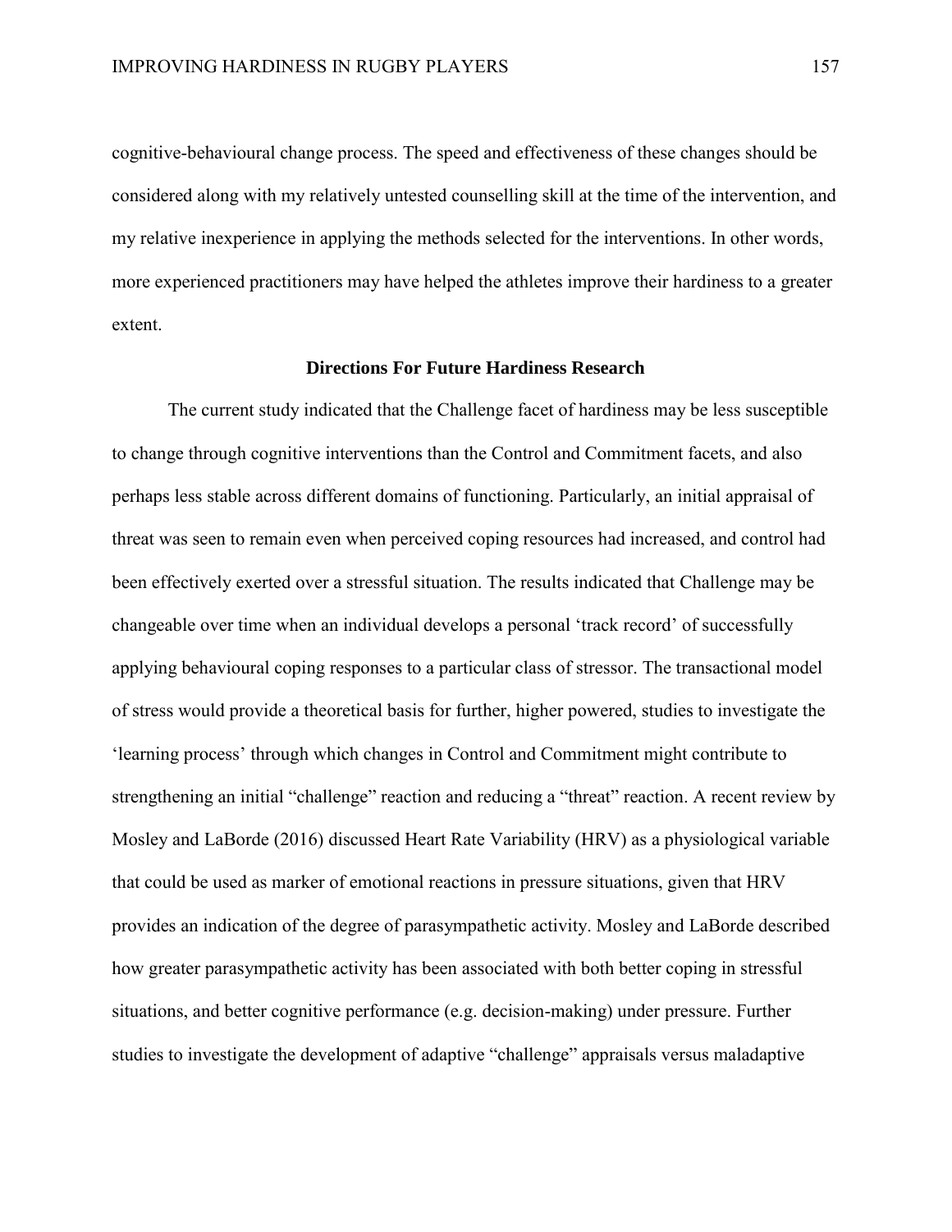cognitive-behavioural change process. The speed and effectiveness of these changes should be considered along with my relatively untested counselling skill at the time of the intervention, and my relative inexperience in applying the methods selected for the interventions. In other words, more experienced practitioners may have helped the athletes improve their hardiness to a greater extent.

## Directions For Future Hardiness Research

The current study indicated that the Challenge facet of hardiness may be less susceptible to change through cognitive interventions than the Control and Commitment facets, and also perhaps less stable across different domains of functioning. Particularly, an initial appraisal of threat was seen to remain even when perceived coping resources had increased, and control had been effectively exerted over a stressful situation. The results indicated that Challenge may be changeable over time when an individual develops a personal 'track record' of successfully applying behavioural coping responses to a particular class of stressor. The transactional model of stress would provide a theoretical basis for further, higher powered, studies to investigate the 'learning process' through which changes in Control and Commitment might contribute to strengthening an initial "challenge" reaction and reducing a "threat" reaction. A recent review by Mosley and LaBorde (2016) discussed Heart Rate Variability (HRV) as a physiological variable that could be used as marker of emotional reactions in pressure situations, given that HRV provides an indication of the degree of parasympathetic activity. Mosley and LaBorde described how greater parasympathetic activity has been associated with both better coping in stressful situations, and better cognitive performance (e.g. decision-making) under pressure. Further studies to investigate the development of adaptive "challenge" appraisals versus maladaptive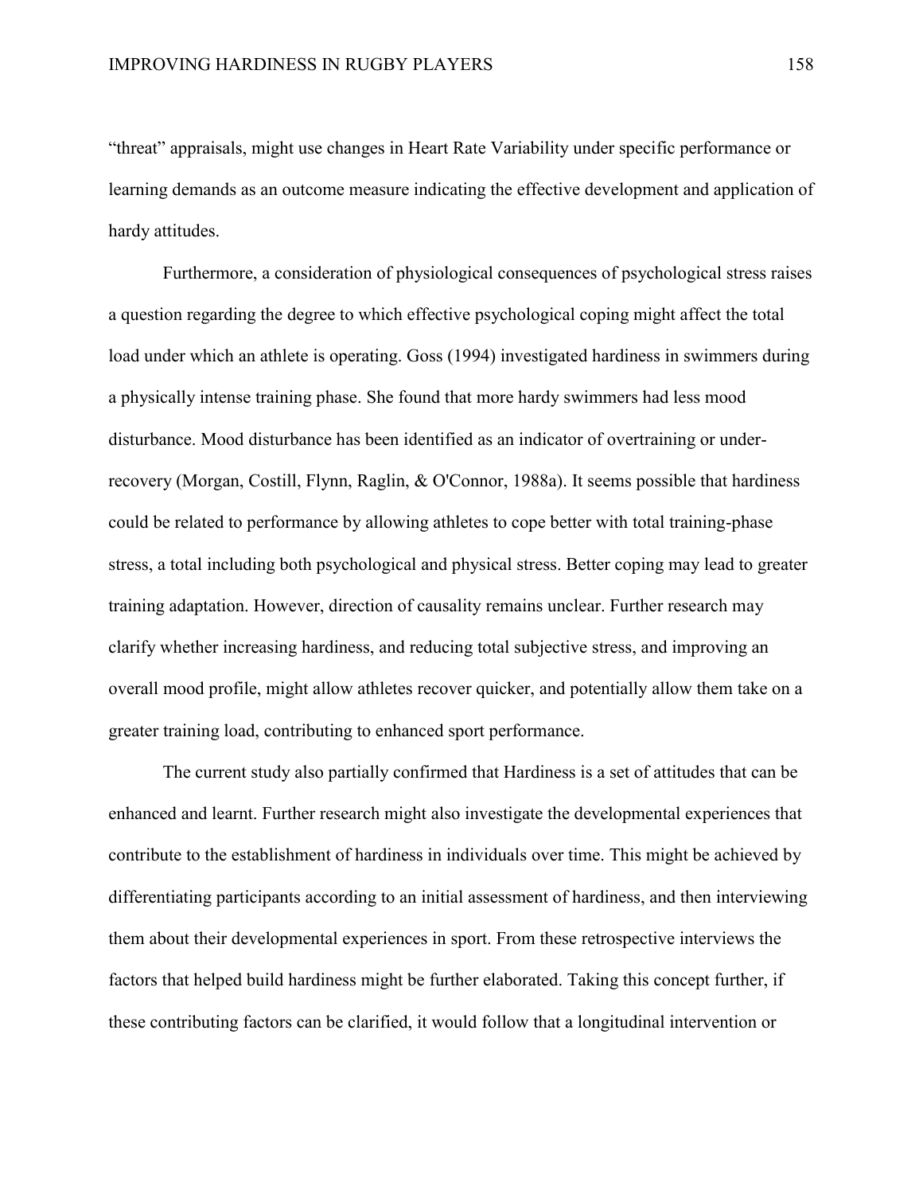“threat” appraisals, might use changes in Heart Rate Variability under specific performance or learning demands as an outcome measure indicating the effective development and application of hardy attitudes.

Furthermore, a consideration of physiological consequences of psychological stress raises a question regarding the degree to which effective psychological coping might affect the total load under which an athlete is operating. Goss (1994) investigated hardiness in swimmers during a physically intense training phase. She found that more hardy swimmers had less mood disturbance. Mood disturbance has been identified as an indicator of overtraining or under-recovery (Morgan, Costill, Flynn, Raglin, & O'Connor, 1988a). It seems possible that hardiness could be related to performance by allowing athletes to cope better with total training-phase stress, a total including both psychological and physical stress. Better coping may lead to greater training adaptation. However, direction of causality remains unclear. Further research may clarify whether increasing hardiness, and reducing total subjective stress, and improving an overall mood profile, might allow athletes recover quicker, and potentially allow them take on a greater training load, contributing to enhanced sport performance.

The current study also partially confirmed that Hardiness is a set of attitudes that can be enhanced and learnt. Further research might also investigate the developmental experiences that contribute to the establishment of hardiness in individuals over time. This might be achieved by differentiating participants according to an initial assessment of hardiness, and then interviewing them about their developmental experiences in sport. From these retrospective interviews the factors that helped build hardiness might be further elaborated. Taking this concept further, if these contributing factors can be clarified, it would follow that a longitudinal intervention or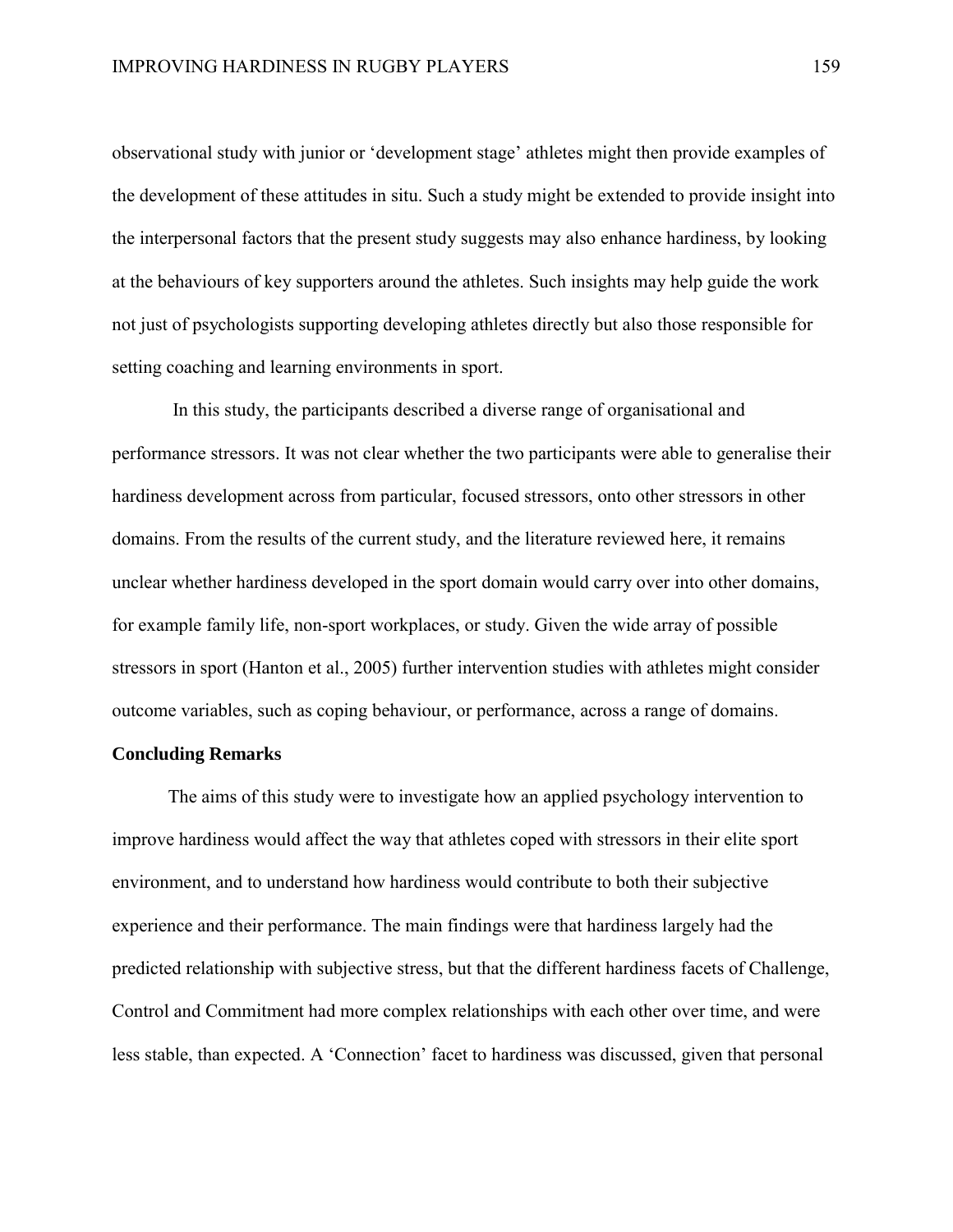observational study with junior or 'development stage' athletes might then provide examples of the development of these attitudes in situ. Such a study might be extended to provide insight into the interpersonal factors that the present study suggests may also enhance hardiness, by looking at the behaviours of key supporters around the athletes. Such insights may help guide the work not just of psychologists supporting developing athletes directly but also those responsible for setting coaching and learning environments in sport.

In this study, the participants described a diverse range of organisational and performance stressors. It was not clear whether the two participants were able to generalise their hardiness development across from particular, focused stressors, onto other stressors in other domains. From the results of the current study, and the literature reviewed here, it remains unclear whether hardiness developed in the sport domain would carry over into other domains, for example family life, non-sport workplaces, or study. Given the wide array of possible stressors in sport (Hanton et al., 2005) further intervention studies with athletes might consider outcome variables, such as coping behaviour, or performance, across a range of domains.

**Concluding Remarks**

The aims of this study were to investigate how an applied psychology intervention to improve hardiness would affect the way that athletes coped with stressors in their elite sport environment, and to understand how hardiness would contribute to both their subjective experience and their performance. The main findings were that hardiness largely had the predicted relationship with subjective stress, but that the different hardiness facets of Challenge, Control and Commitment had more complex relationships with each other over time, and were less stable, than expected. A 'Connection' facet to hardiness was discussed, given that personal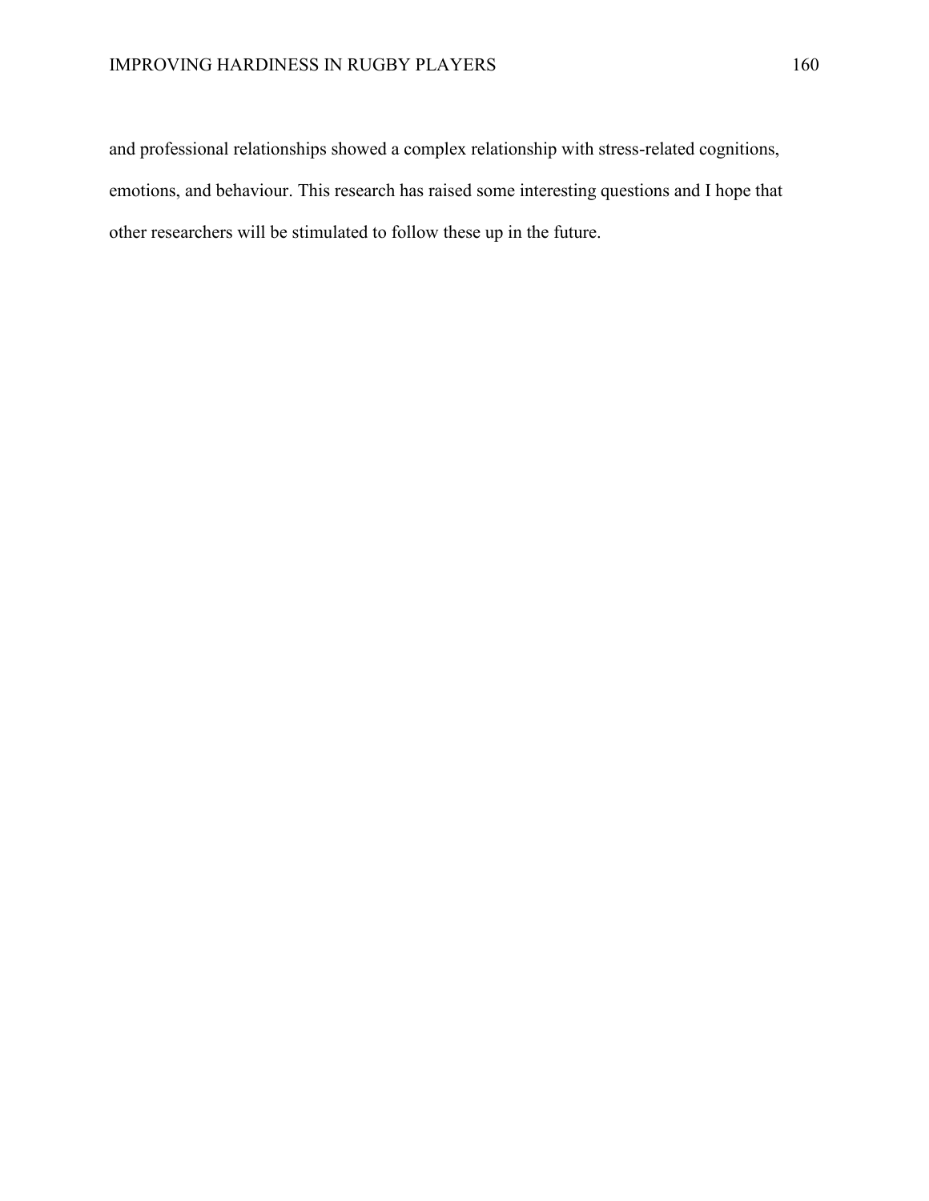and professional relationships showed a complex relationship with stress-related cognitions, emotions, and behaviour. This research has raised some interesting questions and I hope that other researchers will be stimulated to follow these up in the future.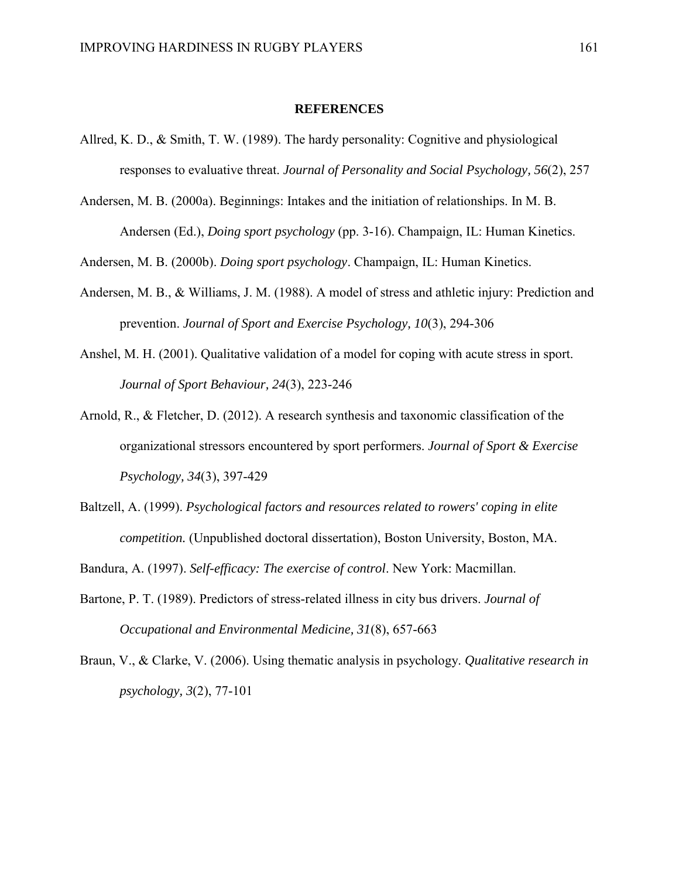# REFERENCES

Allred, K. D., & Smith, T. W. (1989). The hardy personality: Cognitive and physiological responses to evaluative threat. *Journal of Personality and Social Psychology, 56*(2), 257

Andersen, M. B. (2000a). Beginnings: Intakes and the initiation of relationships. In M. B. Andersen (Ed.), *Doing sport psychology* (pp. 3-16). Champaign, IL: Human Kinetics.

Andersen, M. B. (2000b). *Doing sport psychology*. Champaign, IL: Human Kinetics.

Andersen, M. B., & Williams, J. M. (1988). A model of stress and athletic injury: Prediction and prevention. *Journal of Sport and Exercise Psychology, 10*(3), 294-306

Anshel, M. H. (2001). Qualitative validation of a model for coping with acute stress in sport. *Journal of Sport Behaviour, 24*(3), 223-246

Arnold, R., & Fletcher, D. (2012). A research synthesis and taxonomic classification of the organizational stressors encountered by sport performers. *Journal of Sport & Exercise Psychology, 34*(3), 397-429

Baltzell, A. (1999). *Psychological factors and resources related to rowers' coping in elite competition.* (Unpublished doctoral dissertation), Boston University, Boston, MA.

Bandura, A. (1997). *Self-efficacy: The exercise of control*. New York: Macmillan.

Bartone, P. T. (1989). Predictors of stress-related illness in city bus drivers. *Journal of Occupational and Environmental Medicine, 31*(8), 657-663

Braun, V., & Clarke, V. (2006). Using thematic analysis in psychology. *Qualitative research in psychology, 3*(2), 77-101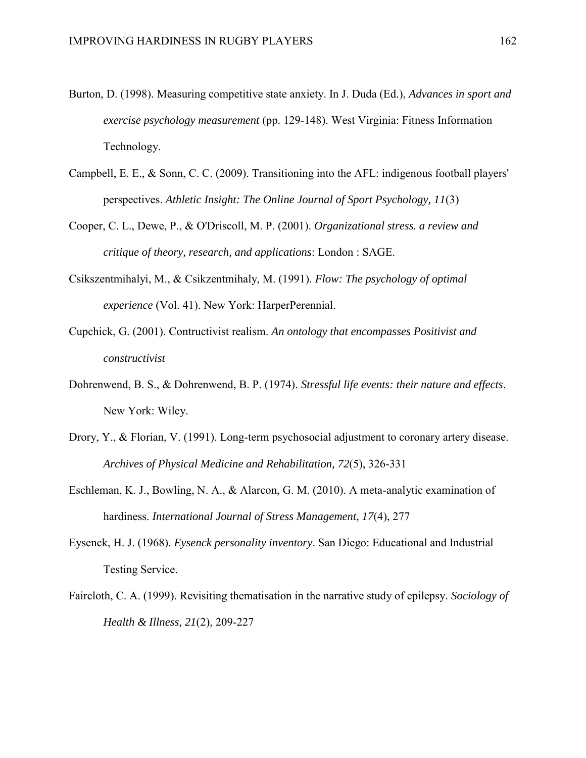Burton, D. (1998). Measuring competitive state anxiety. In J. Duda (Ed.), *Advances in sport and exercise psychology measurement* (pp. 129-148). West Virginia: Fitness Information Technology.

Campbell, E. E., & Sonn, C. C. (2009). Transitioning into the AFL: indigenous football players' perspectives. *Athletic Insight: The Online Journal of Sport Psychology, 11*(3)

Cooper, C. L., Dewe, P., & O'Driscoll, M. P. (2001). *Organizational stress. a review and critique of theory, research, and applications*: London : SAGE.

Csikszentmihalyi, M., & Csikzentmihaly, M. (1991). *Flow: The psychology of optimal experience* (Vol. 41). New York: HarperPerennial.

Cupchick, G. (2001). Contructivist realism. *An ontology that encompasses Positivist and constructivist*

Dohrenwend, B. S., & Dohrenwend, B. P. (1974). *Stressful life events: their nature and effects*. New York: Wiley.

Drory, Y., & Florian, V. (1991). Long-term psychosocial adjustment to coronary artery disease. *Archives of Physical Medicine and Rehabilitation, 72*(5), 326-331

Eschleman, K. J., Bowling, N. A., & Alarcon, G. M. (2010). A meta-analytic examination of hardiness. *International Journal of Stress Management, 17*(4), 277

Eysenck, H. J. (1968). *Eysenck personality inventory*. San Diego: Educational and Industrial Testing Service.

Faircloth, C. A. (1999). Revisiting thematisation in the narrative study of epilepsy. *Sociology of Health & Illness, 21*(2), 209-227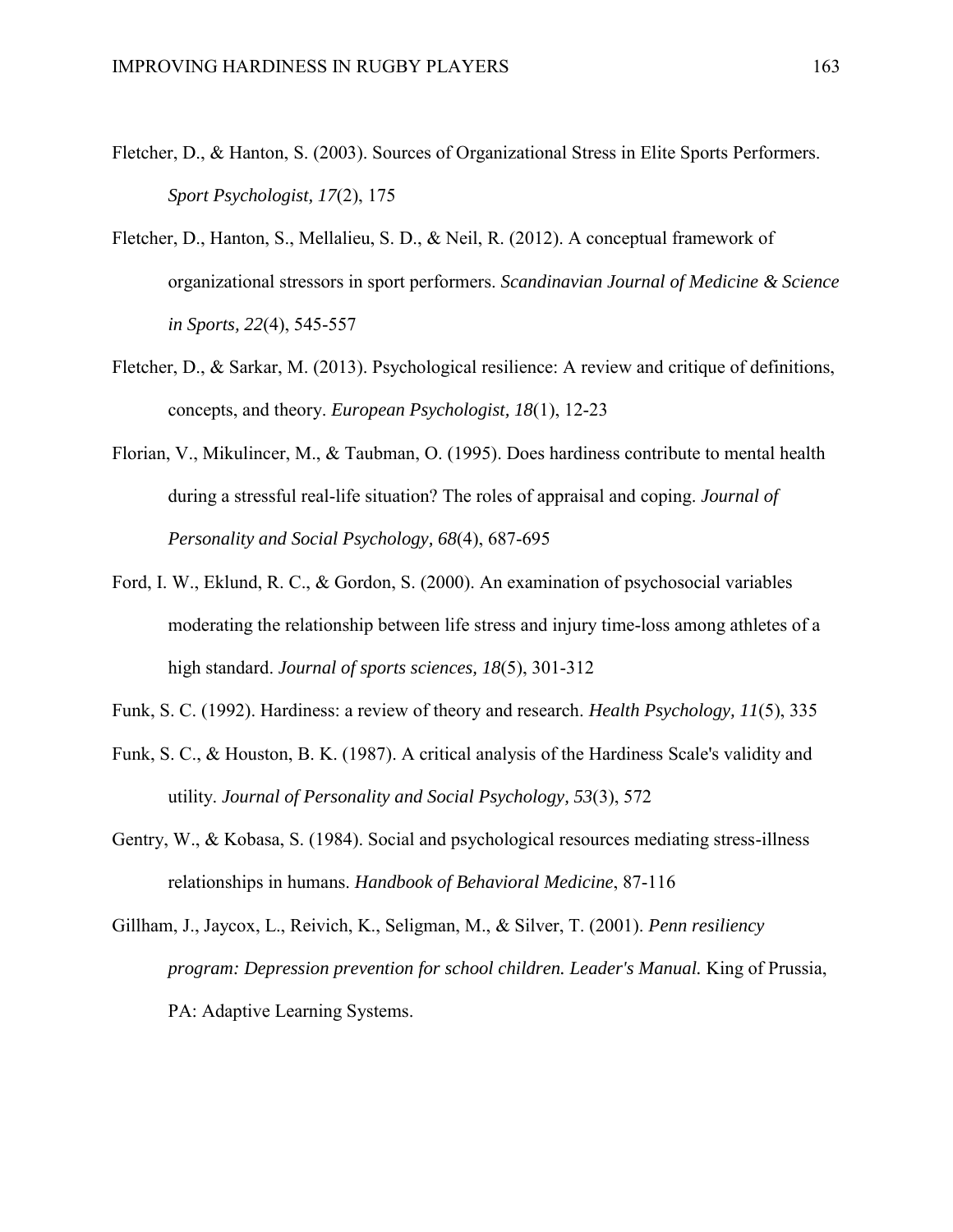Fletcher, D., & Hanton, S. (2003). Sources of Organizational Stress in Elite Sports Performers. *Sport Psychologist, 17*(2), 175

Fletcher, D., Hanton, S., Mellalieu, S. D., & Neil, R. (2012). A conceptual framework of organizational stressors in sport performers. *Scandinavian Journal of Medicine & Science in Sports, 22*(4), 545-557

Fletcher, D., & Sarkar, M. (2013). Psychological resilience: A review and critique of definitions, concepts, and theory. *European Psychologist, 18*(1), 12-23

Florian, V., Mikulincer, M., & Taubman, O. (1995). Does hardiness contribute to mental health during a stressful real-life situation? The roles of appraisal and coping. *Journal of Personality and Social Psychology, 68*(4), 687-695

Ford, I. W., Eklund, R. C., & Gordon, S. (2000). An examination of psychosocial variables moderating the relationship between life stress and injury time-loss among athletes of a high standard. *Journal of sports sciences, 18*(5), 301-312

Funk, S. C. (1992). Hardiness: a review of theory and research. *Health Psychology, 11*(5), 335

Funk, S. C., & Houston, B. K. (1987). A critical analysis of the Hardiness Scale's validity and utility. *Journal of Personality and Social Psychology, 53*(3), 572

Gentry, W., & Kobasa, S. (1984). Social and psychological resources mediating stress-illness relationships in humans. *Handbook of Behavioral Medicine*, 87-116

Gillham, J., Jaycox, L., Reivich, K., Seligman, M., & Silver, T. (2001). *Penn resiliency program: Depression prevention for school children. Leader's Manual.* King of Prussia, PA: Adaptive Learning Systems.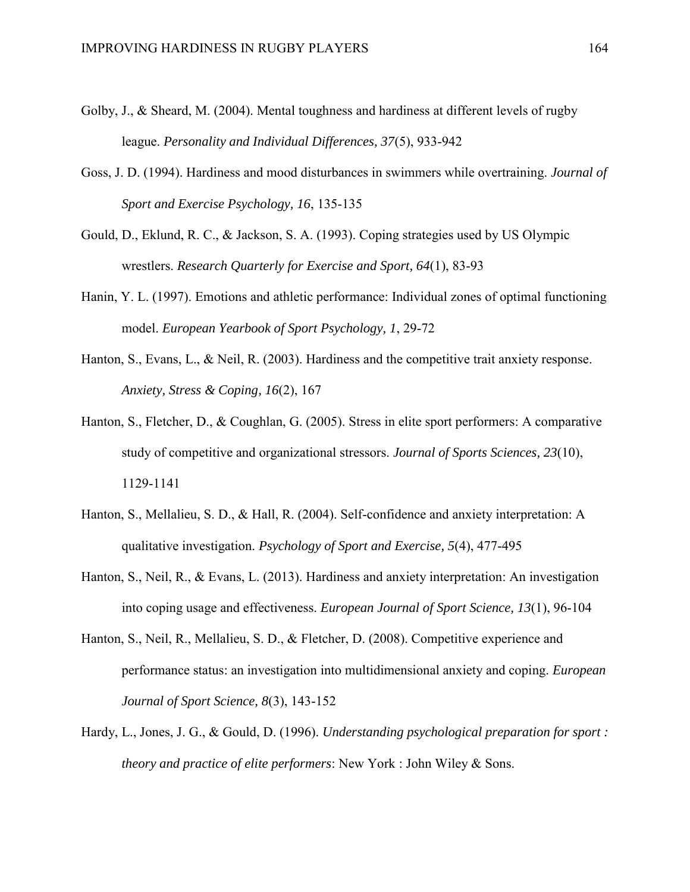Golby, J., & Sheard, M. (2004). Mental toughness and hardiness at different levels of rugby league. *Personality and Individual Differences, 37*(5), 933-942

Goss, J. D. (1994). Hardiness and mood disturbances in swimmers while overtraining. *Journal of Sport and Exercise Psychology, 16*, 135-135

Gould, D., Eklund, R. C., & Jackson, S. A. (1993). Coping strategies used by US Olympic wrestlers. *Research Quarterly for Exercise and Sport, 64*(1), 83-93

Hanin, Y. L. (1997). Emotions and athletic performance: Individual zones of optimal functioning model. *European Yearbook of Sport Psychology, 1*, 29-72

Hanton, S., Evans, L., & Neil, R. (2003). Hardiness and the competitive trait anxiety response. *Anxiety, Stress & Coping, 16*(2), 167

Hanton, S., Fletcher, D., & Coughlan, G. (2005). Stress in elite sport performers: A comparative study of competitive and organizational stressors. *Journal of Sports Sciences, 23*(10), 1129-1141

Hanton, S., Mellalieu, S. D., & Hall, R. (2004). Self-confidence and anxiety interpretation: A qualitative investigation. *Psychology of Sport and Exercise, 5*(4), 477-495

Hanton, S., Neil, R., & Evans, L. (2013). Hardiness and anxiety interpretation: An investigation into coping usage and effectiveness. *European Journal of Sport Science, 13*(1), 96-104

Hanton, S., Neil, R., Mellalieu, S. D., & Fletcher, D. (2008). Competitive experience and performance status: an investigation into multidimensional anxiety and coping. *European Journal of Sport Science, 8*(3), 143-152

Hardy, L., Jones, J. G., & Gould, D. (1996). *Understanding psychological preparation for sport : theory and practice of elite performers*: New York : John Wiley & Sons.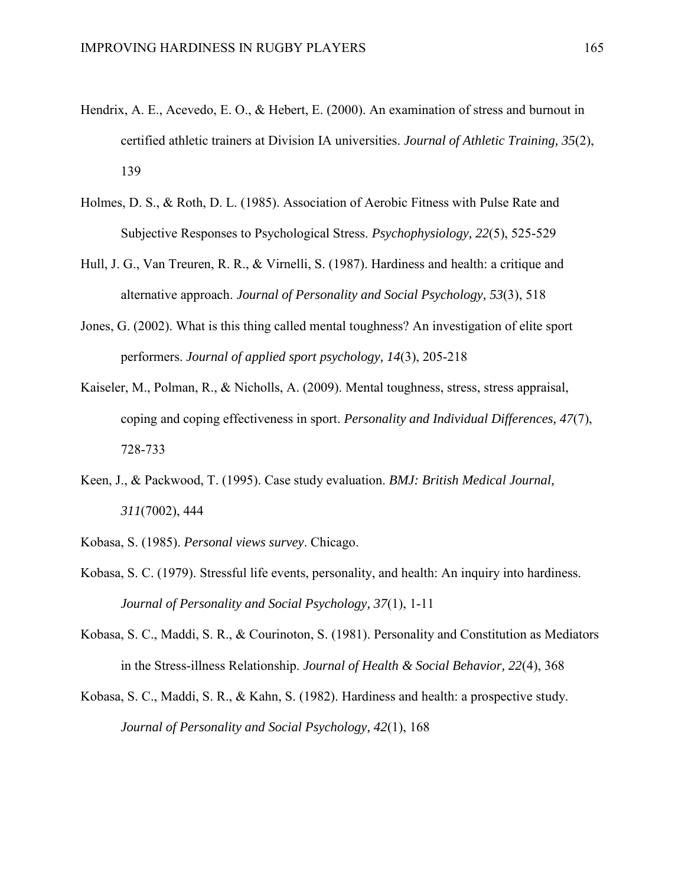Hendrix, A. E., Acevedo, E. O., & Hebert, E. (2000). An examination of stress and burnout in certified athletic trainers at Division IA universities. *Journal of Athletic Training, 35*(2), 139

Holmes, D. S., & Roth, D. L. (1985). Association of Aerobic Fitness with Pulse Rate and Subjective Responses to Psychological Stress. *Psychophysiology, 22*(5), 525-529

Hull, J. G., Van Treuren, R. R., & Virnelli, S. (1987). Hardiness and health: a critique and alternative approach. *Journal of Personality and Social Psychology, 53*(3), 518

Jones, G. (2002). What is this thing called mental toughness? An investigation of elite sport performers. *Journal of applied sport psychology, 14*(3), 205-218

Kaiseler, M., Polman, R., & Nicholls, A. (2009). Mental toughness, stress, stress appraisal, coping and coping effectiveness in sport. *Personality and Individual Differences, 47*(7), 728-733

Keen, J., & Packwood, T. (1995). Case study evaluation. *BMJ: British Medical Journal, 311*(7002), 444

Kobasa, S. (1985). *Personal views survey*. Chicago.

Kobasa, S. C. (1979). Stressful life events, personality, and health: An inquiry into hardiness. *Journal of Personality and Social Psychology, 37*(1), 1-11

Kobasa, S. C., Maddi, S. R., & Courinoton, S. (1981). Personality and Constitution as Mediators in the Stress-illness Relationship. *Journal of Health & Social Behavior, 22*(4), 368

Kobasa, S. C., Maddi, S. R., & Kahn, S. (1982). Hardiness and health: a prospective study. *Journal of Personality and Social Psychology, 42*(1), 168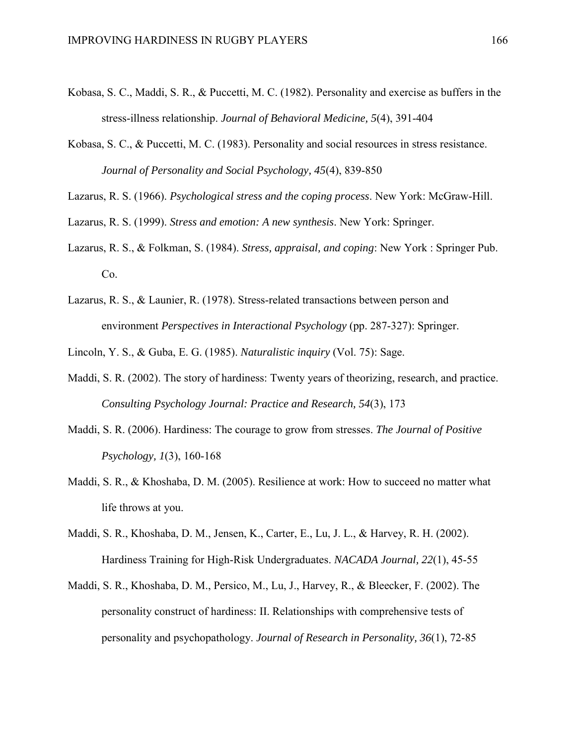Kobasa, S. C., Maddi, S. R., & Puccetti, M. C. (1982). Personality and exercise as buffers in the stress-illness relationship. *Journal of Behavioral Medicine, 5*(4), 391-404

Kobasa, S. C., & Puccetti, M. C. (1983). Personality and social resources in stress resistance. *Journal of Personality and Social Psychology, 45*(4), 839-850

Lazarus, R. S. (1966). *Psychological stress and the coping process*. New York: McGraw-Hill.

Lazarus, R. S. (1999). *Stress and emotion: A new synthesis*. New York: Springer.

Lazarus, R. S., & Folkman, S. (1984). *Stress, appraisal, and coping*: New York : Springer Pub. Co.

Lazarus, R. S., & Launier, R. (1978). Stress-related transactions between person and environment *Perspectives in Interactional Psychology* (pp. 287-327): Springer.

Lincoln, Y. S., & Guba, E. G. (1985). *Naturalistic inquiry* (Vol. 75): Sage.

Maddi, S. R. (2002). The story of hardiness: Twenty years of theorizing, research, and practice. *Consulting Psychology Journal: Practice and Research, 54*(3), 173

Maddi, S. R. (2006). Hardiness: The courage to grow from stresses. *The Journal of Positive Psychology, 1*(3), 160-168

Maddi, S. R., & Khoshaba, D. M. (2005). Resilience at work: How to succeed no matter what life throws at you.

Maddi, S. R., Khoshaba, D. M., Jensen, K., Carter, E., Lu, J. L., & Harvey, R. H. (2002). Hardiness Training for High-Risk Undergraduates. *NACADA Journal, 22*(1), 45-55

Maddi, S. R., Khoshaba, D. M., Persico, M., Lu, J., Harvey, R., & Bleecker, F. (2002). The personality construct of hardiness: II. Relationships with comprehensive tests of personality and psychopathology. *Journal of Research in Personality, 36*(1), 72-85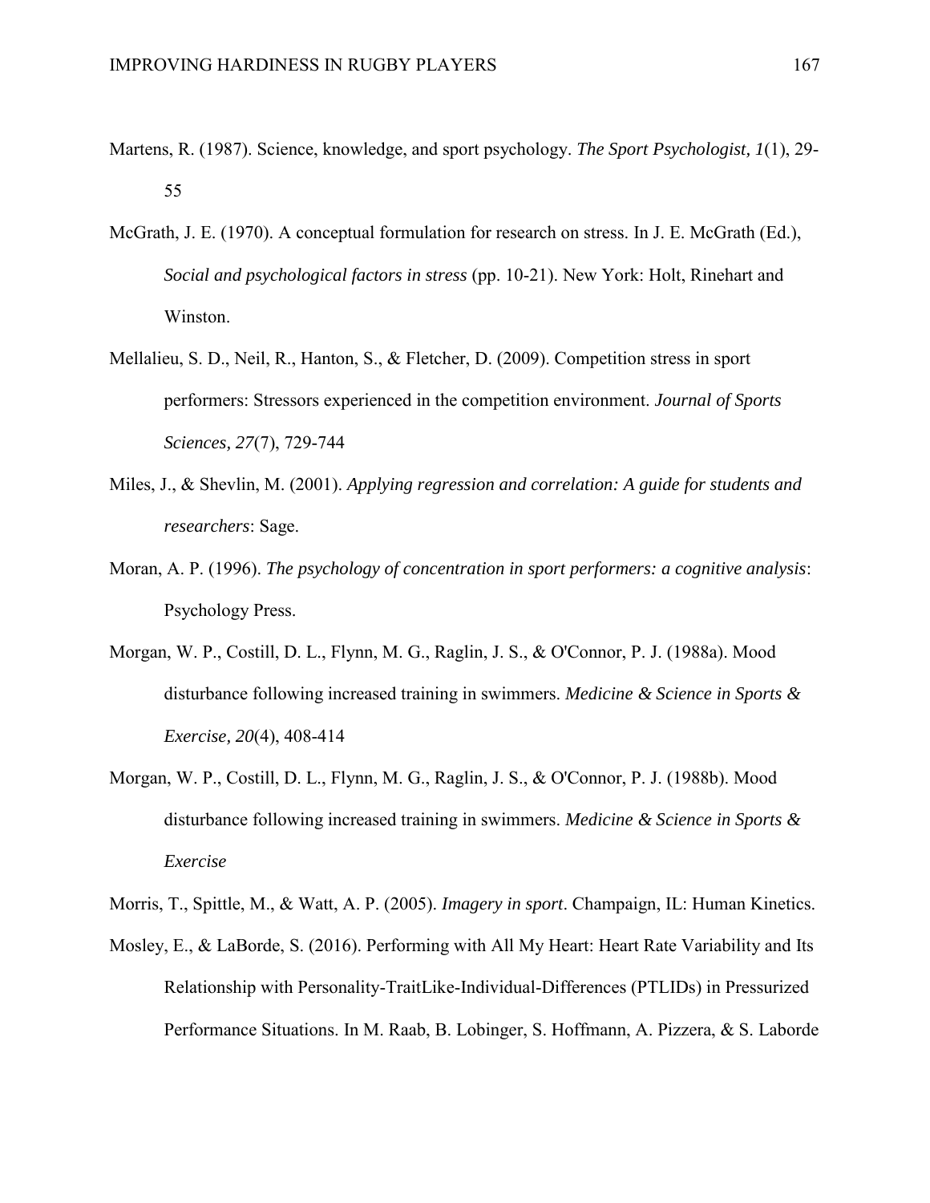Martens, R. (1987). Science, knowledge, and sport psychology. *The Sport Psychologist, 1*(1), 29-55

McGrath, J. E. (1970). A conceptual formulation for research on stress. In J. E. McGrath (Ed.), *Social and psychological factors in stress* (pp. 10-21). New York: Holt, Rinehart and Winston.

Mellalieu, S. D., Neil, R., Hanton, S., & Fletcher, D. (2009). Competition stress in sport performers: Stressors experienced in the competition environment. *Journal of Sports Sciences, 27*(7), 729-744

Miles, J., & Shevlin, M. (2001). *Applying regression and correlation: A guide for students and researchers*: Sage.

Moran, A. P. (1996). *The psychology of concentration in sport performers: a cognitive analysis*: Psychology Press.

Morgan, W. P., Costill, D. L., Flynn, M. G., Raglin, J. S., & O'Connor, P. J. (1988a). Mood disturbance following increased training in swimmers. *Medicine & Science in Sports & Exercise, 20*(4), 408-414

Morgan, W. P., Costill, D. L., Flynn, M. G., Raglin, J. S., & O'Connor, P. J. (1988b). Mood disturbance following increased training in swimmers. *Medicine & Science in Sports & Exercise*

Morris, T., Spittle, M., & Watt, A. P. (2005). *Imagery in sport*. Champaign, IL: Human Kinetics.

Mosley, E., & LaBorde, S. (2016). Performing with All My Heart: Heart Rate Variability and Its Relationship with Personality-TraitLike-Individual-Differences (PTLIDs) in Pressurized Performance Situations. In M. Raab, B. Lobinger, S. Hoffmann, A. Pizzera, & S. Laborde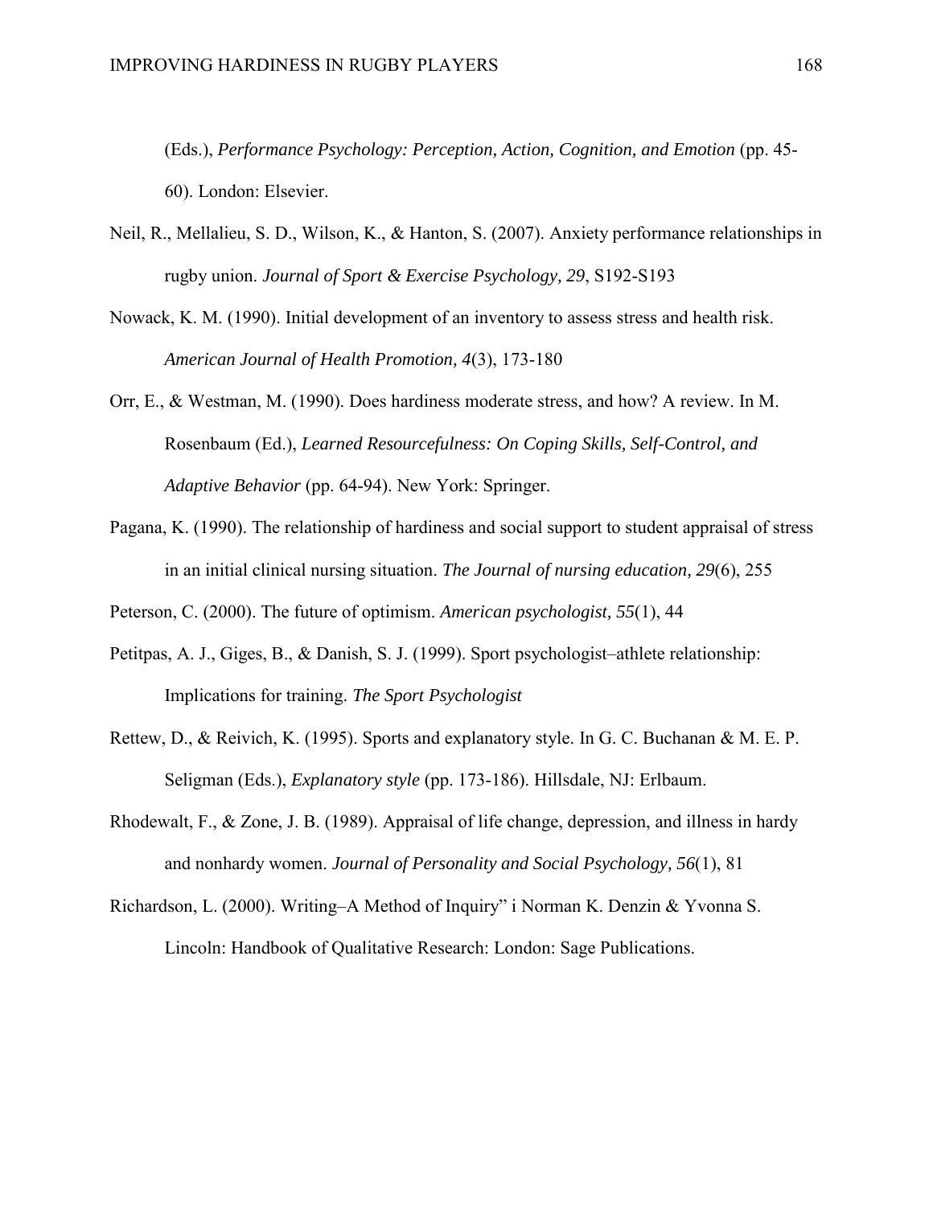(Eds.), *Performance Psychology: Perception, Action, Cognition, and Emotion* (pp. 45-60). London: Elsevier.

Neil, R., Mellalieu, S. D., Wilson, K., & Hanton, S. (2007). Anxiety performance relationships in rugby union. *Journal of Sport & Exercise Psychology, 29*, S192-S193

Nowack, K. M. (1990). Initial development of an inventory to assess stress and health risk. *American Journal of Health Promotion, 4*(3), 173-180

Orr, E., & Westman, M. (1990). Does hardiness moderate stress, and how? A review. In M. Rosenbaum (Ed.), *Learned Resourcefulness: On Coping Skills, Self-Control, and Adaptive Behavior* (pp. 64-94). New York: Springer.

Pagana, K. (1990). The relationship of hardiness and social support to student appraisal of stress in an initial clinical nursing situation. *The Journal of nursing education, 29*(6), 255

Peterson, C. (2000). The future of optimism. *American psychologist, 55*(1), 44

Petitpas, A. J., Giges, B., & Danish, S. J. (1999). Sport psychologist–athlete relationship: Implications for training. *The Sport Psychologist*

Rettew, D., & Reivich, K. (1995). Sports and explanatory style. In G. C. Buchanan & M. E. P. Seligman (Eds.), *Explanatory style* (pp. 173-186). Hillsdale, NJ: Erlbaum.

Rhodewalt, F., & Zone, J. B. (1989). Appraisal of life change, depression, and illness in hardy and nonhardy women. *Journal of Personality and Social Psychology, 56*(1), 81

Richardson, L. (2000). Writing–A Method of Inquiry" i Norman K. Denzin & Yvonna S. Lincoln: Handbook of Qualitative Research: London: Sage Publications.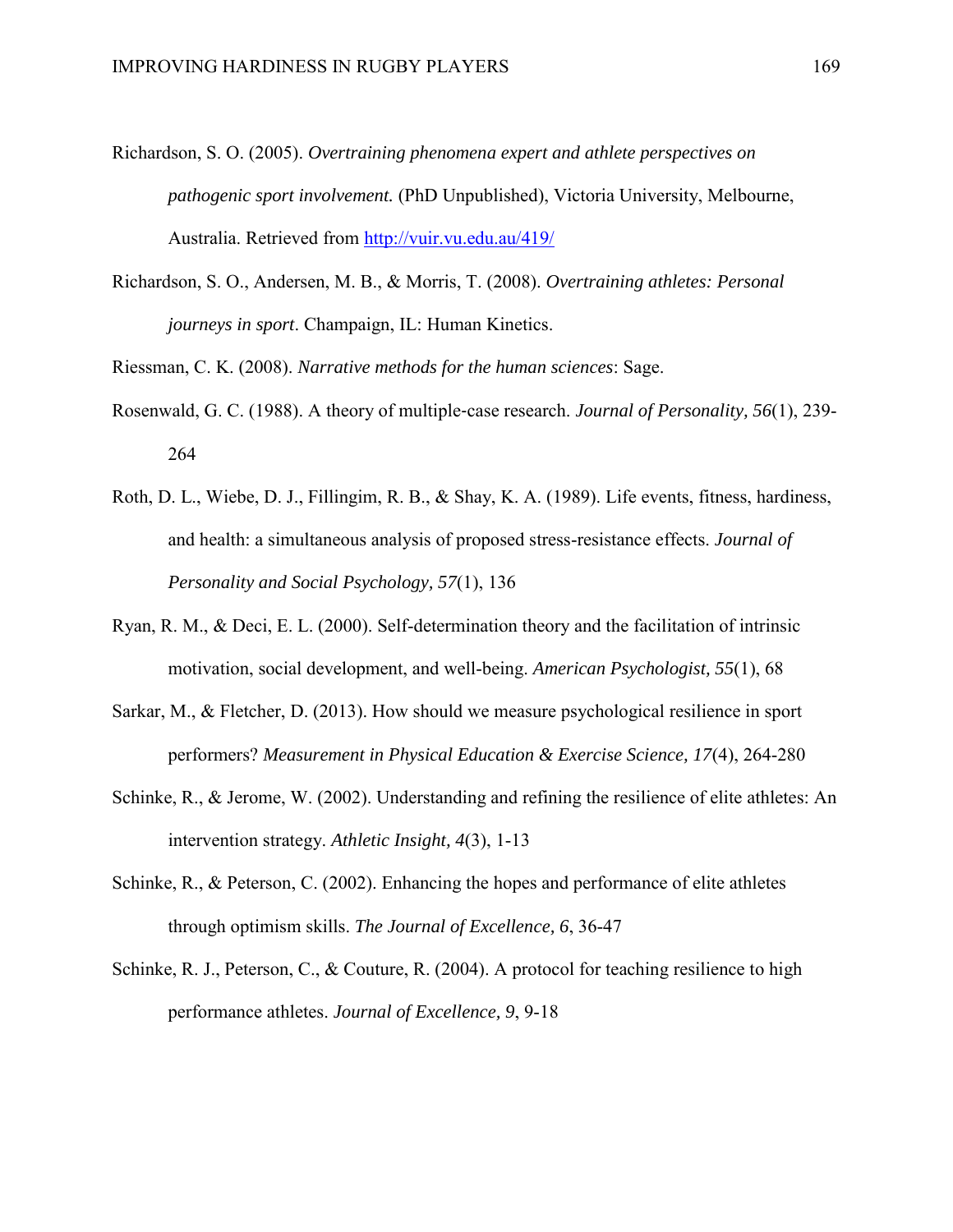Richardson, S. O. (2005). *Overtraining phenomena expert and athlete perspectives on pathogenic sport involvement.* (PhD Unpublished), Victoria University, Melbourne, Australia. Retrieved from [http://vuir.vu.edu.au/419/](http://vuir.vu.edu.au/419/)

Richardson, S. O., Andersen, M. B., & Morris, T. (2008). *Overtraining athletes: Personal journeys in sport*. Champaign, IL: Human Kinetics.

Riessman, C. K. (2008). *Narrative methods for the human sciences*: Sage.

Rosenwald, G. C. (1988). A theory of multiple‐case research. *Journal of Personality, 56*(1), 239-264

Roth, D. L., Wiebe, D. J., Fillingim, R. B., & Shay, K. A. (1989). Life events, fitness, hardiness, and health: a simultaneous analysis of proposed stress-resistance effects. *Journal of Personality and Social Psychology, 57*(1), 136

Ryan, R. M., & Deci, E. L. (2000). Self-determination theory and the facilitation of intrinsic motivation, social development, and well-being. *American Psychologist, 55*(1), 68

Sarkar, M., & Fletcher, D. (2013). How should we measure psychological resilience in sport performers? *Measurement in Physical Education & Exercise Science, 17*(4), 264-280

Schinke, R., & Jerome, W. (2002). Understanding and refining the resilience of elite athletes: An intervention strategy. *Athletic Insight, 4*(3), 1-13

Schinke, R., & Peterson, C. (2002). Enhancing the hopes and performance of elite athletes through optimism skills. *The Journal of Excellence, 6*, 36-47

Schinke, R. J., Peterson, C., & Couture, R. (2004). A protocol for teaching resilience to high performance athletes. *Journal of Excellence, 9*, 9-18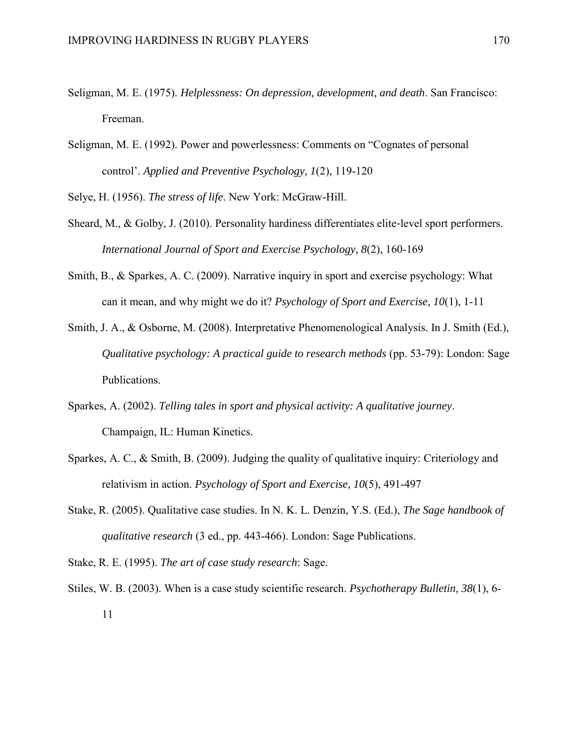Seligman, M. E. (1975). *Helplessness: On depression, development, and death*. San Francisco: Freeman.

Seligman, M. E. (1992). Power and powerlessness: Comments on "Cognates of personal control'. *Applied and Preventive Psychology, 1*(2), 119-120

Selye, H. (1956). *The stress of life*. New York: McGraw-Hill.

Sheard, M., & Golby, J. (2010). Personality hardiness differentiates elite-level sport performers. *International Journal of Sport and Exercise Psychology, 8*(2), 160-169

Smith, B., & Sparkes, A. C. (2009). Narrative inquiry in sport and exercise psychology: What can it mean, and why might we do it? *Psychology of Sport and Exercise, 10*(1), 1-11

Smith, J. A., & Osborne, M. (2008). Interpretative Phenomenological Analysis. In J. Smith (Ed.), *Qualitative psychology: A practical guide to research methods* (pp. 53-79): London: Sage Publications.

Sparkes, A. (2002). *Telling tales in sport and physical activity: A qualitative journey*. Champaign, IL: Human Kinetics.

Sparkes, A. C., & Smith, B. (2009). Judging the quality of qualitative inquiry: Criteriology and relativism in action. *Psychology of Sport and Exercise, 10*(5), 491-497

Stake, R. (2005). Qualitative case studies. In N. K. L. Denzin, Y.S. (Ed.), *The Sage handbook of qualitative research* (3 ed., pp. 443-466). London: Sage Publications.

Stake, R. E. (1995). *The art of case study research*: Sage.

Stiles, W. B. (2003). When is a case study scientific research. *Psychotherapy Bulletin, 38*(1), 6-11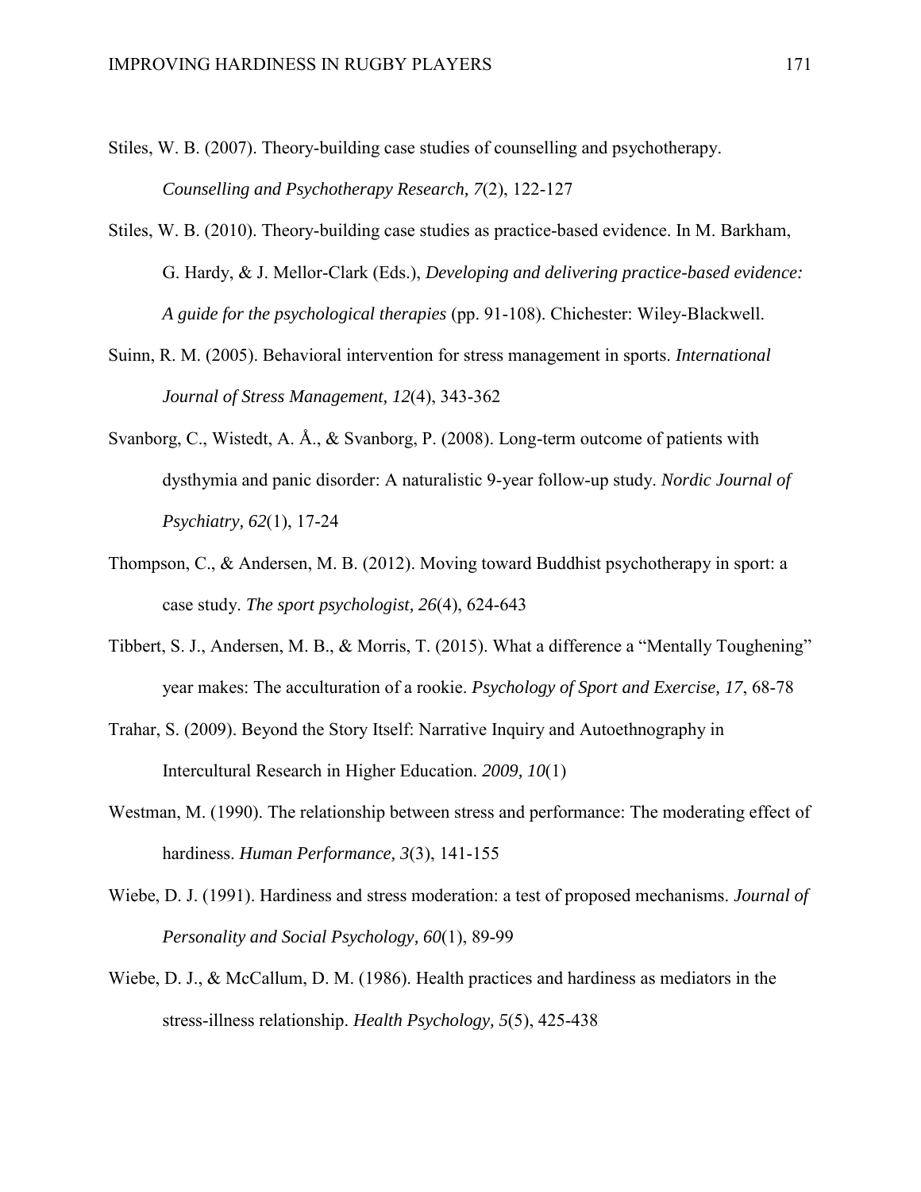Stiles, W. B. (2007). Theory-building case studies of counselling and psychotherapy. *Counselling and Psychotherapy Research, 7*(2), 122-127

Stiles, W. B. (2010). Theory-building case studies as practice-based evidence. In M. Barkham, G. Hardy, & J. Mellor-Clark (Eds.), *Developing and delivering practice-based evidence: A guide for the psychological therapies* (pp. 91-108). Chichester: Wiley-Blackwell.

Suinn, R. M. (2005). Behavioral intervention for stress management in sports. *International Journal of Stress Management, 12*(4), 343-362

Svanborg, C., Wistedt, A. Å., & Svanborg, P. (2008). Long-term outcome of patients with dysthymia and panic disorder: A naturalistic 9-year follow-up study. *Nordic Journal of Psychiatry, 62*(1), 17-24

Thompson, C., & Andersen, M. B. (2012). Moving toward Buddhist psychotherapy in sport: a case study. *The sport psychologist, 26*(4), 624-643

Tibbert, S. J., Andersen, M. B., & Morris, T. (2015). What a difference a "Mentally Toughening" year makes: The acculturation of a rookie. *Psychology of Sport and Exercise, 17*, 68-78

Trahar, S. (2009). Beyond the Story Itself: Narrative Inquiry and Autoethnography in Intercultural Research in Higher Education. *2009, 10*(1)

Westman, M. (1990). The relationship between stress and performance: The moderating effect of hardiness. *Human Performance, 3*(3), 141-155

Wiebe, D. J. (1991). Hardiness and stress moderation: a test of proposed mechanisms. *Journal of Personality and Social Psychology, 60*(1), 89-99

Wiebe, D. J., & McCallum, D. M. (1986). Health practices and hardiness as mediators in the stress-illness relationship. *Health Psychology, 5*(5), 425-438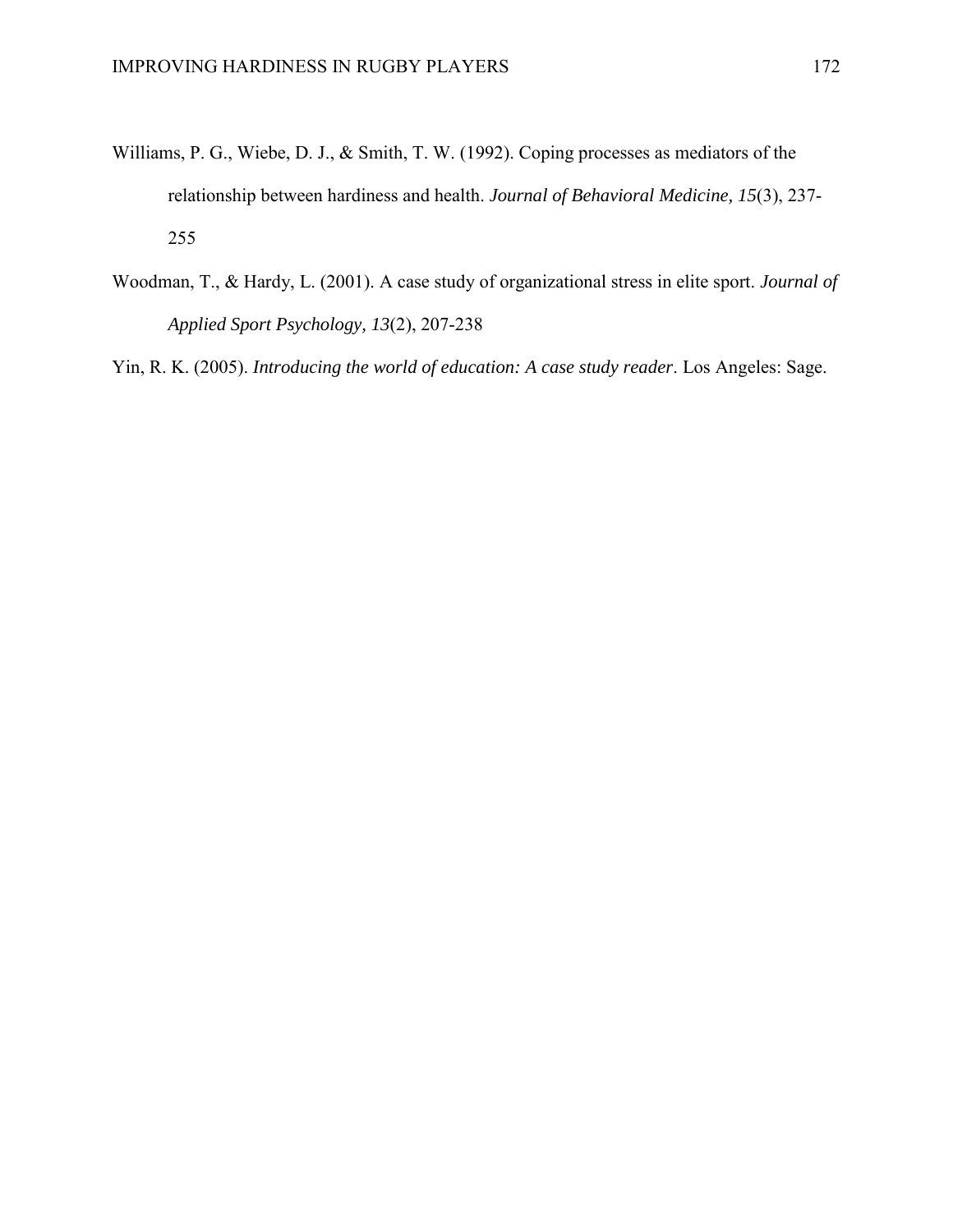Williams, P. G., Wiebe, D. J., & Smith, T. W. (1992). Coping processes as mediators of the relationship between hardiness and health. *Journal of Behavioral Medicine, 15*(3), 237-255

Woodman, T., & Hardy, L. (2001). A case study of organizational stress in elite sport. *Journal of Applied Sport Psychology, 13*(2), 207-238

Yin, R. K. (2005). *Introducing the world of education: A case study reader*. Los Angeles: Sage.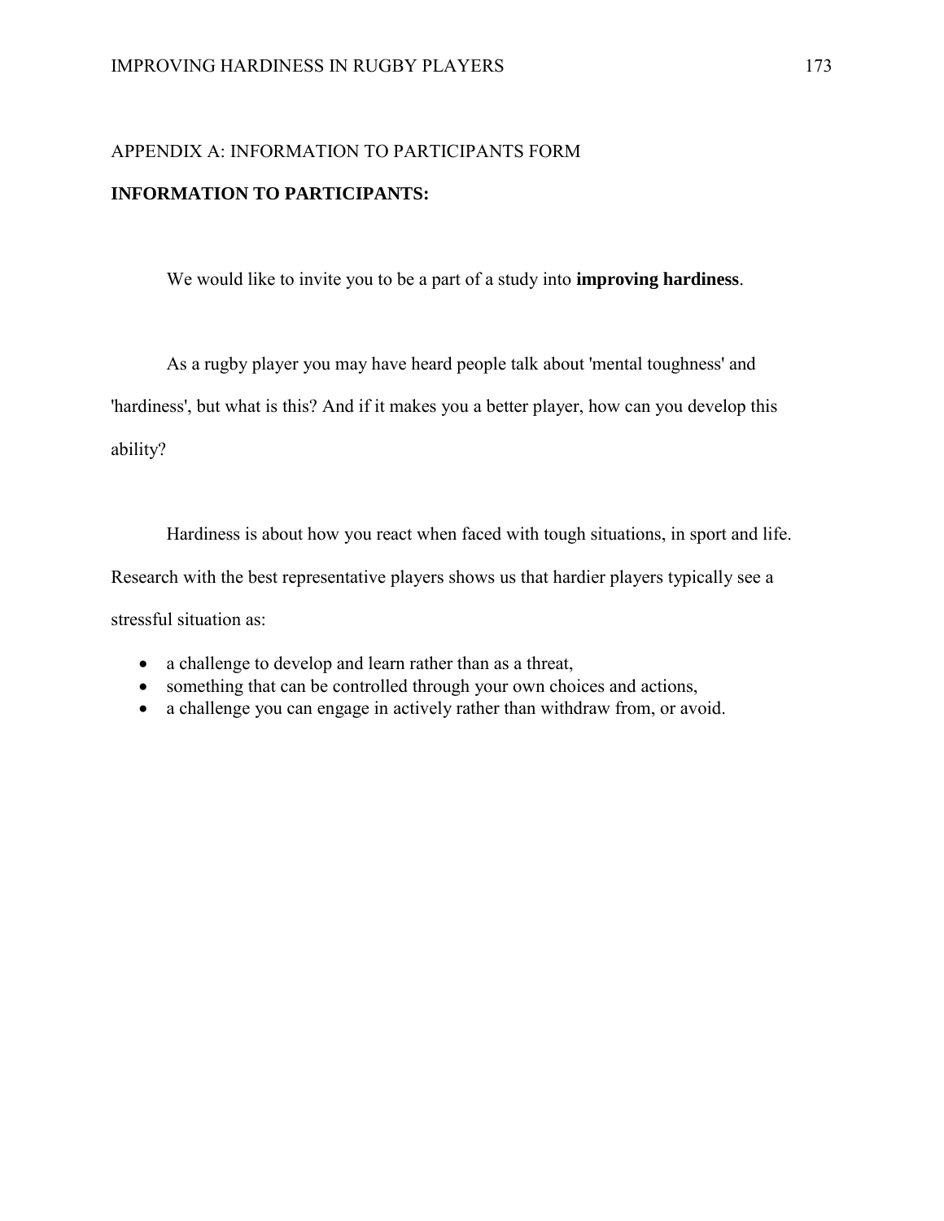APPENDIX A: INFORMATION TO PARTICIPANTS FORM

**INFORMATION TO PARTICIPANTS:**

We would like to invite you to be a part of a study into **improving hardiness**.

As a rugby player you may have heard people talk about 'mental toughness' and 'hardiness', but what is this? And if it makes you a better player, how can you develop this ability?

Hardiness is about how you react when faced with tough situations, in sport and life. Research with the best representative players shows us that hardier players typically see a stressful situation as:

- a challenge to develop and learn rather than as a threat,
- something that can be controlled through your own choices and actions,
- a challenge you can engage in actively rather than withdraw from, or avoid.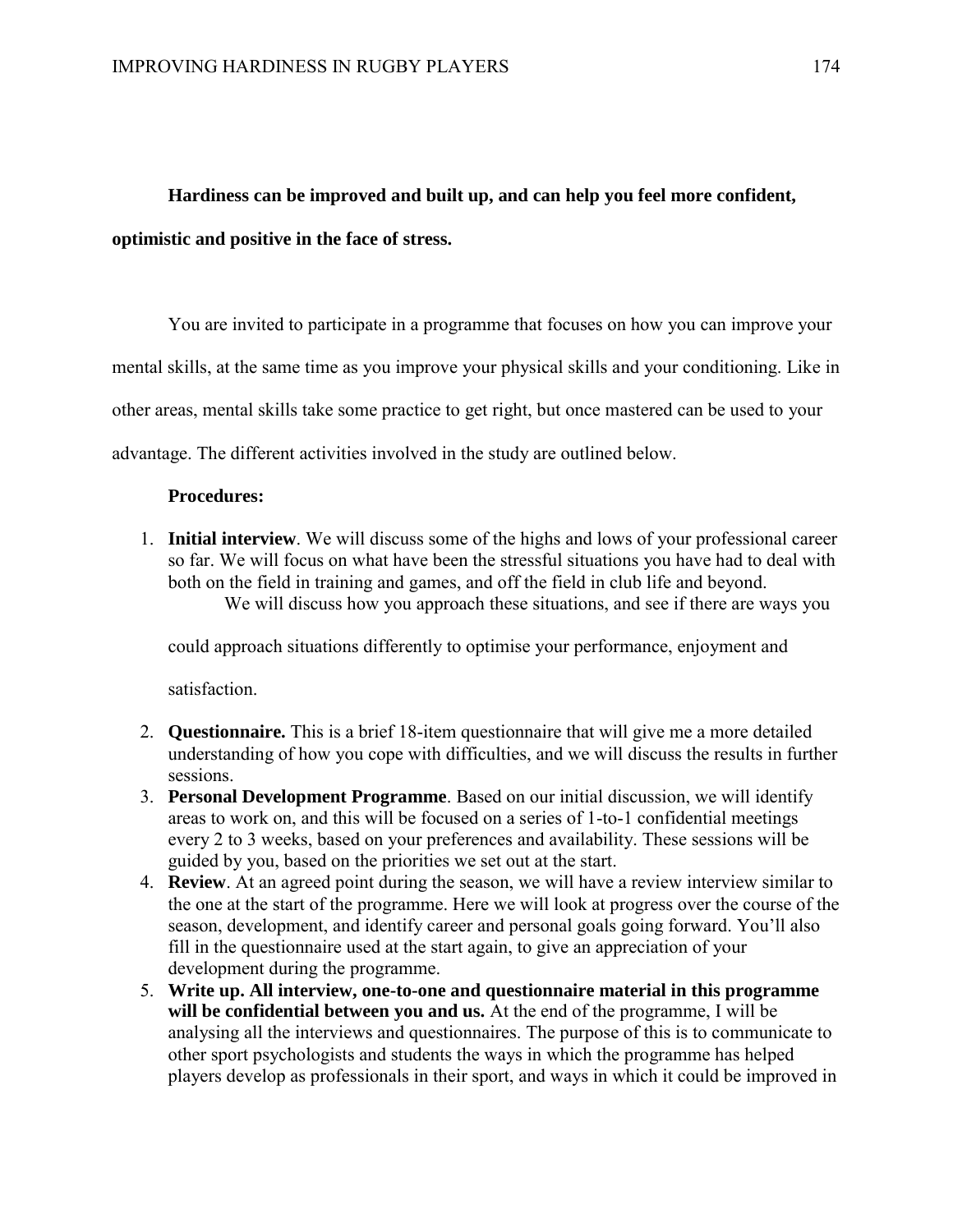**Hardiness can be improved and built up, and can help you feel more confident, optimistic and positive in the face of stress.**

You are invited to participate in a programme that focuses on how you can improve your mental skills, at the same time as you improve your physical skills and your conditioning. Like in other areas, mental skills take some practice to get right, but once mastered can be used to your advantage. The different activities involved in the study are outlined below.

**Procedures:**

1. **Initial interview**. We will discuss some of the highs and lows of your professional career so far. We will focus on what have been the stressful situations you have had to deal with both on the field in training and games, and off the field in club life and beyond.

   We will discuss how you approach these situations, and see if there are ways you could approach situations differently to optimise your performance, enjoyment and satisfaction.

2. **Questionnaire.** This is a brief 18-item questionnaire that will give me a more detailed understanding of how you cope with difficulties, and we will discuss the results in further sessions.
3. **Personal Development Programme**. Based on our initial discussion, we will identify areas to work on, and this will be focused on a series of 1-to-1 confidential meetings every 2 to 3 weeks, based on your preferences and availability. These sessions will be guided by you, based on the priorities we set out at the start.
4. **Review**. At an agreed point during the season, we will have a review interview similar to the one at the start of the programme. Here we will look at progress over the course of the season, development, and identify career and personal goals going forward. You'll also fill in the questionnaire used at the start again, to give an appreciation of your development during the programme.
5. **Write up. All interview, one-to-one and questionnaire material in this programme will be confidential between you and us.** At the end of the programme, I will be analysing all the interviews and questionnaires. The purpose of this is to communicate to other sport psychologists and students the ways in which the programme has helped players develop as professionals in their sport, and ways in which it could be improved in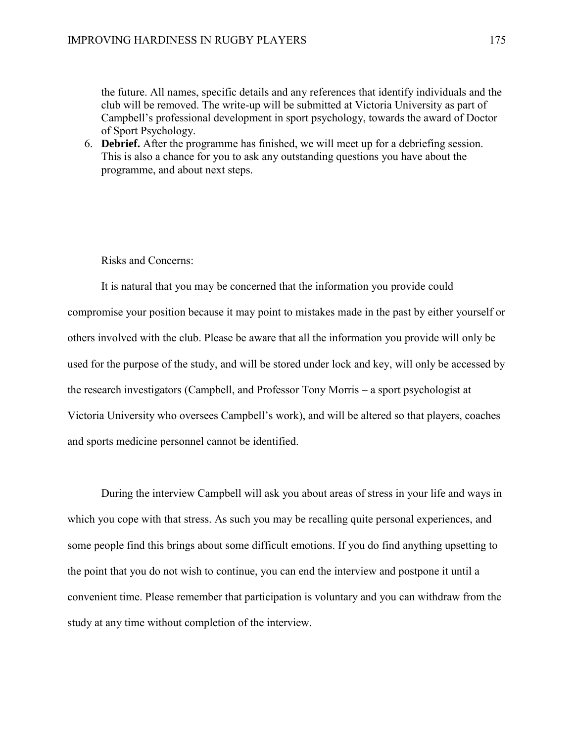the future. All names, specific details and any references that identify individuals and the club will be removed. The write-up will be submitted at Victoria University as part of Campbell's professional development in sport psychology, towards the award of Doctor of Sport Psychology.

6. **Debrief.** After the programme has finished, we will meet up for a debriefing session. This is also a chance for you to ask any outstanding questions you have about the programme, and about next steps.

Risks and Concerns:

It is natural that you may be concerned that the information you provide could compromise your position because it may point to mistakes made in the past by either yourself or others involved with the club. Please be aware that all the information you provide will only be used for the purpose of the study, and will be stored under lock and key, will only be accessed by the research investigators (Campbell, and Professor Tony Morris – a sport psychologist at Victoria University who oversees Campbell's work), and will be altered so that players, coaches and sports medicine personnel cannot be identified.

During the interview Campbell will ask you about areas of stress in your life and ways in which you cope with that stress. As such you may be recalling quite personal experiences, and some people find this brings about some difficult emotions. If you do find anything upsetting to the point that you do not wish to continue, you can end the interview and postpone it until a convenient time. Please remember that participation is voluntary and you can withdraw from the study at any time without completion of the interview.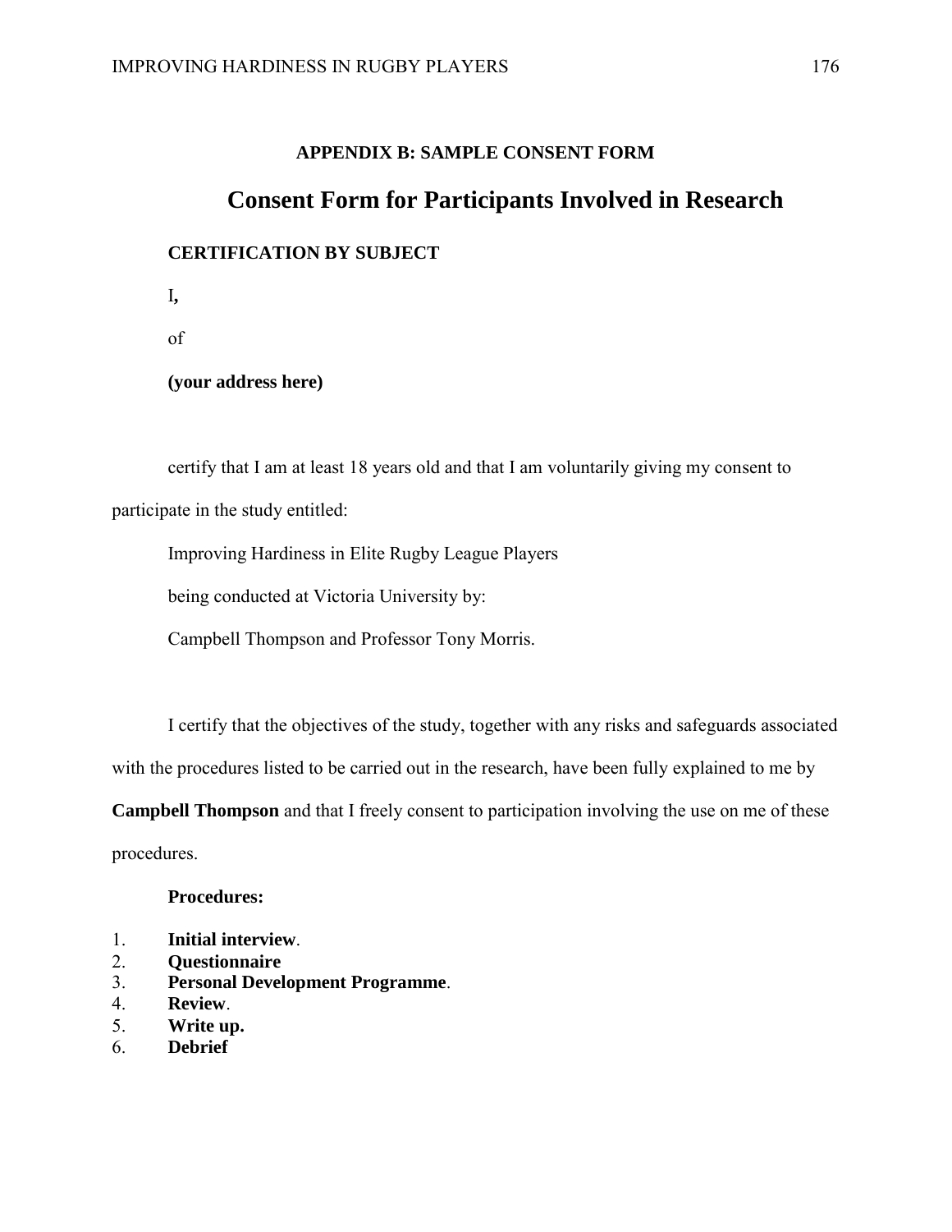**APPENDIX B: SAMPLE CONSENT FORM**

# Consent Form for Participants Involved in Research

**CERTIFICATION BY SUBJECT**

I**,**

of

**(your address here)**

certify that I am at least 18 years old and that I am voluntarily giving my consent to participate in the study entitled:

Improving Hardiness in Elite Rugby League Players

being conducted at Victoria University by:

Campbell Thompson and Professor Tony Morris.

I certify that the objectives of the study, together with any risks and safeguards associated with the procedures listed to be carried out in the research, have been fully explained to me by **Campbell Thompson** and that I freely consent to participation involving the use on me of these procedures.

**Procedures:**

1. **Initial interview**.
2. **Questionnaire**
3. **Personal Development Programme**.
4. **Review**.
5. **Write up.**
6. **Debrief**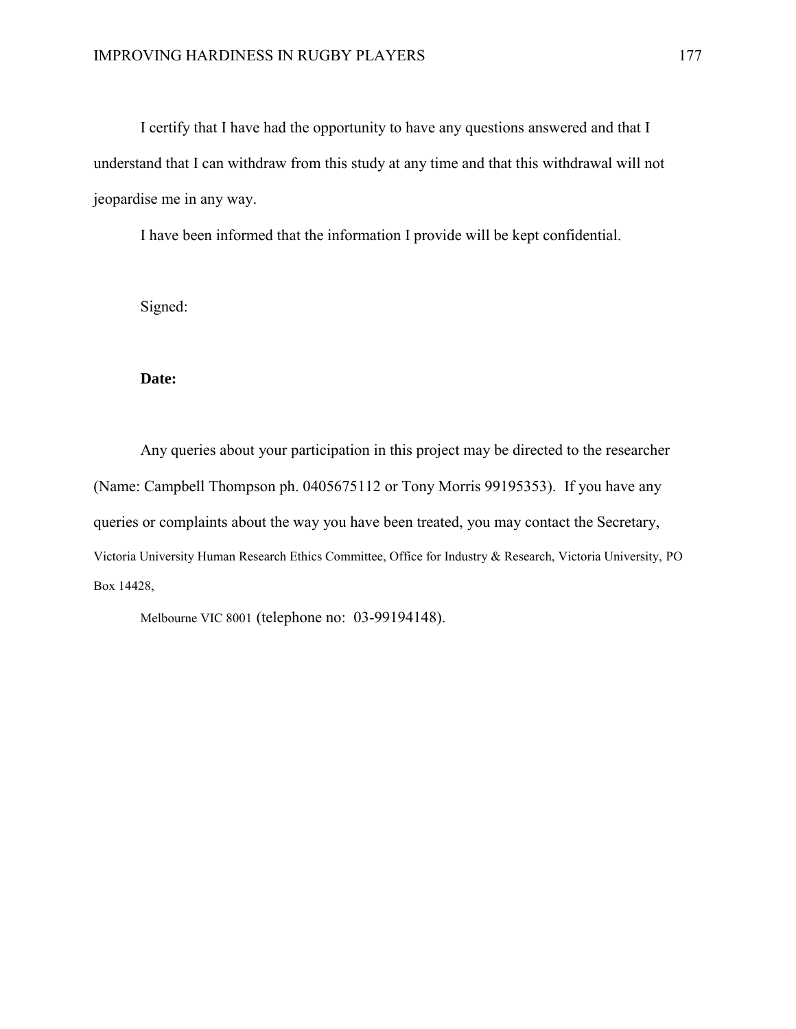I certify that I have had the opportunity to have any questions answered and that I understand that I can withdraw from this study at any time and that this withdrawal will not jeopardise me in any way.

I have been informed that the information I provide will be kept confidential.

Signed:

**Date:**

Any queries about your participation in this project may be directed to the researcher (Name: Campbell Thompson ph. 0405675112 or Tony Morris 99195353). If you have any queries or complaints about the way you have been treated, you may contact the Secretary, Victoria University Human Research Ethics Committee, Office for Industry & Research, Victoria University, PO Box 14428,

Melbourne VIC 8001 (telephone no: 03-99194148).